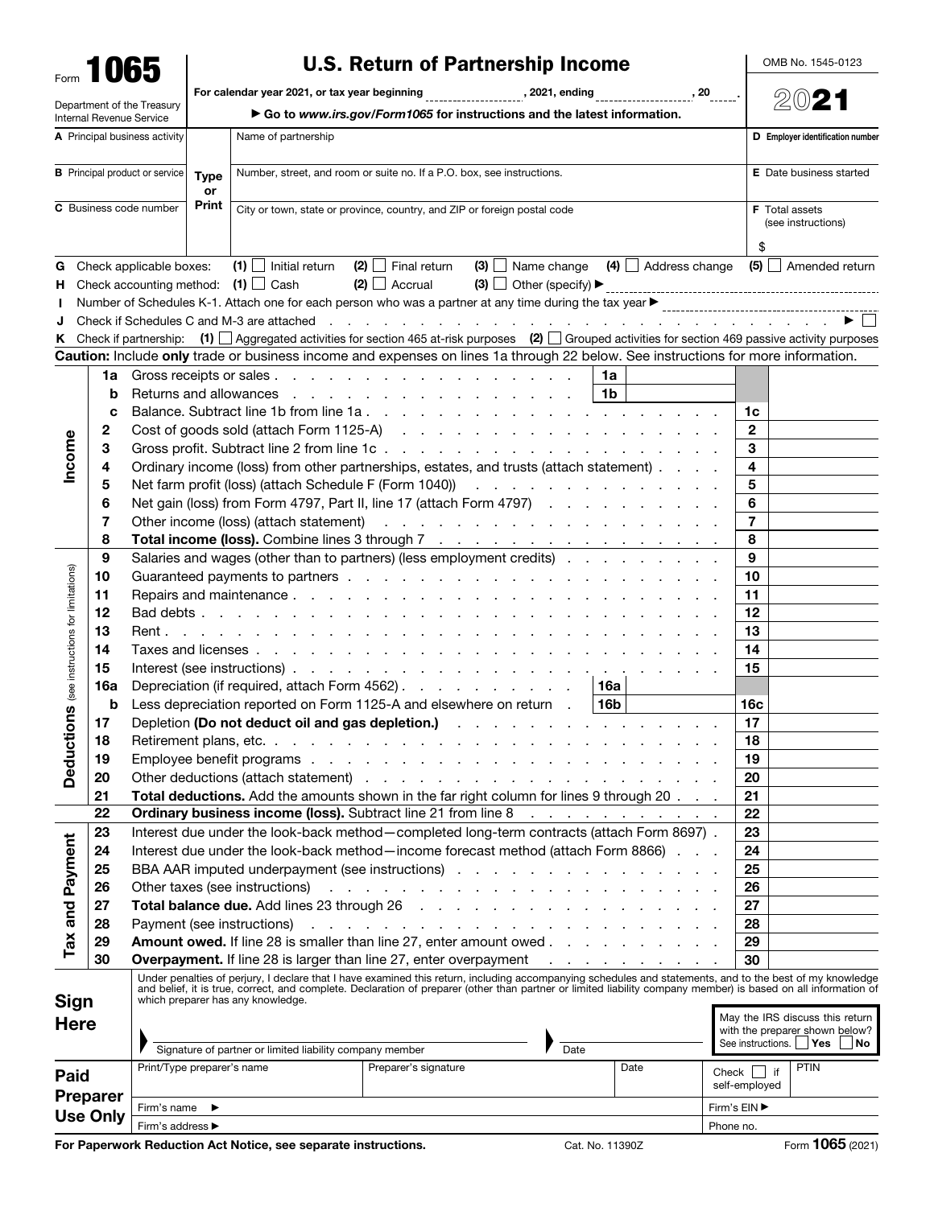Form **1065**

Department of the Treasury
Internal Revenue Service

# U.S. Return of Partnership Income

For calendar year 2021, or tax year beginning ______, 2021, ending ______, 20___.

▶ Go to *www.irs.gov/Form1065* for instructions and the latest information.

OMB No. 1545-0123

**2021**

| | Type or Print | |
|---|---|---|
| **A** Principal business activity | Name of partnership | **D** Employer identification number |
| **B** Principal product or service | Number, street, and room or suite no. If a P.O. box, see instructions. | **E** Date business started |
| **C** Business code number | City or town, state or province, country, and ZIP or foreign postal code | **F** Total assets (see instructions) $ |

**G** Check applicable boxes: **(1)** ☐ Initial return **(2)** ☐ Final return **(3)** ☐ Name change **(4)** ☐ Address change **(5)** ☐ Amended return

**H** Check accounting method: **(1)** ☐ Cash **(2)** ☐ Accrual **(3)** ☐ Other (specify) ▶

**I** Number of Schedules K-1. Attach one for each person who was a partner at any time during the tax year ▶

**J** Check if Schedules C and M-3 are attached ▶ ☐

**K** Check if partnership: **(1)** ☐ Aggregated activities for section 465 at-risk purposes **(2)** ☐ Grouped activities for section 469 passive activity purposes

**Caution:** Include **only** trade or business income and expenses on lines 1a through 22 below. See instructions for more information.

| Section | Line | Description | | | Line | Amount |
|---|---|---|---|---|---|---|
| **Income** | 1a | Gross receipts or sales | 1a | | | |
| | b | Returns and allowances | 1b | | | |
| | c | Balance. Subtract line 1b from line 1a | | | 1c | |
| | 2 | Cost of goods sold (attach Form 1125-A) | | | 2 | |
| | 3 | Gross profit. Subtract line 2 from line 1c | | | 3 | |
| | 4 | Ordinary income (loss) from other partnerships, estates, and trusts (attach statement) | | | 4 | |
| | 5 | Net farm profit (loss) (attach Schedule F (Form 1040)) | | | 5 | |
| | 6 | Net gain (loss) from Form 4797, Part II, line 17 (attach Form 4797) | | | 6 | |
| | 7 | Other income (loss) (attach statement) | | | 7 | |
| | 8 | **Total income (loss).** Combine lines 3 through 7 | | | 8 | |
| **Deductions** (see instructions for limitations) | 9 | Salaries and wages (other than to partners) (less employment credits) | | | 9 | |
| | 10 | Guaranteed payments to partners | | | 10 | |
| | 11 | Repairs and maintenance | | | 11 | |
| | 12 | Bad debts | | | 12 | |
| | 13 | Rent | | | 13 | |
| | 14 | Taxes and licenses | | | 14 | |
| | 15 | Interest (see instructions) | | | 15 | |
| | 16a | Depreciation (if required, attach Form 4562) | 16a | | | |
| | b | Less depreciation reported on Form 1125-A and elsewhere on return | 16b | | 16c | |
| | 17 | Depletion **(Do not deduct oil and gas depletion.)** | | | 17 | |
| | 18 | Retirement plans, etc. | | | 18 | |
| | 19 | Employee benefit programs | | | 19 | |
| | 20 | Other deductions (attach statement) | | | 20 | |
| | 21 | **Total deductions.** Add the amounts shown in the far right column for lines 9 through 20 | | | 21 | |
| | 22 | **Ordinary business income (loss).** Subtract line 21 from line 8 | | | 22 | |
| **Tax and Payment** | 23 | Interest due under the look-back method—completed long-term contracts (attach Form 8697) | | | 23 | |
| | 24 | Interest due under the look-back method—income forecast method (attach Form 8866) | | | 24 | |
| | 25 | BBA AAR imputed underpayment (see instructions) | | | 25 | |
| | 26 | Other taxes (see instructions) | | | 26 | |
| | 27 | **Total balance due.** Add lines 23 through 26 | | | 27 | |
| | 28 | Payment (see instructions) | | | 28 | |
| | 29 | **Amount owed.** If line 28 is smaller than line 27, enter amount owed | | | 29 | |
| | 30 | **Overpayment.** If line 28 is larger than line 27, enter overpayment | | | 30 | |

## Sign Here

Under penalties of perjury, I declare that I have examined this return, including accompanying schedules and statements, and to the best of my knowledge and belief, it is true, correct, and complete. Declaration of preparer (other than partner or limited liability company member) is based on all information of which preparer has any knowledge.

▶ Signature of partner or limited liability company member ▶ Date

May the IRS discuss this return with the preparer shown below? See instructions. ☐ Yes ☐ No

## Paid Preparer Use Only

| Print/Type preparer's name | Preparer's signature | Date | Check ☐ if self-employed | PTIN |
|---|---|---|---|---|
| Firm's name ▶ | | | Firm's EIN ▶ | |
| Firm's address ▶ | | | Phone no. | |

For Paperwork Reduction Act Notice, see separate instructions. Cat. No. 11390Z Form **1065** (2021)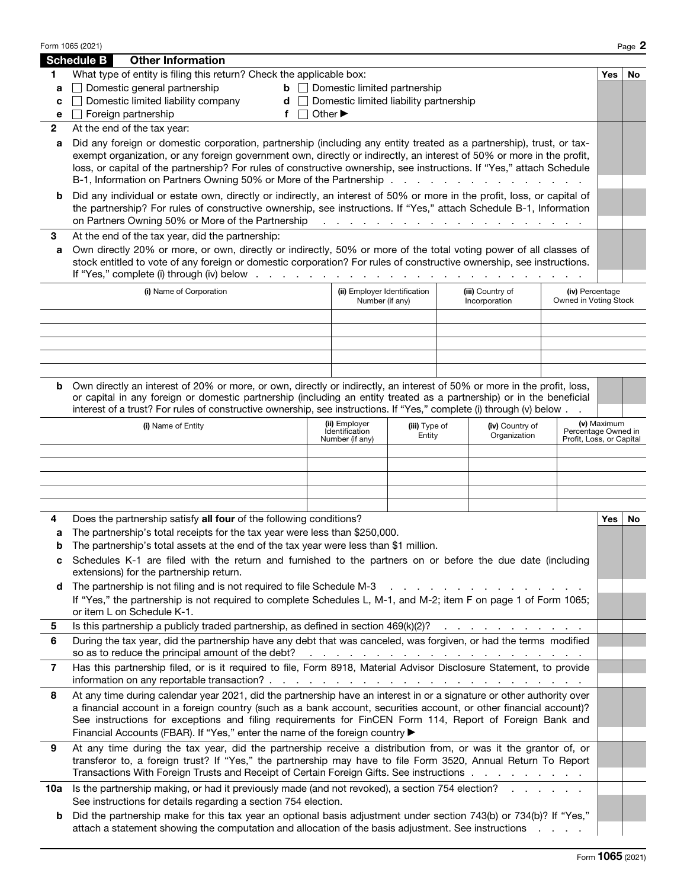## Schedule B Other Information

| | | Yes | No |
|---|---|---|---|
| **1** | What type of entity is filing this return? Check the applicable box: | | |
| **a** | ☐ Domestic general partnership **b** ☐ Domestic limited partnership | | |
| **c** | ☐ Domestic limited liability company **d** ☐ Domestic limited liability partnership | | |
| **e** | ☐ Foreign partnership **f** ☐ Other ▶ | | |
| **2** | At the end of the tax year: | | |
| **a** | Did any foreign or domestic corporation, partnership (including any entity treated as a partnership), trust, or tax-exempt organization, or any foreign government own, directly or indirectly, an interest of 50% or more in the profit, loss, or capital of the partnership? For rules of constructive ownership, see instructions. If "Yes," attach Schedule B-1, Information on Partners Owning 50% or More of the Partnership | | |
| **b** | Did any individual or estate own, directly or indirectly, an interest of 50% or more in the profit, loss, or capital of the partnership? For rules of constructive ownership, see instructions. If "Yes," attach Schedule B-1, Information on Partners Owning 50% or More of the Partnership | | |
| **3** | At the end of the tax year, did the partnership: | | |
| **a** | Own directly 20% or more, or own, directly or indirectly, 50% or more of the total voting power of all classes of stock entitled to vote of any foreign or domestic corporation? For rules of constructive ownership, see instructions. If "Yes," complete (i) through (iv) below | | |

| (i) Name of Corporation | (ii) Employer Identification Number (if any) | (iii) Country of Incorporation | (iv) Percentage Owned in Voting Stock |
|---|---|---|---|
| | | | |
| | | | |
| | | | |
| | | | |
| | | | |

| | | Yes | No |
|---|---|---|---|
| **b** | Own directly an interest of 20% or more, or own, directly or indirectly, an interest of 50% or more in the profit, loss, or capital in any foreign or domestic partnership (including an entity treated as a partnership) or in the beneficial interest of a trust? For rules of constructive ownership, see instructions. If "Yes," complete (i) through (v) below | | |

| (i) Name of Entity | (ii) Employer Identification Number (if any) | (iii) Type of Entity | (iv) Country of Organization | (v) Maximum Percentage Owned in Profit, Loss, or Capital |
|---|---|---|---|---|
| | | | | |
| | | | | |
| | | | | |
| | | | | |
| | | | | |

| | | Yes | No |
|---|---|---|---|
| **4** | Does the partnership satisfy **all four** of the following conditions? | | |
| **a** | The partnership's total receipts for the tax year were less than $250,000. | | |
| **b** | The partnership's total assets at the end of the tax year were less than $1 million. | | |
| **c** | Schedules K-1 are filed with the return and furnished to the partners on or before the due date (including extensions) for the partnership return. | | |
| **d** | The partnership is not filing and is not required to file Schedule M-3 | | |
| | If "Yes," the partnership is not required to complete Schedules L, M-1, and M-2; item F on page 1 of Form 1065; or item L on Schedule K-1. | | |
| **5** | Is this partnership a publicly traded partnership, as defined in section 469(k)(2)? | | |
| **6** | During the tax year, did the partnership have any debt that was canceled, was forgiven, or had the terms modified so as to reduce the principal amount of the debt? | | |
| **7** | Has this partnership filed, or is it required to file, Form 8918, Material Advisor Disclosure Statement, to provide information on any reportable transaction? | | |
| **8** | At any time during calendar year 2021, did the partnership have an interest in or a signature or other authority over a financial account in a foreign country (such as a bank account, securities account, or other financial account)? See instructions for exceptions and filing requirements for FinCEN Form 114, Report of Foreign Bank and Financial Accounts (FBAR). If "Yes," enter the name of the foreign country ▶ | | |
| **9** | At any time during the tax year, did the partnership receive a distribution from, or was it the grantor of, or transferor to, a foreign trust? If "Yes," the partnership may have to file Form 3520, Annual Return To Report Transactions With Foreign Trusts and Receipt of Certain Foreign Gifts. See instructions | | |
| **10a** | Is the partnership making, or had it previously made (and not revoked), a section 754 election? See instructions for details regarding a section 754 election. | | |
| **b** | Did the partnership make for this tax year an optional basis adjustment under section 743(b) or 734(b)? If "Yes," attach a statement showing the computation and allocation of the basis adjustment. See instructions | | |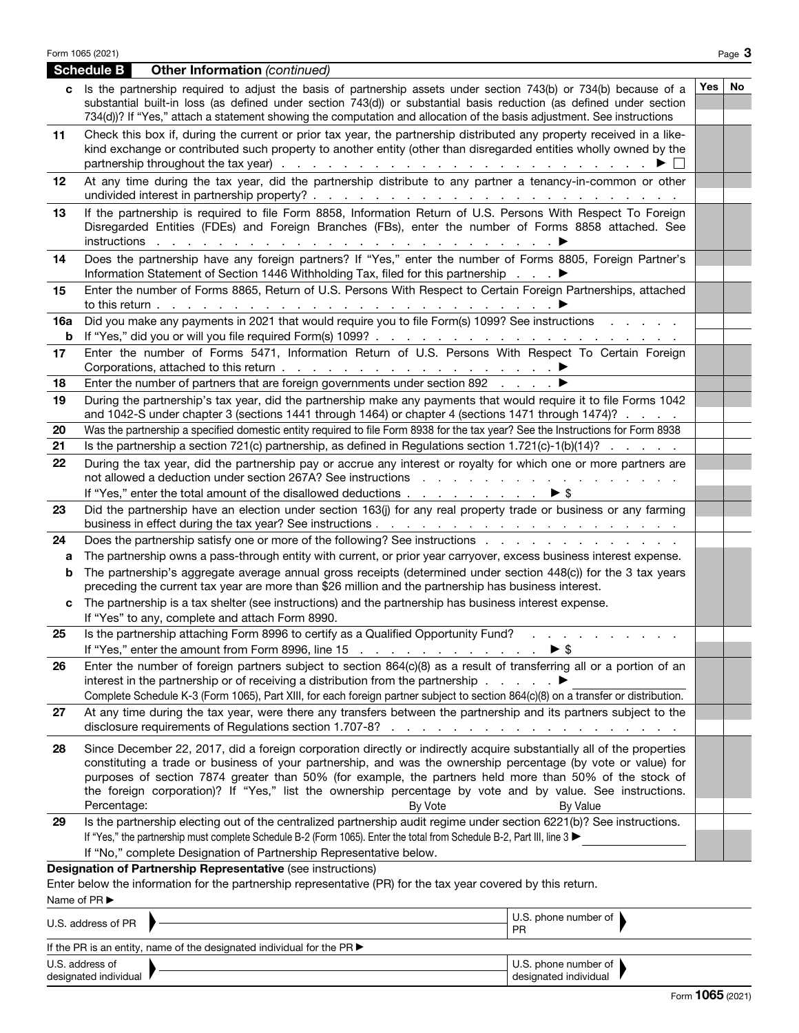## Schedule B Other Information *(continued)*

| | | Yes | No |
|---|---|---|---|
| **c** | Is the partnership required to adjust the basis of partnership assets under section 743(b) or 734(b) because of a substantial built-in loss (as defined under section 743(d)) or substantial basis reduction (as defined under section 734(d))? If "Yes," attach a statement showing the computation and allocation of the basis adjustment. See instructions | | |
| **11** | Check this box if, during the current or prior tax year, the partnership distributed any property received in a like-kind exchange or contributed such property to another entity (other than disregarded entities wholly owned by the partnership throughout the tax year) . . . ▶ ☐ | | |
| **12** | At any time during the tax year, did the partnership distribute to any partner a tenancy-in-common or other undivided interest in partnership property? | | |
| **13** | If the partnership is required to file Form 8858, Information Return of U.S. Persons With Respect To Foreign Disregarded Entities (FDEs) and Foreign Branches (FBs), enter the number of Forms 8858 attached. See instructions ▶ | | |
| **14** | Does the partnership have any foreign partners? If "Yes," enter the number of Forms 8805, Foreign Partner's Information Statement of Section 1446 Withholding Tax, filed for this partnership ▶ | | |
| **15** | Enter the number of Forms 8865, Return of U.S. Persons With Respect to Certain Foreign Partnerships, attached to this return ▶ | | |
| **16a** | Did you make any payments in 2021 that would require you to file Form(s) 1099? See instructions | | |
| **b** | If "Yes," did you or will you file required Form(s) 1099? | | |
| **17** | Enter the number of Forms 5471, Information Return of U.S. Persons With Respect To Certain Foreign Corporations, attached to this return ▶ | | |
| **18** | Enter the number of partners that are foreign governments under section 892 ▶ | | |
| **19** | During the partnership's tax year, did the partnership make any payments that would require it to file Forms 1042 and 1042-S under chapter 3 (sections 1441 through 1464) or chapter 4 (sections 1471 through 1474)? | | |
| **20** | Was the partnership a specified domestic entity required to file Form 8938 for the tax year? See the Instructions for Form 8938 | | |
| **21** | Is the partnership a section 721(c) partnership, as defined in Regulations section 1.721(c)-1(b)(14)? | | |
| **22** | During the tax year, did the partnership pay or accrue any interest or royalty for which one or more partners are not allowed a deduction under section 267A? See instructions<br>If "Yes," enter the total amount of the disallowed deductions ▶ $ | | |
| **23** | Did the partnership have an election under section 163(j) for any real property trade or business or any farming business in effect during the tax year? See instructions | | |
| **24** | Does the partnership satisfy one or more of the following? See instructions | | |
| **a** | The partnership owns a pass-through entity with current, or prior year carryover, excess business interest expense. | | |
| **b** | The partnership's aggregate average annual gross receipts (determined under section 448(c)) for the 3 tax years preceding the current tax year are more than $26 million and the partnership has business interest. | | |
| **c** | The partnership is a tax shelter (see instructions) and the partnership has business interest expense.<br>If "Yes" to any, complete and attach Form 8990. | | |
| **25** | Is the partnership attaching Form 8996 to certify as a Qualified Opportunity Fund?<br>If "Yes," enter the amount from Form 8996, line 15 ▶ $ | | |
| **26** | Enter the number of foreign partners subject to section 864(c)(8) as a result of transferring all or a portion of an interest in the partnership or of receiving a distribution from the partnership ▶<br>Complete Schedule K-3 (Form 1065), Part XIII, for each foreign partner subject to section 864(c)(8) on a transfer or distribution. | | |
| **27** | At any time during the tax year, were there any transfers between the partnership and its partners subject to the disclosure requirements of Regulations section 1.707-8? | | |
| **28** | Since December 22, 2017, did a foreign corporation directly or indirectly acquire substantially all of the properties constituting a trade or business of your partnership, and was the ownership percentage (by vote or value) for purposes of section 7874 greater than 50% (for example, the partners held more than 50% of the stock of the foreign corporation)? If "Yes," list the ownership percentage by vote and by value. See instructions.<br>Percentage: By Vote By Value | | |
| **29** | Is the partnership electing out of the centralized partnership audit regime under section 6221(b)? See instructions.<br>If "Yes," the partnership must complete Schedule B-2 (Form 1065). Enter the total from Schedule B-2, Part III, line 3 ▶<br>If "No," complete Designation of Partnership Representative below. | | |

**Designation of Partnership Representative** (see instructions)

Enter below the information for the partnership representative (PR) for the tax year covered by this return.

Name of PR ▶

| | | | |
|---|---|---|---|
| U.S. address of PR | | U.S. phone number of PR | |
| If the PR is an entity, name of the designated individual for the PR ▶ | | | |
| U.S. address of designated individual | | U.S. phone number of designated individual | |

Form **1065** (2021)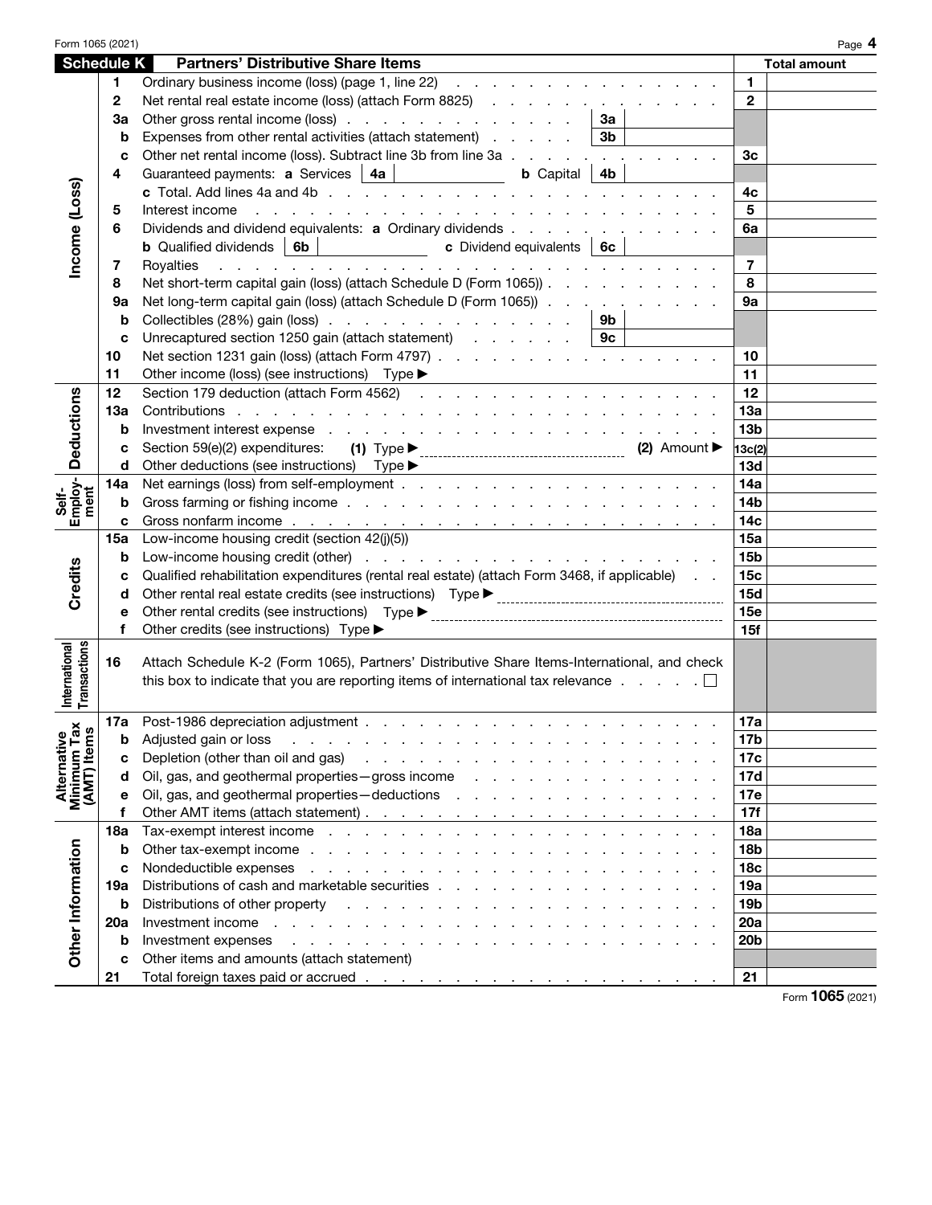## Schedule K Partners' Distributive Share Items

| Section | Line | Description | Line No. | Total amount |
|---|---|---|---|---|
| Income (Loss) | 1 | Ordinary business income (loss) (page 1, line 22) | 1 | |
| | 2 | Net rental real estate income (loss) (attach Form 8825) | 2 | |
| | 3a | Other gross rental income (loss) ... 3a | | |
| | b | Expenses from other rental activities (attach statement) ... 3b | | |
| | c | Other net rental income (loss). Subtract line 3b from line 3a | 3c | |
| | 4 | Guaranteed payments: **a** Services 4a ... **b** Capital 4b | | |
| | | **c** Total. Add lines 4a and 4b | 4c | |
| | 5 | Interest income | 5 | |
| | 6 | Dividends and dividend equivalents: **a** Ordinary dividends | 6a | |
| | | **b** Qualified dividends 6b ... **c** Dividend equivalents 6c | | |
| | 7 | Royalties | 7 | |
| | 8 | Net short-term capital gain (loss) (attach Schedule D (Form 1065)) | 8 | |
| | 9a | Net long-term capital gain (loss) (attach Schedule D (Form 1065)) | 9a | |
| | b | Collectibles (28%) gain (loss) ... 9b | | |
| | c | Unrecaptured section 1250 gain (attach statement) ... 9c | | |
| | 10 | Net section 1231 gain (loss) (attach Form 4797) | 10 | |
| | 11 | Other income (loss) (see instructions) Type ▶ | 11 | |
| Deductions | 12 | Section 179 deduction (attach Form 4562) | 12 | |
| | 13a | Contributions | 13a | |
| | b | Investment interest expense | 13b | |
| | c | Section 59(e)(2) expenditures: **(1)** Type ▶ **(2)** Amount ▶ | 13c(2) | |
| | d | Other deductions (see instructions) Type ▶ | 13d | |
| Self-Employment | 14a | Net earnings (loss) from self-employment | 14a | |
| | b | Gross farming or fishing income | 14b | |
| | c | Gross nonfarm income | 14c | |
| Credits | 15a | Low-income housing credit (section 42(j)(5)) | 15a | |
| | b | Low-income housing credit (other) | 15b | |
| | c | Qualified rehabilitation expenditures (rental real estate) (attach Form 3468, if applicable) | 15c | |
| | d | Other rental real estate credits (see instructions) Type ▶ | 15d | |
| | e | Other rental credits (see instructions) Type ▶ | 15e | |
| | f | Other credits (see instructions) Type ▶ | 15f | |
| International Transactions | 16 | Attach Schedule K-2 (Form 1065), Partners' Distributive Share Items-International, and check this box to indicate that you are reporting items of international tax relevance ☐ | | |
| Alternative Minimum Tax (AMT) Items | 17a | Post-1986 depreciation adjustment | 17a | |
| | b | Adjusted gain or loss | 17b | |
| | c | Depletion (other than oil and gas) | 17c | |
| | d | Oil, gas, and geothermal properties—gross income | 17d | |
| | e | Oil, gas, and geothermal properties—deductions | 17e | |
| | f | Other AMT items (attach statement) | 17f | |
| Other Information | 18a | Tax-exempt interest income | 18a | |
| | b | Other tax-exempt income | 18b | |
| | c | Nondeductible expenses | 18c | |
| | 19a | Distributions of cash and marketable securities | 19a | |
| | b | Distributions of other property | 19b | |
| | 20a | Investment income | 20a | |
| | b | Investment expenses | 20b | |
| | c | Other items and amounts (attach statement) | | |
| | 21 | Total foreign taxes paid or accrued | 21 | |

Form **1065** (2021)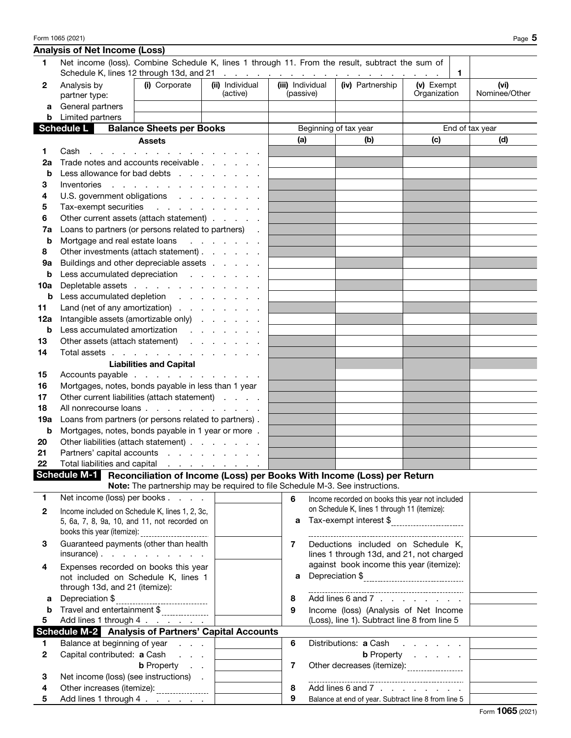## Analysis of Net Income (Loss)

| | | | | | | | |
|---|---|---|---|---|---|---|---|
| **1** | Net income (loss). Combine Schedule K, lines 1 through 11. From the result, subtract the sum of Schedule K, lines 12 through 13d, and 21 . . . . . . | | | | | **1** | |
| **2** | Analysis by partner type: | **(i)** Corporate | **(ii)** Individual (active) | **(iii)** Individual (passive) | **(iv)** Partnership | **(v)** Exempt Organization | **(vi)** Nominee/Other |
| **a** | General partners | | | | | | |
| **b** | Limited partners | | | | | | |

## Schedule L — Balance Sheets per Books

| | **Assets** | Beginning of tax year **(a)** | **(b)** | End of tax year **(c)** | **(d)** |
|---|---|---|---|---|---|
| **1** | Cash . . . . . . . . . . | | | | |
| **2a** | Trade notes and accounts receivable . . . . . | | | | |
| **b** | Less allowance for bad debts . . . . . . | | | | |
| **3** | Inventories . . . . . . . . . | | | | |
| **4** | U.S. government obligations . . . . . . | | | | |
| **5** | Tax-exempt securities . . . . . . | | | | |
| **6** | Other current assets (attach statement) . . . . | | | | |
| **7a** | Loans to partners (or persons related to partners) . | | | | |
| **b** | Mortgage and real estate loans . . . . . | | | | |
| **8** | Other investments (attach statement) . . . . . | | | | |
| **9a** | Buildings and other depreciable assets . . . . | | | | |
| **b** | Less accumulated depreciation . . . . . | | | | |
| **10a** | Depletable assets . . . . . . . . | | | | |
| **b** | Less accumulated depletion . . . . . | | | | |
| **11** | Land (net of any amortization) . . . . . | | | | |
| **12a** | Intangible assets (amortizable only) . . . . | | | | |
| **b** | Less accumulated amortization . . . . . | | | | |
| **13** | Other assets (attach statement) . . . . . | | | | |
| **14** | Total assets . . . . . . . . . | | | | |
| | **Liabilities and Capital** | | | | |
| **15** | Accounts payable . . . . . . . . | | | | |
| **16** | Mortgages, notes, bonds payable in less than 1 year | | | | |
| **17** | Other current liabilities (attach statement) . . . | | | | |
| **18** | All nonrecourse loans . . . . . . . | | | | |
| **19a** | Loans from partners (or persons related to partners) . | | | | |
| **b** | Mortgages, notes, bonds payable in 1 year or more . | | | | |
| **20** | Other liabilities (attach statement) . . . . . | | | | |
| **21** | Partners' capital accounts . . . . . . | | | | |
| **22** | Total liabilities and capital . . . . . . | | | | |

## Schedule M-1 — Reconciliation of Income (Loss) per Books With Income (Loss) per Return

**Note:** The partnership may be required to file Schedule M-3. See instructions.

| | | | | | |
|---|---|---|---|---|---|
| **1** | Net income (loss) per books . . . . | | **6** | Income recorded on books this year not included on Schedule K, lines 1 through 11 (itemize): | |
| **2** | Income included on Schedule K, lines 1, 2, 3c, 5, 6a, 7, 8, 9a, 10, and 11, not recorded on books this year (itemize): | | **a** | Tax-exempt interest $ | |
| **3** | Guaranteed payments (other than health insurance) . . . . . | | **7** | Deductions included on Schedule K, lines 1 through 13d, and 21, not charged against book income this year (itemize): | |
| **4** | Expenses recorded on books this year not included on Schedule K, lines 1 through 13d, and 21 (itemize): | | **a** | Depreciation $ | |
| **a** | Depreciation $ | | **8** | Add lines 6 and 7 . . . . . | |
| **b** | Travel and entertainment $ | | **9** | Income (loss) (Analysis of Net Income (Loss), line 1). Subtract line 8 from line 5 | |
| **5** | Add lines 1 through 4 . . . . | | | | |

## Schedule M-2 — Analysis of Partners' Capital Accounts

| | | | | | |
|---|---|---|---|---|---|
| **1** | Balance at beginning of year . . . | | **6** | Distributions: **a** Cash . . . . | |
| **2** | Capital contributed: **a** Cash . . . | | | **b** Property . . . . | |
| | **b** Property . . | | **7** | Other decreases (itemize): | |
| **3** | Net income (loss) (see instructions) . | | | | |
| **4** | Other increases (itemize): | | **8** | Add lines 6 and 7 . . . . . | |
| **5** | Add lines 1 through 4 . . . . | | **9** | Balance at end of year. Subtract line 8 from line 5 | |

Form **1065** (2021)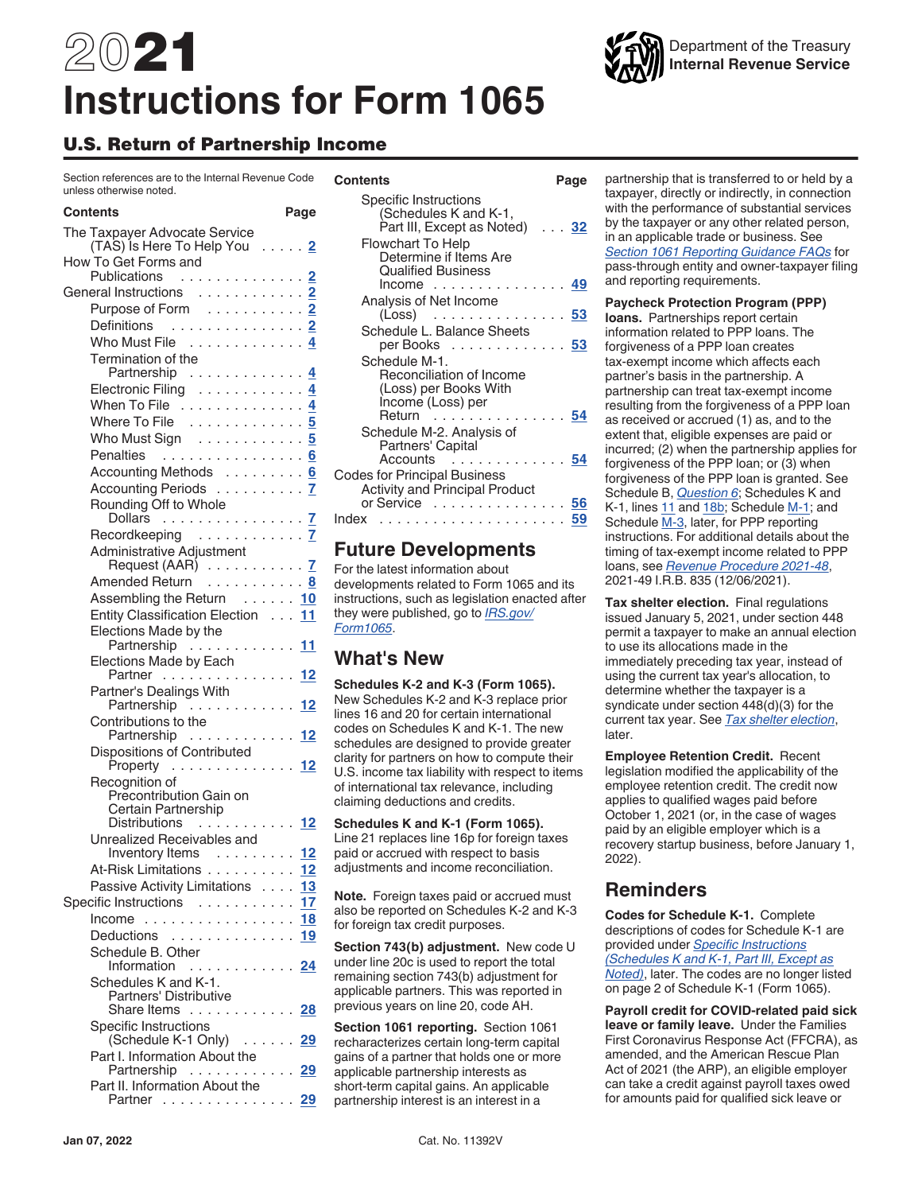# 2021 Instructions for Form 1065

Department of the Treasury
Internal Revenue Service

## U.S. Return of Partnership Income

Section references are to the Internal Revenue Code unless otherwise noted.

| Contents | Page |
|---|---|
| The Taxpayer Advocate Service (TAS) Is Here To Help You | 2 |
| How To Get Forms and Publications | 2 |
| General Instructions | 2 |
| Purpose of Form | 2 |
| Definitions | 2 |
| Who Must File | 4 |
| Termination of the Partnership | 4 |
| Electronic Filing | 4 |
| When To File | 4 |
| Where To File | 5 |
| Who Must Sign | 5 |
| Penalties | 6 |
| Accounting Methods | 6 |
| Accounting Periods | 7 |
| Rounding Off to Whole Dollars | 7 |
| Recordkeeping | 7 |
| Administrative Adjustment Request (AAR) | 7 |
| Amended Return | 8 |
| Assembling the Return | 10 |
| Entity Classification Election | 11 |
| Elections Made by the Partnership | 11 |
| Elections Made by Each Partner | 12 |
| Partner's Dealings With Partnership | 12 |
| Contributions to the Partnership | 12 |
| Dispositions of Contributed Property | 12 |
| Recognition of Precontribution Gain on Certain Partnership Distributions | 12 |
| Unrealized Receivables and Inventory Items | 12 |
| At-Risk Limitations | 12 |
| Passive Activity Limitations | 13 |
| Specific Instructions | 17 |
| Income | 18 |
| Deductions | 19 |
| Schedule B. Other Information | 24 |
| Schedules K and K-1. Partners' Distributive Share Items | 28 |
| Specific Instructions (Schedule K-1 Only) | 29 |
| Part I. Information About the Partnership | 29 |
| Part II. Information About the Partner | 29 |
| Specific Instructions (Schedules K and K-1, Part III, Except as Noted) | 32 |
| Flowchart To Help Determine if Items Are Qualified Business Income | 49 |
| Analysis of Net Income (Loss) | 53 |
| Schedule L. Balance Sheets per Books | 53 |
| Schedule M-1. Reconciliation of Income (Loss) per Books With Income (Loss) per Return | 54 |
| Schedule M-2. Analysis of Partners' Capital Accounts | 54 |
| Codes for Principal Business Activity and Principal Product or Service | 56 |
| Index | 59 |

## Future Developments

For the latest information about developments related to Form 1065 and its instructions, such as legislation enacted after they were published, go to *IRS.gov/Form1065*.

## What's New

**Schedules K-2 and K-3 (Form 1065).** New Schedules K-2 and K-3 replace prior lines 16 and 20 for certain international codes on Schedules K and K-1. The new schedules are designed to provide greater clarity for partners on how to compute their U.S. income tax liability with respect to items of international tax relevance, including claiming deductions and credits.

**Schedules K and K-1 (Form 1065).** Line 21 replaces line 16p for foreign taxes paid or accrued with respect to basis adjustments and income reconciliation.

**Note.** Foreign taxes paid or accrued must also be reported on Schedules K-2 and K-3 for foreign tax credit purposes.

**Section 743(b) adjustment.** New code U under line 20c is used to report the total remaining section 743(b) adjustment for applicable partners. This was reported in previous years on line 20, code AH.

**Section 1061 reporting.** Section 1061 recharacterizes certain long-term capital gains of a partner that holds one or more applicable partnership interests as short-term capital gains. An applicable partnership interest is an interest in a partnership that is transferred to or held by a taxpayer, directly or indirectly, in connection with the performance of substantial services by the taxpayer or any other related person, in an applicable trade or business. See *Section 1061 Reporting Guidance FAQs* for pass-through entity and owner-taxpayer filing and reporting requirements.

**Paycheck Protection Program (PPP) loans.** Partnerships report certain information related to PPP loans. The forgiveness of a PPP loan creates tax-exempt income which affects each partner's basis in the partnership. A partnership can treat tax-exempt income resulting from the forgiveness of a PPP loan as received or accrued (1) as, and to the extent that, eligible expenses are paid or incurred; (2) when the partnership applies for forgiveness of the PPP loan; or (3) when forgiveness of the PPP loan is granted. See Schedule B, *Question 6*; Schedules K and K-1, lines 11 and 18b; Schedule M-1; and Schedule M-3, later, for PPP reporting instructions. For additional details about the timing of tax-exempt income related to PPP loans, see *Revenue Procedure 2021-48*, 2021-49 I.R.B. 835 (12/06/2021).

**Tax shelter election.** Final regulations issued January 5, 2021, under section 448 permit a taxpayer to make an annual election to use its allocations made in the immediately preceding tax year, instead of using the current tax year's allocation, to determine whether the taxpayer is a syndicate under section 448(d)(3) for the current tax year. See *Tax shelter election*, later.

**Employee Retention Credit.** Recent legislation modified the applicability of the employee retention credit. The credit now applies to qualified wages paid before October 1, 2021 (or, in the case of wages paid by an eligible employer which is a recovery startup business, before January 1, 2022).

## Reminders

**Codes for Schedule K-1.** Complete descriptions of codes for Schedule K-1 are provided under *Specific Instructions (Schedules K and K-1, Part III, Except as Noted)*, later. The codes are no longer listed on page 2 of Schedule K-1 (Form 1065).

**Payroll credit for COVID-related paid sick leave or family leave.** Under the Families First Coronavirus Response Act (FFCRA), as amended, and the American Rescue Plan Act of 2021 (the ARP), an eligible employer can take a credit against payroll taxes owed for amounts paid for qualified sick leave or

Jan 07, 2022 Cat. No. 11392V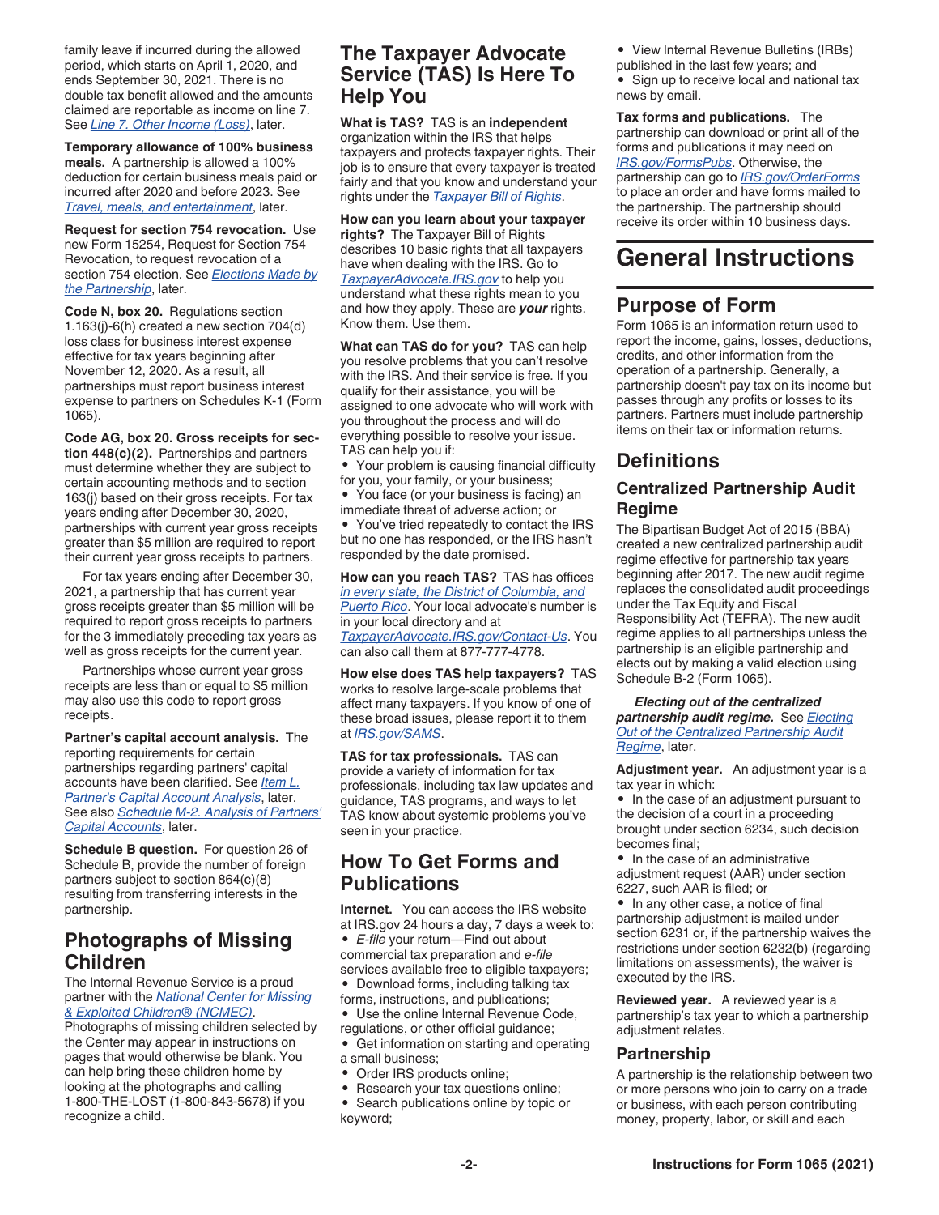family leave if incurred during the allowed period, which starts on April 1, 2020, and ends September 30, 2021. There is no double tax benefit allowed and the amounts claimed are reportable as income on line 7. See *Line 7. Other Income (Loss)*, later.

**Temporary allowance of 100% business meals.** A partnership is allowed a 100% deduction for certain business meals paid or incurred after 2020 and before 2023. See *Travel, meals, and entertainment*, later.

**Request for section 754 revocation.** Use new Form 15254, Request for Section 754 Revocation, to request revocation of a section 754 election. See *Elections Made by the Partnership*, later.

**Code N, box 20.** Regulations section 1.163(j)-6(h) created a new section 704(d) loss class for business interest expense effective for tax years beginning after November 12, 2020. As a result, all partnerships must report business interest expense to partners on Schedules K-1 (Form 1065).

**Code AG, box 20. Gross receipts for section 448(c)(2).** Partnerships and partners must determine whether they are subject to certain accounting methods and to section 163(j) based on their gross receipts. For tax years ending after December 30, 2020, partnerships with current year gross receipts greater than $5 million are required to report their current year gross receipts to partners.

For tax years ending after December 30, 2021, a partnership that has current year gross receipts greater than $5 million will be required to report gross receipts to partners for the 3 immediately preceding tax years as well as gross receipts for the current year.

Partnerships whose current year gross receipts are less than or equal to $5 million may also use this code to report gross receipts.

**Partner's capital account analysis.** The reporting requirements for certain partnerships regarding partners' capital accounts have been clarified. See *Item L. Partner's Capital Account Analysis*, later. See also *Schedule M-2. Analysis of Partners' Capital Accounts*, later.

**Schedule B question.** For question 26 of Schedule B, provide the number of foreign partners subject to section 864(c)(8) resulting from transferring interests in the partnership.

## Photographs of Missing Children

The Internal Revenue Service is a proud partner with the *National Center for Missing & Exploited Children® (NCMEC)*. Photographs of missing children selected by the Center may appear in instructions on pages that would otherwise be blank. You can help bring these children home by looking at the photographs and calling 1-800-THE-LOST (1-800-843-5678) if you recognize a child.

## The Taxpayer Advocate Service (TAS) Is Here To Help You

**What is TAS?** TAS is an **independent** organization within the IRS that helps taxpayers and protects taxpayer rights. Their job is to ensure that every taxpayer is treated fairly and that you know and understand your rights under the *Taxpayer Bill of Rights*.

**How can you learn about your taxpayer rights?** The Taxpayer Bill of Rights describes 10 basic rights that all taxpayers have when dealing with the IRS. Go to *TaxpayerAdvocate.IRS.gov* to help you understand what these rights mean to you and how they apply. These are ***your*** rights. Know them. Use them.

**What can TAS do for you?** TAS can help you resolve problems that you can't resolve with the IRS. And their service is free. If you qualify for their assistance, you will be assigned to one advocate who will work with you throughout the process and will do everything possible to resolve your issue. TAS can help you if:

- Your problem is causing financial difficulty for you, your family, or your business;
- You face (or your business is facing) an immediate threat of adverse action; or
- You've tried repeatedly to contact the IRS but no one has responded, or the IRS hasn't responded by the date promised.

**How can you reach TAS?** TAS has offices *in every state, the District of Columbia, and Puerto Rico*. Your local advocate's number is in your local directory and at *TaxpayerAdvocate.IRS.gov/Contact-Us*. You can also call them at 877-777-4778.

**How else does TAS help taxpayers?** TAS works to resolve large-scale problems that affect many taxpayers. If you know of one of these broad issues, please report it to them at *IRS.gov/SAMS*.

**TAS for tax professionals.** TAS can provide a variety of information for tax professionals, including tax law updates and guidance, TAS programs, and ways to let TAS know about systemic problems you've seen in your practice.

## How To Get Forms and Publications

**Internet.** You can access the IRS website at IRS.gov 24 hours a day, 7 days a week to:

- *E-file* your return—Find out about commercial tax preparation and *e-file* services available free to eligible taxpayers;
- Download forms, including talking tax forms, instructions, and publications;
- Use the online Internal Revenue Code, regulations, or other official guidance;
- Get information on starting and operating a small business;
- Order IRS products online;
- Research your tax questions online;
- Search publications online by topic or keyword;
- View Internal Revenue Bulletins (IRBs) published in the last few years; and
- Sign up to receive local and national tax news by email.

**Tax forms and publications.** The partnership can download or print all of the forms and publications it may need on *IRS.gov/FormsPubs*. Otherwise, the partnership can go to *IRS.gov/OrderForms* to place an order and have forms mailed to the partnership. The partnership should receive its order within 10 business days.

# General Instructions

## Purpose of Form

Form 1065 is an information return used to report the income, gains, losses, deductions, credits, and other information from the operation of a partnership. Generally, a partnership doesn't pay tax on its income but passes through any profits or losses to its partners. Partners must include partnership items on their tax or information returns.

## Definitions

### Centralized Partnership Audit Regime

The Bipartisan Budget Act of 2015 (BBA) created a new centralized partnership audit regime effective for partnership tax years beginning after 2017. The new audit regime replaces the consolidated audit proceedings under the Tax Equity and Fiscal Responsibility Act (TEFRA). The new audit regime applies to all partnerships unless the partnership is an eligible partnership and elects out by making a valid election using Schedule B-2 (Form 1065).

***Electing out of the centralized partnership audit regime.*** See *Electing Out of the Centralized Partnership Audit Regime*, later.

**Adjustment year.** An adjustment year is a tax year in which:

- In the case of an adjustment pursuant to the decision of a court in a proceeding brought under section 6234, such decision becomes final;
- In the case of an administrative adjustment request (AAR) under section 6227, such AAR is filed; or
- In any other case, a notice of final partnership adjustment is mailed under section 6231 or, if the partnership waives the restrictions under section 6232(b) (regarding limitations on assessments), the waiver is executed by the IRS.

**Reviewed year.** A reviewed year is a partnership's tax year to which a partnership adjustment relates.

### Partnership

A partnership is the relationship between two or more persons who join to carry on a trade or business, with each person contributing money, property, labor, or skill and each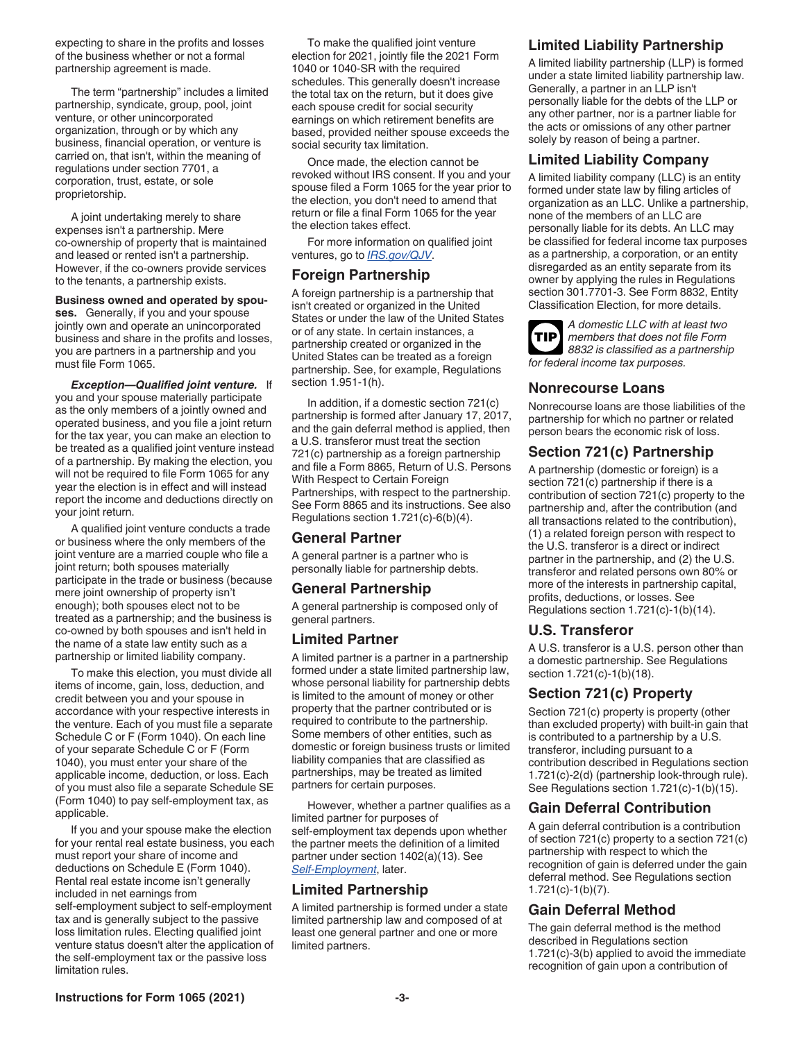expecting to share in the profits and losses of the business whether or not a formal partnership agreement is made.

The term "partnership" includes a limited partnership, syndicate, group, pool, joint venture, or other unincorporated organization, through or by which any business, financial operation, or venture is carried on, that isn't, within the meaning of regulations under section 7701, a corporation, trust, estate, or sole proprietorship.

A joint undertaking merely to share expenses isn't a partnership. Mere co-ownership of property that is maintained and leased or rented isn't a partnership. However, if the co-owners provide services to the tenants, a partnership exists.

**Business owned and operated by spouses.** Generally, if you and your spouse jointly own and operate an unincorporated business and share in the profits and losses, you are partners in a partnership and you must file Form 1065.

***Exception—Qualified joint venture.*** If you and your spouse materially participate as the only members of a jointly owned and operated business, and you file a joint return for the tax year, you can make an election to be treated as a qualified joint venture instead of a partnership. By making the election, you will not be required to file Form 1065 for any year the election is in effect and will instead report the income and deductions directly on your joint return.

A qualified joint venture conducts a trade or business where the only members of the joint venture are a married couple who file a joint return; both spouses materially participate in the trade or business (because mere joint ownership of property isn't enough); both spouses elect not to be treated as a partnership; and the business is co-owned by both spouses and isn't held in the name of a state law entity such as a partnership or limited liability company.

To make this election, you must divide all items of income, gain, loss, deduction, and credit between you and your spouse in accordance with your respective interests in the venture. Each of you must file a separate Schedule C or F (Form 1040). On each line of your separate Schedule C or F (Form 1040), you must enter your share of the applicable income, deduction, or loss. Each of you must also file a separate Schedule SE (Form 1040) to pay self-employment tax, as applicable.

If you and your spouse make the election for your rental real estate business, you each must report your share of income and deductions on Schedule E (Form 1040). Rental real estate income isn't generally included in net earnings from self-employment subject to self-employment tax and is generally subject to the passive loss limitation rules. Electing qualified joint venture status doesn't alter the application of the self-employment tax or the passive loss limitation rules.

To make the qualified joint venture election for 2021, jointly file the 2021 Form 1040 or 1040-SR with the required schedules. This generally doesn't increase the total tax on the return, but it does give each spouse credit for social security earnings on which retirement benefits are based, provided neither spouse exceeds the social security tax limitation.

Once made, the election cannot be revoked without IRS consent. If you and your spouse filed a Form 1065 for the year prior to the election, you don't need to amend that return or file a final Form 1065 for the year the election takes effect.

For more information on qualified joint ventures, go to *IRS.gov/QJV*.

## Foreign Partnership

A foreign partnership is a partnership that isn't created or organized in the United States or under the law of the United States or of any state. In certain instances, a partnership created or organized in the United States can be treated as a foreign partnership. See, for example, Regulations section 1.951-1(h).

In addition, if a domestic section 721(c) partnership is formed after January 17, 2017, and the gain deferral method is applied, then a U.S. transferor must treat the section 721(c) partnership as a foreign partnership and file a Form 8865, Return of U.S. Persons With Respect to Certain Foreign Partnerships, with respect to the partnership. See Form 8865 and its instructions. See also Regulations section 1.721(c)-6(b)(4).

## General Partner

A general partner is a partner who is personally liable for partnership debts.

## General Partnership

A general partnership is composed only of general partners.

## Limited Partner

A limited partner is a partner in a partnership formed under a state limited partnership law, whose personal liability for partnership debts is limited to the amount of money or other property that the partner contributed or is required to contribute to the partnership. Some members of other entities, such as domestic or foreign business trusts or limited liability companies that are classified as partnerships, may be treated as limited partners for certain purposes.

However, whether a partner qualifies as a limited partner for purposes of self-employment tax depends upon whether the partner meets the definition of a limited partner under section 1402(a)(13). See *Self-Employment*, later.

## Limited Partnership

A limited partnership is formed under a state limited partnership law and composed of at least one general partner and one or more limited partners.

## Limited Liability Partnership

A limited liability partnership (LLP) is formed under a state limited liability partnership law. Generally, a partner in an LLP isn't personally liable for the debts of the LLP or any other partner, nor is a partner liable for the acts or omissions of any other partner solely by reason of being a partner.

## Limited Liability Company

A limited liability company (LLC) is an entity formed under state law by filing articles of organization as an LLC. Unlike a partnership, none of the members of an LLC are personally liable for its debts. An LLC may be classified for federal income tax purposes as a partnership, a corporation, or an entity disregarded as an entity separate from its owner by applying the rules in Regulations section 301.7701-3. See Form 8832, Entity Classification Election, for more details.

**TIP** *A domestic LLC with at least two members that does not file Form 8832 is classified as a partnership for federal income tax purposes.*

## Nonrecourse Loans

Nonrecourse loans are those liabilities of the partnership for which no partner or related person bears the economic risk of loss.

## Section 721(c) Partnership

A partnership (domestic or foreign) is a section 721(c) partnership if there is a contribution of section 721(c) property to the partnership and, after the contribution (and all transactions related to the contribution), (1) a related foreign person with respect to the U.S. transferor is a direct or indirect partner in the partnership, and (2) the U.S. transferor and related persons own 80% or more of the interests in partnership capital, profits, deductions, or losses. See Regulations section 1.721(c)-1(b)(14).

## U.S. Transferor

A U.S. transferor is a U.S. person other than a domestic partnership. See Regulations section 1.721(c)-1(b)(18).

## Section 721(c) Property

Section 721(c) property is property (other than excluded property) with built-in gain that is contributed to a partnership by a U.S. transferor, including pursuant to a contribution described in Regulations section 1.721(c)-2(d) (partnership look-through rule). See Regulations section 1.721(c)-1(b)(15).

## Gain Deferral Contribution

A gain deferral contribution is a contribution of section 721(c) property to a section 721(c) partnership with respect to which the recognition of gain is deferred under the gain deferral method. See Regulations section 1.721(c)-1(b)(7).

## Gain Deferral Method

The gain deferral method is the method described in Regulations section 1.721(c)-3(b) applied to avoid the immediate recognition of gain upon a contribution of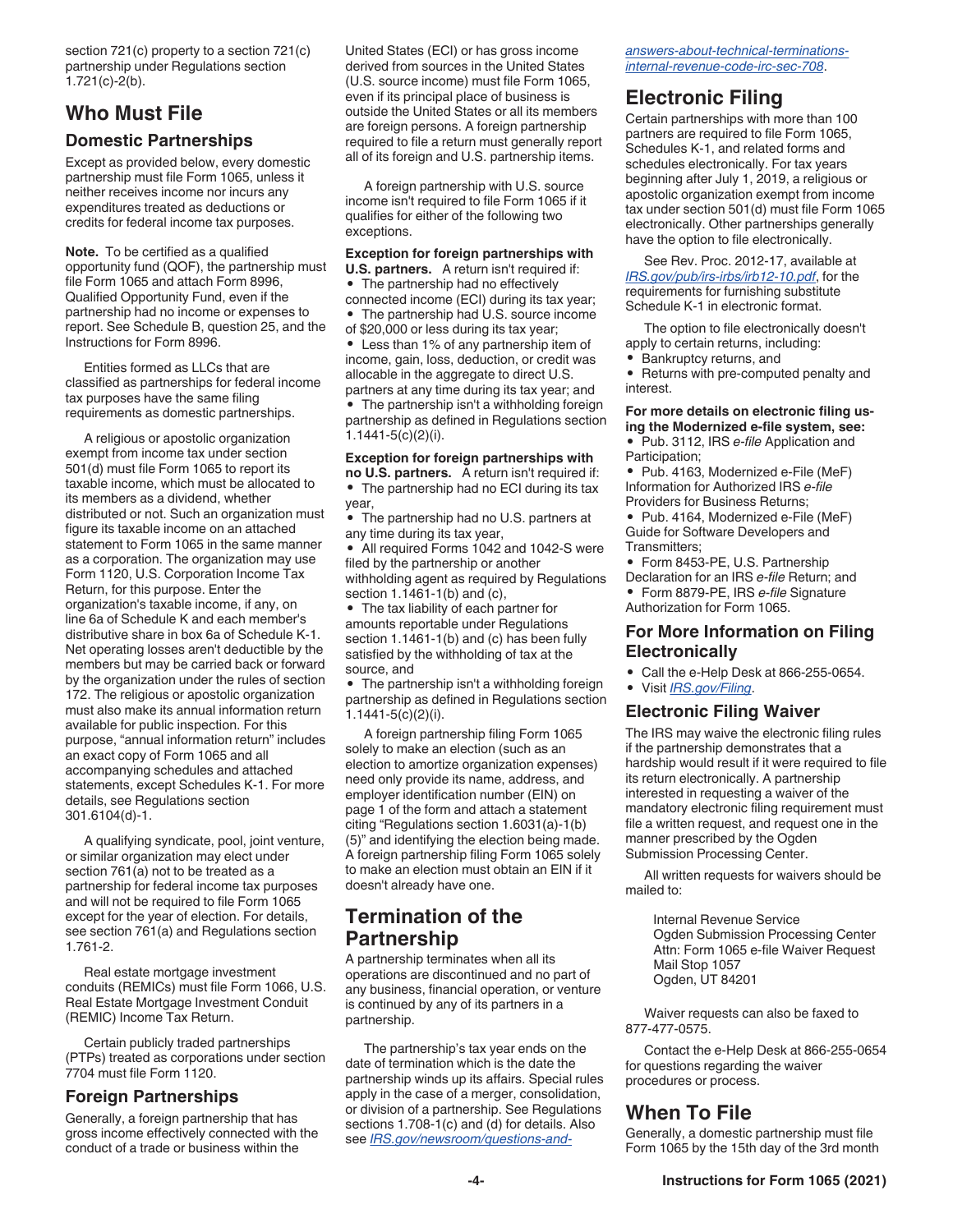section 721(c) property to a section 721(c) partnership under Regulations section 1.721(c)-2(b).

## Who Must File

### Domestic Partnerships

Except as provided below, every domestic partnership must file Form 1065, unless it neither receives income nor incurs any expenditures treated as deductions or credits for federal income tax purposes.

**Note.** To be certified as a qualified opportunity fund (QOF), the partnership must file Form 1065 and attach Form 8996, Qualified Opportunity Fund, even if the partnership had no income or expenses to report. See Schedule B, question 25, and the Instructions for Form 8996.

Entities formed as LLCs that are classified as partnerships for federal income tax purposes have the same filing requirements as domestic partnerships.

A religious or apostolic organization exempt from income tax under section 501(d) must file Form 1065 to report its taxable income, which must be allocated to its members as a dividend, whether distributed or not. Such an organization must figure its taxable income on an attached statement to Form 1065 in the same manner as a corporation. The organization may use Form 1120, U.S. Corporation Income Tax Return, for this purpose. Enter the organization's taxable income, if any, on line 6a of Schedule K and each member's distributive share in box 6a of Schedule K-1. Net operating losses aren't deductible by the members but may be carried back or forward by the organization under the rules of section 172. The religious or apostolic organization must also make its annual information return available for public inspection. For this purpose, "annual information return" includes an exact copy of Form 1065 and all accompanying schedules and attached statements, except Schedules K-1. For more details, see Regulations section 301.6104(d)-1.

A qualifying syndicate, pool, joint venture, or similar organization may elect under section 761(a) not to be treated as a partnership for federal income tax purposes and will not be required to file Form 1065 except for the year of election. For details, see section 761(a) and Regulations section 1.761-2.

Real estate mortgage investment conduits (REMICs) must file Form 1066, U.S. Real Estate Mortgage Investment Conduit (REMIC) Income Tax Return.

Certain publicly traded partnerships (PTPs) treated as corporations under section 7704 must file Form 1120.

### Foreign Partnerships

Generally, a foreign partnership that has gross income effectively connected with the conduct of a trade or business within the United States (ECI) or has gross income derived from sources in the United States (U.S. source income) must file Form 1065, even if its principal place of business is outside the United States or all its members are foreign persons. A foreign partnership required to file a return must generally report all of its foreign and U.S. partnership items.

A foreign partnership with U.S. source income isn't required to file Form 1065 if it qualifies for either of the following two exceptions.

**Exception for foreign partnerships with U.S. partners.** A return isn't required if:

- The partnership had no effectively connected income (ECI) during its tax year;
- The partnership had U.S. source income of $20,000 or less during its tax year;
- Less than 1% of any partnership item of income, gain, loss, deduction, or credit was allocable in the aggregate to direct U.S. partners at any time during its tax year; and
- The partnership isn't a withholding foreign partnership as defined in Regulations section 1.1441-5(c)(2)(i).

**Exception for foreign partnerships with no U.S. partners.** A return isn't required if:

- The partnership had no ECI during its tax year,
- The partnership had no U.S. partners at any time during its tax year,
- All required Forms 1042 and 1042-S were filed by the partnership or another withholding agent as required by Regulations section 1.1461-1(b) and (c),
- The tax liability of each partner for amounts reportable under Regulations section 1.1461-1(b) and (c) has been fully satisfied by the withholding of tax at the source, and
- The partnership isn't a withholding foreign partnership as defined in Regulations section 1.1441-5(c)(2)(i).

A foreign partnership filing Form 1065 solely to make an election (such as an election to amortize organization expenses) need only provide its name, address, and employer identification number (EIN) on page 1 of the form and attach a statement citing "Regulations section 1.6031(a)-1(b)(5)" and identifying the election being made. A foreign partnership filing Form 1065 solely to make an election must obtain an EIN if it doesn't already have one.

## Termination of the Partnership

A partnership terminates when all its operations are discontinued and no part of any business, financial operation, or venture is continued by any of its partners in a partnership.

The partnership's tax year ends on the date of termination which is the date the partnership winds up its affairs. Special rules apply in the case of a merger, consolidation, or division of a partnership. See Regulations sections 1.708-1(c) and (d) for details. Also see *IRS.gov/newsroom/questions-and-answers-about-technical-terminations-internal-revenue-code-irc-sec-708*.

## Electronic Filing

Certain partnerships with more than 100 partners are required to file Form 1065, Schedules K-1, and related forms and schedules electronically. For tax years beginning after July 1, 2019, a religious or apostolic organization exempt from income tax under section 501(d) must file Form 1065 electronically. Other partnerships generally have the option to file electronically.

See Rev. Proc. 2012-17, available at *IRS.gov/pub/irs-irbs/irb12-10.pdf*, for the requirements for furnishing substitute Schedule K-1 in electronic format.

The option to file electronically doesn't apply to certain returns, including:

- Bankruptcy returns, and
- Returns with pre-computed penalty and interest.

**For more details on electronic filing using the Modernized e-file system, see:**

- Pub. 3112, IRS *e-file* Application and Participation;
- Pub. 4163, Modernized e-File (MeF) Information for Authorized IRS *e-file* Providers for Business Returns;
- Pub. 4164, Modernized e-File (MeF) Guide for Software Developers and Transmitters;
- Form 8453-PE, U.S. Partnership Declaration for an IRS *e-file* Return; and
- Form 8879-PE, IRS *e-file* Signature Authorization for Form 1065.

### For More Information on Filing Electronically

- Call the e-Help Desk at 866-255-0654.
- Visit *IRS.gov/Filing*.

### Electronic Filing Waiver

The IRS may waive the electronic filing rules if the partnership demonstrates that a hardship would result if it were required to file its return electronically. A partnership interested in requesting a waiver of the mandatory electronic filing requirement must file a written request, and request one in the manner prescribed by the Ogden Submission Processing Center.

All written requests for waivers should be mailed to:

Internal Revenue Service
Ogden Submission Processing Center
Attn: Form 1065 e-file Waiver Request
Mail Stop 1057
Ogden, UT 84201

Waiver requests can also be faxed to 877-477-0575.

Contact the e-Help Desk at 866-255-0654 for questions regarding the waiver procedures or process.

## When To File

Generally, a domestic partnership must file Form 1065 by the 15th day of the 3rd month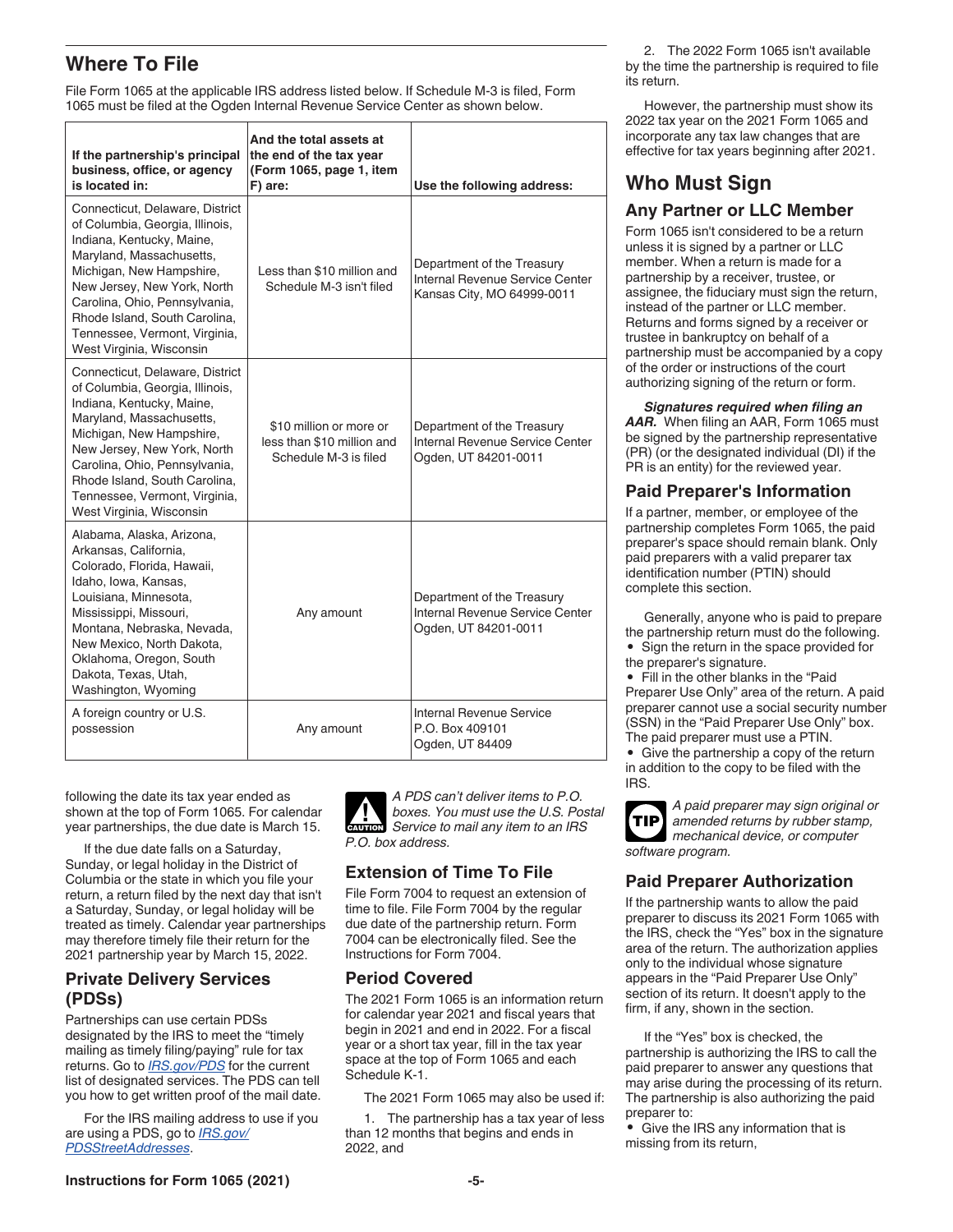## Where To File

File Form 1065 at the applicable IRS address listed below. If Schedule M-3 is filed, Form 1065 must be filed at the Ogden Internal Revenue Service Center as shown below.

| If the partnership's principal business, office, or agency is located in: | And the total assets at the end of the tax year (Form 1065, page 1, item F) are: | Use the following address: |
|---|---|---|
| Connecticut, Delaware, District of Columbia, Georgia, Illinois, Indiana, Kentucky, Maine, Maryland, Massachusetts, Michigan, New Hampshire, New Jersey, New York, North Carolina, Ohio, Pennsylvania, Rhode Island, South Carolina, Tennessee, Vermont, Virginia, West Virginia, Wisconsin | Less than $10 million and Schedule M-3 isn't filed | Department of the Treasury Internal Revenue Service Center Kansas City, MO 64999-0011 |
| Connecticut, Delaware, District of Columbia, Georgia, Illinois, Indiana, Kentucky, Maine, Maryland, Massachusetts, Michigan, New Hampshire, New Jersey, New York, North Carolina, Ohio, Pennsylvania, Rhode Island, South Carolina, Tennessee, Vermont, Virginia, West Virginia, Wisconsin | $10 million or more or less than $10 million and Schedule M-3 is filed | Department of the Treasury Internal Revenue Service Center Ogden, UT 84201-0011 |
| Alabama, Alaska, Arizona, Arkansas, California, Colorado, Florida, Hawaii, Idaho, Iowa, Kansas, Louisiana, Minnesota, Mississippi, Missouri, Montana, Nebraska, Nevada, New Mexico, North Dakota, Oklahoma, Oregon, South Dakota, Texas, Utah, Washington, Wyoming | Any amount | Department of the Treasury Internal Revenue Service Center Ogden, UT 84201-0011 |
| A foreign country or U.S. possession | Any amount | Internal Revenue Service P.O. Box 409101 Ogden, UT 84409 |

following the date its tax year ended as shown at the top of Form 1065. For calendar year partnerships, the due date is March 15.

If the due date falls on a Saturday, Sunday, or legal holiday in the District of Columbia or the state in which you file your return, a return filed by the next day that isn't a Saturday, Sunday, or legal holiday will be treated as timely. Calendar year partnerships may therefore timely file their return for the 2021 partnership year by March 15, 2022.

### Private Delivery Services (PDSs)

Partnerships can use certain PDSs designated by the IRS to meet the "timely mailing as timely filing/paying" rule for tax returns. Go to *IRS.gov/PDS* for the current list of designated services. The PDS can tell you how to get written proof of the mail date.

For the IRS mailing address to use if you are using a PDS, go to *IRS.gov/PDSStreetAddresses*.

**CAUTION:** *A PDS can't deliver items to P.O. boxes. You must use the U.S. Postal Service to mail any item to an IRS P.O. box address.*

### Extension of Time To File

File Form 7004 to request an extension of time to file. File Form 7004 by the regular due date of the partnership return. Form 7004 can be electronically filed. See the Instructions for Form 7004.

### Period Covered

The 2021 Form 1065 is an information return for calendar year 2021 and fiscal years that begin in 2021 and end in 2022. For a fiscal year or a short tax year, fill in the tax year space at the top of Form 1065 and each Schedule K-1.

The 2021 Form 1065 may also be used if:

1. The partnership has a tax year of less than 12 months that begins and ends in 2022, and
2. The 2022 Form 1065 isn't available by the time the partnership is required to file its return.

However, the partnership must show its 2022 tax year on the 2021 Form 1065 and incorporate any tax law changes that are effective for tax years beginning after 2021.

## Who Must Sign

### Any Partner or LLC Member

Form 1065 isn't considered to be a return unless it is signed by a partner or LLC member. When a return is made for a partnership by a receiver, trustee, or assignee, the fiduciary must sign the return, instead of the partner or LLC member. Returns and forms signed by a receiver or trustee in bankruptcy on behalf of a partnership must be accompanied by a copy of the order or instructions of the court authorizing signing of the return or form.

***Signatures required when filing an AAR.*** When filing an AAR, Form 1065 must be signed by the partnership representative (PR) (or the designated individual (DI) if the PR is an entity) for the reviewed year.

### Paid Preparer's Information

If a partner, member, or employee of the partnership completes Form 1065, the paid preparer's space should remain blank. Only paid preparers with a valid preparer tax identification number (PTIN) should complete this section.

Generally, anyone who is paid to prepare the partnership return must do the following.

- Sign the return in the space provided for the preparer's signature.
- Fill in the other blanks in the "Paid Preparer Use Only" area of the return. A paid preparer cannot use a social security number (SSN) in the "Paid Preparer Use Only" box. The paid preparer must use a PTIN.
- Give the partnership a copy of the return in addition to the copy to be filed with the IRS.

**TIP:** *A paid preparer may sign original or amended returns by rubber stamp, mechanical device, or computer software program.*

### Paid Preparer Authorization

If the partnership wants to allow the paid preparer to discuss its 2021 Form 1065 with the IRS, check the "Yes" box in the signature area of the return. The authorization applies only to the individual whose signature appears in the "Paid Preparer Use Only" section of its return. It doesn't apply to the firm, if any, shown in the section.

If the "Yes" box is checked, the partnership is authorizing the IRS to call the paid preparer to answer any questions that may arise during the processing of its return. The partnership is also authorizing the paid preparer to:

- Give the IRS any information that is missing from its return,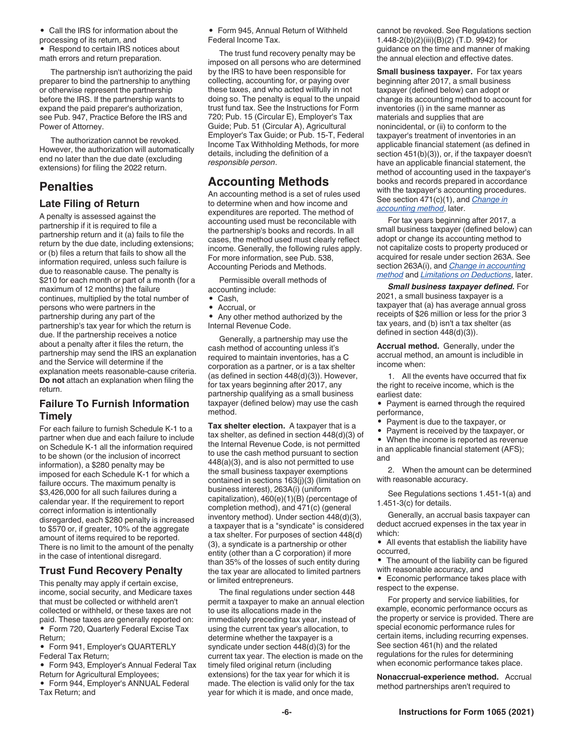- Call the IRS for information about the processing of its return, and
- Respond to certain IRS notices about math errors and return preparation.

The partnership isn't authorizing the paid preparer to bind the partnership to anything or otherwise represent the partnership before the IRS. If the partnership wants to expand the paid preparer's authorization, see Pub. 947, Practice Before the IRS and Power of Attorney.

The authorization cannot be revoked. However, the authorization will automatically end no later than the due date (excluding extensions) for filing the 2022 return.

## Penalties

### Late Filing of Return

A penalty is assessed against the partnership if it is required to file a partnership return and it (a) fails to file the return by the due date, including extensions; or (b) files a return that fails to show all the information required, unless such failure is due to reasonable cause. The penalty is $210 for each month or part of a month (for a maximum of 12 months) the failure continues, multiplied by the total number of persons who were partners in the partnership during any part of the partnership's tax year for which the return is due. If the partnership receives a notice about a penalty after it files the return, the partnership may send the IRS an explanation and the Service will determine if the explanation meets reasonable-cause criteria. **Do not** attach an explanation when filing the return.

### Failure To Furnish Information Timely

For each failure to furnish Schedule K-1 to a partner when due and each failure to include on Schedule K-1 all the information required to be shown (or the inclusion of incorrect information), a $280 penalty may be imposed for each Schedule K-1 for which a failure occurs. The maximum penalty is $3,426,000 for all such failures during a calendar year. If the requirement to report correct information is intentionally disregarded, each $280 penalty is increased to $570 or, if greater, 10% of the aggregate amount of items required to be reported. There is no limit to the amount of the penalty in the case of intentional disregard.

### Trust Fund Recovery Penalty

This penalty may apply if certain excise, income, social security, and Medicare taxes that must be collected or withheld aren't collected or withheld, or these taxes are not paid. These taxes are generally reported on:

- Form 720, Quarterly Federal Excise Tax Return;
- Form 941, Employer's QUARTERLY Federal Tax Return;
- Form 943, Employer's Annual Federal Tax Return for Agricultural Employees;
- Form 944, Employer's ANNUAL Federal Tax Return; and
- Form 945, Annual Return of Withheld Federal Income Tax.

The trust fund recovery penalty may be imposed on all persons who are determined by the IRS to have been responsible for collecting, accounting for, or paying over these taxes, and who acted willfully in not doing so. The penalty is equal to the unpaid trust fund tax. See the Instructions for Form 720; Pub. 15 (Circular E), Employer's Tax Guide; Pub. 51 (Circular A), Agricultural Employer's Tax Guide; or Pub. 15-T, Federal Income Tax Withholding Methods, for more details, including the definition of a *responsible person*.

## Accounting Methods

An accounting method is a set of rules used to determine when and how income and expenditures are reported. The method of accounting used must be reconcilable with the partnership's books and records. In all cases, the method used must clearly reflect income. Generally, the following rules apply. For more information, see Pub. 538, Accounting Periods and Methods.

Permissible overall methods of accounting include:

- Cash,
- Accrual, or
- Any other method authorized by the Internal Revenue Code.

Generally, a partnership may use the cash method of accounting unless it's required to maintain inventories, has a C corporation as a partner, or is a tax shelter (as defined in section 448(d)(3)). However, for tax years beginning after 2017, any partnership qualifying as a small business taxpayer (defined below) may use the cash method.

**Tax shelter election.** A taxpayer that is a tax shelter, as defined in section 448(d)(3) of the Internal Revenue Code, is not permitted to use the cash method pursuant to section 448(a)(3), and is also not permitted to use the small business taxpayer exemptions contained in sections 163(j)(3) (limitation on business interest), 263A(i) (uniform capitalization), 460(e)(1)(B) (percentage of completion method), and 471(c) (general inventory method). Under section 448(d)(3), a taxpayer that is a "syndicate" is considered a tax shelter. For purposes of section 448(d)(3), a syndicate is a partnership or other entity (other than a C corporation) if more than 35% of the losses of such entity during the tax year are allocated to limited partners or limited entrepreneurs.

The final regulations under section 448 permit a taxpayer to make an annual election to use its allocations made in the immediately preceding tax year, instead of using the current tax year's allocation, to determine whether the taxpayer is a syndicate under section 448(d)(3) for the current tax year. The election is made on the timely filed original return (including extensions) for the tax year for which it is made. The election is valid only for the tax year for which it is made, and once made, cannot be revoked. See Regulations section 1.448-2(b)(2)(iii)(B)(2) (T.D. 9942) for guidance on the time and manner of making the annual election and effective dates.

**Small business taxpayer.** For tax years beginning after 2017, a small business taxpayer (defined below) can adopt or change its accounting method to account for inventories (i) in the same manner as materials and supplies that are nonincidental, or (ii) to conform to the taxpayer's treatment of inventories in an applicable financial statement (as defined in section 451(b)(3)), or, if the taxpayer doesn't have an applicable financial statement, the method of accounting used in the taxpayer's books and records prepared in accordance with the taxpayer's accounting procedures. See section 471(c)(1), and *Change in accounting method*, later.

For tax years beginning after 2017, a small business taxpayer (defined below) can adopt or change its accounting method to not capitalize costs to property produced or acquired for resale under section 263A. See section 263A(i), and *Change in accounting method* and *Limitations on Deductions*, later.

***Small business taxpayer defined.*** For 2021, a small business taxpayer is a taxpayer that (a) has average annual gross receipts of $26 million or less for the prior 3 tax years, and (b) isn't a tax shelter (as defined in section 448(d)(3)).

**Accrual method.** Generally, under the accrual method, an amount is includible in income when:

1. All the events have occurred that fix the right to receive income, which is the earliest date:
   - Payment is earned through the required performance,
   - Payment is due to the taxpayer, or
   - Payment is received by the taxpayer, or
   - When the income is reported as revenue in an applicable financial statement (AFS); and
2. When the amount can be determined with reasonable accuracy.

See Regulations sections 1.451-1(a) and 1.451-3(c) for details.

Generally, an accrual basis taxpayer can deduct accrued expenses in the tax year in which:

- All events that establish the liability have occurred,
- The amount of the liability can be figured with reasonable accuracy, and
- Economic performance takes place with respect to the expense.

For property and service liabilities, for example, economic performance occurs as the property or service is provided. There are special economic performance rules for certain items, including recurring expenses. See section 461(h) and the related regulations for the rules for determining when economic performance takes place.

**Nonaccrual-experience method.** Accrual method partnerships aren't required to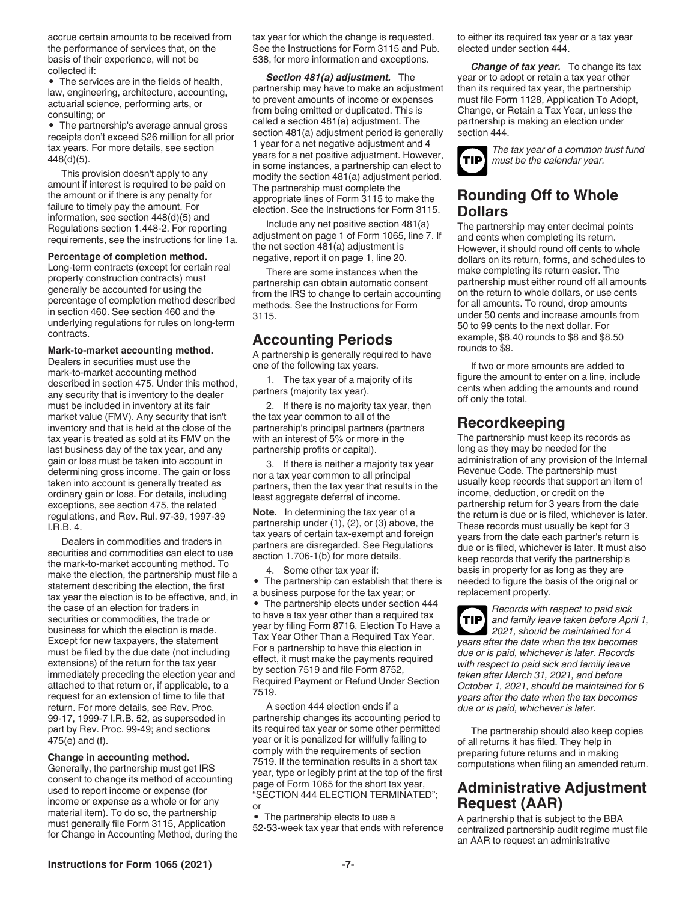accrue certain amounts to be received from the performance of services that, on the basis of their experience, will not be collected if:

- The services are in the fields of health, law, engineering, architecture, accounting, actuarial science, performing arts, or consulting; or
- The partnership's average annual gross receipts don't exceed $26 million for all prior tax years. For more details, see section 448(d)(5).

This provision doesn't apply to any amount if interest is required to be paid on the amount or if there is any penalty for failure to timely pay the amount. For information, see section 448(d)(5) and Regulations section 1.448-2. For reporting requirements, see the instructions for line 1a.

**Percentage of completion method.** Long-term contracts (except for certain real property construction contracts) must generally be accounted for using the percentage of completion method described in section 460. See section 460 and the underlying regulations for rules on long-term contracts.

**Mark-to-market accounting method.** Dealers in securities must use the mark-to-market accounting method described in section 475. Under this method, any security that is inventory to the dealer must be included in inventory at its fair market value (FMV). Any security that isn't inventory and that is held at the close of the tax year is treated as sold at its FMV on the last business day of the tax year, and any gain or loss must be taken into account in determining gross income. The gain or loss taken into account is generally treated as ordinary gain or loss. For details, including exceptions, see section 475, the related regulations, and Rev. Rul. 97-39, 1997-39 I.R.B. 4.

Dealers in commodities and traders in securities and commodities can elect to use the mark-to-market accounting method. To make the election, the partnership must file a statement describing the election, the first tax year the election is to be effective, and, in the case of an election for traders in securities or commodities, the trade or business for which the election is made. Except for new taxpayers, the statement must be filed by the due date (not including extensions) of the return for the tax year immediately preceding the election year and attached to that return or, if applicable, to a request for an extension of time to file that return. For more details, see Rev. Proc. 99-17, 1999-7 I.R.B. 52, as superseded in part by Rev. Proc. 99-49; and sections 475(e) and (f).

**Change in accounting method.** Generally, the partnership must get IRS consent to change its method of accounting used to report income or expense (for income or expense as a whole or for any material item). To do so, the partnership must generally file Form 3115, Application for Change in Accounting Method, during the tax year for which the change is requested. See the Instructions for Form 3115 and Pub. 538, for more information and exceptions.

***Section 481(a) adjustment.*** The partnership may have to make an adjustment to prevent amounts of income or expenses from being omitted or duplicated. This is called a section 481(a) adjustment. The section 481(a) adjustment period is generally 1 year for a net negative adjustment and 4 years for a net positive adjustment. However, in some instances, a partnership can elect to modify the section 481(a) adjustment period. The partnership must complete the appropriate lines of Form 3115 to make the election. See the Instructions for Form 3115.

Include any net positive section 481(a) adjustment on page 1 of Form 1065, line 7. If the net section 481(a) adjustment is negative, report it on page 1, line 20.

There are some instances when the partnership can obtain automatic consent from the IRS to change to certain accounting methods. See the Instructions for Form 3115.

## Accounting Periods

A partnership is generally required to have one of the following tax years.

1. The tax year of a majority of its partners (majority tax year).
2. If there is no majority tax year, then the tax year common to all of the partnership's principal partners (partners with an interest of 5% or more in the partnership profits or capital).
3. If there is neither a majority tax year nor a tax year common to all principal partners, then the tax year that results in the least aggregate deferral of income.

**Note.** In determining the tax year of a partnership under (1), (2), or (3) above, the tax years of certain tax-exempt and foreign partners are disregarded. See Regulations section 1.706-1(b) for more details.

4. Some other tax year if:
   - The partnership can establish that there is a business purpose for the tax year; or
   - The partnership elects under section 444 to have a tax year other than a required tax year by filing Form 8716, Election To Have a Tax Year Other Than a Required Tax Year. For a partnership to have this election in effect, it must make the payments required by section 7519 and file Form 8752, Required Payment or Refund Under Section 7519.

   A section 444 election ends if a partnership changes its accounting period to its required tax year or some other permitted year or it is penalized for willfully failing to comply with the requirements of section 7519. If the termination results in a short tax year, type or legibly print at the top of the first page of Form 1065 for the short tax year, "SECTION 444 ELECTION TERMINATED"; or
   - The partnership elects to use a 52-53-week tax year that ends with reference to either its required tax year or a tax year elected under section 444.

***Change of tax year.*** To change its tax year or to adopt or retain a tax year other than its required tax year, the partnership must file Form 1128, Application To Adopt, Change, or Retain a Tax Year, unless the partnership is making an election under section 444.

**TIP** *The tax year of a common trust fund must be the calendar year.*

## Rounding Off to Whole Dollars

The partnership may enter decimal points and cents when completing its return. However, it should round off cents to whole dollars on its return, forms, and schedules to make completing its return easier. The partnership must either round off all amounts on the return to whole dollars, or use cents for all amounts. To round, drop amounts under 50 cents and increase amounts from 50 to 99 cents to the next dollar. For example, $8.40 rounds to $8 and $8.50 rounds to $9.

If two or more amounts are added to figure the amount to enter on a line, include cents when adding the amounts and round off only the total.

## Recordkeeping

The partnership must keep its records as long as they may be needed for the administration of any provision of the Internal Revenue Code. The partnership must usually keep records that support an item of income, deduction, or credit on the partnership return for 3 years from the date the return is due or is filed, whichever is later. These records must usually be kept for 3 years from the date each partner's return is due or is filed, whichever is later. It must also keep records that verify the partnership's basis in property for as long as they are needed to figure the basis of the original or replacement property.

**TIP** *Records with respect to paid sick and family leave taken before April 1, 2021, should be maintained for 4 years after the date when the tax becomes due or is paid, whichever is later. Records with respect to paid sick and family leave taken after March 31, 2021, and before October 1, 2021, should be maintained for 6 years after the date when the tax becomes due or is paid, whichever is later.*

The partnership should also keep copies of all returns it has filed. They help in preparing future returns and in making computations when filing an amended return.

## Administrative Adjustment Request (AAR)

A partnership that is subject to the BBA centralized partnership audit regime must file an AAR to request an administrative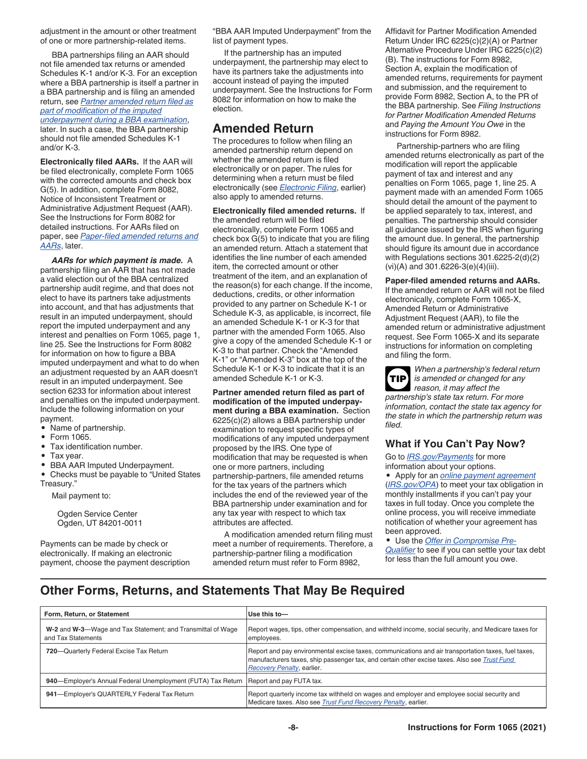adjustment in the amount or other treatment of one or more partnership-related items.

BBA partnerships filing an AAR should not file amended tax returns or amended Schedules K-1 and/or K-3. For an exception where a BBA partnership is itself a partner in a BBA partnership and is filing an amended return, see *Partner amended return filed as part of modification of the imputed underpayment during a BBA examination*, later. In such a case, the BBA partnership should not file amended Schedules K-1 and/or K-3.

**Electronically filed AARs.** If the AAR will be filed electronically, complete Form 1065 with the corrected amounts and check box G(5). In addition, complete Form 8082, Notice of Inconsistent Treatment or Administrative Adjustment Request (AAR). See the Instructions for Form 8082 for detailed instructions. For AARs filed on paper, see *Paper-filed amended returns and AARs*, later.

***AARs for which payment is made.*** A partnership filing an AAR that has not made a valid election out of the BBA centralized partnership audit regime, and that does not elect to have its partners take adjustments into account, and that has adjustments that result in an imputed underpayment, should report the imputed underpayment and any interest and penalties on Form 1065, page 1, line 25. See the Instructions for Form 8082 for information on how to figure a BBA imputed underpayment and what to do when an adjustment requested by an AAR doesn't result in an imputed underpayment. See section 6233 for information about interest and penalties on the imputed underpayment. Include the following information on your payment.

- Name of partnership.
- Form 1065.
- Tax identification number.
- Tax year.
- BBA AAR Imputed Underpayment.
- Checks must be payable to "United States Treasury."

Mail payment to:

Ogden Service Center
Ogden, UT 84201-0011

Payments can be made by check or electronically. If making an electronic payment, choose the payment description "BBA AAR Imputed Underpayment" from the list of payment types.

If the partnership has an imputed underpayment, the partnership may elect to have its partners take the adjustments into account instead of paying the imputed underpayment. See the Instructions for Form 8082 for information on how to make the election.

## Amended Return

The procedures to follow when filing an amended partnership return depend on whether the amended return is filed electronically or on paper. The rules for determining when a return must be filed electronically (see *Electronic Filing*, earlier) also apply to amended returns.

**Electronically filed amended returns.** If the amended return will be filed electronically, complete Form 1065 and check box G(5) to indicate that you are filing an amended return. Attach a statement that identifies the line number of each amended item, the corrected amount or other treatment of the item, and an explanation of the reason(s) for each change. If the income, deductions, credits, or other information provided to any partner on Schedule K-1 or Schedule K-3, as applicable, is incorrect, file an amended Schedule K-1 or K-3 for that partner with the amended Form 1065. Also give a copy of the amended Schedule K-1 or K-3 to that partner. Check the "Amended K-1" or "Amended K-3" box at the top of the Schedule K-1 or K-3 to indicate that it is an amended Schedule K-1 or K-3.

**Partner amended return filed as part of modification of the imputed underpayment during a BBA examination.** Section 6225(c)(2) allows a BBA partnership under examination to request specific types of modifications of any imputed underpayment proposed by the IRS. One type of modification that may be requested is when one or more partners, including partnership-partners, file amended returns for the tax years of the partners which includes the end of the reviewed year of the BBA partnership under examination and for any tax year with respect to which tax attributes are affected.

A modification amended return filing must meet a number of requirements. Therefore, a partnership-partner filing a modification amended return must refer to Form 8982, Affidavit for Partner Modification Amended Return Under IRC 6225(c)(2)(A) or Partner Alternative Procedure Under IRC 6225(c)(2)(B). The instructions for Form 8982, Section A, explain the modification of amended returns, requirements for payment and submission, and the requirement to provide Form 8982, Section A, to the PR of the BBA partnership. See *Filing Instructions for Partner Modification Amended Returns* and *Paying the Amount You Owe* in the instructions for Form 8982.

Partnership-partners who are filing amended returns electronically as part of the modification will report the applicable payment of tax and interest and any penalties on Form 1065, page 1, line 25. A payment made with an amended Form 1065 should detail the amount of the payment to be applied separately to tax, interest, and penalties. The partnership should consider all guidance issued by the IRS when figuring the amount due. In general, the partnership should figure its amount due in accordance with Regulations sections 301.6225-2(d)(2)(vi)(A) and 301.6226-3(e)(4)(iii).

**Paper-filed amended returns and AARs.** If the amended return or AAR will not be filed electronically, complete Form 1065-X, Amended Return or Administrative Adjustment Request (AAR), to file the amended return or administrative adjustment request. See Form 1065-X and its separate instructions for information on completing and filing the form.

**TIP** *When a partnership's federal return is amended or changed for any reason, it may affect the partnership's state tax return. For more information, contact the state tax agency for the state in which the partnership return was filed.*

### What if You Can't Pay Now?

Go to *IRS.gov/Payments* for more information about your options.

- Apply for an *online payment agreement* (*IRS.gov/OPA*) to meet your tax obligation in monthly installments if you can't pay your taxes in full today. Once you complete the online process, you will receive immediate notification of whether your agreement has been approved.
- Use the *Offer in Compromise Pre-Qualifier* to see if you can settle your tax debt for less than the full amount you owe.

## Other Forms, Returns, and Statements That May Be Required

| Form, Return, or Statement | Use this to— |
|---|---|
| **W-2** and **W-3**—Wage and Tax Statement; and Transmittal of Wage and Tax Statements | Report wages, tips, other compensation, and withheld income, social security, and Medicare taxes for employees. |
| **720**—Quarterly Federal Excise Tax Return | Report and pay environmental excise taxes, communications and air transportation taxes, fuel taxes, manufacturers taxes, ship passenger tax, and certain other excise taxes. Also see *Trust Fund Recovery Penalty*, earlier. |
| **940**—Employer's Annual Federal Unemployment (FUTA) Tax Return | Report and pay FUTA tax. |
| **941**—Employer's QUARTERLY Federal Tax Return | Report quarterly income tax withheld on wages and employer and employee social security and Medicare taxes. Also see *Trust Fund Recovery Penalty*, earlier. |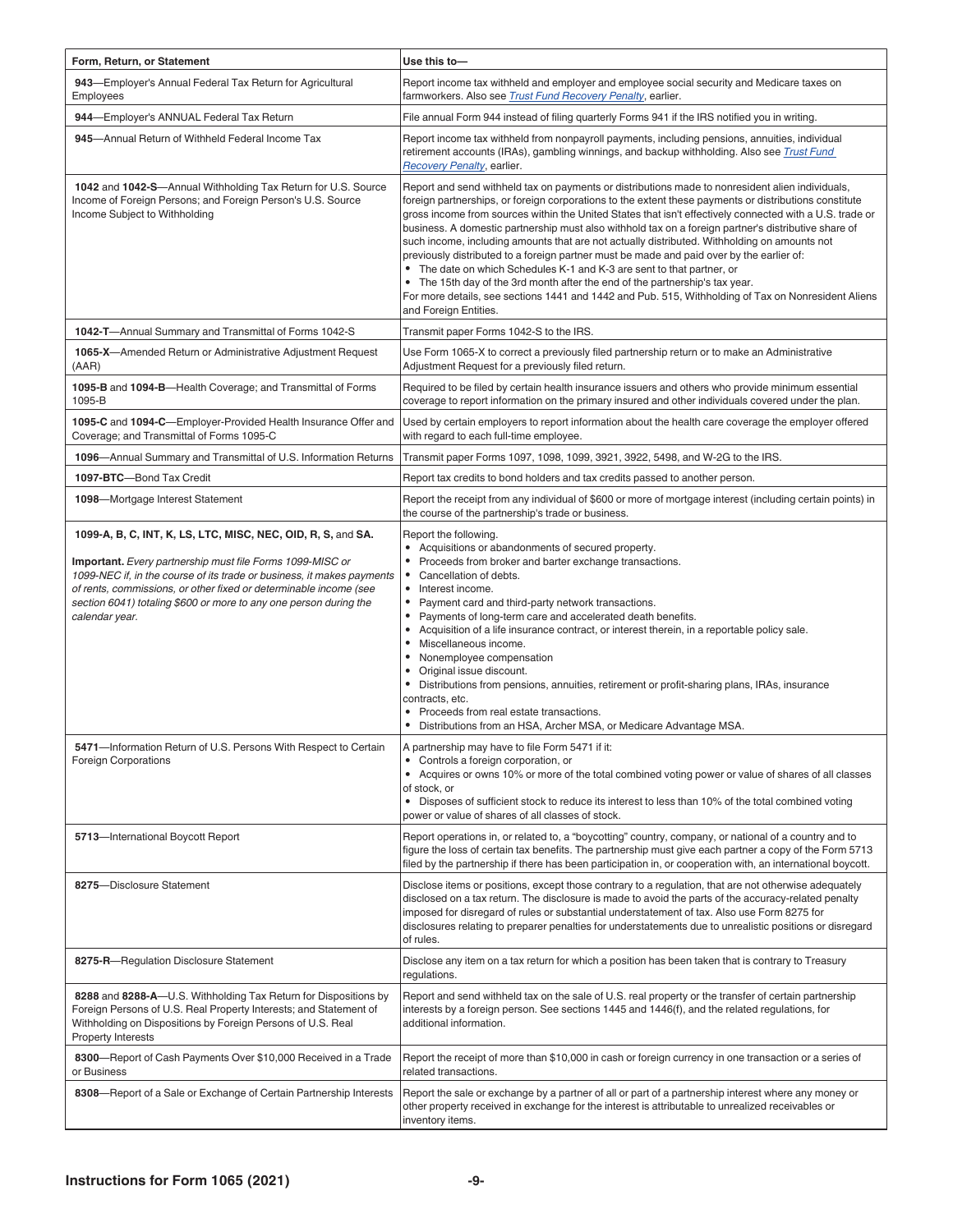| Form, Return, or Statement | Use this to— |
|---|---|
| **943**—Employer's Annual Federal Tax Return for Agricultural Employees | Report income tax withheld and employer and employee social security and Medicare taxes on farmworkers. Also see *Trust Fund Recovery Penalty*, earlier. |
| **944**—Employer's ANNUAL Federal Tax Return | File annual Form 944 instead of filing quarterly Forms 941 if the IRS notified you in writing. |
| **945**—Annual Return of Withheld Federal Income Tax | Report income tax withheld from nonpayroll payments, including pensions, annuities, individual retirement accounts (IRAs), gambling winnings, and backup withholding. Also see *Trust Fund Recovery Penalty*, earlier. |
| **1042** and **1042-S**—Annual Withholding Tax Return for U.S. Source Income of Foreign Persons; and Foreign Person's U.S. Source Income Subject to Withholding | Report and send withheld tax on payments or distributions made to nonresident alien individuals, foreign partnerships, or foreign corporations to the extent these payments or distributions constitute gross income from sources within the United States that isn't effectively connected with a U.S. trade or business. A domestic partnership must also withhold tax on a foreign partner's distributive share of such income, including amounts that are not actually distributed. Withholding on amounts not previously distributed to a foreign partner must be made and paid over by the earlier of:<br>• The date on which Schedules K-1 and K-3 are sent to that partner, or<br>• The 15th day of the 3rd month after the end of the partnership's tax year.<br>For more details, see sections 1441 and 1442 and Pub. 515, Withholding of Tax on Nonresident Aliens and Foreign Entities. |
| **1042-T**—Annual Summary and Transmittal of Forms 1042-S | Transmit paper Forms 1042-S to the IRS. |
| **1065-X**—Amended Return or Administrative Adjustment Request (AAR) | Use Form 1065-X to correct a previously filed partnership return or to make an Administrative Adjustment Request for a previously filed return. |
| **1095-B** and **1094-B**—Health Coverage; and Transmittal of Forms 1095-B | Required to be filed by certain health insurance issuers and others who provide minimum essential coverage to report information on the primary insured and other individuals covered under the plan. |
| **1095-C** and **1094-C**—Employer-Provided Health Insurance Offer and Coverage; and Transmittal of Forms 1095-C | Used by certain employers to report information about the health care coverage the employer offered with regard to each full-time employee. |
| **1096**—Annual Summary and Transmittal of U.S. Information Returns | Transmit paper Forms 1097, 1098, 1099, 3921, 3922, 5498, and W-2G to the IRS. |
| **1097-BTC**—Bond Tax Credit | Report tax credits to bond holders and tax credits passed to another person. |
| **1098**—Mortgage Interest Statement | Report the receipt from any individual of $600 or more of mortgage interest (including certain points) in the course of the partnership's trade or business. |
| **1099-A, B, C, INT, K, LS, LTC, MISC, NEC, OID, R, S,** and **SA.**<br><br>**Important.** *Every partnership must file Forms 1099-MISC or 1099-NEC if, in the course of its trade or business, it makes payments of rents, commissions, or other fixed or determinable income (see section 6041) totaling $600 or more to any one person during the calendar year.* | Report the following.<br>• Acquisitions or abandonments of secured property.<br>• Proceeds from broker and barter exchange transactions.<br>• Cancellation of debts.<br>• Interest income.<br>• Payment card and third-party network transactions.<br>• Payments of long-term care and accelerated death benefits.<br>• Acquisition of a life insurance contract, or interest therein, in a reportable policy sale.<br>• Miscellaneous income.<br>• Nonemployee compensation<br>• Original issue discount.<br>• Distributions from pensions, annuities, retirement or profit-sharing plans, IRAs, insurance contracts, etc.<br>• Proceeds from real estate transactions.<br>• Distributions from an HSA, Archer MSA, or Medicare Advantage MSA. |
| **5471**—Information Return of U.S. Persons With Respect to Certain Foreign Corporations | A partnership may have to file Form 5471 if it:<br>• Controls a foreign corporation, or<br>• Acquires or owns 10% or more of the total combined voting power or value of shares of all classes of stock, or<br>• Disposes of sufficient stock to reduce its interest to less than 10% of the total combined voting power or value of shares of all classes of stock. |
| **5713**—International Boycott Report | Report operations in, or related to, a "boycotting" country, company, or national of a country and to figure the loss of certain tax benefits. The partnership must give each partner a copy of the Form 5713 filed by the partnership if there has been participation in, or cooperation with, an international boycott. |
| **8275**—Disclosure Statement | Disclose items or positions, except those contrary to a regulation, that are not otherwise adequately disclosed on a tax return. The disclosure is made to avoid the parts of the accuracy-related penalty imposed for disregard of rules or substantial understatement of tax. Also use Form 8275 for disclosures relating to preparer penalties for understatements due to unrealistic positions or disregard of rules. |
| **8275-R**—Regulation Disclosure Statement | Disclose any item on a tax return for which a position has been taken that is contrary to Treasury regulations. |
| **8288** and **8288-A**—U.S. Withholding Tax Return for Dispositions by Foreign Persons of U.S. Real Property Interests; and Statement of Withholding on Dispositions by Foreign Persons of U.S. Real Property Interests | Report and send withheld tax on the sale of U.S. real property or the transfer of certain partnership interests by a foreign person. See sections 1445 and 1446(f), and the related regulations, for additional information. |
| **8300**—Report of Cash Payments Over $10,000 Received in a Trade or Business | Report the receipt of more than $10,000 in cash or foreign currency in one transaction or a series of related transactions. |
| **8308**—Report of a Sale or Exchange of Certain Partnership Interests | Report the sale or exchange by a partner of all or part of a partnership interest where any money or other property received in exchange for the interest is attributable to unrealized receivables or inventory items. |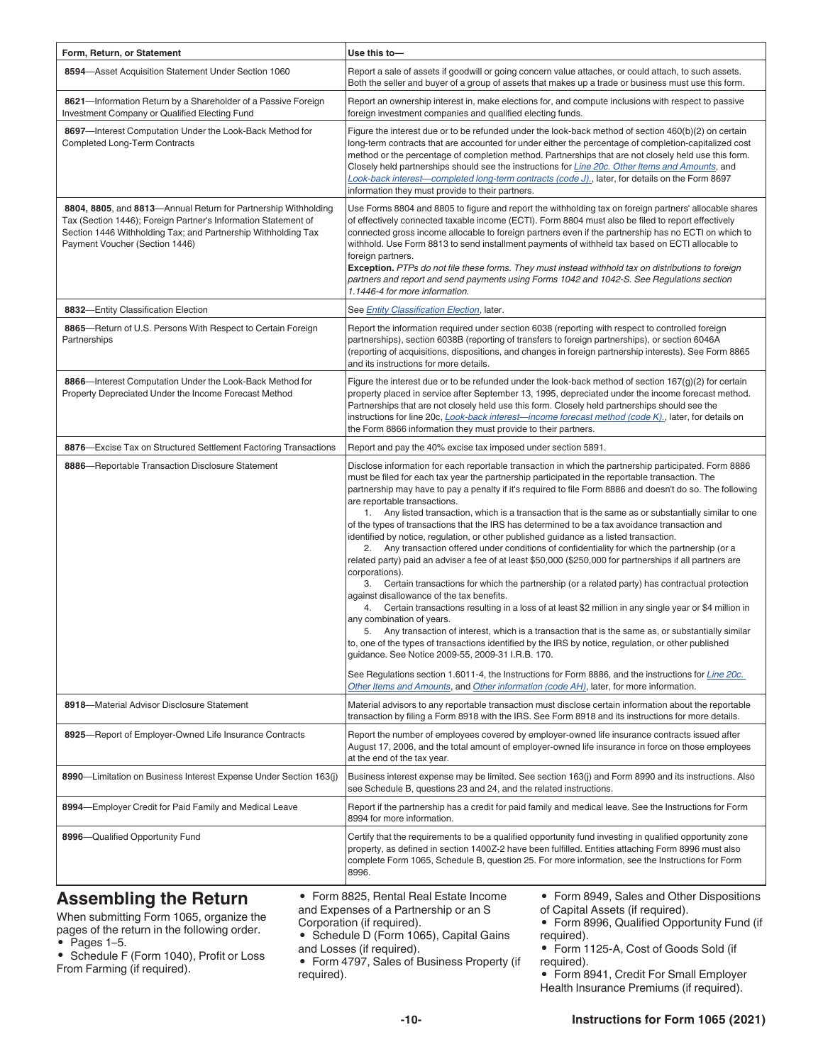| Form, Return, or Statement | Use this to— |
| --- | --- |
| **8594**—Asset Acquisition Statement Under Section 1060 | Report a sale of assets if goodwill or going concern value attaches, or could attach, to such assets. Both the seller and buyer of a group of assets that makes up a trade or business must use this form. |
| **8621**—Information Return by a Shareholder of a Passive Foreign Investment Company or Qualified Electing Fund | Report an ownership interest in, make elections for, and compute inclusions with respect to passive foreign investment companies and qualified electing funds. |
| **8697**—Interest Computation Under the Look-Back Method for Completed Long-Term Contracts | Figure the interest due or to be refunded under the look-back method of section 460(b)(2) on certain long-term contracts that are accounted for under either the percentage of completion-capitalized cost method or the percentage of completion method. Partnerships that are not closely held use this form. Closely held partnerships should see the instructions for *Line 20c. Other Items and Amounts*, and *Look-back interest—completed long-term contracts (code J).*, later, for details on the Form 8697 information they must provide to their partners. |
| **8804, 8805**, and **8813**—Annual Return for Partnership Withholding Tax (Section 1446); Foreign Partner's Information Statement of Section 1446 Withholding Tax; and Partnership Withholding Tax Payment Voucher (Section 1446) | Use Forms 8804 and 8805 to figure and report the withholding tax on foreign partners' allocable shares of effectively connected taxable income (ECTI). Form 8804 must also be filed to report effectively connected gross income allocable to foreign partners even if the partnership has no ECTI on which to withhold. Use Form 8813 to send installment payments of withheld tax based on ECTI allocable to foreign partners. **Exception.** *PTPs do not file these forms. They must instead withhold tax on distributions to foreign partners and report and send payments using Forms 1042 and 1042-S. See Regulations section 1.1446-4 for more information.* |
| **8832**—Entity Classification Election | See *Entity Classification Election*, later. |
| **8865**—Return of U.S. Persons With Respect to Certain Foreign Partnerships | Report the information required under section 6038 (reporting with respect to controlled foreign partnerships), section 6038B (reporting of transfers to foreign partnerships), or section 6046A (reporting of acquisitions, dispositions, and changes in foreign partnership interests). See Form 8865 and its instructions for more details. |
| **8866**—Interest Computation Under the Look-Back Method for Property Depreciated Under the Income Forecast Method | Figure the interest due or to be refunded under the look-back method of section 167(g)(2) for certain property placed in service after September 13, 1995, depreciated under the income forecast method. Partnerships that are not closely held use this form. Closely held partnerships should see the instructions for line 20c, *Look-back interest—income forecast method (code K).*, later, for details on the Form 8866 information they must provide to their partners. |
| **8876**—Excise Tax on Structured Settlement Factoring Transactions | Report and pay the 40% excise tax imposed under section 5891. |
| **8886**—Reportable Transaction Disclosure Statement | Disclose information for each reportable transaction in which the partnership participated. Form 8886 must be filed for each tax year the partnership participated in the reportable transaction. The partnership may have to pay a penalty if it's required to file Form 8886 and doesn't do so. The following are reportable transactions.<br>1. Any listed transaction, which is a transaction that is the same as or substantially similar to one of the types of transactions that the IRS has determined to be a tax avoidance transaction and identified by notice, regulation, or other published guidance as a listed transaction.<br>2. Any transaction offered under conditions of confidentiality for which the partnership (or a related party) paid an adviser a fee of at least $50,000 ($250,000 for partnerships if all partners are corporations).<br>3. Certain transactions for which the partnership (or a related party) has contractual protection against disallowance of the tax benefits.<br>4. Certain transactions resulting in a loss of at least $2 million in any single year or $4 million in any combination of years.<br>5. Any transaction of interest, which is a transaction that is the same as, or substantially similar to, one of the types of transactions identified by the IRS by notice, regulation, or other published guidance. See Notice 2009-55, 2009-31 I.R.B. 170.<br><br>See Regulations section 1.6011-4, the Instructions for Form 8886, and the instructions for *Line 20c. Other Items and Amounts*, and *Other information (code AH)*, later, for more information. |
| **8918**—Material Advisor Disclosure Statement | Material advisors to any reportable transaction must disclose certain information about the reportable transaction by filing a Form 8918 with the IRS. See Form 8918 and its instructions for more details. |
| **8925**—Report of Employer-Owned Life Insurance Contracts | Report the number of employees covered by employer-owned life insurance contracts issued after August 17, 2006, and the total amount of employer-owned life insurance in force on those employees at the end of the tax year. |
| **8990**—Limitation on Business Interest Expense Under Section 163(j) | Business interest expense may be limited. See section 163(j) and Form 8990 and its instructions. Also see Schedule B, questions 23 and 24, and the related instructions. |
| **8994**—Employer Credit for Paid Family and Medical Leave | Report if the partnership has a credit for paid family and medical leave. See the Instructions for Form 8994 for more information. |
| **8996**—Qualified Opportunity Fund | Certify that the requirements to be a qualified opportunity fund investing in qualified opportunity zone property, as defined in section 1400Z-2 have been fulfilled. Entities attaching Form 8996 must also complete Form 1065, Schedule B, question 25. For more information, see the Instructions for Form 8996. |

## Assembling the Return

When submitting Form 1065, organize the pages of the return in the following order.

- Pages 1–5.
- Schedule F (Form 1040), Profit or Loss From Farming (if required).
- Form 8825, Rental Real Estate Income and Expenses of a Partnership or an S Corporation (if required).
- Schedule D (Form 1065), Capital Gains and Losses (if required).
- Form 4797, Sales of Business Property (if required).
- Form 8949, Sales and Other Dispositions of Capital Assets (if required).
- Form 8996, Qualified Opportunity Fund (if required).
- Form 1125-A, Cost of Goods Sold (if required).
- Form 8941, Credit For Small Employer Health Insurance Premiums (if required).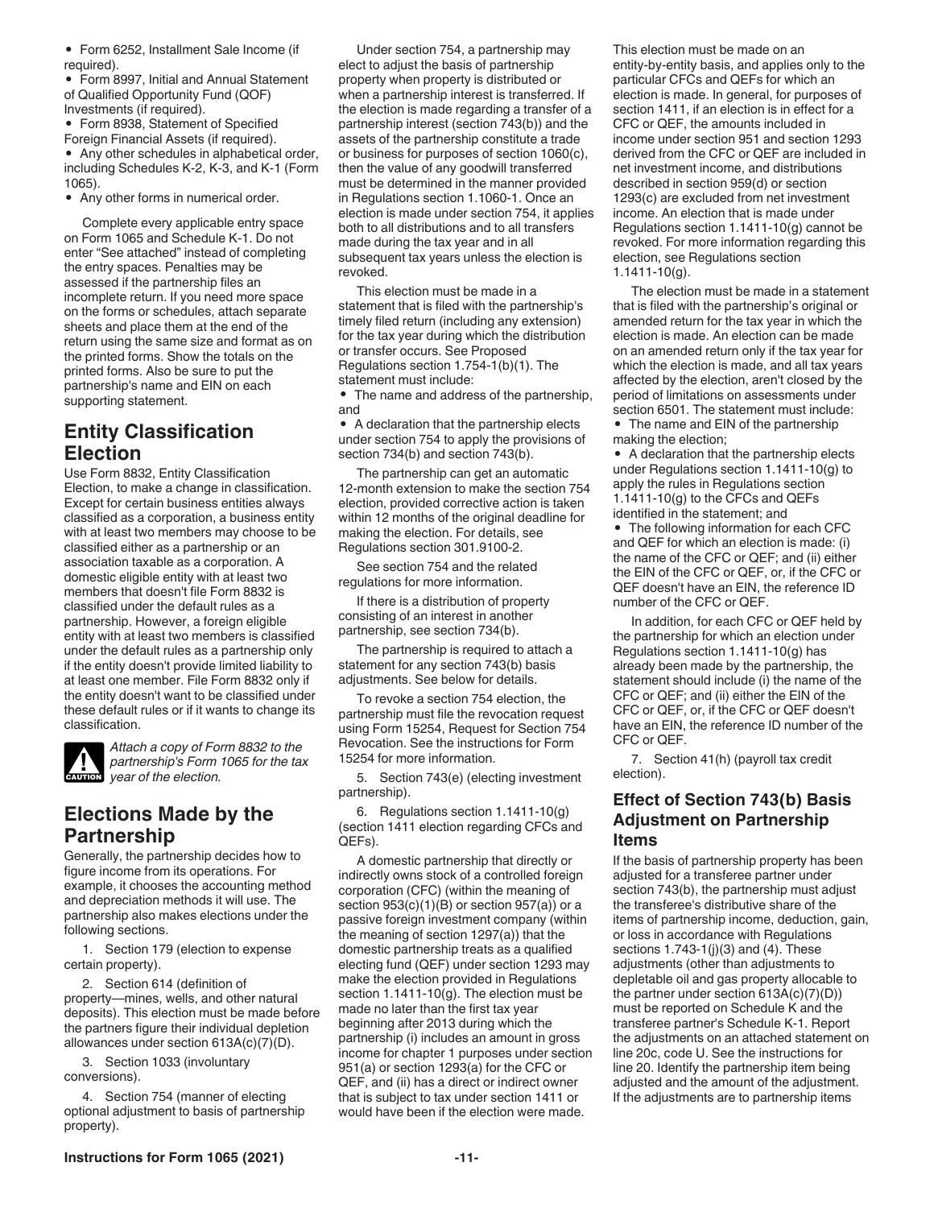- Form 6252, Installment Sale Income (if required).
- Form 8997, Initial and Annual Statement of Qualified Opportunity Fund (QOF) Investments (if required).
- Form 8938, Statement of Specified Foreign Financial Assets (if required).
- Any other schedules in alphabetical order, including Schedules K-2, K-3, and K-1 (Form 1065).
- Any other forms in numerical order.

Complete every applicable entry space on Form 1065 and Schedule K-1. Do not enter "See attached" instead of completing the entry spaces. Penalties may be assessed if the partnership files an incomplete return. If you need more space on the forms or schedules, attach separate sheets and place them at the end of the return using the same size and format as on the printed forms. Show the totals on the printed forms. Also be sure to put the partnership's name and EIN on each supporting statement.

## Entity Classification Election

Use Form 8832, Entity Classification Election, to make a change in classification. Except for certain business entities always classified as a corporation, a business entity with at least two members may choose to be classified either as a partnership or an association taxable as a corporation. A domestic eligible entity with at least two members that doesn't file Form 8832 is classified under the default rules as a partnership. However, a foreign eligible entity with at least two members is classified under the default rules as a partnership only if the entity doesn't provide limited liability to at least one member. File Form 8832 only if the entity doesn't want to be classified under these default rules or if it wants to change its classification.

CAUTION: *Attach a copy of Form 8832 to the partnership's Form 1065 for the tax year of the election.*

## Elections Made by the Partnership

Generally, the partnership decides how to figure income from its operations. For example, it chooses the accounting method and depreciation methods it will use. The partnership also makes elections under the following sections.

1. Section 179 (election to expense certain property).

2. Section 614 (definition of property—mines, wells, and other natural deposits). This election must be made before the partners figure their individual depletion allowances under section 613A(c)(7)(D).

3. Section 1033 (involuntary conversions).

4. Section 754 (manner of electing optional adjustment to basis of partnership property).

Under section 754, a partnership may elect to adjust the basis of partnership property when property is distributed or when a partnership interest is transferred. If the election is made regarding a transfer of a partnership interest (section 743(b)) and the assets of the partnership constitute a trade or business for purposes of section 1060(c), then the value of any goodwill transferred must be determined in the manner provided in Regulations section 1.1060-1. Once an election is made under section 754, it applies both to all distributions and to all transfers made during the tax year and in all subsequent tax years unless the election is revoked.

This election must be made in a statement that is filed with the partnership's timely filed return (including any extension) for the tax year during which the distribution or transfer occurs. See Proposed Regulations section 1.754-1(b)(1). The statement must include:

- The name and address of the partnership, and
- A declaration that the partnership elects under section 754 to apply the provisions of section 734(b) and section 743(b).

The partnership can get an automatic 12-month extension to make the section 754 election, provided corrective action is taken within 12 months of the original deadline for making the election. For details, see Regulations section 301.9100-2.

See section 754 and the related regulations for more information.

If there is a distribution of property consisting of an interest in another partnership, see section 734(b).

The partnership is required to attach a statement for any section 743(b) basis adjustments. See below for details.

To revoke a section 754 election, the partnership must file the revocation request using Form 15254, Request for Section 754 Revocation. See the instructions for Form 15254 for more information.

5. Section 743(e) (electing investment partnership).

6. Regulations section 1.1411-10(g) (section 1411 election regarding CFCs and QEFs).

A domestic partnership that directly or indirectly owns stock of a controlled foreign corporation (CFC) (within the meaning of section 953(c)(1)(B) or section 957(a)) or a passive foreign investment company (within the meaning of section 1297(a)) that the domestic partnership treats as a qualified electing fund (QEF) under section 1293 may make the election provided in Regulations section 1.1411-10(g). The election must be made no later than the first tax year beginning after 2013 during which the partnership (i) includes an amount in gross income for chapter 1 purposes under section 951(a) or section 1293(a) for the CFC or QEF, and (ii) has a direct or indirect owner that is subject to tax under section 1411 or would have been if the election were made. This election must be made on an entity-by-entity basis, and applies only to the particular CFCs and QEFs for which an election is made. In general, for purposes of section 1411, if an election is in effect for a CFC or QEF, the amounts included in income under section 951 and section 1293 derived from the CFC or QEF are included in net investment income, and distributions described in section 959(d) or section 1293(c) are excluded from net investment income. An election that is made under Regulations section 1.1411-10(g) cannot be revoked. For more information regarding this election, see Regulations section 1.1411-10(g).

The election must be made in a statement that is filed with the partnership's original or amended return for the tax year in which the election is made. An election can be made on an amended return only if the tax year for which the election is made, and all tax years affected by the election, aren't closed by the period of limitations on assessments under section 6501. The statement must include:

- The name and EIN of the partnership making the election;
- A declaration that the partnership elects under Regulations section 1.1411-10(g) to apply the rules in Regulations section 1.1411-10(g) to the CFCs and QEFs identified in the statement; and
- The following information for each CFC and QEF for which an election is made: (i) the name of the CFC or QEF; and (ii) either the EIN of the CFC or QEF, or, if the CFC or QEF doesn't have an EIN, the reference ID number of the CFC or QEF.

In addition, for each CFC or QEF held by the partnership for which an election under Regulations section 1.1411-10(g) has already been made by the partnership, the statement should include (i) the name of the CFC or QEF; and (ii) either the EIN of the CFC or QEF, or, if the CFC or QEF doesn't have an EIN, the reference ID number of the CFC or QEF.

7. Section 41(h) (payroll tax credit election).

### Effect of Section 743(b) Basis Adjustment on Partnership Items

If the basis of partnership property has been adjusted for a transferee partner under section 743(b), the partnership must adjust the transferee's distributive share of the items of partnership income, deduction, gain, or loss in accordance with Regulations sections 1.743-1(j)(3) and (4). These adjustments (other than adjustments to depletable oil and gas property allocable to the partner under section 613A(c)(7)(D)) must be reported on Schedule K and the transferee partner's Schedule K-1. Report the adjustments on an attached statement on line 20c, code U. See the instructions for line 20. Identify the partnership item being adjusted and the amount of the adjustment. If the adjustments are to partnership items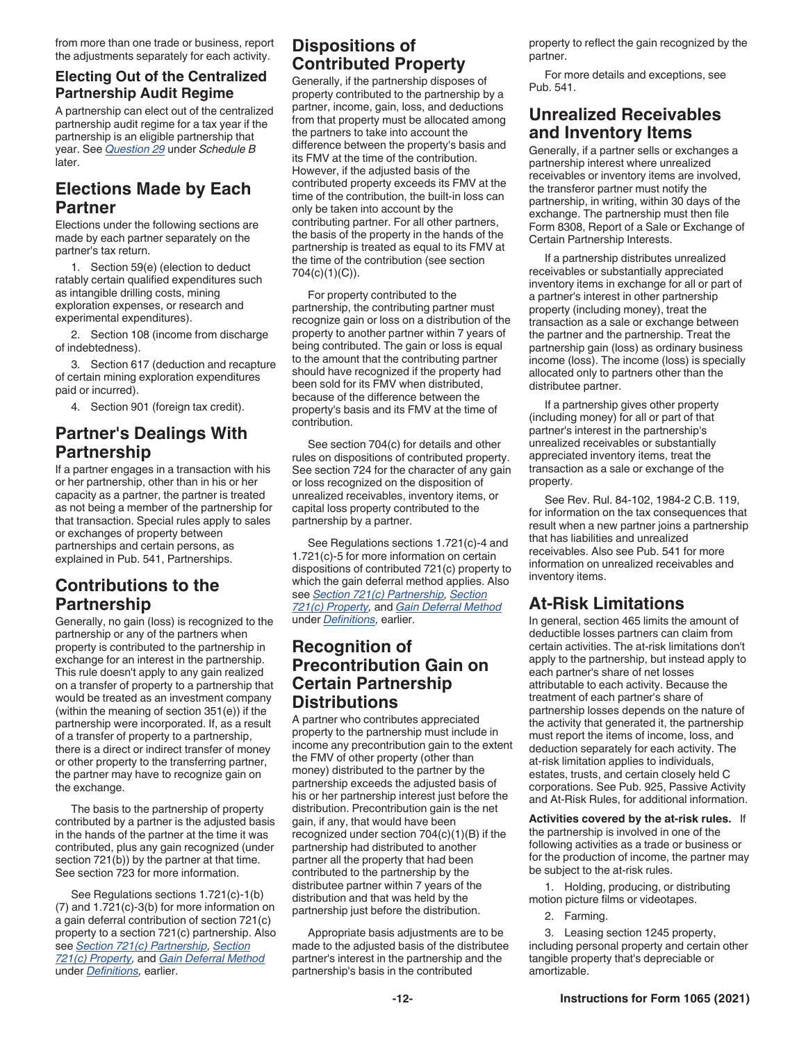from more than one trade or business, report the adjustments separately for each activity.

### Electing Out of the Centralized Partnership Audit Regime

A partnership can elect out of the centralized partnership audit regime for a tax year if the partnership is an eligible partnership that year. See *Question 29* under *Schedule B* later.

## Elections Made by Each Partner

Elections under the following sections are made by each partner separately on the partner's tax return.

1. Section 59(e) (election to deduct ratably certain qualified expenditures such as intangible drilling costs, mining exploration expenses, or research and experimental expenditures).
2. Section 108 (income from discharge of indebtedness).
3. Section 617 (deduction and recapture of certain mining exploration expenditures paid or incurred).
4. Section 901 (foreign tax credit).

## Partner's Dealings With Partnership

If a partner engages in a transaction with his or her partnership, other than in his or her capacity as a partner, the partner is treated as not being a member of the partnership for that transaction. Special rules apply to sales or exchanges of property between partnerships and certain persons, as explained in Pub. 541, Partnerships.

## Contributions to the Partnership

Generally, no gain (loss) is recognized to the partnership or any of the partners when property is contributed to the partnership in exchange for an interest in the partnership. This rule doesn't apply to any gain realized on a transfer of property to a partnership that would be treated as an investment company (within the meaning of section 351(e)) if the partnership were incorporated. If, as a result of a transfer of property to a partnership, there is a direct or indirect transfer of money or other property to the transferring partner, the partner may have to recognize gain on the exchange.

The basis to the partnership of property contributed by a partner is the adjusted basis in the hands of the partner at the time it was contributed, plus any gain recognized (under section 721(b)) by the partner at that time. See section 723 for more information.

See Regulations sections 1.721(c)-1(b)(7) and 1.721(c)-3(b) for more information on a gain deferral contribution of section 721(c) property to a section 721(c) partnership. Also see *Section 721(c) Partnership, Section 721(c) Property,* and *Gain Deferral Method* under *Definitions,* earlier.

## Dispositions of Contributed Property

Generally, if the partnership disposes of property contributed to the partnership by a partner, income, gain, loss, and deductions from that property must be allocated among the partners to take into account the difference between the property's basis and its FMV at the time of the contribution. However, if the adjusted basis of the contributed property exceeds its FMV at the time of the contribution, the built-in loss can only be taken into account by the contributing partner. For all other partners, the basis of the property in the hands of the partnership is treated as equal to its FMV at the time of the contribution (see section 704(c)(1)(C)).

For property contributed to the partnership, the contributing partner must recognize gain or loss on a distribution of the property to another partner within 7 years of being contributed. The gain or loss is equal to the amount that the contributing partner should have recognized if the property had been sold for its FMV when distributed, because of the difference between the property's basis and its FMV at the time of contribution.

See section 704(c) for details and other rules on dispositions of contributed property. See section 724 for the character of any gain or loss recognized on the disposition of unrealized receivables, inventory items, or capital loss property contributed to the partnership by a partner.

See Regulations sections 1.721(c)-4 and 1.721(c)-5 for more information on certain dispositions of contributed 721(c) property to which the gain deferral method applies. Also see *Section 721(c) Partnership, Section 721(c) Property,* and *Gain Deferral Method* under *Definitions,* earlier.

## Recognition of Precontribution Gain on Certain Partnership Distributions

A partner who contributes appreciated property to the partnership must include in income any precontribution gain to the extent the FMV of other property (other than money) distributed to the partner by the partnership exceeds the adjusted basis of his or her partnership interest just before the distribution. Precontribution gain is the net gain, if any, that would have been recognized under section 704(c)(1)(B) if the partnership had distributed to another partner all the property that had been contributed to the partnership by the distributee partner within 7 years of the distribution and that was held by the partnership just before the distribution.

Appropriate basis adjustments are to be made to the adjusted basis of the distributee partner's interest in the partnership and the partnership's basis in the contributed property to reflect the gain recognized by the partner.

For more details and exceptions, see Pub. 541.

## Unrealized Receivables and Inventory Items

Generally, if a partner sells or exchanges a partnership interest where unrealized receivables or inventory items are involved, the transferor partner must notify the partnership, in writing, within 30 days of the exchange. The partnership must then file Form 8308, Report of a Sale or Exchange of Certain Partnership Interests.

If a partnership distributes unrealized receivables or substantially appreciated inventory items in exchange for all or part of a partner's interest in other partnership property (including money), treat the transaction as a sale or exchange between the partner and the partnership. Treat the partnership gain (loss) as ordinary business income (loss). The income (loss) is specially allocated only to partners other than the distributee partner.

If a partnership gives other property (including money) for all or part of that partner's interest in the partnership's unrealized receivables or substantially appreciated inventory items, treat the transaction as a sale or exchange of the property.

See Rev. Rul. 84-102, 1984-2 C.B. 119, for information on the tax consequences that result when a new partner joins a partnership that has liabilities and unrealized receivables. Also see Pub. 541 for more information on unrealized receivables and inventory items.

## At-Risk Limitations

In general, section 465 limits the amount of deductible losses partners can claim from certain activities. The at-risk limitations don't apply to the partnership, but instead apply to each partner's share of net losses attributable to each activity. Because the treatment of each partner's share of partnership losses depends on the nature of the activity that generated it, the partnership must report the items of income, loss, and deduction separately for each activity. The at-risk limitation applies to individuals, estates, trusts, and certain closely held C corporations. See Pub. 925, Passive Activity and At-Risk Rules, for additional information.

**Activities covered by the at-risk rules.** If the partnership is involved in one of the following activities as a trade or business or for the production of income, the partner may be subject to the at-risk rules.

1. Holding, producing, or distributing motion picture films or videotapes.
2. Farming.
3. Leasing section 1245 property, including personal property and certain other tangible property that's depreciable or amortizable.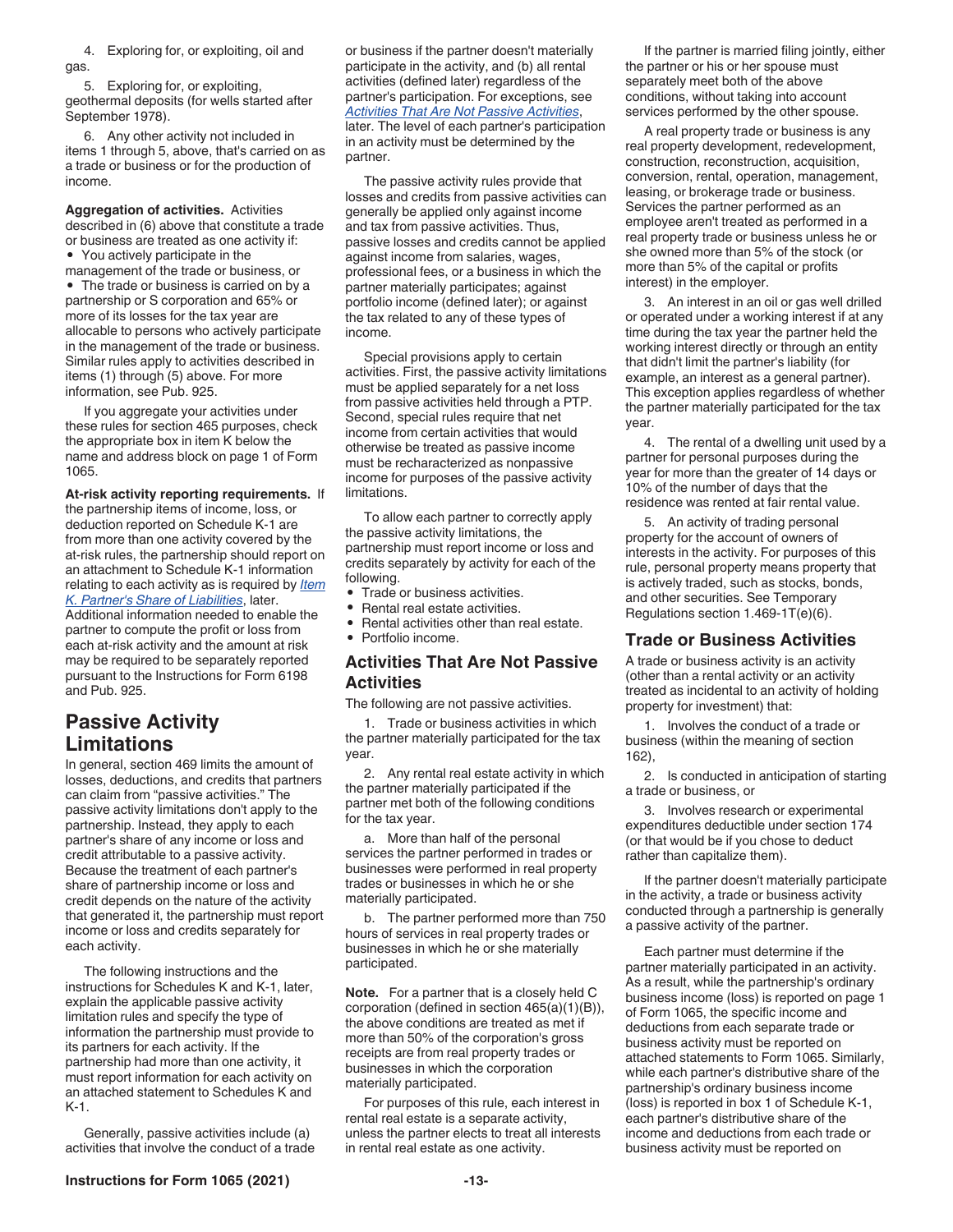4. Exploring for, or exploiting, oil and gas.

5. Exploring for, or exploiting, geothermal deposits (for wells started after September 1978).

6. Any other activity not included in items 1 through 5, above, that's carried on as a trade or business or for the production of income.

**Aggregation of activities.** Activities described in (6) above that constitute a trade or business are treated as one activity if:

- You actively participate in the management of the trade or business, or
- The trade or business is carried on by a partnership or S corporation and 65% or more of its losses for the tax year are allocable to persons who actively participate in the management of the trade or business.

Similar rules apply to activities described in items (1) through (5) above. For more information, see Pub. 925.

If you aggregate your activities under these rules for section 465 purposes, check the appropriate box in item K below the name and address block on page 1 of Form 1065.

**At-risk activity reporting requirements.** If the partnership items of income, loss, or deduction reported on Schedule K-1 are from more than one activity covered by the at-risk rules, the partnership should report on an attachment to Schedule K-1 information relating to each activity as is required by *Item K. Partner's Share of Liabilities*, later. Additional information needed to enable the partner to compute the profit or loss from each at-risk activity and the amount at risk may be required to be separately reported pursuant to the Instructions for Form 6198 and Pub. 925.

## Passive Activity Limitations

In general, section 469 limits the amount of losses, deductions, and credits that partners can claim from "passive activities." The passive activity limitations don't apply to the partnership. Instead, they apply to each partner's share of any income or loss and credit attributable to a passive activity. Because the treatment of each partner's share of partnership income or loss and credit depends on the nature of the activity that generated it, the partnership must report income or loss and credits separately for each activity.

The following instructions and the instructions for Schedules K and K-1, later, explain the applicable passive activity limitation rules and specify the type of information the partnership must provide to its partners for each activity. If the partnership had more than one activity, it must report information for each activity on an attached statement to Schedules K and K-1.

Generally, passive activities include (a) activities that involve the conduct of a trade or business if the partner doesn't materially participate in the activity, and (b) all rental activities (defined later) regardless of the partner's participation. For exceptions, see *Activities That Are Not Passive Activities*, later. The level of each partner's participation in an activity must be determined by the partner.

The passive activity rules provide that losses and credits from passive activities can generally be applied only against income and tax from passive activities. Thus, passive losses and credits cannot be applied against income from salaries, wages, professional fees, or a business in which the partner materially participates; against portfolio income (defined later); or against the tax related to any of these types of income.

Special provisions apply to certain activities. First, the passive activity limitations must be applied separately for a net loss from passive activities held through a PTP. Second, special rules require that net income from certain activities that would otherwise be treated as passive income must be recharacterized as nonpassive income for purposes of the passive activity limitations.

To allow each partner to correctly apply the passive activity limitations, the partnership must report income or loss and credits separately by activity for each of the following.

- Trade or business activities.
- Rental real estate activities.
- Rental activities other than real estate.
- Portfolio income.

### Activities That Are Not Passive Activities

The following are not passive activities.

1. Trade or business activities in which the partner materially participated for the tax year.

2. Any rental real estate activity in which the partner materially participated if the partner met both of the following conditions for the tax year.

a. More than half of the personal services the partner performed in trades or businesses were performed in real property trades or businesses in which he or she materially participated.

b. The partner performed more than 750 hours of services in real property trades or businesses in which he or she materially participated.

**Note.** For a partner that is a closely held C corporation (defined in section 465(a)(1)(B)), the above conditions are treated as met if more than 50% of the corporation's gross receipts are from real property trades or businesses in which the corporation materially participated.

For purposes of this rule, each interest in rental real estate is a separate activity, unless the partner elects to treat all interests in rental real estate as one activity.

If the partner is married filing jointly, either the partner or his or her spouse must separately meet both of the above conditions, without taking into account services performed by the other spouse.

A real property trade or business is any real property development, redevelopment, construction, reconstruction, acquisition, conversion, rental, operation, management, leasing, or brokerage trade or business. Services the partner performed as an employee aren't treated as performed in a real property trade or business unless he or she owned more than 5% of the stock (or more than 5% of the capital or profits interest) in the employer.

3. An interest in an oil or gas well drilled or operated under a working interest if at any time during the tax year the partner held the working interest directly or through an entity that didn't limit the partner's liability (for example, an interest as a general partner). This exception applies regardless of whether the partner materially participated for the tax year.

4. The rental of a dwelling unit used by a partner for personal purposes during the year for more than the greater of 14 days or 10% of the number of days that the residence was rented at fair rental value.

5. An activity of trading personal property for the account of owners of interests in the activity. For purposes of this rule, personal property means property that is actively traded, such as stocks, bonds, and other securities. See Temporary Regulations section 1.469-1T(e)(6).

### Trade or Business Activities

A trade or business activity is an activity (other than a rental activity or an activity treated as incidental to an activity of holding property for investment) that:

1. Involves the conduct of a trade or business (within the meaning of section 162),

2. Is conducted in anticipation of starting a trade or business, or

3. Involves research or experimental expenditures deductible under section 174 (or that would be if you chose to deduct rather than capitalize them).

If the partner doesn't materially participate in the activity, a trade or business activity conducted through a partnership is generally a passive activity of the partner.

Each partner must determine if the partner materially participated in an activity. As a result, while the partnership's ordinary business income (loss) is reported on page 1 of Form 1065, the specific income and deductions from each separate trade or business activity must be reported on attached statements to Form 1065. Similarly, while each partner's distributive share of the partnership's ordinary business income (loss) is reported in box 1 of Schedule K-1, each partner's distributive share of the income and deductions from each trade or business activity must be reported on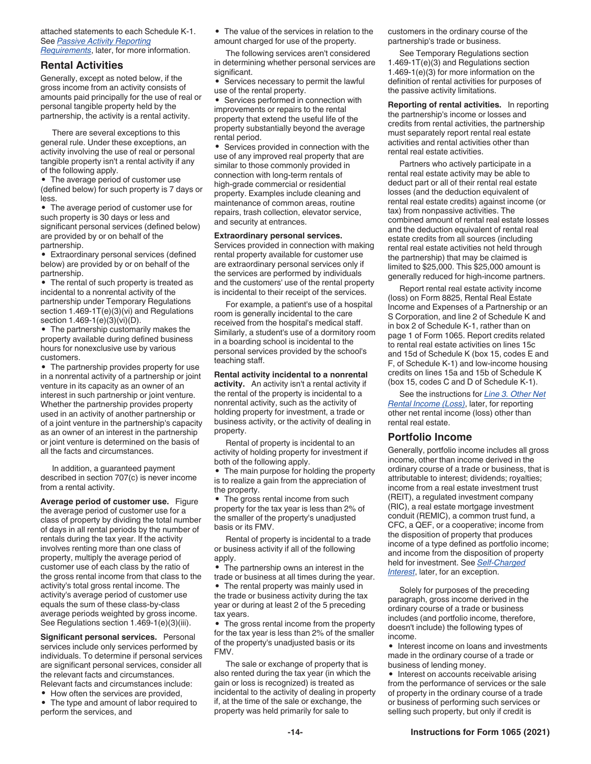attached statements to each Schedule K-1. See *Passive Activity Reporting Requirements*, later, for more information.

## Rental Activities

Generally, except as noted below, if the gross income from an activity consists of amounts paid principally for the use of real or personal tangible property held by the partnership, the activity is a rental activity.

There are several exceptions to this general rule. Under these exceptions, an activity involving the use of real or personal tangible property isn't a rental activity if any of the following apply.

- The average period of customer use (defined below) for such property is 7 days or less.
- The average period of customer use for such property is 30 days or less and significant personal services (defined below) are provided by or on behalf of the partnership.
- Extraordinary personal services (defined below) are provided by or on behalf of the partnership.
- The rental of such property is treated as incidental to a nonrental activity of the partnership under Temporary Regulations section 1.469-1T(e)(3)(vi) and Regulations section 1.469-1(e)(3)(vi)(D).
- The partnership customarily makes the property available during defined business hours for nonexclusive use by various customers.
- The partnership provides property for use in a nonrental activity of a partnership or joint venture in its capacity as an owner of an interest in such partnership or joint venture. Whether the partnership provides property used in an activity of another partnership or of a joint venture in the partnership's capacity as an owner of an interest in the partnership or joint venture is determined on the basis of all the facts and circumstances.

In addition, a guaranteed payment described in section 707(c) is never income from a rental activity.

**Average period of customer use.** Figure the average period of customer use for a class of property by dividing the total number of days in all rental periods by the number of rentals during the tax year. If the activity involves renting more than one class of property, multiply the average period of customer use of each class by the ratio of the gross rental income from that class to the activity's total gross rental income. The activity's average period of customer use equals the sum of these class-by-class average periods weighted by gross income. See Regulations section 1.469-1(e)(3)(iii).

**Significant personal services.** Personal services include only services performed by individuals. To determine if personal services are significant personal services, consider all the relevant facts and circumstances. Relevant facts and circumstances include:

- How often the services are provided,
- The type and amount of labor required to perform the services, and
- The value of the services in relation to the amount charged for use of the property.

The following services aren't considered in determining whether personal services are significant.

- Services necessary to permit the lawful use of the rental property.
- Services performed in connection with improvements or repairs to the rental property that extend the useful life of the property substantially beyond the average rental period.
- Services provided in connection with the use of any improved real property that are similar to those commonly provided in connection with long-term rentals of high-grade commercial or residential property. Examples include cleaning and maintenance of common areas, routine repairs, trash collection, elevator service, and security at entrances.

**Extraordinary personal services.** Services provided in connection with making rental property available for customer use are extraordinary personal services only if the services are performed by individuals and the customers' use of the rental property is incidental to their receipt of the services.

For example, a patient's use of a hospital room is generally incidental to the care received from the hospital's medical staff. Similarly, a student's use of a dormitory room in a boarding school is incidental to the personal services provided by the school's teaching staff.

**Rental activity incidental to a nonrental activity.** An activity isn't a rental activity if the rental of the property is incidental to a nonrental activity, such as the activity of holding property for investment, a trade or business activity, or the activity of dealing in property.

Rental of property is incidental to an activity of holding property for investment if both of the following apply.

- The main purpose for holding the property is to realize a gain from the appreciation of the property.
- The gross rental income from such property for the tax year is less than 2% of the smaller of the property's unadjusted basis or its FMV.

Rental of property is incidental to a trade or business activity if all of the following apply.

- The partnership owns an interest in the trade or business at all times during the year.
- The rental property was mainly used in the trade or business activity during the tax year or during at least 2 of the 5 preceding tax years.
- The gross rental income from the property for the tax year is less than 2% of the smaller of the property's unadjusted basis or its FMV.

The sale or exchange of property that is also rented during the tax year (in which the gain or loss is recognized) is treated as incidental to the activity of dealing in property if, at the time of the sale or exchange, the property was held primarily for sale to customers in the ordinary course of the partnership's trade or business.

See Temporary Regulations section 1.469-1T(e)(3) and Regulations section 1.469-1(e)(3) for more information on the definition of rental activities for purposes of the passive activity limitations.

**Reporting of rental activities.** In reporting the partnership's income or losses and credits from rental activities, the partnership must separately report rental real estate activities and rental activities other than rental real estate activities.

Partners who actively participate in a rental real estate activity may be able to deduct part or all of their rental real estate losses (and the deduction equivalent of rental real estate credits) against income (or tax) from nonpassive activities. The combined amount of rental real estate losses and the deduction equivalent of rental real estate credits from all sources (including rental real estate activities not held through the partnership) that may be claimed is limited to $25,000. This $25,000 amount is generally reduced for high-income partners.

Report rental real estate activity income (loss) on Form 8825, Rental Real Estate Income and Expenses of a Partnership or an S Corporation, and line 2 of Schedule K and in box 2 of Schedule K-1, rather than on page 1 of Form 1065. Report credits related to rental real estate activities on lines 15c and 15d of Schedule K (box 15, codes E and F, of Schedule K-1) and low-income housing credits on lines 15a and 15b of Schedule K (box 15, codes C and D of Schedule K-1).

See the instructions for *Line 3. Other Net Rental Income (Loss)*, later, for reporting other net rental income (loss) other than rental real estate.

## Portfolio Income

Generally, portfolio income includes all gross income, other than income derived in the ordinary course of a trade or business, that is attributable to interest; dividends; royalties; income from a real estate investment trust (REIT), a regulated investment company (RIC), a real estate mortgage investment conduit (REMIC), a common trust fund, a CFC, a QEF, or a cooperative; income from the disposition of property that produces income of a type defined as portfolio income; and income from the disposition of property held for investment. See *Self-Charged Interest*, later, for an exception.

Solely for purposes of the preceding paragraph, gross income derived in the ordinary course of a trade or business includes (and portfolio income, therefore, doesn't include) the following types of income.

- Interest income on loans and investments made in the ordinary course of a trade or business of lending money.
- Interest on accounts receivable arising from the performance of services or the sale of property in the ordinary course of a trade or business of performing such services or selling such property, but only if credit is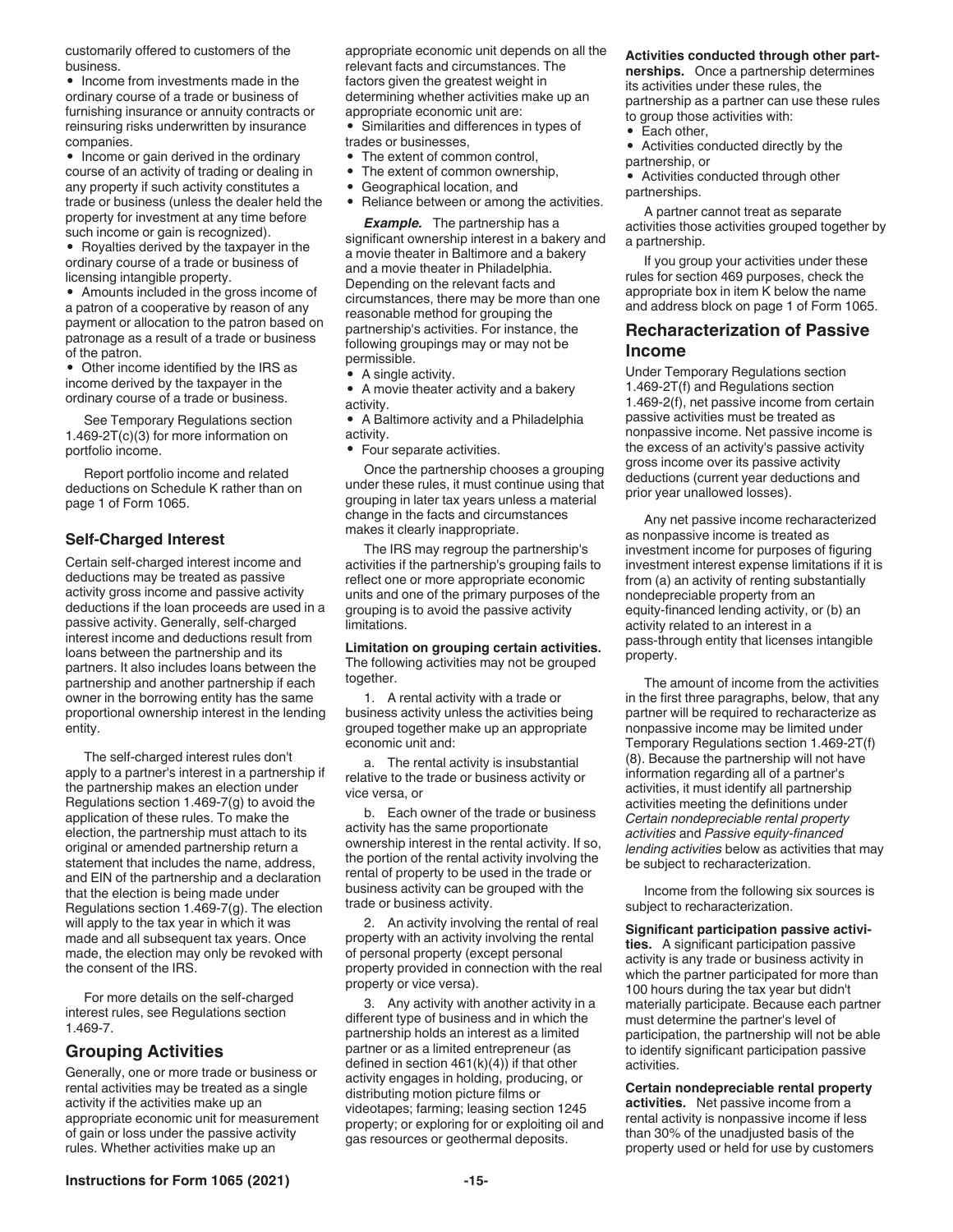customarily offered to customers of the business.

- Income from investments made in the ordinary course of a trade or business of furnishing insurance or annuity contracts or reinsuring risks underwritten by insurance companies.
- Income or gain derived in the ordinary course of an activity of trading or dealing in any property if such activity constitutes a trade or business (unless the dealer held the property for investment at any time before such income or gain is recognized).
- Royalties derived by the taxpayer in the ordinary course of a trade or business of licensing intangible property.
- Amounts included in the gross income of a patron of a cooperative by reason of any payment or allocation to the patron based on patronage as a result of a trade or business of the patron.
- Other income identified by the IRS as income derived by the taxpayer in the ordinary course of a trade or business.

See Temporary Regulations section 1.469-2T(c)(3) for more information on portfolio income.

Report portfolio income and related deductions on Schedule K rather than on page 1 of Form 1065.

### Self-Charged Interest

Certain self-charged interest income and deductions may be treated as passive activity gross income and passive activity deductions if the loan proceeds are used in a passive activity. Generally, self-charged interest income and deductions result from loans between the partnership and its partners. It also includes loans between the partnership and another partnership if each owner in the borrowing entity has the same proportional ownership interest in the lending entity.

The self-charged interest rules don't apply to a partner's interest in a partnership if the partnership makes an election under Regulations section 1.469-7(g) to avoid the application of these rules. To make the election, the partnership must attach to its original or amended partnership return a statement that includes the name, address, and EIN of the partnership and a declaration that the election is being made under Regulations section 1.469-7(g). The election will apply to the tax year in which it was made and all subsequent tax years. Once made, the election may only be revoked with the consent of the IRS.

For more details on the self-charged interest rules, see Regulations section 1.469-7.

## Grouping Activities

Generally, one or more trade or business or rental activities may be treated as a single activity if the activities make up an appropriate economic unit for measurement of gain or loss under the passive activity rules. Whether activities make up an appropriate economic unit depends on all the relevant facts and circumstances. The factors given the greatest weight in determining whether activities make up an appropriate economic unit are:

- Similarities and differences in types of trades or businesses,
- The extent of common control,
- The extent of common ownership,
- Geographical location, and
- Reliance between or among the activities.

***Example.*** The partnership has a significant ownership interest in a bakery and a movie theater in Baltimore and a bakery and a movie theater in Philadelphia. Depending on the relevant facts and circumstances, there may be more than one reasonable method for grouping the partnership's activities. For instance, the following groupings may or may not be permissible.

- A single activity.
- A movie theater activity and a bakery activity.
- A Baltimore activity and a Philadelphia activity.
- Four separate activities.

Once the partnership chooses a grouping under these rules, it must continue using that grouping in later tax years unless a material change in the facts and circumstances makes it clearly inappropriate.

The IRS may regroup the partnership's activities if the partnership's grouping fails to reflect one or more appropriate economic units and one of the primary purposes of the grouping is to avoid the passive activity limitations.

**Limitation on grouping certain activities.** The following activities may not be grouped together.

1. A rental activity with a trade or business activity unless the activities being grouped together make up an appropriate economic unit and:

   a. The rental activity is insubstantial relative to the trade or business activity or vice versa, or

   b. Each owner of the trade or business activity has the same proportionate ownership interest in the rental activity. If so, the portion of the rental activity involving the rental of property to be used in the trade or business activity can be grouped with the trade or business activity.

2. An activity involving the rental of real property with an activity involving the rental of personal property (except personal property provided in connection with the real property or vice versa).

3. Any activity with another activity in a different type of business and in which the partnership holds an interest as a limited partner or as a limited entrepreneur (as defined in section 461(k)(4)) if that other activity engages in holding, producing, or distributing motion picture films or videotapes; farming; leasing section 1245 property; or exploring for or exploiting oil and gas resources or geothermal deposits.

**Activities conducted through other partnerships.** Once a partnership determines its activities under these rules, the partnership as a partner can use these rules to group those activities with:

- Each other,
- Activities conducted directly by the partnership, or
- Activities conducted through other partnerships.

A partner cannot treat as separate activities those activities grouped together by a partnership.

If you group your activities under these rules for section 469 purposes, check the appropriate box in item K below the name and address block on page 1 of Form 1065.

## Recharacterization of Passive Income

Under Temporary Regulations section 1.469-2T(f) and Regulations section 1.469-2(f), net passive income from certain passive activities must be treated as nonpassive income. Net passive income is the excess of an activity's passive activity gross income over its passive activity deductions (current year deductions and prior year unallowed losses).

Any net passive income recharacterized as nonpassive income is treated as investment income for purposes of figuring investment interest expense limitations if it is from (a) an activity of renting substantially nondepreciable property from an equity-financed lending activity, or (b) an activity related to an interest in a pass-through entity that licenses intangible property.

The amount of income from the activities in the first three paragraphs, below, that any partner will be required to recharacterize as nonpassive income may be limited under Temporary Regulations section 1.469-2T(f)(8). Because the partnership will not have information regarding all of a partner's activities, it must identify all partnership activities meeting the definitions under *Certain nondepreciable rental property activities* and *Passive equity-financed lending activities* below as activities that may be subject to recharacterization.

Income from the following six sources is subject to recharacterization.

**Significant participation passive activities.** A significant participation passive activity is any trade or business activity in which the partner participated for more than 100 hours during the tax year but didn't materially participate. Because each partner must determine the partner's level of participation, the partnership will not be able to identify significant participation passive activities.

**Certain nondepreciable rental property activities.** Net passive income from a rental activity is nonpassive income if less than 30% of the unadjusted basis of the property used or held for use by customers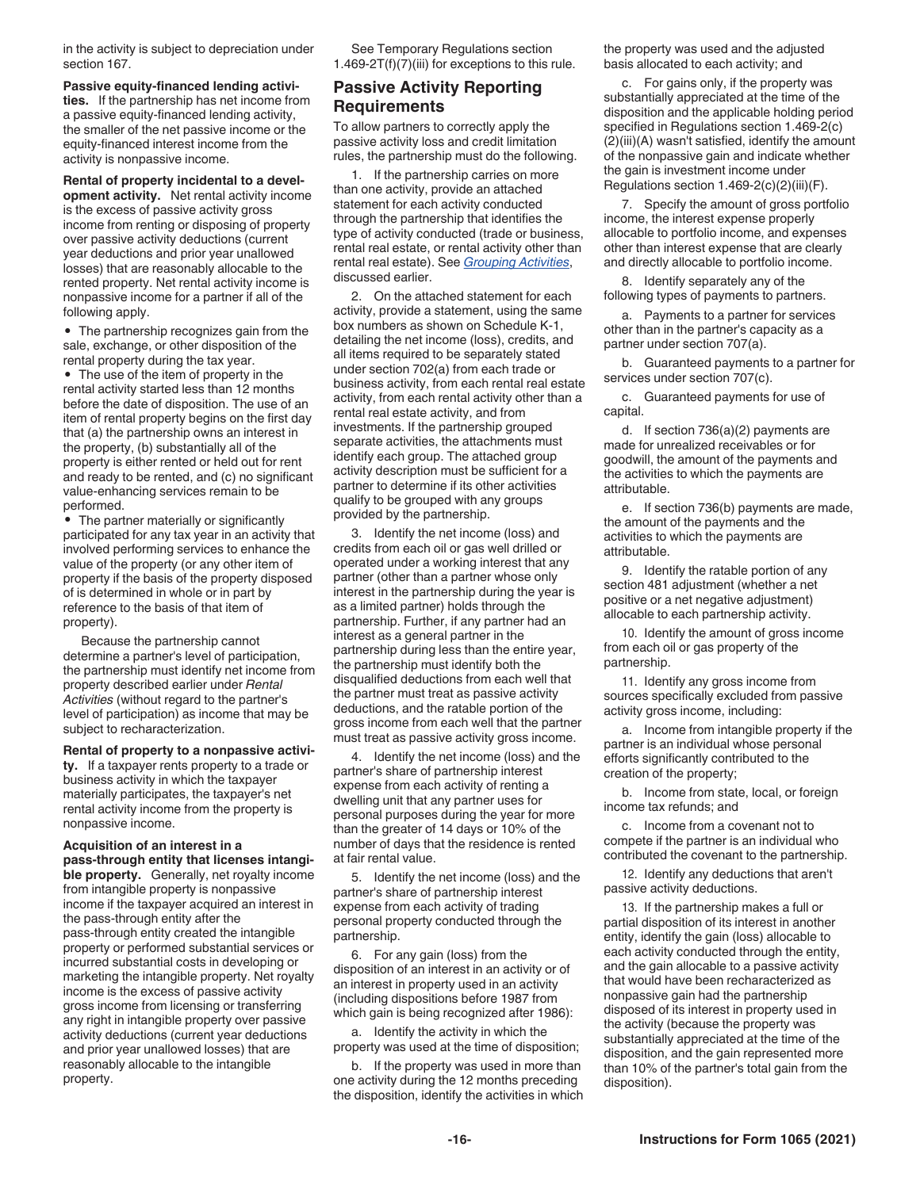in the activity is subject to depreciation under section 167.

**Passive equity-financed lending activities.** If the partnership has net income from a passive equity-financed lending activity, the smaller of the net passive income or the equity-financed interest income from the activity is nonpassive income.

**Rental of property incidental to a development activity.** Net rental activity income is the excess of passive activity gross income from renting or disposing of property over passive activity deductions (current year deductions and prior year unallowed losses) that are reasonably allocable to the rented property. Net rental activity income is nonpassive income for a partner if all of the following apply.

- The partnership recognizes gain from the sale, exchange, or other disposition of the rental property during the tax year.
- The use of the item of property in the rental activity started less than 12 months before the date of disposition. The use of an item of rental property begins on the first day that (a) the partnership owns an interest in the property, (b) substantially all of the property is either rented or held out for rent and ready to be rented, and (c) no significant value-enhancing services remain to be performed.
- The partner materially or significantly participated for any tax year in an activity that involved performing services to enhance the value of the property (or any other item of property if the basis of the property disposed of is determined in whole or in part by reference to the basis of that item of property).

Because the partnership cannot determine a partner's level of participation, the partnership must identify net income from property described earlier under *Rental Activities* (without regard to the partner's level of participation) as income that may be subject to recharacterization.

**Rental of property to a nonpassive activity.** If a taxpayer rents property to a trade or business activity in which the taxpayer materially participates, the taxpayer's net rental activity income from the property is nonpassive income.

**Acquisition of an interest in a pass-through entity that licenses intangible property.** Generally, net royalty income from intangible property is nonpassive income if the taxpayer acquired an interest in the pass-through entity after the pass-through entity created the intangible property or performed substantial services or incurred substantial costs in developing or marketing the intangible property. Net royalty income is the excess of passive activity gross income from licensing or transferring any right in intangible property over passive activity deductions (current year deductions and prior year unallowed losses) that are reasonably allocable to the intangible property.

See Temporary Regulations section 1.469-2T(f)(7)(iii) for exceptions to this rule.

## Passive Activity Reporting Requirements

To allow partners to correctly apply the passive activity loss and credit limitation rules, the partnership must do the following.

1. If the partnership carries on more than one activity, provide an attached statement for each activity conducted through the partnership that identifies the type of activity conducted (trade or business, rental real estate, or rental activity other than rental real estate). See *Grouping Activities*, discussed earlier.

2. On the attached statement for each activity, provide a statement, using the same box numbers as shown on Schedule K-1, detailing the net income (loss), credits, and all items required to be separately stated under section 702(a) from each trade or business activity, from each rental real estate activity, from each rental activity other than a rental real estate activity, and from investments. If the partnership grouped separate activities, the attachments must identify each group. The attached group activity description must be sufficient for a partner to determine if its other activities qualify to be grouped with any groups provided by the partnership.

3. Identify the net income (loss) and credits from each oil or gas well drilled or operated under a working interest that any partner (other than a partner whose only interest in the partnership during the year is as a limited partner) holds through the partnership. Further, if any partner had an interest as a general partner in the partnership during less than the entire year, the partnership must identify both the disqualified deductions from each well that the partner must treat as passive activity deductions, and the ratable portion of the gross income from each well that the partner must treat as passive activity gross income.

4. Identify the net income (loss) and the partner's share of partnership interest expense from each activity of renting a dwelling unit that any partner uses for personal purposes during the year for more than the greater of 14 days or 10% of the number of days that the residence is rented at fair rental value.

5. Identify the net income (loss) and the partner's share of partnership interest expense from each activity of trading personal property conducted through the partnership.

6. For any gain (loss) from the disposition of an interest in an activity or of an interest in property used in an activity (including dispositions before 1987 from which gain is being recognized after 1986):

a. Identify the activity in which the property was used at the time of disposition;

b. If the property was used in more than one activity during the 12 months preceding the disposition, identify the activities in which the property was used and the adjusted basis allocated to each activity; and

c. For gains only, if the property was substantially appreciated at the time of the disposition and the applicable holding period specified in Regulations section 1.469-2(c)(2)(iii)(A) wasn't satisfied, identify the amount of the nonpassive gain and indicate whether the gain is investment income under Regulations section 1.469-2(c)(2)(iii)(F).

7. Specify the amount of gross portfolio income, the interest expense properly allocable to portfolio income, and expenses other than interest expense that are clearly and directly allocable to portfolio income.

8. Identify separately any of the following types of payments to partners.

a. Payments to a partner for services other than in the partner's capacity as a partner under section 707(a).

b. Guaranteed payments to a partner for services under section 707(c).

c. Guaranteed payments for use of capital.

d. If section 736(a)(2) payments are made for unrealized receivables or for goodwill, the amount of the payments and the activities to which the payments are attributable.

e. If section 736(b) payments are made, the amount of the payments and the activities to which the payments are attributable.

9. Identify the ratable portion of any section 481 adjustment (whether a net positive or a net negative adjustment) allocable to each partnership activity.

10. Identify the amount of gross income from each oil or gas property of the partnership.

11. Identify any gross income from sources specifically excluded from passive activity gross income, including:

a. Income from intangible property if the partner is an individual whose personal efforts significantly contributed to the creation of the property;

b. Income from state, local, or foreign income tax refunds; and

c. Income from a covenant not to compete if the partner is an individual who contributed the covenant to the partnership.

12. Identify any deductions that aren't passive activity deductions.

13. If the partnership makes a full or partial disposition of its interest in another entity, identify the gain (loss) allocable to each activity conducted through the entity, and the gain allocable to a passive activity that would have been recharacterized as nonpassive gain had the partnership disposed of its interest in property used in the activity (because the property was substantially appreciated at the time of the disposition, and the gain represented more than 10% of the partner's total gain from the disposition).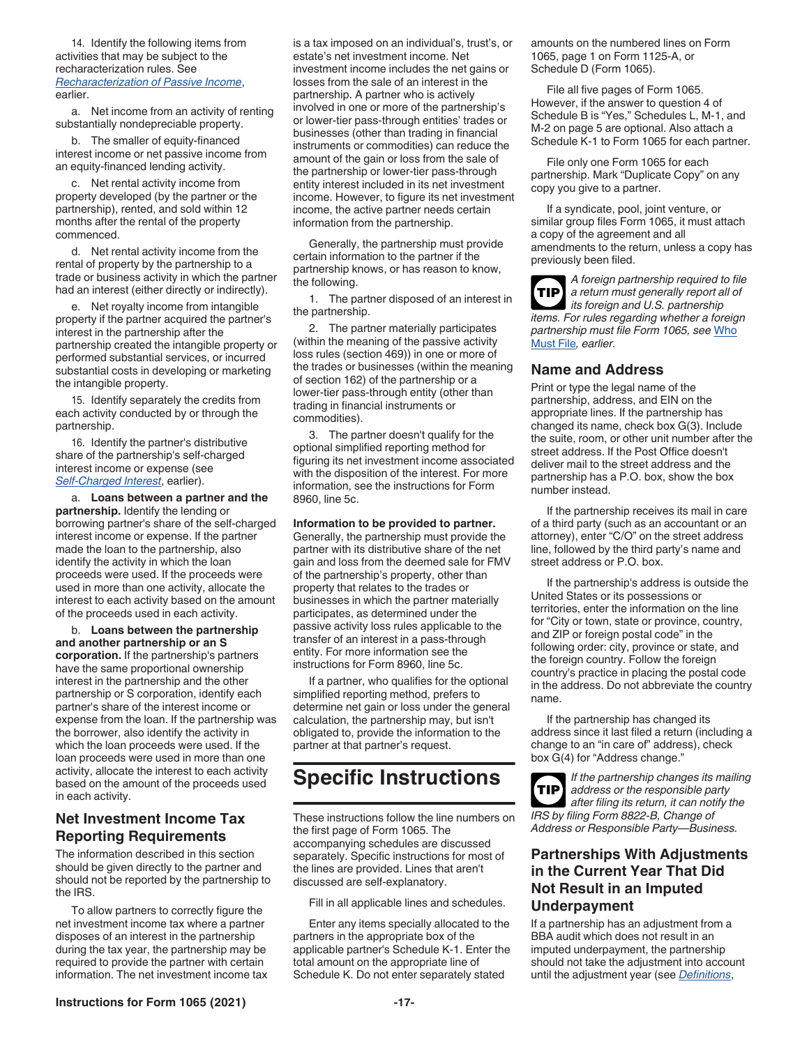14. Identify the following items from activities that may be subject to the recharacterization rules. See *Recharacterization of Passive Income*, earlier.

a. Net income from an activity of renting substantially nondepreciable property.

b. The smaller of equity-financed interest income or net passive income from an equity-financed lending activity.

c. Net rental activity income from property developed (by the partner or the partnership), rented, and sold within 12 months after the rental of the property commenced.

d. Net rental activity income from the rental of property by the partnership to a trade or business activity in which the partner had an interest (either directly or indirectly).

e. Net royalty income from intangible property if the partner acquired the partner's interest in the partnership after the partnership created the intangible property or performed substantial services, or incurred substantial costs in developing or marketing the intangible property.

15. Identify separately the credits from each activity conducted by or through the partnership.

16. Identify the partner's distributive share of the partnership's self-charged interest income or expense (see *Self-Charged Interest*, earlier).

a. **Loans between a partner and the partnership.** Identify the lending or borrowing partner's share of the self-charged interest income or expense. If the partner made the loan to the partnership, also identify the activity in which the loan proceeds were used. If the proceeds were used in more than one activity, allocate the interest to each activity based on the amount of the proceeds used in each activity.

b. **Loans between the partnership and another partnership or an S corporation.** If the partnership's partners have the same proportional ownership interest in the partnership and the other partnership or S corporation, identify each partner's share of the interest income or expense from the loan. If the partnership was the borrower, also identify the activity in which the loan proceeds were used. If the loan proceeds were used in more than one activity, allocate the interest to each activity based on the amount of the proceeds used in each activity.

## Net Investment Income Tax Reporting Requirements

The information described in this section should be given directly to the partner and should not be reported by the partnership to the IRS.

To allow partners to correctly figure the net investment income tax where a partner disposes of an interest in the partnership during the tax year, the partnership may be required to provide the partner with certain information. The net investment income tax is a tax imposed on an individual's, trust's, or estate's net investment income. Net investment income includes the net gains or losses from the sale of an interest in the partnership. A partner who is actively involved in one or more of the partnership's or lower-tier pass-through entities' trades or businesses (other than trading in financial instruments or commodities) can reduce the amount of the gain or loss from the sale of the partnership or lower-tier pass-through entity interest included in its net investment income. However, to figure its net investment income, the active partner needs certain information from the partnership.

Generally, the partnership must provide certain information to the partner if the partnership knows, or has reason to know, the following.

1. The partner disposed of an interest in the partnership.

2. The partner materially participates (within the meaning of the passive activity loss rules (section 469)) in one or more of the trades or businesses (within the meaning of section 162) of the partnership or a lower-tier pass-through entity (other than trading in financial instruments or commodities).

3. The partner doesn't qualify for the optional simplified reporting method for figuring its net investment income associated with the disposition of the interest. For more information, see the instructions for Form 8960, line 5c.

**Information to be provided to partner.** Generally, the partnership must provide the partner with its distributive share of the net gain and loss from the deemed sale for FMV of the partnership's property, other than property that relates to the trades or businesses in which the partner materially participates, as determined under the passive activity loss rules applicable to the transfer of an interest in a pass-through entity. For more information see the instructions for Form 8960, line 5c.

If a partner, who qualifies for the optional simplified reporting method, prefers to determine net gain or loss under the general calculation, the partnership may, but isn't obligated to, provide the information to the partner at that partner's request.

# Specific Instructions

These instructions follow the line numbers on the first page of Form 1065. The accompanying schedules are discussed separately. Specific instructions for most of the lines are provided. Lines that aren't discussed are self-explanatory.

Fill in all applicable lines and schedules.

Enter any items specially allocated to the partners in the appropriate box of the applicable partner's Schedule K-1. Enter the total amount on the appropriate line of Schedule K. Do not enter separately stated amounts on the numbered lines on Form 1065, page 1 on Form 1125-A, or Schedule D (Form 1065).

File all five pages of Form 1065. However, if the answer to question 4 of Schedule B is "Yes," Schedules L, M-1, and M-2 on page 5 are optional. Also attach a Schedule K-1 to Form 1065 for each partner.

File only one Form 1065 for each partnership. Mark "Duplicate Copy" on any copy you give to a partner.

If a syndicate, pool, joint venture, or similar group files Form 1065, it must attach a copy of the agreement and all amendments to the return, unless a copy has previously been filed.

**TIP** *A foreign partnership required to file a return must generally report all of its foreign and U.S. partnership items. For rules regarding whether a foreign partnership must file Form 1065, see Who Must File, earlier.*

## Name and Address

Print or type the legal name of the partnership, address, and EIN on the appropriate lines. If the partnership has changed its name, check box G(3). Include the suite, room, or other unit number after the street address. If the Post Office doesn't deliver mail to the street address and the partnership has a P.O. box, show the box number instead.

If the partnership receives its mail in care of a third party (such as an accountant or an attorney), enter "C/O" on the street address line, followed by the third party's name and street address or P.O. box.

If the partnership's address is outside the United States or its possessions or territories, enter the information on the line for "City or town, state or province, country, and ZIP or foreign postal code" in the following order: city, province or state, and the foreign country. Follow the foreign country's practice in placing the postal code in the address. Do not abbreviate the country name.

If the partnership has changed its address since it last filed a return (including a change to an "in care of" address), check box G(4) for "Address change."

**TIP** *If the partnership changes its mailing address or the responsible party after filing its return, it can notify the IRS by filing Form 8822-B, Change of Address or Responsible Party—Business.*

## Partnerships With Adjustments in the Current Year That Did Not Result in an Imputed Underpayment

If a partnership has an adjustment from a BBA audit which does not result in an imputed underpayment, the partnership should not take the adjustment into account until the adjustment year (see *Definitions*,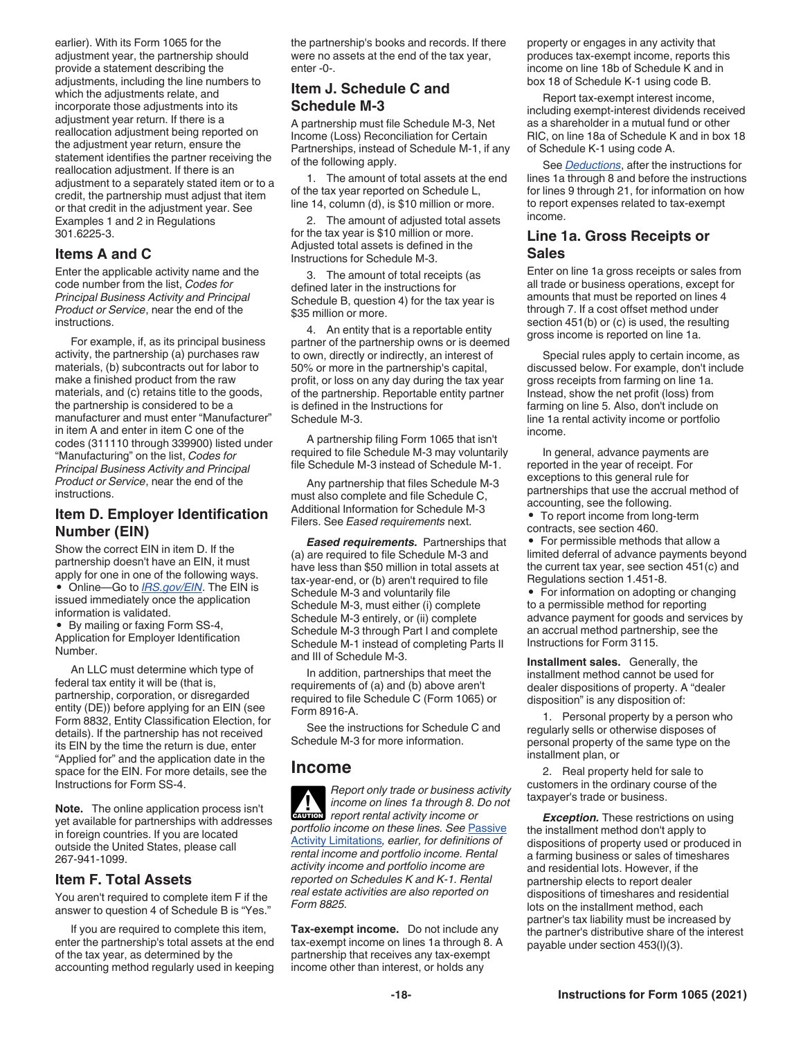earlier). With its Form 1065 for the adjustment year, the partnership should provide a statement describing the adjustments, including the line numbers to which the adjustments relate, and incorporate those adjustments into its adjustment year return. If there is a reallocation adjustment being reported on the adjustment year return, ensure the statement identifies the partner receiving the reallocation adjustment. If there is an adjustment to a separately stated item or to a credit, the partnership must adjust that item or that credit in the adjustment year. See Examples 1 and 2 in Regulations 301.6225-3.

## Items A and C

Enter the applicable activity name and the code number from the list, *Codes for Principal Business Activity and Principal Product or Service*, near the end of the instructions.

For example, if, as its principal business activity, the partnership (a) purchases raw materials, (b) subcontracts out for labor to make a finished product from the raw materials, and (c) retains title to the goods, the partnership is considered to be a manufacturer and must enter "Manufacturer" in item A and enter in item C one of the codes (311110 through 339900) listed under "Manufacturing" on the list, *Codes for Principal Business Activity and Principal Product or Service*, near the end of the instructions.

## Item D. Employer Identification Number (EIN)

Show the correct EIN in item D. If the partnership doesn't have an EIN, it must apply for one in one of the following ways.

- Online—Go to *IRS.gov/EIN*. The EIN is issued immediately once the application information is validated.
- By mailing or faxing Form SS-4, Application for Employer Identification Number.

An LLC must determine which type of federal tax entity it will be (that is, partnership, corporation, or disregarded entity (DE)) before applying for an EIN (see Form 8832, Entity Classification Election, for details). If the partnership has not received its EIN by the time the return is due, enter "Applied for" and the application date in the space for the EIN. For more details, see the Instructions for Form SS-4.

**Note.** The online application process isn't yet available for partnerships with addresses in foreign countries. If you are located outside the United States, please call 267-941-1099.

## Item F. Total Assets

You aren't required to complete item F if the answer to question 4 of Schedule B is "Yes."

If you are required to complete this item, enter the partnership's total assets at the end of the tax year, as determined by the accounting method regularly used in keeping the partnership's books and records. If there were no assets at the end of the tax year, enter -0-.

## Item J. Schedule C and Schedule M-3

A partnership must file Schedule M-3, Net Income (Loss) Reconciliation for Certain Partnerships, instead of Schedule M-1, if any of the following apply.

1. The amount of total assets at the end of the tax year reported on Schedule L, line 14, column (d), is $10 million or more.
2. The amount of adjusted total assets for the tax year is $10 million or more. Adjusted total assets is defined in the Instructions for Schedule M-3.
3. The amount of total receipts (as defined later in the instructions for Schedule B, question 4) for the tax year is $35 million or more.
4. An entity that is a reportable entity partner of the partnership owns or is deemed to own, directly or indirectly, an interest of 50% or more in the partnership's capital, profit, or loss on any day during the tax year of the partnership. Reportable entity partner is defined in the Instructions for Schedule M-3.

A partnership filing Form 1065 that isn't required to file Schedule M-3 may voluntarily file Schedule M-3 instead of Schedule M-1.

Any partnership that files Schedule M-3 must also complete and file Schedule C, Additional Information for Schedule M-3 Filers. See *Eased requirements* next.

***Eased requirements.*** Partnerships that (a) are required to file Schedule M-3 and have less than $50 million in total assets at tax-year-end, or (b) aren't required to file Schedule M-3 and voluntarily file Schedule M-3, must either (i) complete Schedule M-3 entirely, or (ii) complete Schedule M-3 through Part I and complete Schedule M-1 instead of completing Parts II and III of Schedule M-3.

In addition, partnerships that meet the requirements of (a) and (b) above aren't required to file Schedule C (Form 1065) or Form 8916-A.

See the instructions for Schedule C and Schedule M-3 for more information.

# Income

**CAUTION:** *Report only trade or business activity income on lines 1a through 8. Do not report rental activity income or portfolio income on these lines. See* Passive Activity Limitations*, earlier, for definitions of rental income and portfolio income. Rental activity income and portfolio income are reported on Schedules K and K-1. Rental real estate activities are also reported on Form 8825.*

**Tax-exempt income.** Do not include any tax-exempt income on lines 1a through 8. A partnership that receives any tax-exempt income other than interest, or holds any property or engages in any activity that produces tax-exempt income, reports this income on line 18b of Schedule K and in box 18 of Schedule K-1 using code B.

Report tax-exempt interest income, including exempt-interest dividends received as a shareholder in a mutual fund or other RIC, on line 18a of Schedule K and in box 18 of Schedule K-1 using code A.

See *Deductions*, after the instructions for lines 1a through 8 and before the instructions for lines 9 through 21, for information on how to report expenses related to tax-exempt income.

## Line 1a. Gross Receipts or Sales

Enter on line 1a gross receipts or sales from all trade or business operations, except for amounts that must be reported on lines 4 through 7. If a cost offset method under section 451(b) or (c) is used, the resulting gross income is reported on line 1a.

Special rules apply to certain income, as discussed below. For example, don't include gross receipts from farming on line 1a. Instead, show the net profit (loss) from farming on line 5. Also, don't include on line 1a rental activity income or portfolio income.

In general, advance payments are reported in the year of receipt. For exceptions to this general rule for partnerships that use the accrual method of accounting, see the following.

- To report income from long-term contracts, see section 460.
- For permissible methods that allow a limited deferral of advance payments beyond the current tax year, see section 451(c) and Regulations section 1.451-8.
- For information on adopting or changing to a permissible method for reporting advance payment for goods and services by an accrual method partnership, see the Instructions for Form 3115.

**Installment sales.** Generally, the installment method cannot be used for dealer dispositions of property. A "dealer disposition" is any disposition of:

1. Personal property by a person who regularly sells or otherwise disposes of personal property of the same type on the installment plan, or
2. Real property held for sale to customers in the ordinary course of the taxpayer's trade or business.

***Exception.*** These restrictions on using the installment method don't apply to dispositions of property used or produced in a farming business or sales of timeshares and residential lots. However, if the partnership elects to report dealer dispositions of timeshares and residential lots on the installment method, each partner's tax liability must be increased by the partner's distributive share of the interest payable under section 453(l)(3).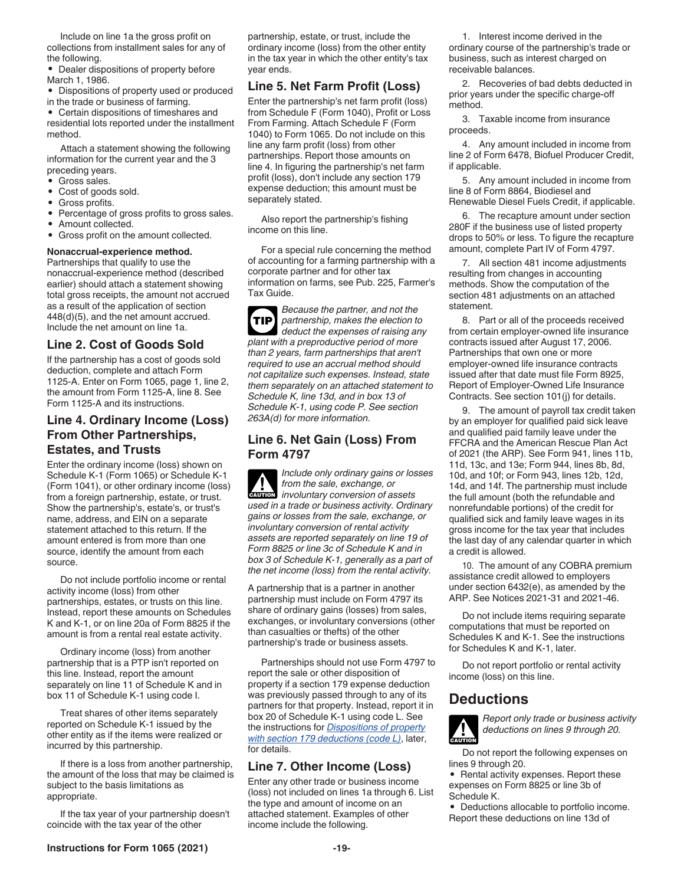Include on line 1a the gross profit on collections from installment sales for any of the following.

- Dealer dispositions of property before March 1, 1986.
- Dispositions of property used or produced in the trade or business of farming.
- Certain dispositions of timeshares and residential lots reported under the installment method.

Attach a statement showing the following information for the current year and the 3 preceding years.

- Gross sales.
- Cost of goods sold.
- Gross profits.
- Percentage of gross profits to gross sales.
- Amount collected.
- Gross profit on the amount collected.

**Nonaccrual-experience method.** Partnerships that qualify to use the nonaccrual-experience method (described earlier) should attach a statement showing total gross receipts, the amount not accrued as a result of the application of section 448(d)(5), and the net amount accrued. Include the net amount on line 1a.

## Line 2. Cost of Goods Sold

If the partnership has a cost of goods sold deduction, complete and attach Form 1125-A. Enter on Form 1065, page 1, line 2, the amount from Form 1125-A, line 8. See Form 1125-A and its instructions.

## Line 4. Ordinary Income (Loss) From Other Partnerships, Estates, and Trusts

Enter the ordinary income (loss) shown on Schedule K-1 (Form 1065) or Schedule K-1 (Form 1041), or other ordinary income (loss) from a foreign partnership, estate, or trust. Show the partnership's, estate's, or trust's name, address, and EIN on a separate statement attached to this return. If the amount entered is from more than one source, identify the amount from each source.

Do not include portfolio income or rental activity income (loss) from other partnerships, estates, or trusts on this line. Instead, report these amounts on Schedules K and K-1, or on line 20a of Form 8825 if the amount is from a rental real estate activity.

Ordinary income (loss) from another partnership that is a PTP isn't reported on this line. Instead, report the amount separately on line 11 of Schedule K and in box 11 of Schedule K-1 using code I.

Treat shares of other items separately reported on Schedule K-1 issued by the other entity as if the items were realized or incurred by this partnership.

If there is a loss from another partnership, the amount of the loss that may be claimed is subject to the basis limitations as appropriate.

If the tax year of your partnership doesn't coincide with the tax year of the other partnership, estate, or trust, include the ordinary income (loss) from the other entity in the tax year in which the other entity's tax year ends.

## Line 5. Net Farm Profit (Loss)

Enter the partnership's net farm profit (loss) from Schedule F (Form 1040), Profit or Loss From Farming. Attach Schedule F (Form 1040) to Form 1065. Do not include on this line any farm profit (loss) from other partnerships. Report those amounts on line 4. In figuring the partnership's net farm profit (loss), don't include any section 179 expense deduction; this amount must be separately stated.

Also report the partnership's fishing income on this line.

For a special rule concerning the method of accounting for a farming partnership with a corporate partner and for other tax information on farms, see Pub. 225, Farmer's Tax Guide.

TIP *Because the partner, and not the partnership, makes the election to deduct the expenses of raising any plant with a preproductive period of more than 2 years, farm partnerships that aren't required to use an accrual method should not capitalize such expenses. Instead, state them separately on an attached statement to Schedule K, line 13d, and in box 13 of Schedule K-1, using code P. See section 263A(d) for more information.*

## Line 6. Net Gain (Loss) From Form 4797

CAUTION *Include only ordinary gains or losses from the sale, exchange, or involuntary conversion of assets used in a trade or business activity. Ordinary gains or losses from the sale, exchange, or involuntary conversion of rental activity assets are reported separately on line 19 of Form 8825 or line 3c of Schedule K and in box 3 of Schedule K-1, generally as a part of the net income (loss) from the rental activity.*

A partnership that is a partner in another partnership must include on Form 4797 its share of ordinary gains (losses) from sales, exchanges, or involuntary conversions (other than casualties or thefts) of the other partnership's trade or business assets.

Partnerships should not use Form 4797 to report the sale or other disposition of property if a section 179 expense deduction was previously passed through to any of its partners for that property. Instead, report it in box 20 of Schedule K-1 using code L. See the instructions for *Dispositions of property with section 179 deductions (code L)*, later, for details.

## Line 7. Other Income (Loss)

Enter any other trade or business income (loss) not included on lines 1a through 6. List the type and amount of income on an attached statement. Examples of other income include the following.

1. Interest income derived in the ordinary course of the partnership's trade or business, such as interest charged on receivable balances.

2. Recoveries of bad debts deducted in prior years under the specific charge-off method.

3. Taxable income from insurance proceeds.

4. Any amount included in income from line 2 of Form 6478, Biofuel Producer Credit, if applicable.

5. Any amount included in income from line 8 of Form 8864, Biodiesel and Renewable Diesel Fuels Credit, if applicable.

6. The recapture amount under section 280F if the business use of listed property drops to 50% or less. To figure the recapture amount, complete Part IV of Form 4797.

7. All section 481 income adjustments resulting from changes in accounting methods. Show the computation of the section 481 adjustments on an attached statement.

8. Part or all of the proceeds received from certain employer-owned life insurance contracts issued after August 17, 2006. Partnerships that own one or more employer-owned life insurance contracts issued after that date must file Form 8925, Report of Employer-Owned Life Insurance Contracts. See section 101(j) for details.

9. The amount of payroll tax credit taken by an employer for qualified paid sick leave and qualified paid family leave under the FFCRA and the American Rescue Plan Act of 2021 (the ARP). See Form 941, lines 11b, 11d, 13c, and 13e; Form 944, lines 8b, 8d, 10d, and 10f; or Form 943, lines 12b, 12d, 14d, and 14f. The partnership must include the full amount (both the refundable and nonrefundable portions) of the credit for qualified sick and family leave wages in its gross income for the tax year that includes the last day of any calendar quarter in which a credit is allowed.

10. The amount of any COBRA premium assistance credit allowed to employers under section 6432(e), as amended by the ARP. See Notices 2021-31 and 2021-46.

Do not include items requiring separate computations that must be reported on Schedules K and K-1. See the instructions for Schedules K and K-1, later.

Do not report portfolio or rental activity income (loss) on this line.

# Deductions

CAUTION *Report only trade or business activity deductions on lines 9 through 20.*

Do not report the following expenses on lines 9 through 20.

- Rental activity expenses. Report these expenses on Form 8825 or line 3b of Schedule K.
- Deductions allocable to portfolio income. Report these deductions on line 13d of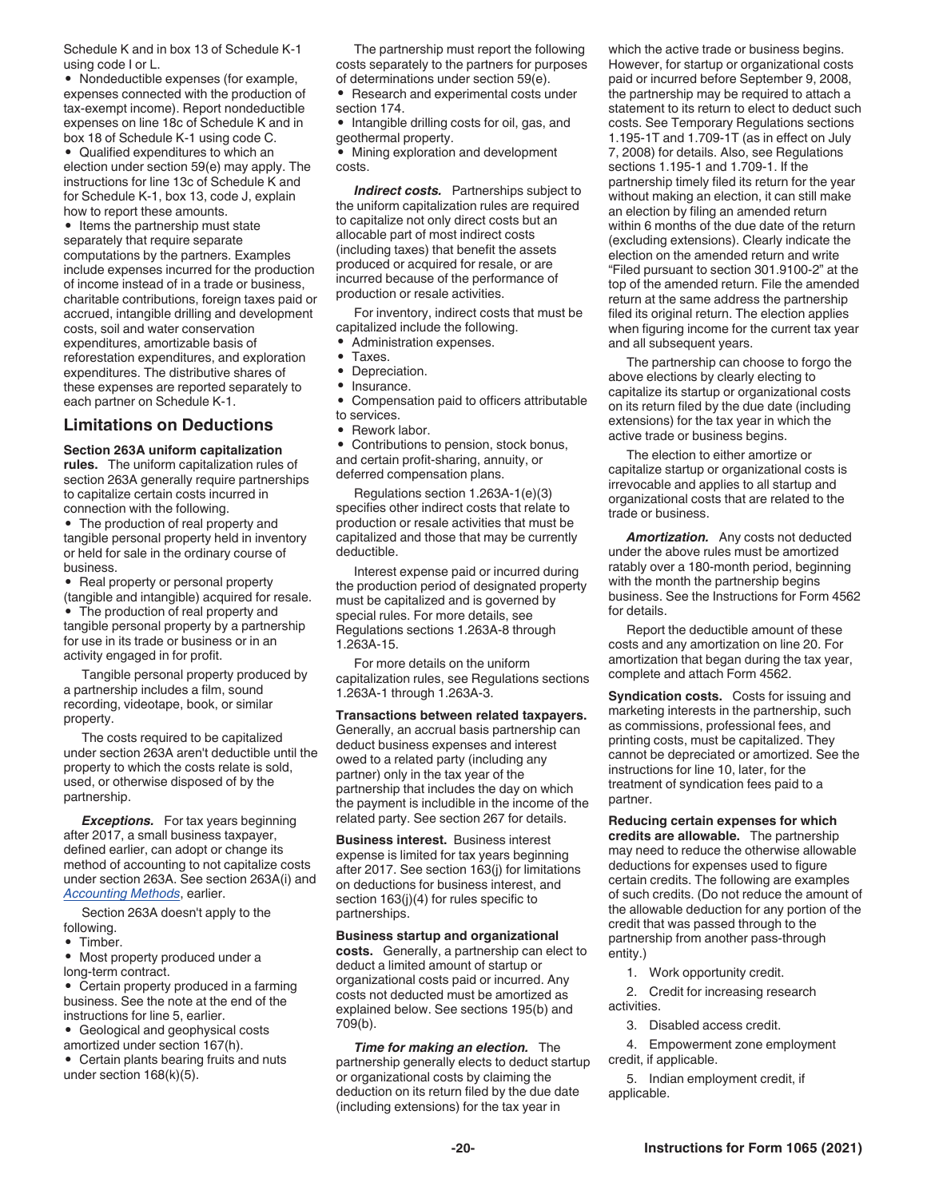Schedule K and in box 13 of Schedule K-1 using code I or L.

- Nondeductible expenses (for example, expenses connected with the production of tax-exempt income). Report nondeductible expenses on line 18c of Schedule K and in box 18 of Schedule K-1 using code C.
- Qualified expenditures to which an election under section 59(e) may apply. The instructions for line 13c of Schedule K and for Schedule K-1, box 13, code J, explain how to report these amounts.
- Items the partnership must state separately that require separate computations by the partners. Examples include expenses incurred for the production of income instead of in a trade or business, charitable contributions, foreign taxes paid or accrued, intangible drilling and development costs, soil and water conservation expenditures, amortizable basis of reforestation expenditures, and exploration expenditures. The distributive shares of these expenses are reported separately to each partner on Schedule K-1.

## Limitations on Deductions

**Section 263A uniform capitalization rules.** The uniform capitalization rules of section 263A generally require partnerships to capitalize certain costs incurred in connection with the following.

- The production of real property and tangible personal property held in inventory or held for sale in the ordinary course of business.
- Real property or personal property (tangible and intangible) acquired for resale.
- The production of real property and tangible personal property by a partnership for use in its trade or business or in an activity engaged in for profit.

Tangible personal property produced by a partnership includes a film, sound recording, videotape, book, or similar property.

The costs required to be capitalized under section 263A aren't deductible until the property to which the costs relate is sold, used, or otherwise disposed of by the partnership.

***Exceptions.*** For tax years beginning after 2017, a small business taxpayer, defined earlier, can adopt or change its method of accounting to not capitalize costs under section 263A. See section 263A(i) and *Accounting Methods*, earlier.

Section 263A doesn't apply to the following.

- Timber.
- Most property produced under a long-term contract.
- Certain property produced in a farming business. See the note at the end of the instructions for line 5, earlier.
- Geological and geophysical costs amortized under section 167(h).
- Certain plants bearing fruits and nuts under section 168(k)(5).

The partnership must report the following costs separately to the partners for purposes of determinations under section 59(e).

- Research and experimental costs under section 174.
- Intangible drilling costs for oil, gas, and geothermal property.
- Mining exploration and development costs.

***Indirect costs.*** Partnerships subject to the uniform capitalization rules are required to capitalize not only direct costs but an allocable part of most indirect costs (including taxes) that benefit the assets produced or acquired for resale, or are incurred because of the performance of production or resale activities.

For inventory, indirect costs that must be capitalized include the following.

- Administration expenses.
- Taxes.
- Depreciation.
- Insurance.
- Compensation paid to officers attributable to services.
- Rework labor.
- Contributions to pension, stock bonus, and certain profit-sharing, annuity, or deferred compensation plans.

Regulations section 1.263A-1(e)(3) specifies other indirect costs that relate to production or resale activities that must be capitalized and those that may be currently deductible.

Interest expense paid or incurred during the production period of designated property must be capitalized and is governed by special rules. For more details, see Regulations sections 1.263A-8 through 1.263A-15.

For more details on the uniform capitalization rules, see Regulations sections 1.263A-1 through 1.263A-3.

**Transactions between related taxpayers.** Generally, an accrual basis partnership can deduct business expenses and interest owed to a related party (including any partner) only in the tax year of the partnership that includes the day on which the payment is includible in the income of the related party. See section 267 for details.

**Business interest.** Business interest expense is limited for tax years beginning after 2017. See section 163(j) for limitations on deductions for business interest, and section 163(j)(4) for rules specific to partnerships.

**Business startup and organizational costs.** Generally, a partnership can elect to deduct a limited amount of startup or organizational costs paid or incurred. Any costs not deducted must be amortized as explained below. See sections 195(b) and 709(b).

***Time for making an election.*** The partnership generally elects to deduct startup or organizational costs by claiming the deduction on its return filed by the due date (including extensions) for the tax year in which the active trade or business begins. However, for startup or organizational costs paid or incurred before September 9, 2008, the partnership may be required to attach a statement to its return to elect to deduct such costs. See Temporary Regulations sections 1.195-1T and 1.709-1T (as in effect on July 7, 2008) for details. Also, see Regulations sections 1.195-1 and 1.709-1. If the partnership timely filed its return for the year without making an election, it can still make an election by filing an amended return within 6 months of the due date of the return (excluding extensions). Clearly indicate the election on the amended return and write "Filed pursuant to section 301.9100-2" at the top of the amended return. File the amended return at the same address the partnership filed its original return. The election applies when figuring income for the current tax year and all subsequent years.

The partnership can choose to forgo the above elections by clearly electing to capitalize its startup or organizational costs on its return filed by the due date (including extensions) for the tax year in which the active trade or business begins.

The election to either amortize or capitalize startup or organizational costs is irrevocable and applies to all startup and organizational costs that are related to the trade or business.

***Amortization.*** Any costs not deducted under the above rules must be amortized ratably over a 180-month period, beginning with the month the partnership begins business. See the Instructions for Form 4562 for details.

Report the deductible amount of these costs and any amortization on line 20. For amortization that began during the tax year, complete and attach Form 4562.

**Syndication costs.** Costs for issuing and marketing interests in the partnership, such as commissions, professional fees, and printing costs, must be capitalized. They cannot be depreciated or amortized. See the instructions for line 10, later, for the treatment of syndication fees paid to a partner.

**Reducing certain expenses for which credits are allowable.** The partnership may need to reduce the otherwise allowable deductions for expenses used to figure certain credits. The following are examples of such credits. (Do not reduce the amount of the allowable deduction for any portion of the credit that was passed through to the partnership from another pass-through entity.)

1. Work opportunity credit.
2. Credit for increasing research activities.
3. Disabled access credit.
4. Empowerment zone employment credit, if applicable.
5. Indian employment credit, if applicable.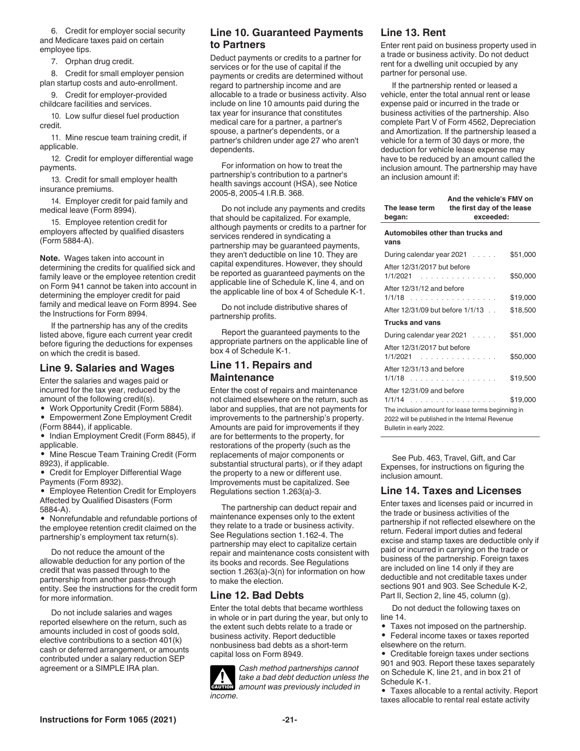6. Credit for employer social security and Medicare taxes paid on certain employee tips.

7. Orphan drug credit.

8. Credit for small employer pension plan startup costs and auto-enrollment.

9. Credit for employer-provided childcare facilities and services.

10. Low sulfur diesel fuel production credit.

11. Mine rescue team training credit, if applicable.

12. Credit for employer differential wage payments.

13. Credit for small employer health insurance premiums.

14. Employer credit for paid family and medical leave (Form 8994).

15. Employee retention credit for employers affected by qualified disasters (Form 5884-A).

**Note.** Wages taken into account in determining the credits for qualified sick and family leave or the employee retention credit on Form 941 cannot be taken into account in determining the employer credit for paid family and medical leave on Form 8994. See the Instructions for Form 8994.

If the partnership has any of the credits listed above, figure each current year credit before figuring the deductions for expenses on which the credit is based.

## Line 9. Salaries and Wages

Enter the salaries and wages paid or incurred for the tax year, reduced by the amount of the following credit(s).

- Work Opportunity Credit (Form 5884).
- Empowerment Zone Employment Credit (Form 8844), if applicable.
- Indian Employment Credit (Form 8845), if applicable.
- Mine Rescue Team Training Credit (Form 8923), if applicable.
- Credit for Employer Differential Wage Payments (Form 8932).
- Employee Retention Credit for Employers Affected by Qualified Disasters (Form 5884-A).
- Nonrefundable and refundable portions of the employee retention credit claimed on the partnership's employment tax return(s).

Do not reduce the amount of the allowable deduction for any portion of the credit that was passed through to the partnership from another pass-through entity. See the instructions for the credit form for more information.

Do not include salaries and wages reported elsewhere on the return, such as amounts included in cost of goods sold, elective contributions to a section 401(k) cash or deferred arrangement, or amounts contributed under a salary reduction SEP agreement or a SIMPLE IRA plan.

## Line 10. Guaranteed Payments to Partners

Deduct payments or credits to a partner for services or for the use of capital if the payments or credits are determined without regard to partnership income and are allocable to a trade or business activity. Also include on line 10 amounts paid during the tax year for insurance that constitutes medical care for a partner, a partner's spouse, a partner's dependents, or a partner's children under age 27 who aren't dependents.

For information on how to treat the partnership's contribution to a partner's health savings account (HSA), see Notice 2005-8, 2005-4 I.R.B. 368.

Do not include any payments and credits that should be capitalized. For example, although payments or credits to a partner for services rendered in syndicating a partnership may be guaranteed payments, they aren't deductible on line 10. They are capital expenditures. However, they should be reported as guaranteed payments on the applicable line of Schedule K, line 4, and on the applicable line of box 4 of Schedule K-1.

Do not include distributive shares of partnership profits.

Report the guaranteed payments to the appropriate partners on the applicable line of box 4 of Schedule K-1.

## Line 11. Repairs and Maintenance

Enter the cost of repairs and maintenance not claimed elsewhere on the return, such as labor and supplies, that are not payments for improvements to the partnership's property. Amounts are paid for improvements if they are for betterments to the property, for restorations of the property (such as the replacements of major components or substantial structural parts), or if they adapt the property to a new or different use. Improvements must be capitalized. See Regulations section 1.263(a)-3.

The partnership can deduct repair and maintenance expenses only to the extent they relate to a trade or business activity. See Regulations section 1.162-4. The partnership may elect to capitalize certain repair and maintenance costs consistent with its books and records. See Regulations section 1.263(a)-3(n) for information on how to make the election.

## Line 12. Bad Debts

Enter the total debts that became worthless in whole or in part during the year, but only to the extent such debts relate to a trade or business activity. Report deductible nonbusiness bad debts as a short-term capital loss on Form 8949.

**CAUTION** *Cash method partnerships cannot take a bad debt deduction unless the amount was previously included in income.*

## Line 13. Rent

Enter rent paid on business property used in a trade or business activity. Do not deduct rent for a dwelling unit occupied by any partner for personal use.

If the partnership rented or leased a vehicle, enter the total annual rent or lease expense paid or incurred in the trade or business activities of the partnership. Also complete Part V of Form 4562, Depreciation and Amortization. If the partnership leased a vehicle for a term of 30 days or more, the deduction for vehicle lease expense may have to be reduced by an amount called the inclusion amount. The partnership may have an inclusion amount if:

| The lease term began: | And the vehicle's FMV on the first day of the lease exceeded: |
|---|---|
| **Automobiles other than trucks and vans** | |
| During calendar year 2021 | $51,000 |
| After 12/31/2017 but before 1/1/2021 | $50,000 |
| After 12/31/12 and before 1/1/18 | $19,000 |
| After 12/31/09 but before 1/1/13 | $18,500 |
| **Trucks and vans** | |
| During calendar year 2021 | $51,000 |
| After 12/31/2017 but before 1/1/2021 | $50,000 |
| After 12/31/13 and before 1/1/18 | $19,500 |
| After 12/31/09 and before 1/1/14 | $19,000 |
| The inclusion amount for lease terms beginning in 2022 will be published in the Internal Revenue Bulletin in early 2022. | |

See Pub. 463, Travel, Gift, and Car Expenses, for instructions on figuring the inclusion amount.

## Line 14. Taxes and Licenses

Enter taxes and licenses paid or incurred in the trade or business activities of the partnership if not reflected elsewhere on the return. Federal import duties and federal excise and stamp taxes are deductible only if paid or incurred in carrying on the trade or business of the partnership. Foreign taxes are included on line 14 only if they are deductible and not creditable taxes under sections 901 and 903. See Schedule K-2, Part II, Section 2, line 45, column (g).

Do not deduct the following taxes on line 14.

- Taxes not imposed on the partnership.
- Federal income taxes or taxes reported elsewhere on the return.
- Creditable foreign taxes under sections 901 and 903. Report these taxes separately on Schedule K, line 21, and in box 21 of Schedule K-1.
- Taxes allocable to a rental activity. Report taxes allocable to rental real estate activity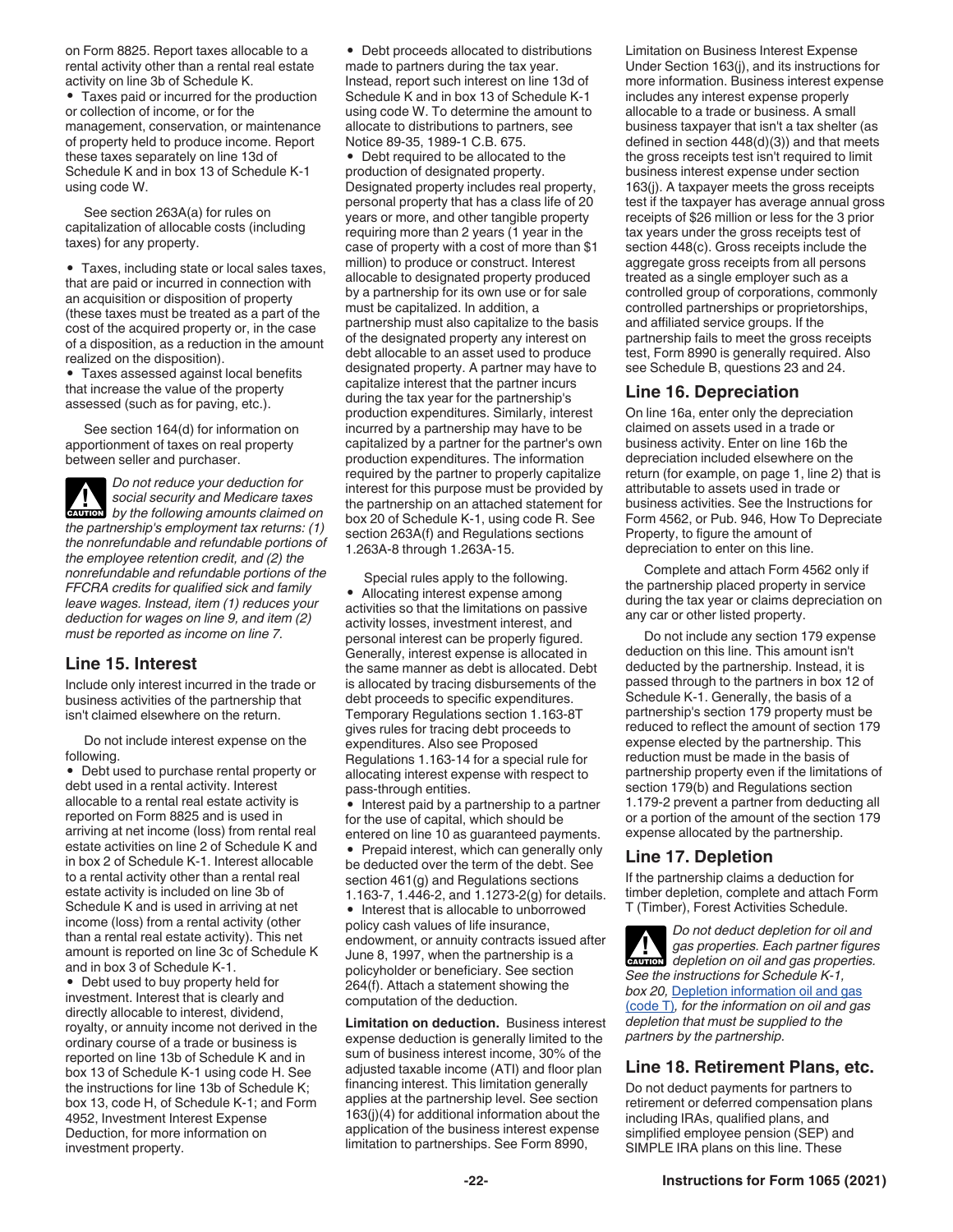on Form 8825. Report taxes allocable to a rental activity other than a rental real estate activity on line 3b of Schedule K.

- Taxes paid or incurred for the production or collection of income, or for the management, conservation, or maintenance of property held to produce income. Report these taxes separately on line 13d of Schedule K and in box 13 of Schedule K-1 using code W.

See section 263A(a) for rules on capitalization of allocable costs (including taxes) for any property.

- Taxes, including state or local sales taxes, that are paid or incurred in connection with an acquisition or disposition of property (these taxes must be treated as a part of the cost of the acquired property or, in the case of a disposition, as a reduction in the amount realized on the disposition).
- Taxes assessed against local benefits that increase the value of the property assessed (such as for paving, etc.).

See section 164(d) for information on apportionment of taxes on real property between seller and purchaser.

**CAUTION** *Do not reduce your deduction for social security and Medicare taxes by the following amounts claimed on the partnership's employment tax returns: (1) the nonrefundable and refundable portions of the employee retention credit, and (2) the nonrefundable and refundable portions of the FFCRA credits for qualified sick and family leave wages. Instead, item (1) reduces your deduction for wages on line 9, and item (2) must be reported as income on line 7.*

## Line 15. Interest

Include only interest incurred in the trade or business activities of the partnership that isn't claimed elsewhere on the return.

Do not include interest expense on the following.

- Debt used to purchase rental property or debt used in a rental activity. Interest allocable to a rental real estate activity is reported on Form 8825 and is used in arriving at net income (loss) from rental real estate activities on line 2 of Schedule K and in box 2 of Schedule K-1. Interest allocable to a rental activity other than a rental real estate activity is included on line 3b of Schedule K and is used in arriving at net income (loss) from a rental activity (other than a rental real estate activity). This net amount is reported on line 3c of Schedule K and in box 3 of Schedule K-1.
- Debt used to buy property held for investment. Interest that is clearly and directly allocable to interest, dividend, royalty, or annuity income not derived in the ordinary course of a trade or business is reported on line 13b of Schedule K and in box 13 of Schedule K-1 using code H. See the instructions for line 13b of Schedule K; box 13, code H, of Schedule K-1; and Form 4952, Investment Interest Expense Deduction, for more information on investment property.
- Debt proceeds allocated to distributions made to partners during the tax year. Instead, report such interest on line 13d of Schedule K and in box 13 of Schedule K-1 using code W. To determine the amount to allocate to distributions to partners, see Notice 89-35, 1989-1 C.B. 675.
- Debt required to be allocated to the production of designated property. Designated property includes real property, personal property that has a class life of 20 years or more, and other tangible property requiring more than 2 years (1 year in the case of property with a cost of more than $1 million) to produce or construct. Interest allocable to designated property produced by a partnership for its own use or for sale must be capitalized. In addition, a partnership must also capitalize to the basis of the designated property any interest on debt allocable to an asset used to produce designated property. A partner may have to capitalize interest that the partner incurs during the tax year for the partnership's production expenditures. Similarly, interest incurred by a partnership may have to be capitalized by a partner for the partner's own production expenditures. The information required by the partner to properly capitalize interest for this purpose must be provided by the partnership on an attached statement for box 20 of Schedule K-1, using code R. See section 263A(f) and Regulations sections 1.263A-8 through 1.263A-15.

Special rules apply to the following.

- Allocating interest expense among activities so that the limitations on passive activity losses, investment interest, and personal interest can be properly figured. Generally, interest expense is allocated in the same manner as debt is allocated. Debt is allocated by tracing disbursements of the debt proceeds to specific expenditures. Temporary Regulations section 1.163-8T gives rules for tracing debt proceeds to expenditures. Also see Proposed Regulations 1.163-14 for a special rule for allocating interest expense with respect to pass-through entities.
- Interest paid by a partnership to a partner for the use of capital, which should be entered on line 10 as guaranteed payments.
- Prepaid interest, which can generally only be deducted over the term of the debt. See section 461(g) and Regulations sections 1.163-7, 1.446-2, and 1.1273-2(g) for details.
- Interest that is allocable to unborrowed policy cash values of life insurance, endowment, or annuity contracts issued after June 8, 1997, when the partnership is a policyholder or beneficiary. See section 264(f). Attach a statement showing the computation of the deduction.

**Limitation on deduction.** Business interest expense deduction is generally limited to the sum of business interest income, 30% of the adjusted taxable income (ATI) and floor plan financing interest. This limitation generally applies at the partnership level. See section 163(j)(4) for additional information about the application of the business interest expense limitation to partnerships. See Form 8990, Limitation on Business Interest Expense Under Section 163(j), and its instructions for more information. Business interest expense includes any interest expense properly allocable to a trade or business. A small business taxpayer that isn't a tax shelter (as defined in section 448(d)(3)) and that meets the gross receipts test isn't required to limit business interest expense under section 163(j). A taxpayer meets the gross receipts test if the taxpayer has average annual gross receipts of $26 million or less for the 3 prior tax years under the gross receipts test of section 448(c). Gross receipts include the aggregate gross receipts from all persons treated as a single employer such as a controlled group of corporations, commonly controlled partnerships or proprietorships, and affiliated service groups. If the partnership fails to meet the gross receipts test, Form 8990 is generally required. Also see Schedule B, questions 23 and 24.

## Line 16. Depreciation

On line 16a, enter only the depreciation claimed on assets used in a trade or business activity. Enter on line 16b the depreciation included elsewhere on the return (for example, on page 1, line 2) that is attributable to assets used in trade or business activities. See the Instructions for Form 4562, or Pub. 946, How To Depreciate Property, to figure the amount of depreciation to enter on this line.

Complete and attach Form 4562 only if the partnership placed property in service during the tax year or claims depreciation on any car or other listed property.

Do not include any section 179 expense deduction on this line. This amount isn't deducted by the partnership. Instead, it is passed through to the partners in box 12 of Schedule K-1. Generally, the basis of a partnership's section 179 property must be reduced to reflect the amount of section 179 expense elected by the partnership. This reduction must be made in the basis of partnership property even if the limitations of section 179(b) and Regulations section 1.179-2 prevent a partner from deducting all or a portion of the amount of the section 179 expense allocated by the partnership.

## Line 17. Depletion

If the partnership claims a deduction for timber depletion, complete and attach Form T (Timber), Forest Activities Schedule.

**CAUTION** *Do not deduct depletion for oil and gas properties. Each partner figures depletion on oil and gas properties. See the instructions for Schedule K-1, box 20, Depletion information oil and gas (code T), for the information on oil and gas depletion that must be supplied to the partners by the partnership.*

## Line 18. Retirement Plans, etc.

Do not deduct payments for partners to retirement or deferred compensation plans including IRAs, qualified plans, and simplified employee pension (SEP) and SIMPLE IRA plans on this line. These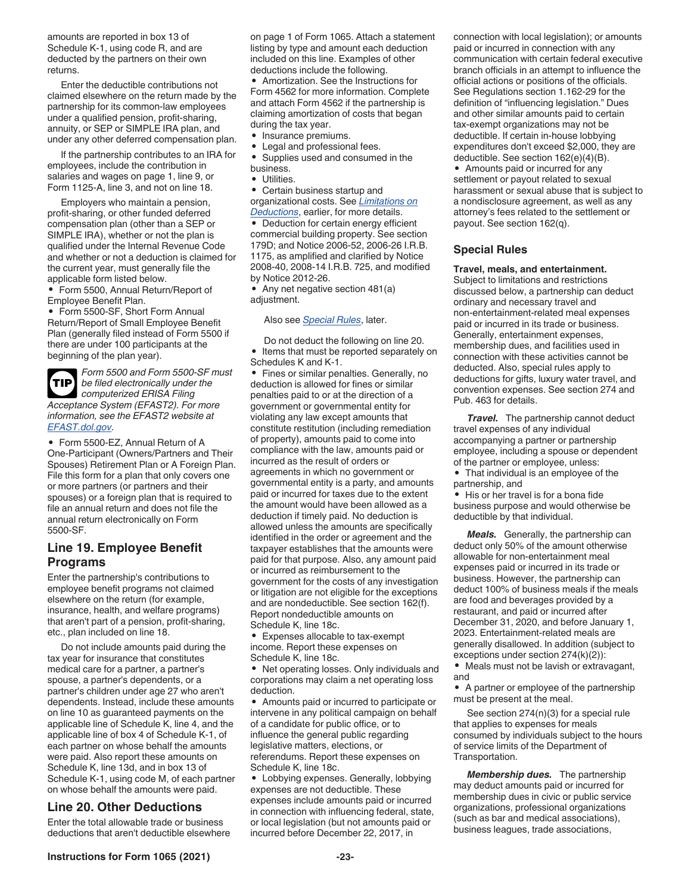amounts are reported in box 13 of Schedule K-1, using code R, and are deducted by the partners on their own returns.

Enter the deductible contributions not claimed elsewhere on the return made by the partnership for its common-law employees under a qualified pension, profit-sharing, annuity, or SEP or SIMPLE IRA plan, and under any other deferred compensation plan.

If the partnership contributes to an IRA for employees, include the contribution in salaries and wages on page 1, line 9, or Form 1125-A, line 3, and not on line 18.

Employers who maintain a pension, profit-sharing, or other funded deferred compensation plan (other than a SEP or SIMPLE IRA), whether or not the plan is qualified under the Internal Revenue Code and whether or not a deduction is claimed for the current year, must generally file the applicable form listed below.

- Form 5500, Annual Return/Report of Employee Benefit Plan.
- Form 5500-SF, Short Form Annual Return/Report of Small Employee Benefit Plan (generally filed instead of Form 5500 if there are under 100 participants at the beginning of the plan year).

**TIP** *Form 5500 and Form 5500-SF must be filed electronically under the computerized ERISA Filing Acceptance System (EFAST2). For more information, see the EFAST2 website at EFAST.dol.gov.*

- Form 5500-EZ, Annual Return of A One-Participant (Owners/Partners and Their Spouses) Retirement Plan or A Foreign Plan. File this form for a plan that only covers one or more partners (or partners and their spouses) or a foreign plan that is required to file an annual return and does not file the annual return electronically on Form 5500-SF.

## Line 19. Employee Benefit Programs

Enter the partnership's contributions to employee benefit programs not claimed elsewhere on the return (for example, insurance, health, and welfare programs) that aren't part of a pension, profit-sharing, etc., plan included on line 18.

Do not include amounts paid during the tax year for insurance that constitutes medical care for a partner, a partner's spouse, a partner's dependents, or a partner's children under age 27 who aren't dependents. Instead, include these amounts on line 10 as guaranteed payments on the applicable line of Schedule K, line 4, and the applicable line of box 4 of Schedule K-1, of each partner on whose behalf the amounts were paid. Also report these amounts on Schedule K, line 13d, and in box 13 of Schedule K-1, using code M, of each partner on whose behalf the amounts were paid.

## Line 20. Other Deductions

Enter the total allowable trade or business deductions that aren't deductible elsewhere on page 1 of Form 1065. Attach a statement listing by type and amount each deduction included on this line. Examples of other deductions include the following.

- Amortization. See the Instructions for Form 4562 for more information. Complete and attach Form 4562 if the partnership is claiming amortization of costs that began during the tax year.
- Insurance premiums.
- Legal and professional fees.
- Supplies used and consumed in the business.
- Utilities.
- Certain business startup and organizational costs. See *Limitations on Deductions*, earlier, for more details.
- Deduction for certain energy efficient commercial building property. See section 179D; and Notice 2006-52, 2006-26 I.R.B. 1175, as amplified and clarified by Notice 2008-40, 2008-14 I.R.B. 725, and modified by Notice 2012-26.
- Any net negative section 481(a) adjustment.

Also see *Special Rules*, later.

Do not deduct the following on line 20.

- Items that must be reported separately on Schedules K and K-1.
- Fines or similar penalties. Generally, no deduction is allowed for fines or similar penalties paid to or at the direction of a government or governmental entity for violating any law except amounts that constitute restitution (including remediation of property), amounts paid to come into compliance with the law, amounts paid or incurred as the result of orders or agreements in which no government or governmental entity is a party, and amounts paid or incurred for taxes due to the extent the amount would have been allowed as a deduction if timely paid. No deduction is allowed unless the amounts are specifically identified in the order or agreement and the taxpayer establishes that the amounts were paid for that purpose. Also, any amount paid or incurred as reimbursement to the government for the costs of any investigation or litigation are not eligible for the exceptions and are nondeductible. See section 162(f). Report nondeductible amounts on Schedule K, line 18c.
- Expenses allocable to tax-exempt income. Report these expenses on Schedule K, line 18c.
- Net operating losses. Only individuals and corporations may claim a net operating loss deduction.
- Amounts paid or incurred to participate or intervene in any political campaign on behalf of a candidate for public office, or to influence the general public regarding legislative matters, elections, or referendums. Report these expenses on Schedule K, line 18c.
- Lobbying expenses. Generally, lobbying expenses are not deductible. These expenses include amounts paid or incurred in connection with influencing federal, state, or local legislation (but not amounts paid or incurred before December 22, 2017, in connection with local legislation); or amounts paid or incurred in connection with any communication with certain federal executive branch officials in an attempt to influence the official actions or positions of the officials. See Regulations section 1.162-29 for the definition of "influencing legislation." Dues and other similar amounts paid to certain tax-exempt organizations may not be deductible. If certain in-house lobbying expenditures don't exceed $2,000, they are deductible. See section 162(e)(4)(B).
- Amounts paid or incurred for any settlement or payout related to sexual harassment or sexual abuse that is subject to a nondisclosure agreement, as well as any attorney's fees related to the settlement or payout. See section 162(q).

## Special Rules

**Travel, meals, and entertainment.** Subject to limitations and restrictions discussed below, a partnership can deduct ordinary and necessary travel and non-entertainment-related meal expenses paid or incurred in its trade or business. Generally, entertainment expenses, membership dues, and facilities used in connection with these activities cannot be deducted. Also, special rules apply to deductions for gifts, luxury water travel, and convention expenses. See section 274 and Pub. 463 for details.

***Travel.*** The partnership cannot deduct travel expenses of any individual accompanying a partner or partnership employee, including a spouse or dependent of the partner or employee, unless:

- That individual is an employee of the partnership, and
- His or her travel is for a bona fide business purpose and would otherwise be deductible by that individual.

***Meals.*** Generally, the partnership can deduct only 50% of the amount otherwise allowable for non-entertainment meal expenses paid or incurred in its trade or business. However, the partnership can deduct 100% of business meals if the meals are food and beverages provided by a restaurant, and paid or incurred after December 31, 2020, and before January 1, 2023. Entertainment-related meals are generally disallowed. In addition (subject to exceptions under section 274(k)(2)):

- Meals must not be lavish or extravagant, and
- A partner or employee of the partnership must be present at the meal.

See section 274(n)(3) for a special rule that applies to expenses for meals consumed by individuals subject to the hours of service limits of the Department of Transportation.

***Membership dues.*** The partnership may deduct amounts paid or incurred for membership dues in civic or public service organizations, professional organizations (such as bar and medical associations), business leagues, trade associations,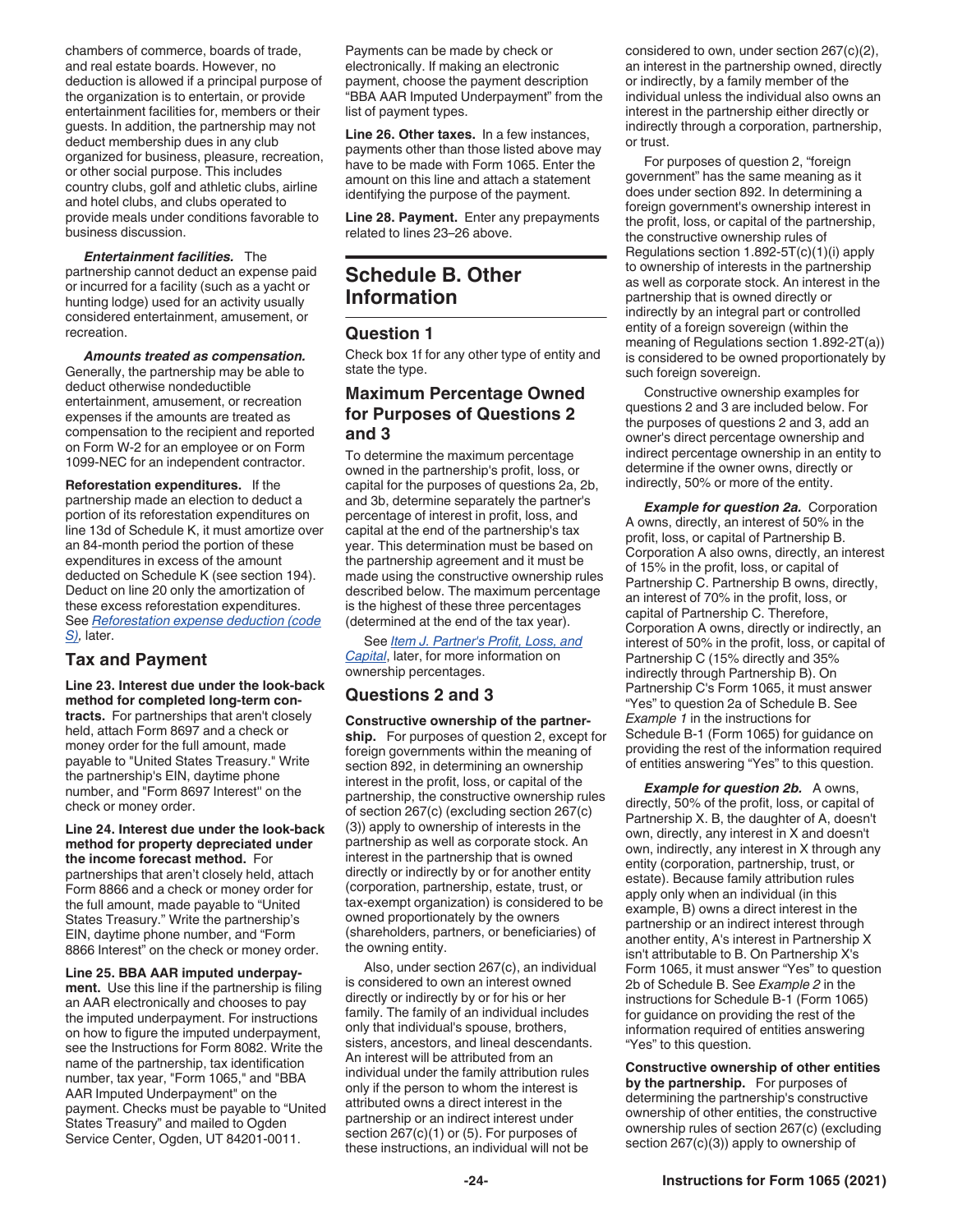chambers of commerce, boards of trade, and real estate boards. However, no deduction is allowed if a principal purpose of the organization is to entertain, or provide entertainment facilities for, members or their guests. In addition, the partnership may not deduct membership dues in any club organized for business, pleasure, recreation, or other social purpose. This includes country clubs, golf and athletic clubs, airline and hotel clubs, and clubs operated to provide meals under conditions favorable to business discussion.

***Entertainment facilities.*** The partnership cannot deduct an expense paid or incurred for a facility (such as a yacht or hunting lodge) used for an activity usually considered entertainment, amusement, or recreation.

***Amounts treated as compensation.*** Generally, the partnership may be able to deduct otherwise nondeductible entertainment, amusement, or recreation expenses if the amounts are treated as compensation to the recipient and reported on Form W-2 for an employee or on Form 1099-NEC for an independent contractor.

**Reforestation expenditures.** If the partnership made an election to deduct a portion of its reforestation expenditures on line 13d of Schedule K, it must amortize over an 84-month period the portion of these expenditures in excess of the amount deducted on Schedule K (see section 194). Deduct on line 20 only the amortization of these excess reforestation expenditures. See *Reforestation expense deduction (code S)*, later.

## Tax and Payment

**Line 23. Interest due under the look-back method for completed long-term contracts.** For partnerships that aren't closely held, attach Form 8697 and a check or money order for the full amount, made payable to "United States Treasury." Write the partnership's EIN, daytime phone number, and "Form 8697 Interest" on the check or money order.

**Line 24. Interest due under the look-back method for property depreciated under the income forecast method.** For partnerships that aren't closely held, attach Form 8866 and a check or money order for the full amount, made payable to "United States Treasury." Write the partnership's EIN, daytime phone number, and "Form 8866 Interest" on the check or money order.

**Line 25. BBA AAR imputed underpayment.** Use this line if the partnership is filing an AAR electronically and chooses to pay the imputed underpayment. For instructions on how to figure the imputed underpayment, see the Instructions for Form 8082. Write the name of the partnership, tax identification number, tax year, "Form 1065," and "BBA AAR Imputed Underpayment" on the payment. Checks must be payable to "United States Treasury" and mailed to Ogden Service Center, Ogden, UT 84201-0011.

Payments can be made by check or electronically. If making an electronic payment, choose the payment description "BBA AAR Imputed Underpayment" from the list of payment types.

**Line 26. Other taxes.** In a few instances, payments other than those listed above may have to be made with Form 1065. Enter the amount on this line and attach a statement identifying the purpose of the payment.

**Line 28. Payment.** Enter any prepayments related to lines 23–26 above.

# Schedule B. Other Information

## Question 1

Check box 1f for any other type of entity and state the type.

## Maximum Percentage Owned for Purposes of Questions 2 and 3

To determine the maximum percentage owned in the partnership's profit, loss, or capital for the purposes of questions 2a, 2b, and 3b, determine separately the partner's percentage of interest in profit, loss, and capital at the end of the partnership's tax year. This determination must be based on the partnership agreement and it must be made using the constructive ownership rules described below. The maximum percentage is the highest of these three percentages (determined at the end of the tax year).

See *Item J. Partner's Profit, Loss, and Capital*, later, for more information on ownership percentages.

## Questions 2 and 3

**Constructive ownership of the partnership.** For purposes of question 2, except for foreign governments within the meaning of section 892, in determining an ownership interest in the profit, loss, or capital of the partnership, the constructive ownership rules of section 267(c) (excluding section 267(c)(3)) apply to ownership of interests in the partnership as well as corporate stock. An interest in the partnership that is owned directly or indirectly by or for another entity (corporation, partnership, estate, trust, or tax-exempt organization) is considered to be owned proportionately by the owners (shareholders, partners, or beneficiaries) of the owning entity.

Also, under section 267(c), an individual is considered to own an interest owned directly or indirectly by or for his or her family. The family of an individual includes only that individual's spouse, brothers, sisters, ancestors, and lineal descendants. An interest will be attributed from an individual under the family attribution rules only if the person to whom the interest is attributed owns a direct interest in the partnership or an indirect interest under section 267(c)(1) or (5). For purposes of these instructions, an individual will not be considered to own, under section 267(c)(2), an interest in the partnership owned, directly or indirectly, by a family member of the individual unless the individual also owns an interest in the partnership either directly or indirectly through a corporation, partnership, or trust.

For purposes of question 2, "foreign government" has the same meaning as it does under section 892. In determining a foreign government's ownership interest in the profit, loss, or capital of the partnership, the constructive ownership rules of Regulations section 1.892-5T(c)(1)(i) apply to ownership of interests in the partnership as well as corporate stock. An interest in the partnership that is owned directly or indirectly by an integral part or controlled entity of a foreign sovereign (within the meaning of Regulations section 1.892-2T(a)) is considered to be owned proportionately by such foreign sovereign.

Constructive ownership examples for questions 2 and 3 are included below. For the purposes of questions 2 and 3, add an owner's direct percentage ownership and indirect percentage ownership in an entity to determine if the owner owns, directly or indirectly, 50% or more of the entity.

***Example for question 2a.*** Corporation A owns, directly, an interest of 50% in the profit, loss, or capital of Partnership B. Corporation A also owns, directly, an interest of 15% in the profit, loss, or capital of Partnership C. Partnership B owns, directly, an interest of 70% in the profit, loss, or capital of Partnership C. Therefore, Corporation A owns, directly or indirectly, an interest of 50% in the profit, loss, or capital of Partnership C (15% directly and 35% indirectly through Partnership B). On Partnership C's Form 1065, it must answer "Yes" to question 2a of Schedule B. See *Example 1* in the instructions for Schedule B-1 (Form 1065) for guidance on providing the rest of the information required of entities answering "Yes" to this question.

***Example for question 2b.*** A owns, directly, 50% of the profit, loss, or capital of Partnership X. B, the daughter of A, doesn't own, directly, any interest in X and doesn't own, indirectly, any interest in X through any entity (corporation, partnership, trust, or estate). Because family attribution rules apply only when an individual (in this example, B) owns a direct interest in the partnership or an indirect interest through another entity, A's interest in Partnership X isn't attributable to B. On Partnership X's Form 1065, it must answer "Yes" to question 2b of Schedule B. See *Example 2* in the instructions for Schedule B-1 (Form 1065) for guidance on providing the rest of the information required of entities answering "Yes" to this question.

**Constructive ownership of other entities by the partnership.** For purposes of determining the partnership's constructive ownership of other entities, the constructive ownership rules of section 267(c) (excluding section 267(c)(3)) apply to ownership of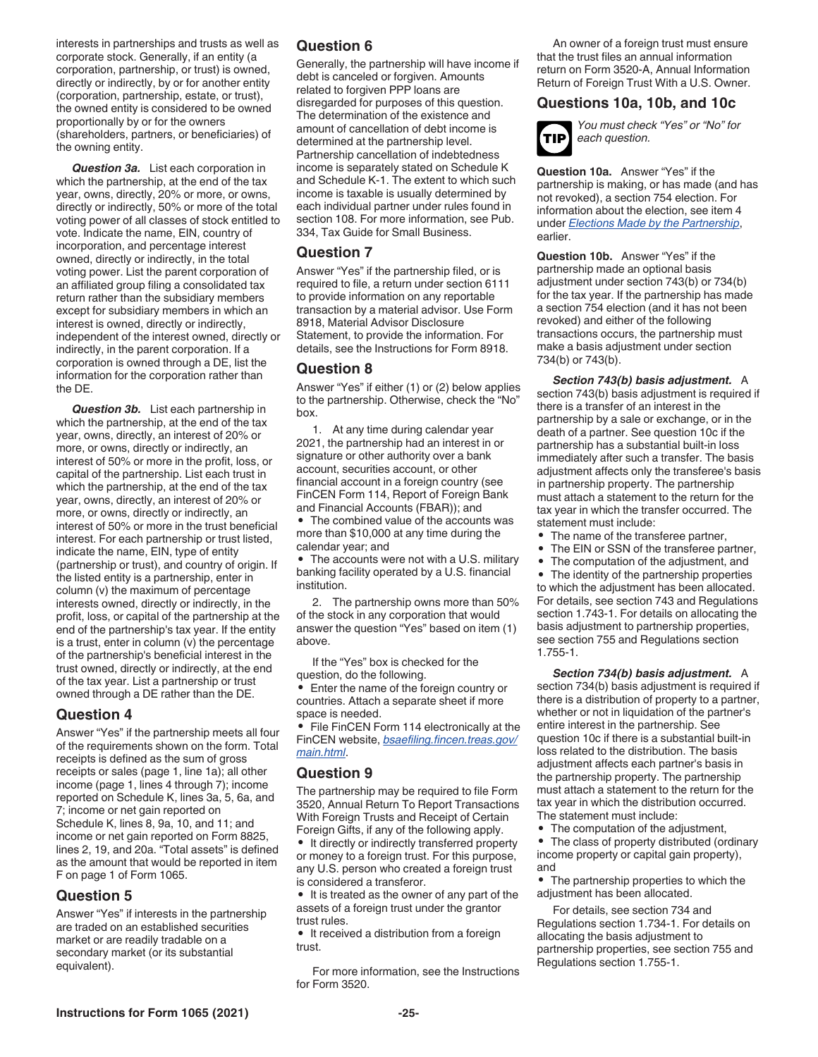interests in partnerships and trusts as well as corporate stock. Generally, if an entity (a corporation, partnership, or trust) is owned, directly or indirectly, by or for another entity (corporation, partnership, estate, or trust), the owned entity is considered to be owned proportionally by or for the owners (shareholders, partners, or beneficiaries) of the owning entity.

***Question 3a.*** List each corporation in which the partnership, at the end of the tax year, owns, directly, 20% or more, or owns, directly or indirectly, 50% or more of the total voting power of all classes of stock entitled to vote. Indicate the name, EIN, country of incorporation, and percentage interest owned, directly or indirectly, in the total voting power. List the parent corporation of an affiliated group filing a consolidated tax return rather than the subsidiary members except for subsidiary members in which an interest is owned, directly or indirectly, independent of the interest owned, directly or indirectly, in the parent corporation. If a corporation is owned through a DE, list the information for the corporation rather than the DE.

***Question 3b.*** List each partnership in which the partnership, at the end of the tax year, owns, directly, an interest of 20% or more, or owns, directly or indirectly, an interest of 50% or more in the profit, loss, or capital of the partnership. List each trust in which the partnership, at the end of the tax year, owns, directly, an interest of 20% or more, or owns, directly or indirectly, an interest of 50% or more in the trust beneficial interest. For each partnership or trust listed, indicate the name, EIN, type of entity (partnership or trust), and country of origin. If the listed entity is a partnership, enter in column (v) the maximum of percentage interests owned, directly or indirectly, in the profit, loss, or capital of the partnership at the end of the partnership's tax year. If the entity is a trust, enter in column (v) the percentage of the partnership's beneficial interest in the trust owned, directly or indirectly, at the end of the tax year. List a partnership or trust owned through a DE rather than the DE.

## Question 4

Answer "Yes" if the partnership meets all four of the requirements shown on the form. Total receipts is defined as the sum of gross receipts or sales (page 1, line 1a); all other income (page 1, lines 4 through 7); income reported on Schedule K, lines 3a, 5, 6a, and 7; income or net gain reported on Schedule K, lines 8, 9a, 10, and 11; and income or net gain reported on Form 8825, lines 2, 19, and 20a. "Total assets" is defined as the amount that would be reported in item F on page 1 of Form 1065.

## Question 5

Answer "Yes" if interests in the partnership are traded on an established securities market or are readily tradable on a secondary market (or its substantial equivalent).

## Question 6

Generally, the partnership will have income if debt is canceled or forgiven. Amounts related to forgiven PPP loans are disregarded for purposes of this question. The determination of the existence and amount of cancellation of debt income is determined at the partnership level. Partnership cancellation of indebtedness income is separately stated on Schedule K and Schedule K-1. The extent to which such income is taxable is usually determined by each individual partner under rules found in section 108. For more information, see Pub. 334, Tax Guide for Small Business.

## Question 7

Answer "Yes" if the partnership filed, or is required to file, a return under section 6111 to provide information on any reportable transaction by a material advisor. Use Form 8918, Material Advisor Disclosure Statement, to provide the information. For details, see the Instructions for Form 8918.

## Question 8

Answer "Yes" if either (1) or (2) below applies to the partnership. Otherwise, check the "No" box.

1. At any time during calendar year 2021, the partnership had an interest in or signature or other authority over a bank account, securities account, or other financial account in a foreign country (see FinCEN Form 114, Report of Foreign Bank and Financial Accounts (FBAR)); and

- The combined value of the accounts was more than $10,000 at any time during the calendar year; and
- The accounts were not with a U.S. military banking facility operated by a U.S. financial institution.

2. The partnership owns more than 50% of the stock in any corporation that would answer the question "Yes" based on item (1) above.

If the "Yes" box is checked for the question, do the following.

- Enter the name of the foreign country or countries. Attach a separate sheet if more space is needed.
- File FinCEN Form 114 electronically at the FinCEN website, *bsaefiling.fincen.treas.gov/main.html*.

## Question 9

The partnership may be required to file Form 3520, Annual Return To Report Transactions With Foreign Trusts and Receipt of Certain Foreign Gifts, if any of the following apply.

- It directly or indirectly transferred property or money to a foreign trust. For this purpose, any U.S. person who created a foreign trust is considered a transferor.
- It is treated as the owner of any part of the assets of a foreign trust under the grantor trust rules.
- It received a distribution from a foreign trust.

For more information, see the Instructions for Form 3520.

An owner of a foreign trust must ensure that the trust files an annual information return on Form 3520-A, Annual Information Return of Foreign Trust With a U.S. Owner.

## Questions 10a, 10b, and 10c

**TIP** *You must check "Yes" or "No" for each question.*

**Question 10a.** Answer "Yes" if the partnership is making, or has made (and has not revoked), a section 754 election. For information about the election, see item 4 under *Elections Made by the Partnership*, earlier.

**Question 10b.** Answer "Yes" if the partnership made an optional basis adjustment under section 743(b) or 734(b) for the tax year. If the partnership has made a section 754 election (and it has not been revoked) and either of the following transactions occurs, the partnership must make a basis adjustment under section 734(b) or 743(b).

***Section 743(b) basis adjustment.*** A section 743(b) basis adjustment is required if there is a transfer of an interest in the partnership by a sale or exchange, or in the death of a partner. See question 10c if the partnership has a substantial built-in loss immediately after such a transfer. The basis adjustment affects only the transferee's basis in partnership property. The partnership must attach a statement to the return for the tax year in which the transfer occurred. The statement must include:

- The name of the transferee partner,
- The EIN or SSN of the transferee partner,
- The computation of the adjustment, and
- The identity of the partnership properties to which the adjustment has been allocated.

For details, see section 743 and Regulations section 1.743-1. For details on allocating the basis adjustment to partnership properties, see section 755 and Regulations section 1.755-1.

***Section 734(b) basis adjustment.*** A section 734(b) basis adjustment is required if there is a distribution of property to a partner, whether or not in liquidation of the partner's entire interest in the partnership. See question 10c if there is a substantial built-in loss related to the distribution. The basis adjustment affects each partner's basis in the partnership property. The partnership must attach a statement to the return for the tax year in which the distribution occurred. The statement must include:

- The computation of the adjustment,
- The class of property distributed (ordinary income property or capital gain property), and
- The partnership properties to which the adjustment has been allocated.

For details, see section 734 and Regulations section 1.734-1. For details on allocating the basis adjustment to partnership properties, see section 755 and Regulations section 1.755-1.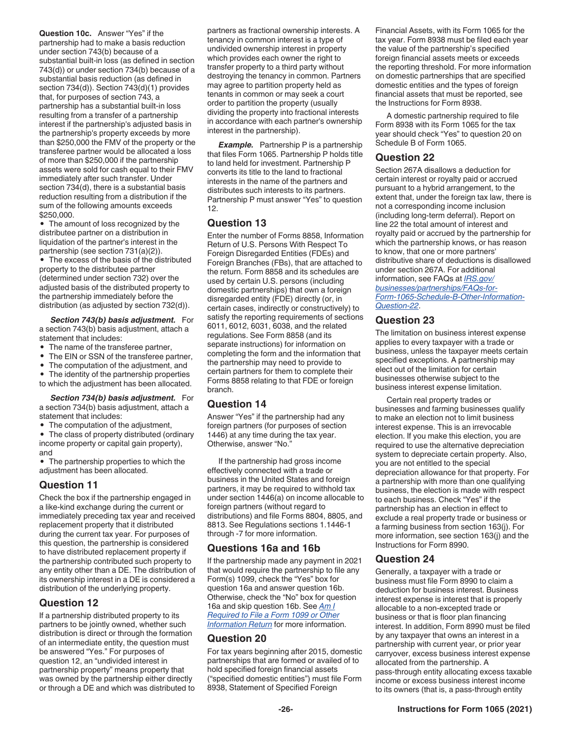**Question 10c.** Answer "Yes" if the partnership had to make a basis reduction under section 743(b) because of a substantial built-in loss (as defined in section 743(d)) or under section 734(b) because of a substantial basis reduction (as defined in section 734(d)). Section 743(d)(1) provides that, for purposes of section 743, a partnership has a substantial built-in loss resulting from a transfer of a partnership interest if the partnership's adjusted basis in the partnership's property exceeds by more than $250,000 the FMV of the property or the transferee partner would be allocated a loss of more than $250,000 if the partnership assets were sold for cash equal to their FMV immediately after such transfer. Under section 734(d), there is a substantial basis reduction resulting from a distribution if the sum of the following amounts exceeds $250,000.

- The amount of loss recognized by the distributee partner on a distribution in liquidation of the partner's interest in the partnership (see section 731(a)(2)).
- The excess of the basis of the distributed property to the distributee partner (determined under section 732) over the adjusted basis of the distributed property to the partnership immediately before the distribution (as adjusted by section 732(d)).

***Section 743(b) basis adjustment.*** For a section 743(b) basis adjustment, attach a statement that includes:

- The name of the transferee partner,
- The EIN or SSN of the transferee partner,
- The computation of the adjustment, and
- The identity of the partnership properties to which the adjustment has been allocated.

***Section 734(b) basis adjustment.*** For a section 734(b) basis adjustment, attach a statement that includes:

- The computation of the adjustment,
- The class of property distributed (ordinary income property or capital gain property), and
- The partnership properties to which the adjustment has been allocated.

## Question 11

Check the box if the partnership engaged in a like-kind exchange during the current or immediately preceding tax year and received replacement property that it distributed during the current tax year. For purposes of this question, the partnership is considered to have distributed replacement property if the partnership contributed such property to any entity other than a DE. The distribution of its ownership interest in a DE is considered a distribution of the underlying property.

## Question 12

If a partnership distributed property to its partners to be jointly owned, whether such distribution is direct or through the formation of an intermediate entity, the question must be answered "Yes." For purposes of question 12, an "undivided interest in partnership property" means property that was owned by the partnership either directly or through a DE and which was distributed to partners as fractional ownership interests. A tenancy in common interest is a type of undivided ownership interest in property which provides each owner the right to transfer property to a third party without destroying the tenancy in common. Partners may agree to partition property held as tenants in common or may seek a court order to partition the property (usually dividing the property into fractional interests in accordance with each partner's ownership interest in the partnership).

***Example.*** Partnership P is a partnership that files Form 1065. Partnership P holds title to land held for investment. Partnership P converts its title to the land to fractional interests in the name of the partners and distributes such interests to its partners. Partnership P must answer "Yes" to question 12.

## Question 13

Enter the number of Forms 8858, Information Return of U.S. Persons With Respect To Foreign Disregarded Entities (FDEs) and Foreign Branches (FBs), that are attached to the return. Form 8858 and its schedules are used by certain U.S. persons (including domestic partnerships) that own a foreign disregarded entity (FDE) directly (or, in certain cases, indirectly or constructively) to satisfy the reporting requirements of sections 6011, 6012, 6031, 6038, and the related regulations. See Form 8858 (and its separate instructions) for information on completing the form and the information that the partnership may need to provide to certain partners for them to complete their Forms 8858 relating to that FDE or foreign branch.

## Question 14

Answer "Yes" if the partnership had any foreign partners (for purposes of section 1446) at any time during the tax year. Otherwise, answer "No."

If the partnership had gross income effectively connected with a trade or business in the United States and foreign partners, it may be required to withhold tax under section 1446(a) on income allocable to foreign partners (without regard to distributions) and file Forms 8804, 8805, and 8813. See Regulations sections 1.1446-1 through -7 for more information.

## Questions 16a and 16b

If the partnership made any payment in 2021 that would require the partnership to file any Form(s) 1099, check the "Yes" box for question 16a and answer question 16b. Otherwise, check the "No" box for question 16a and skip question 16b. See *Am I Required to File a Form 1099 or Other Information Return* for more information.

## Question 20

For tax years beginning after 2015, domestic partnerships that are formed or availed of to hold specified foreign financial assets ("specified domestic entities") must file Form 8938, Statement of Specified Foreign Financial Assets, with its Form 1065 for the tax year. Form 8938 must be filed each year the value of the partnership's specified foreign financial assets meets or exceeds the reporting threshold. For more information on domestic partnerships that are specified domestic entities and the types of foreign financial assets that must be reported, see the Instructions for Form 8938.

A domestic partnership required to file Form 8938 with its Form 1065 for the tax year should check "Yes" to question 20 on Schedule B of Form 1065.

## Question 22

Section 267A disallows a deduction for certain interest or royalty paid or accrued pursuant to a hybrid arrangement, to the extent that, under the foreign tax law, there is not a corresponding income inclusion (including long-term deferral). Report on line 22 the total amount of interest and royalty paid or accrued by the partnership for which the partnership knows, or has reason to know, that one or more partners' distributive share of deductions is disallowed under section 267A. For additional information, see FAQs at *IRS.gov/businesses/partnerships/FAQs-for-Form-1065-Schedule-B-Other-Information-Question-22*.

## Question 23

The limitation on business interest expense applies to every taxpayer with a trade or business, unless the taxpayer meets certain specified exceptions. A partnership may elect out of the limitation for certain businesses otherwise subject to the business interest expense limitation.

Certain real property trades or businesses and farming businesses qualify to make an election not to limit business interest expense. This is an irrevocable election. If you make this election, you are required to use the alternative depreciation system to depreciate certain property. Also, you are not entitled to the special depreciation allowance for that property. For a partnership with more than one qualifying business, the election is made with respect to each business. Check "Yes" if the partnership has an election in effect to exclude a real property trade or business or a farming business from section 163(j). For more information, see section 163(j) and the Instructions for Form 8990.

## Question 24

Generally, a taxpayer with a trade or business must file Form 8990 to claim a deduction for business interest. Business interest expense is interest that is properly allocable to a non-excepted trade or business or that is floor plan financing interest. In addition, Form 8990 must be filed by any taxpayer that owns an interest in a partnership with current year, or prior year carryover, excess business interest expense allocated from the partnership. A pass-through entity allocating excess taxable income or excess business interest income to its owners (that is, a pass-through entity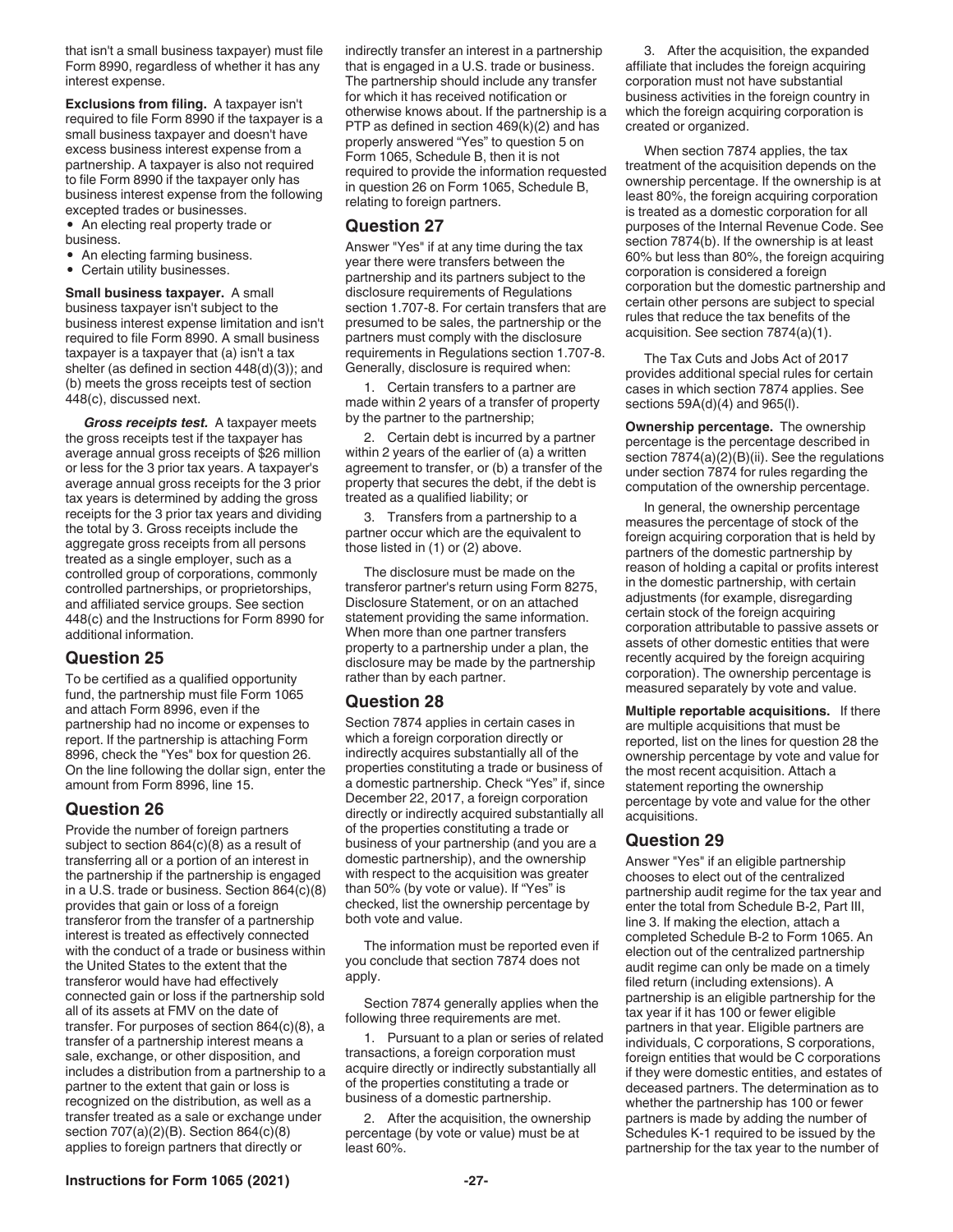that isn't a small business taxpayer) must file Form 8990, regardless of whether it has any interest expense.

**Exclusions from filing.** A taxpayer isn't required to file Form 8990 if the taxpayer is a small business taxpayer and doesn't have excess business interest expense from a partnership. A taxpayer is also not required to file Form 8990 if the taxpayer only has business interest expense from the following excepted trades or businesses.

- An electing real property trade or business.
- An electing farming business.
- Certain utility businesses.

**Small business taxpayer.** A small business taxpayer isn't subject to the business interest expense limitation and isn't required to file Form 8990. A small business taxpayer is a taxpayer that (a) isn't a tax shelter (as defined in section 448(d)(3)); and (b) meets the gross receipts test of section 448(c), discussed next.

***Gross receipts test.*** A taxpayer meets the gross receipts test if the taxpayer has average annual gross receipts of $26 million or less for the 3 prior tax years. A taxpayer's average annual gross receipts for the 3 prior tax years is determined by adding the gross receipts for the 3 prior tax years and dividing the total by 3. Gross receipts include the aggregate gross receipts from all persons treated as a single employer, such as a controlled group of corporations, commonly controlled partnerships, or proprietorships, and affiliated service groups. See section 448(c) and the Instructions for Form 8990 for additional information.

## Question 25

To be certified as a qualified opportunity fund, the partnership must file Form 1065 and attach Form 8996, even if the partnership had no income or expenses to report. If the partnership is attaching Form 8996, check the "Yes" box for question 26. On the line following the dollar sign, enter the amount from Form 8996, line 15.

## Question 26

Provide the number of foreign partners subject to section 864(c)(8) as a result of transferring all or a portion of an interest in the partnership if the partnership is engaged in a U.S. trade or business. Section 864(c)(8) provides that gain or loss of a foreign transferor from the transfer of a partnership interest is treated as effectively connected with the conduct of a trade or business within the United States to the extent that the transferor would have had effectively connected gain or loss if the partnership sold all of its assets at FMV on the date of transfer. For purposes of section 864(c)(8), a transfer of a partnership interest means a sale, exchange, or other disposition, and includes a distribution from a partnership to a partner to the extent that gain or loss is recognized on the distribution, as well as a transfer treated as a sale or exchange under section 707(a)(2)(B). Section 864(c)(8) applies to foreign partners that directly or indirectly transfer an interest in a partnership that is engaged in a U.S. trade or business. The partnership should include any transfer for which it has received notification or otherwise knows about. If the partnership is a PTP as defined in section 469(k)(2) and has properly answered "Yes" to question 5 on Form 1065, Schedule B, then it is not required to provide the information requested in question 26 on Form 1065, Schedule B, relating to foreign partners.

## Question 27

Answer "Yes" if at any time during the tax year there were transfers between the partnership and its partners subject to the disclosure requirements of Regulations section 1.707-8. For certain transfers that are presumed to be sales, the partnership or the partners must comply with the disclosure requirements in Regulations section 1.707-8. Generally, disclosure is required when:

1. Certain transfers to a partner are made within 2 years of a transfer of property by the partner to the partnership;
2. Certain debt is incurred by a partner within 2 years of the earlier of (a) a written agreement to transfer, or (b) a transfer of the property that secures the debt, if the debt is treated as a qualified liability; or
3. Transfers from a partnership to a partner occur which are the equivalent to those listed in (1) or (2) above.

The disclosure must be made on the transferor partner's return using Form 8275, Disclosure Statement, or on an attached statement providing the same information. When more than one partner transfers property to a partnership under a plan, the disclosure may be made by the partnership rather than by each partner.

## Question 28

Section 7874 applies in certain cases in which a foreign corporation directly or indirectly acquires substantially all of the properties constituting a trade or business of a domestic partnership. Check "Yes" if, since December 22, 2017, a foreign corporation directly or indirectly acquired substantially all of the properties constituting a trade or business of your partnership (and you are a domestic partnership), and the ownership with respect to the acquisition was greater than 50% (by vote or value). If "Yes" is checked, list the ownership percentage by both vote and value.

The information must be reported even if you conclude that section 7874 does not apply.

Section 7874 generally applies when the following three requirements are met.

1. Pursuant to a plan or series of related transactions, a foreign corporation must acquire directly or indirectly substantially all of the properties constituting a trade or business of a domestic partnership.
2. After the acquisition, the ownership percentage (by vote or value) must be at least 60%.
3. After the acquisition, the expanded affiliate that includes the foreign acquiring corporation must not have substantial business activities in the foreign country in which the foreign acquiring corporation is created or organized.

When section 7874 applies, the tax treatment of the acquisition depends on the ownership percentage. If the ownership is at least 80%, the foreign acquiring corporation is treated as a domestic corporation for all purposes of the Internal Revenue Code. See section 7874(b). If the ownership is at least 60% but less than 80%, the foreign acquiring corporation is considered a foreign corporation but the domestic partnership and certain other persons are subject to special rules that reduce the tax benefits of the acquisition. See section 7874(a)(1).

The Tax Cuts and Jobs Act of 2017 provides additional special rules for certain cases in which section 7874 applies. See sections 59A(d)(4) and 965(l).

**Ownership percentage.** The ownership percentage is the percentage described in section 7874(a)(2)(B)(ii). See the regulations under section 7874 for rules regarding the computation of the ownership percentage.

In general, the ownership percentage measures the percentage of stock of the foreign acquiring corporation that is held by partners of the domestic partnership by reason of holding a capital or profits interest in the domestic partnership, with certain adjustments (for example, disregarding certain stock of the foreign acquiring corporation attributable to passive assets or assets of other domestic entities that were recently acquired by the foreign acquiring corporation). The ownership percentage is measured separately by vote and value.

**Multiple reportable acquisitions.** If there are multiple acquisitions that must be reported, list on the lines for question 28 the ownership percentage by vote and value for the most recent acquisition. Attach a statement reporting the ownership percentage by vote and value for the other acquisitions.

## Question 29

Answer "Yes" if an eligible partnership chooses to elect out of the centralized partnership audit regime for the tax year and enter the total from Schedule B-2, Part III, line 3. If making the election, attach a completed Schedule B-2 to Form 1065. An election out of the centralized partnership audit regime can only be made on a timely filed return (including extensions). A partnership is an eligible partnership for the tax year if it has 100 or fewer eligible partners in that year. Eligible partners are individuals, C corporations, S corporations, foreign entities that would be C corporations if they were domestic entities, and estates of deceased partners. The determination as to whether the partnership has 100 or fewer partners is made by adding the number of Schedules K-1 required to be issued by the partnership for the tax year to the number of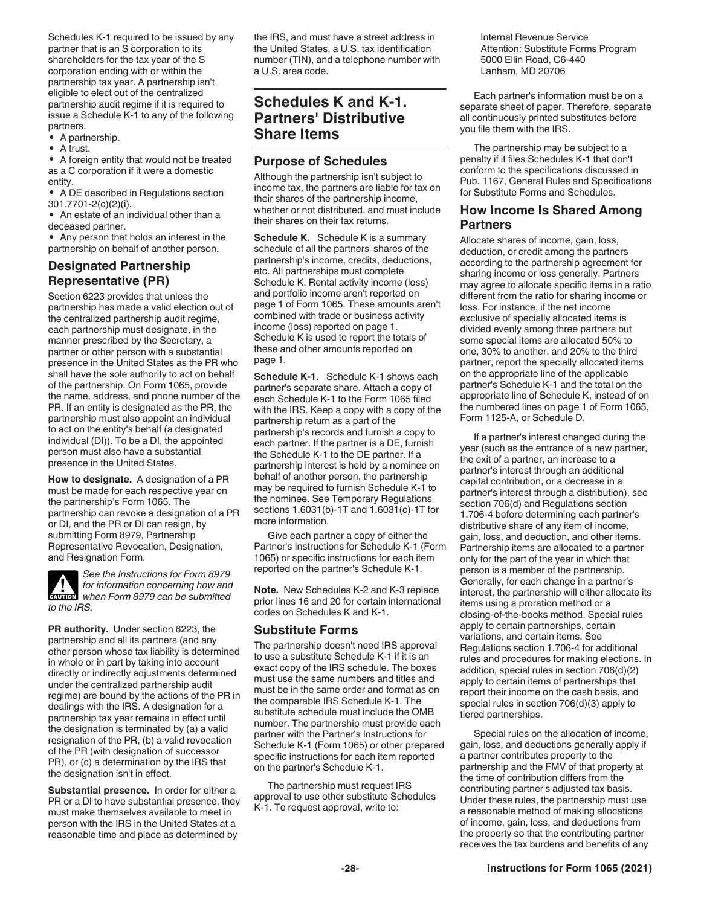Schedules K-1 required to be issued by any partner that is an S corporation to its shareholders for the tax year of the S corporation ending with or within the partnership tax year. A partnership isn't eligible to elect out of the centralized partnership audit regime if it is required to issue a Schedule K-1 to any of the following partners.

- A partnership.
- A trust.
- A foreign entity that would not be treated as a C corporation if it were a domestic entity.
- A DE described in Regulations section 301.7701-2(c)(2)(i).
- An estate of an individual other than a deceased partner.
- Any person that holds an interest in the partnership on behalf of another person.

### Designated Partnership Representative (PR)

Section 6223 provides that unless the partnership has made a valid election out of the centralized partnership audit regime, each partnership must designate, in the manner prescribed by the Secretary, a partner or other person with a substantial presence in the United States as the PR who shall have the sole authority to act on behalf of the partnership. On Form 1065, provide the name, address, and phone number of the PR. If an entity is designated as the PR, the partnership must also appoint an individual to act on the entity's behalf (a designated individual (DI)). To be a DI, the appointed person must also have a substantial presence in the United States.

**How to designate.** A designation of a PR must be made for each respective year on the partnership's Form 1065. The partnership can revoke a designation of a PR or DI, and the PR or DI can resign, by submitting Form 8979, Partnership Representative Revocation, Designation, and Resignation Form.

**CAUTION** *See the Instructions for Form 8979 for information concerning how and when Form 8979 can be submitted to the IRS.*

**PR authority.** Under section 6223, the partnership and all its partners (and any other person whose tax liability is determined in whole or in part by taking into account directly or indirectly adjustments determined under the centralized partnership audit regime) are bound by the actions of the PR in dealings with the IRS. A designation for a partnership tax year remains in effect until the designation is terminated by (a) a valid resignation of the PR, (b) a valid revocation of the PR (with designation of successor PR), or (c) a determination by the IRS that the designation isn't in effect.

**Substantial presence.** In order for either a PR or a DI to have substantial presence, they must make themselves available to meet in person with the IRS in the United States at a reasonable time and place as determined by the IRS, and must have a street address in the United States, a U.S. tax identification number (TIN), and a telephone number with a U.S. area code.

## Schedules K and K-1. Partners' Distributive Share Items

### Purpose of Schedules

Although the partnership isn't subject to income tax, the partners are liable for tax on their shares of the partnership income, whether or not distributed, and must include their shares on their tax returns.

**Schedule K.** Schedule K is a summary schedule of all the partners' shares of the partnership's income, credits, deductions, etc. All partnerships must complete Schedule K. Rental activity income (loss) and portfolio income aren't reported on page 1 of Form 1065. These amounts aren't combined with trade or business activity income (loss) reported on page 1. Schedule K is used to report the totals of these and other amounts reported on page 1.

**Schedule K-1.** Schedule K-1 shows each partner's separate share. Attach a copy of each Schedule K-1 to the Form 1065 filed with the IRS. Keep a copy with a copy of the partnership return as a part of the partnership's records and furnish a copy to each partner. If the partner is a DE, furnish the Schedule K-1 to the DE partner. If a partnership interest is held by a nominee on behalf of another person, the partnership may be required to furnish Schedule K-1 to the nominee. See Temporary Regulations sections 1.6031(b)-1T and 1.6031(c)-1T for more information.

Give each partner a copy of either the Partner's Instructions for Schedule K-1 (Form 1065) or specific instructions for each item reported on the partner's Schedule K-1.

**Note.** New Schedules K-2 and K-3 replace prior lines 16 and 20 for certain international codes on Schedules K and K-1.

### Substitute Forms

The partnership doesn't need IRS approval to use a substitute Schedule K-1 if it is an exact copy of the IRS schedule. The boxes must use the same numbers and titles and must be in the same order and format as on the comparable IRS Schedule K-1. The substitute schedule must include the OMB number. The partnership must provide each partner with the Partner's Instructions for Schedule K-1 (Form 1065) or other prepared specific instructions for each item reported on the partner's Schedule K-1.

The partnership must request IRS approval to use other substitute Schedules K-1. To request approval, write to:

Internal Revenue Service
Attention: Substitute Forms Program
5000 Ellin Road, C6-440
Lanham, MD 20706

Each partner's information must be on a separate sheet of paper. Therefore, separate all continuously printed substitutes before you file them with the IRS.

The partnership may be subject to a penalty if it files Schedules K-1 that don't conform to the specifications discussed in Pub. 1167, General Rules and Specifications for Substitute Forms and Schedules.

### How Income Is Shared Among Partners

Allocate shares of income, gain, loss, deduction, or credit among the partners according to the partnership agreement for sharing income or loss generally. Partners may agree to allocate specific items in a ratio different from the ratio for sharing income or loss. For instance, if the net income exclusive of specially allocated items is divided evenly among three partners but some special items are allocated 50% to one, 30% to another, and 20% to the third partner, report the specially allocated items on the appropriate line of the applicable partner's Schedule K-1 and the total on the appropriate line of Schedule K, instead of on the numbered lines on page 1 of Form 1065, Form 1125-A, or Schedule D.

If a partner's interest changed during the year (such as the entrance of a new partner, the exit of a partner, an increase to a partner's interest through an additional capital contribution, or a decrease in a partner's interest through a distribution), see section 706(d) and Regulations section 1.706-4 before determining each partner's distributive share of any item of income, gain, loss, and deduction, and other items. Partnership items are allocated to a partner only for the part of the year in which that person is a member of the partnership. Generally, for each change in a partner's interest, the partnership will either allocate its items using a proration method or a closing-of-the-books method. Special rules apply to certain partnerships, certain variations, and certain items. See Regulations section 1.706-4 for additional rules and procedures for making elections. In addition, special rules in section 706(d)(2) apply to certain items of partnerships that report their income on the cash basis, and special rules in section 706(d)(3) apply to tiered partnerships.

Special rules on the allocation of income, gain, loss, and deductions generally apply if a partner contributes property to the partnership and the FMV of that property at the time of contribution differs from the contributing partner's adjusted tax basis. Under these rules, the partnership must use a reasonable method of making allocations of income, gain, loss, and deductions from the property so that the contributing partner receives the tax burdens and benefits of any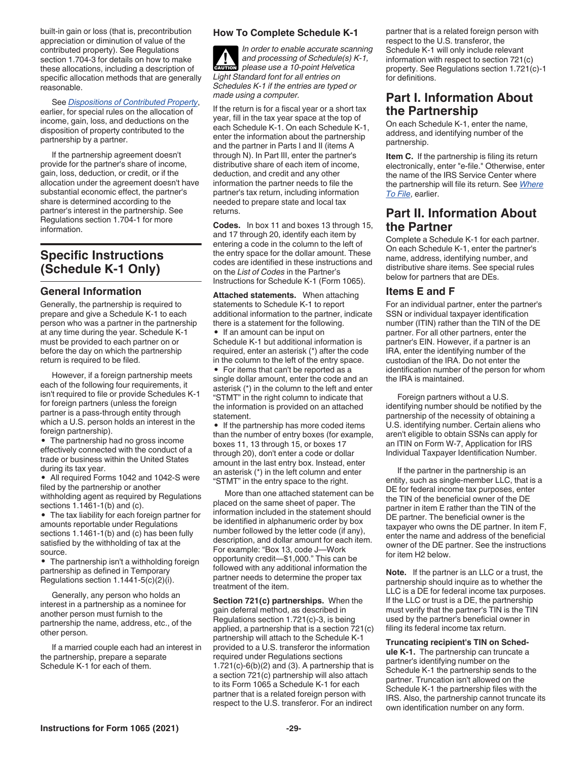built-in gain or loss (that is, precontribution appreciation or diminution of value of the contributed property). See Regulations section 1.704-3 for details on how to make these allocations, including a description of specific allocation methods that are generally reasonable.

See *Dispositions of Contributed Property*, earlier, for special rules on the allocation of income, gain, loss, and deductions on the disposition of property contributed to the partnership by a partner.

If the partnership agreement doesn't provide for the partner's share of income, gain, loss, deduction, or credit, or if the allocation under the agreement doesn't have substantial economic effect, the partner's share is determined according to the partner's interest in the partnership. See Regulations section 1.704-1 for more information.

# Specific Instructions (Schedule K-1 Only)

## General Information

Generally, the partnership is required to prepare and give a Schedule K-1 to each person who was a partner in the partnership at any time during the year. Schedule K-1 must be provided to each partner on or before the day on which the partnership return is required to be filed.

However, if a foreign partnership meets each of the following four requirements, it isn't required to file or provide Schedules K-1 for foreign partners (unless the foreign partner is a pass-through entity through which a U.S. person holds an interest in the foreign partnership).

- The partnership had no gross income effectively connected with the conduct of a trade or business within the United States during its tax year.
- All required Forms 1042 and 1042-S were filed by the partnership or another withholding agent as required by Regulations sections 1.1461-1(b) and (c).
- The tax liability for each foreign partner for amounts reportable under Regulations sections 1.1461-1(b) and (c) has been fully satisfied by the withholding of tax at the source.
- The partnership isn't a withholding foreign partnership as defined in Temporary Regulations section 1.1441-5(c)(2)(i).

Generally, any person who holds an interest in a partnership as a nominee for another person must furnish to the partnership the name, address, etc., of the other person.

If a married couple each had an interest in the partnership, prepare a separate Schedule K-1 for each of them.

## How To Complete Schedule K-1

CAUTION: *In order to enable accurate scanning and processing of Schedule(s) K-1, please use a 10-point Helvetica Light Standard font for all entries on Schedules K-1 if the entries are typed or made using a computer.*

If the return is for a fiscal year or a short tax year, fill in the tax year space at the top of each Schedule K-1. On each Schedule K-1, enter the information about the partnership and the partner in Parts I and II (items A through N). In Part III, enter the partner's distributive share of each item of income, deduction, and credit and any other information the partner needs to file the partner's tax return, including information needed to prepare state and local tax returns.

**Codes.** In box 11 and boxes 13 through 15, and 17 through 20, identify each item by entering a code in the column to the left of the entry space for the dollar amount. These codes are identified in these instructions and on the *List of Codes* in the Partner's Instructions for Schedule K-1 (Form 1065).

**Attached statements.** When attaching statements to Schedule K-1 to report additional information to the partner, indicate there is a statement for the following.

- If an amount can be input on Schedule K-1 but additional information is required, enter an asterisk (*) after the code in the column to the left of the entry space.
- For items that can't be reported as a single dollar amount, enter the code and an asterisk (*) in the column to the left and enter "STMT" in the right column to indicate that the information is provided on an attached statement.
- If the partnership has more coded items than the number of entry boxes (for example, boxes 11, 13 through 15, or boxes 17 through 20), don't enter a code or dollar amount in the last entry box. Instead, enter an asterisk (*) in the left column and enter "STMT" in the entry space to the right.

More than one attached statement can be placed on the same sheet of paper. The information included in the statement should be identified in alphanumeric order by box number followed by the letter code (if any), description, and dollar amount for each item. For example: "Box 13, code J—Work opportunity credit—$1,000." This can be followed with any additional information the partner needs to determine the proper tax treatment of the item.

**Section 721(c) partnerships.** When the gain deferral method, as described in Regulations section 1.721(c)-3, is being applied, a partnership that is a section 721(c) partnership will attach to the Schedule K-1 provided to a U.S. transferor the information required under Regulations sections 1.721(c)-6(b)(2) and (3). A partnership that is a section 721(c) partnership will also attach to its Form 1065 a Schedule K-1 for each partner that is a related foreign person with respect to the U.S. transferor. For an indirect partner that is a related foreign person with respect to the U.S. transferor, the Schedule K-1 will only include relevant information with respect to section 721(c) property. See Regulations section 1.721(c)-1 for definitions.

# Part I. Information About the Partnership

On each Schedule K-1, enter the name, address, and identifying number of the partnership.

**Item C.** If the partnership is filing its return electronically, enter "e-file." Otherwise, enter the name of the IRS Service Center where the partnership will file its return. See *Where To File*, earlier.

# Part II. Information About the Partner

Complete a Schedule K-1 for each partner. On each Schedule K-1, enter the partner's name, address, identifying number, and distributive share items. See special rules below for partners that are DEs.

## Items E and F

For an individual partner, enter the partner's SSN or individual taxpayer identification number (ITIN) rather than the TIN of the DE partner. For all other partners, enter the partner's EIN. However, if a partner is an IRA, enter the identifying number of the custodian of the IRA. Do not enter the identification number of the person for whom the IRA is maintained.

Foreign partners without a U.S. identifying number should be notified by the partnership of the necessity of obtaining a U.S. identifying number. Certain aliens who aren't eligible to obtain SSNs can apply for an ITIN on Form W-7, Application for IRS Individual Taxpayer Identification Number.

If the partner in the partnership is an entity, such as single-member LLC, that is a DE for federal income tax purposes, enter the TIN of the beneficial owner of the DE partner in item E rather than the TIN of the DE partner. The beneficial owner is the taxpayer who owns the DE partner. In item F, enter the name and address of the beneficial owner of the DE partner. See the instructions for item H2 below.

**Note.** If the partner is an LLC or a trust, the partnership should inquire as to whether the LLC is a DE for federal income tax purposes. If the LLC or trust is a DE, the partnership must verify that the partner's TIN is the TIN used by the partner's beneficial owner in filing its federal income tax return.

**Truncating recipient's TIN on Schedule K-1.** The partnership can truncate a partner's identifying number on the Schedule K-1 the partnership sends to the partner. Truncation isn't allowed on the Schedule K-1 the partnership files with the IRS. Also, the partnership cannot truncate its own identification number on any form.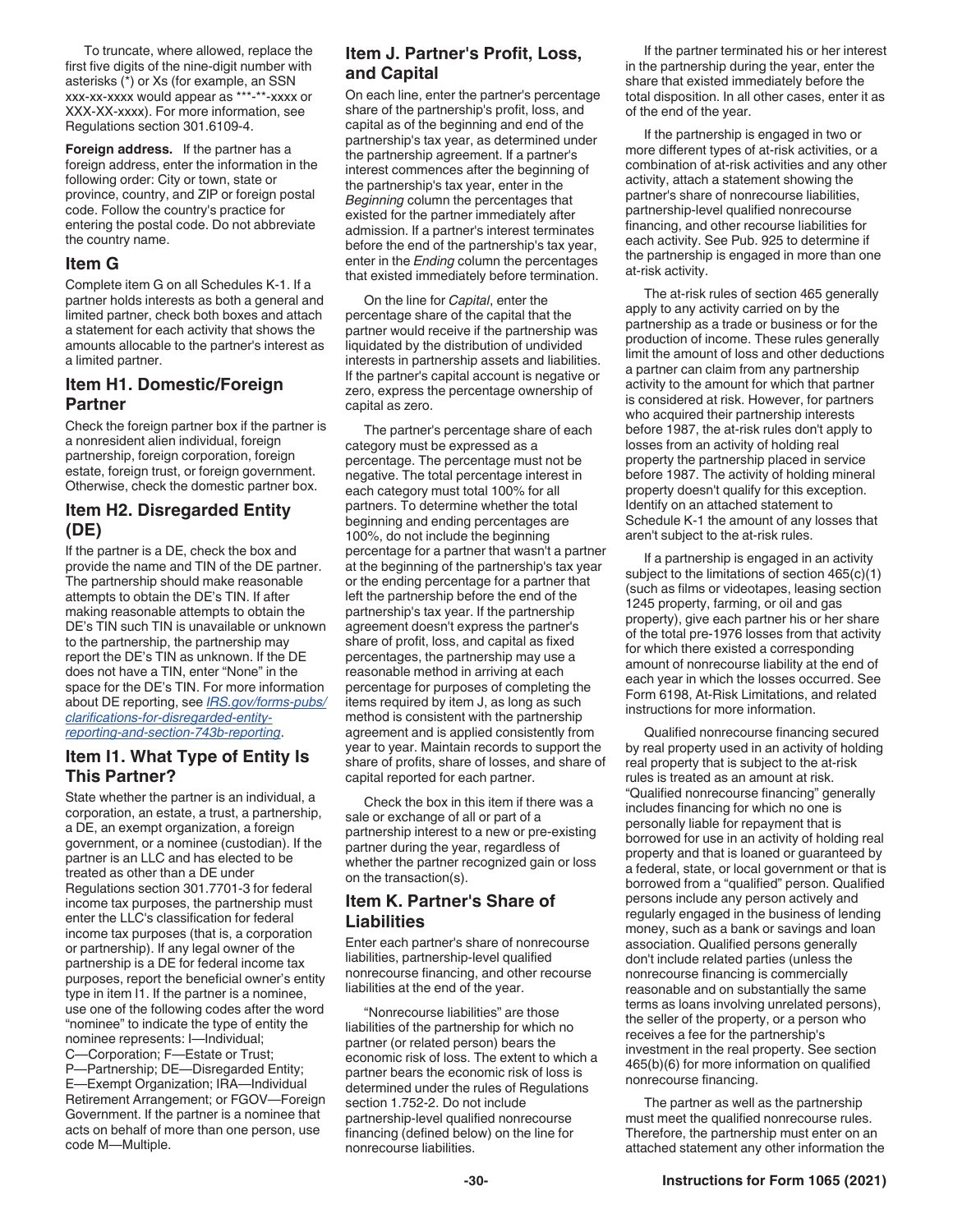To truncate, where allowed, replace the first five digits of the nine-digit number with asterisks (*) or Xs (for example, an SSN xxx-xx-xxxx would appear as ***-**-xxxx or XXX-XX-xxxx). For more information, see Regulations section 301.6109-4.

**Foreign address.** If the partner has a foreign address, enter the information in the following order: City or town, state or province, country, and ZIP or foreign postal code. Follow the country's practice for entering the postal code. Do not abbreviate the country name.

## Item G

Complete item G on all Schedules K-1. If a partner holds interests as both a general and limited partner, check both boxes and attach a statement for each activity that shows the amounts allocable to the partner's interest as a limited partner.

## Item H1. Domestic/Foreign Partner

Check the foreign partner box if the partner is a nonresident alien individual, foreign partnership, foreign corporation, foreign estate, foreign trust, or foreign government. Otherwise, check the domestic partner box.

## Item H2. Disregarded Entity (DE)

If the partner is a DE, check the box and provide the name and TIN of the DE partner. The partnership should make reasonable attempts to obtain the DE's TIN. If after making reasonable attempts to obtain the DE's TIN such TIN is unavailable or unknown to the partnership, the partnership may report the DE's TIN as unknown. If the DE does not have a TIN, enter "None" in the space for the DE's TIN. For more information about DE reporting, see *IRS.gov/forms-pubs/clarifications-for-disregarded-entity-reporting-and-section-743b-reporting*.

## Item I1. What Type of Entity Is This Partner?

State whether the partner is an individual, a corporation, an estate, a trust, a partnership, a DE, an exempt organization, a foreign government, or a nominee (custodian). If the partner is an LLC and has elected to be treated as other than a DE under Regulations section 301.7701-3 for federal income tax purposes, the partnership must enter the LLC's classification for federal income tax purposes (that is, a corporation or partnership). If any legal owner of the partnership is a DE for federal income tax purposes, report the beneficial owner's entity type in item I1. If the partner is a nominee, use one of the following codes after the word "nominee" to indicate the type of entity the nominee represents: I—Individual; C—Corporation; F—Estate or Trust; P—Partnership; DE—Disregarded Entity; E—Exempt Organization; IRA—Individual Retirement Arrangement; or FGOV—Foreign Government. If the partner is a nominee that acts on behalf of more than one person, use code M—Multiple.

## Item J. Partner's Profit, Loss, and Capital

On each line, enter the partner's percentage share of the partnership's profit, loss, and capital as of the beginning and end of the partnership's tax year, as determined under the partnership agreement. If a partner's interest commences after the beginning of the partnership's tax year, enter in the *Beginning* column the percentages that existed for the partner immediately after admission. If a partner's interest terminates before the end of the partnership's tax year, enter in the *Ending* column the percentages that existed immediately before termination.

On the line for *Capital*, enter the percentage share of the capital that the partner would receive if the partnership was liquidated by the distribution of undivided interests in partnership assets and liabilities. If the partner's capital account is negative or zero, express the percentage ownership of capital as zero.

The partner's percentage share of each category must be expressed as a percentage. The percentage must not be negative. The total percentage interest in each category must total 100% for all partners. To determine whether the total beginning and ending percentages are 100%, do not include the beginning percentage for a partner that wasn't a partner at the beginning of the partnership's tax year or the ending percentage for a partner that left the partnership before the end of the partnership's tax year. If the partnership agreement doesn't express the partner's share of profit, loss, and capital as fixed percentages, the partnership may use a reasonable method in arriving at each percentage for purposes of completing the items required by item J, as long as such method is consistent with the partnership agreement and is applied consistently from year to year. Maintain records to support the share of profits, share of losses, and share of capital reported for each partner.

Check the box in this item if there was a sale or exchange of all or part of a partnership interest to a new or pre-existing partner during the year, regardless of whether the partner recognized gain or loss on the transaction(s).

## Item K. Partner's Share of Liabilities

Enter each partner's share of nonrecourse liabilities, partnership-level qualified nonrecourse financing, and other recourse liabilities at the end of the year.

"Nonrecourse liabilities" are those liabilities of the partnership for which no partner (or related person) bears the economic risk of loss. The extent to which a partner bears the economic risk of loss is determined under the rules of Regulations section 1.752-2. Do not include partnership-level qualified nonrecourse financing (defined below) on the line for nonrecourse liabilities.

If the partner terminated his or her interest in the partnership during the year, enter the share that existed immediately before the total disposition. In all other cases, enter it as of the end of the year.

If the partnership is engaged in two or more different types of at-risk activities, or a combination of at-risk activities and any other activity, attach a statement showing the partner's share of nonrecourse liabilities, partnership-level qualified nonrecourse financing, and other recourse liabilities for each activity. See Pub. 925 to determine if the partnership is engaged in more than one at-risk activity.

The at-risk rules of section 465 generally apply to any activity carried on by the partnership as a trade or business or for the production of income. These rules generally limit the amount of loss and other deductions a partner can claim from any partnership activity to the amount for which that partner is considered at risk. However, for partners who acquired their partnership interests before 1987, the at-risk rules don't apply to losses from an activity of holding real property the partnership placed in service before 1987. The activity of holding mineral property doesn't qualify for this exception. Identify on an attached statement to Schedule K-1 the amount of any losses that aren't subject to the at-risk rules.

If a partnership is engaged in an activity subject to the limitations of section 465(c)(1) (such as films or videotapes, leasing section 1245 property, farming, or oil and gas property), give each partner his or her share of the total pre-1976 losses from that activity for which there existed a corresponding amount of nonrecourse liability at the end of each year in which the losses occurred. See Form 6198, At-Risk Limitations, and related instructions for more information.

Qualified nonrecourse financing secured by real property used in an activity of holding real property that is subject to the at-risk rules is treated as an amount at risk. "Qualified nonrecourse financing" generally includes financing for which no one is personally liable for repayment that is borrowed for use in an activity of holding real property and that is loaned or guaranteed by a federal, state, or local government or that is borrowed from a "qualified" person. Qualified persons include any person actively and regularly engaged in the business of lending money, such as a bank or savings and loan association. Qualified persons generally don't include related parties (unless the nonrecourse financing is commercially reasonable and on substantially the same terms as loans involving unrelated persons), the seller of the property, or a person who receives a fee for the partnership's investment in the real property. See section 465(b)(6) for more information on qualified nonrecourse financing.

The partner as well as the partnership must meet the qualified nonrecourse rules. Therefore, the partnership must enter on an attached statement any other information the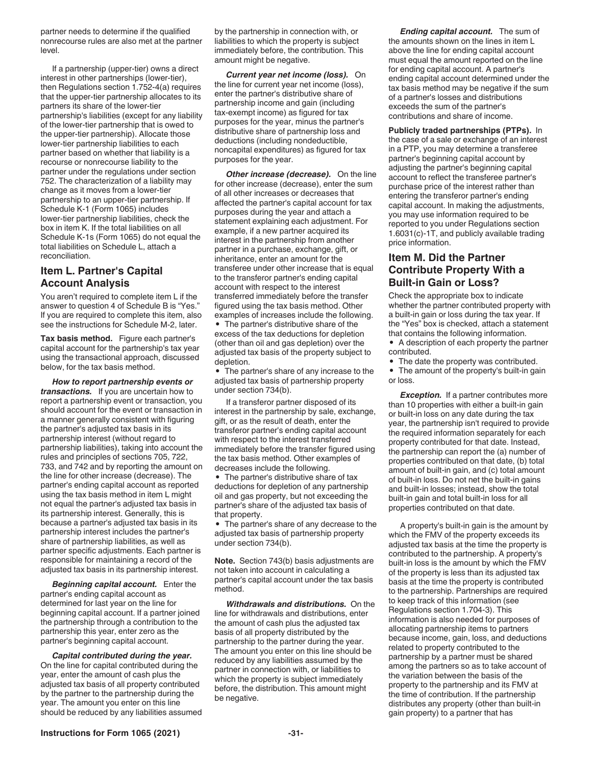partner needs to determine if the qualified nonrecourse rules are also met at the partner level.

If a partnership (upper-tier) owns a direct interest in other partnerships (lower-tier), then Regulations section 1.752-4(a) requires that the upper-tier partnership allocates to its partners its share of the lower-tier partnership's liabilities (except for any liability of the lower-tier partnership that is owed to the upper-tier partnership). Allocate those lower-tier partnership liabilities to each partner based on whether that liability is a recourse or nonrecourse liability to the partner under the regulations under section 752. The characterization of a liability may change as it moves from a lower-tier partnership to an upper-tier partnership. If Schedule K-1 (Form 1065) includes lower-tier partnership liabilities, check the box in item K. If the total liabilities on all Schedule K-1s (Form 1065) do not equal the total liabilities on Schedule L, attach a reconciliation.

## Item L. Partner's Capital Account Analysis

You aren't required to complete item L if the answer to question 4 of Schedule B is "Yes." If you are required to complete this item, also see the instructions for Schedule M-2, later.

**Tax basis method.** Figure each partner's capital account for the partnership's tax year using the transactional approach, discussed below, for the tax basis method.

***How to report partnership events or transactions.*** If you are uncertain how to report a partnership event or transaction, you should account for the event or transaction in a manner generally consistent with figuring the partner's adjusted tax basis in its partnership interest (without regard to partnership liabilities), taking into account the rules and principles of sections 705, 722, 733, and 742 and by reporting the amount on the line for other increase (decrease). The partner's ending capital account as reported using the tax basis method in item L might not equal the partner's adjusted tax basis in its partnership interest. Generally, this is because a partner's adjusted tax basis in its partnership interest includes the partner's share of partnership liabilities, as well as partner specific adjustments. Each partner is responsible for maintaining a record of the adjusted tax basis in its partnership interest.

***Beginning capital account.*** Enter the partner's ending capital account as determined for last year on the line for beginning capital account. If a partner joined the partnership through a contribution to the partnership this year, enter zero as the partner's beginning capital account.

***Capital contributed during the year.*** On the line for capital contributed during the year, enter the amount of cash plus the adjusted tax basis of all property contributed by the partner to the partnership during the year. The amount you enter on this line should be reduced by any liabilities assumed by the partnership in connection with, or liabilities to which the property is subject immediately before, the contribution. This amount might be negative.

***Current year net income (loss).*** On the line for current year net income (loss), enter the partner's distributive share of partnership income and gain (including tax-exempt income) as figured for tax purposes for the year, minus the partner's distributive share of partnership loss and deductions (including nondeductible, noncapital expenditures) as figured for tax purposes for the year.

***Other increase (decrease).*** On the line for other increase (decrease), enter the sum of all other increases or decreases that affected the partner's capital account for tax purposes during the year and attach a statement explaining each adjustment. For example, if a new partner acquired its interest in the partnership from another partner in a purchase, exchange, gift, or inheritance, enter an amount for the transferee under other increase that is equal to the transferor partner's ending capital account with respect to the interest transferred immediately before the transfer figured using the tax basis method. Other examples of increases include the following.

- The partner's distributive share of the excess of the tax deductions for depletion (other than oil and gas depletion) over the adjusted tax basis of the property subject to depletion.
- The partner's share of any increase to the adjusted tax basis of partnership property under section 734(b).

If a transferor partner disposed of its interest in the partnership by sale, exchange, gift, or as the result of death, enter the transferor partner's ending capital account with respect to the interest transferred immediately before the transfer figured using the tax basis method. Other examples of decreases include the following.

- The partner's distributive share of tax deductions for depletion of any partnership oil and gas property, but not exceeding the partner's share of the adjusted tax basis of that property.
- The partner's share of any decrease to the adjusted tax basis of partnership property under section 734(b).

**Note.** Section 743(b) basis adjustments are not taken into account in calculating a partner's capital account under the tax basis method.

***Withdrawals and distributions.*** On the line for withdrawals and distributions, enter the amount of cash plus the adjusted tax basis of all property distributed by the partnership to the partner during the year. The amount you enter on this line should be reduced by any liabilities assumed by the partner in connection with, or liabilities to which the property is subject immediately before, the distribution. This amount might be negative.

***Ending capital account.*** The sum of the amounts shown on the lines in item L above the line for ending capital account must equal the amount reported on the line for ending capital account. A partner's ending capital account determined under the tax basis method may be negative if the sum of a partner's losses and distributions exceeds the sum of the partner's contributions and share of income.

**Publicly traded partnerships (PTPs).** In the case of a sale or exchange of an interest in a PTP, you may determine a transferee partner's beginning capital account by adjusting the partner's beginning capital account to reflect the transferee partner's purchase price of the interest rather than entering the transferor partner's ending capital account. In making the adjustments, you may use information required to be reported to you under Regulations section 1.6031(c)-1T, and publicly available trading price information.

## Item M. Did the Partner Contribute Property With a Built-in Gain or Loss?

Check the appropriate box to indicate whether the partner contributed property with a built-in gain or loss during the tax year. If the "Yes" box is checked, attach a statement that contains the following information.

- A description of each property the partner contributed.
- The date the property was contributed.
- The amount of the property's built-in gain or loss.

***Exception.*** If a partner contributes more than 10 properties with either a built-in gain or built-in loss on any date during the tax year, the partnership isn't required to provide the required information separately for each property contributed for that date. Instead, the partnership can report the (a) number of properties contributed on that date, (b) total amount of built-in gain, and (c) total amount of built-in loss. Do not net the built-in gains and built-in losses; instead, show the total built-in gain and total built-in loss for all properties contributed on that date.

A property's built-in gain is the amount by which the FMV of the property exceeds its adjusted tax basis at the time the property is contributed to the partnership. A property's built-in loss is the amount by which the FMV of the property is less than its adjusted tax basis at the time the property is contributed to the partnership. Partnerships are required to keep track of this information (see Regulations section 1.704-3). This information is also needed for purposes of allocating partnership items to partners because income, gain, loss, and deductions related to property contributed to the partnership by a partner must be shared among the partners so as to take account of the variation between the basis of the property to the partnership and its FMV at the time of contribution. If the partnership distributes any property (other than built-in gain property) to a partner that has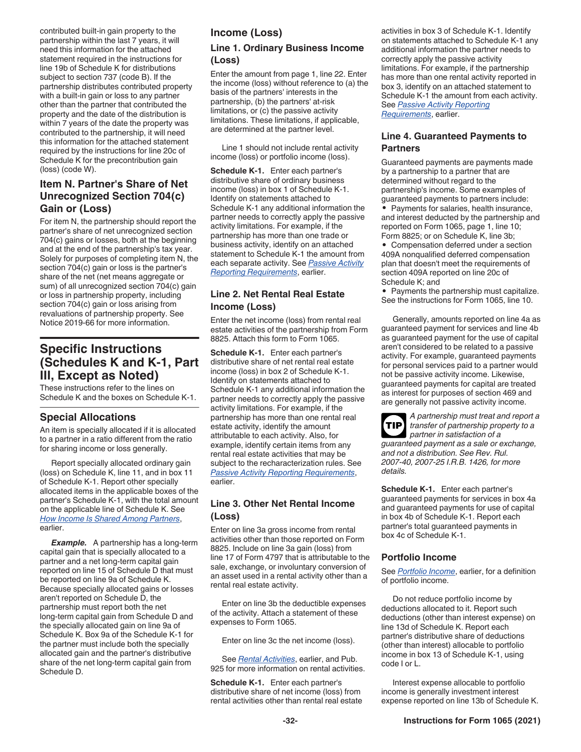contributed built-in gain property to the partnership within the last 7 years, it will need this information for the attached statement required in the instructions for line 19b of Schedule K for distributions subject to section 737 (code B). If the partnership distributes contributed property with a built-in gain or loss to any partner other than the partner that contributed the property and the date of the distribution is within 7 years of the date the property was contributed to the partnership, it will need this information for the attached statement required by the instructions for line 20c of Schedule K for the precontribution gain (loss) (code W).

### Item N. Partner's Share of Net Unrecognized Section 704(c) Gain or (Loss)

For item N, the partnership should report the partner's share of net unrecognized section 704(c) gains or losses, both at the beginning and at the end of the partnership's tax year. Solely for purposes of completing item N, the section 704(c) gain or loss is the partner's share of the net (net means aggregate or sum) of all unrecognized section 704(c) gain or loss in partnership property, including section 704(c) gain or loss arising from revaluations of partnership property. See Notice 2019-66 for more information.

## Specific Instructions (Schedules K and K-1, Part III, Except as Noted)

These instructions refer to the lines on Schedule K and the boxes on Schedule K-1.

### Special Allocations

An item is specially allocated if it is allocated to a partner in a ratio different from the ratio for sharing income or loss generally.

Report specially allocated ordinary gain (loss) on Schedule K, line 11, and in box 11 of Schedule K-1. Report other specially allocated items in the applicable boxes of the partner's Schedule K-1, with the total amount on the applicable line of Schedule K. See *How Income Is Shared Among Partners*, earlier.

***Example.*** A partnership has a long-term capital gain that is specially allocated to a partner and a net long-term capital gain reported on line 15 of Schedule D that must be reported on line 9a of Schedule K. Because specially allocated gains or losses aren't reported on Schedule D, the partnership must report both the net long-term capital gain from Schedule D and the specially allocated gain on line 9a of Schedule K. Box 9a of the Schedule K-1 for the partner must include both the specially allocated gain and the partner's distributive share of the net long-term capital gain from Schedule D.

### Income (Loss)

#### Line 1. Ordinary Business Income (Loss)

Enter the amount from page 1, line 22. Enter the income (loss) without reference to (a) the basis of the partners' interests in the partnership, (b) the partners' at-risk limitations, or (c) the passive activity limitations. These limitations, if applicable, are determined at the partner level.

Line 1 should not include rental activity income (loss) or portfolio income (loss).

**Schedule K-1.** Enter each partner's distributive share of ordinary business income (loss) in box 1 of Schedule K-1. Identify on statements attached to Schedule K-1 any additional information the partner needs to correctly apply the passive activity limitations. For example, if the partnership has more than one trade or business activity, identify on an attached statement to Schedule K-1 the amount from each separate activity. See *Passive Activity Reporting Requirements*, earlier.

#### Line 2. Net Rental Real Estate Income (Loss)

Enter the net income (loss) from rental real estate activities of the partnership from Form 8825. Attach this form to Form 1065.

**Schedule K-1.** Enter each partner's distributive share of net rental real estate income (loss) in box 2 of Schedule K-1. Identify on statements attached to Schedule K-1 any additional information the partner needs to correctly apply the passive activity limitations. For example, if the partnership has more than one rental real estate activity, identify the amount attributable to each activity. Also, for example, identify certain items from any rental real estate activities that may be subject to the recharacterization rules. See *Passive Activity Reporting Requirements*, earlier.

#### Line 3. Other Net Rental Income (Loss)

Enter on line 3a gross income from rental activities other than those reported on Form 8825. Include on line 3a gain (loss) from line 17 of Form 4797 that is attributable to the sale, exchange, or involuntary conversion of an asset used in a rental activity other than a rental real estate activity.

Enter on line 3b the deductible expenses of the activity. Attach a statement of these expenses to Form 1065.

Enter on line 3c the net income (loss).

See *Rental Activities*, earlier, and Pub. 925 for more information on rental activities.

**Schedule K-1.** Enter each partner's distributive share of net income (loss) from rental activities other than rental real estate activities in box 3 of Schedule K-1. Identify on statements attached to Schedule K-1 any additional information the partner needs to correctly apply the passive activity limitations. For example, if the partnership has more than one rental activity reported in box 3, identify on an attached statement to Schedule K-1 the amount from each activity. See *Passive Activity Reporting Requirements*, earlier.

#### Line 4. Guaranteed Payments to Partners

Guaranteed payments are payments made by a partnership to a partner that are determined without regard to the partnership's income. Some examples of guaranteed payments to partners include:

- Payments for salaries, health insurance, and interest deducted by the partnership and reported on Form 1065, page 1, line 10; Form 8825; or on Schedule K, line 3b;
- Compensation deferred under a section 409A nonqualified deferred compensation plan that doesn't meet the requirements of section 409A reported on line 20c of Schedule K; and
- Payments the partnership must capitalize. See the instructions for Form 1065, line 10.

Generally, amounts reported on line 4a as guaranteed payment for services and line 4b as guaranteed payment for the use of capital aren't considered to be related to a passive activity. For example, guaranteed payments for personal services paid to a partner would not be passive activity income. Likewise, guaranteed payments for capital are treated as interest for purposes of section 469 and are generally not passive activity income.

**TIP** *A partnership must treat and report a transfer of partnership property to a partner in satisfaction of a guaranteed payment as a sale or exchange, and not a distribution. See Rev. Rul. 2007-40, 2007-25 I.R.B. 1426, for more details.*

**Schedule K-1.** Enter each partner's guaranteed payments for services in box 4a and guaranteed payments for use of capital in box 4b of Schedule K-1. Report each partner's total guaranteed payments in box 4c of Schedule K-1.

### Portfolio Income

See *Portfolio Income*, earlier, for a definition of portfolio income.

Do not reduce portfolio income by deductions allocated to it. Report such deductions (other than interest expense) on line 13d of Schedule K. Report each partner's distributive share of deductions (other than interest) allocable to portfolio income in box 13 of Schedule K-1, using code I or L.

Interest expense allocable to portfolio income is generally investment interest expense reported on line 13b of Schedule K.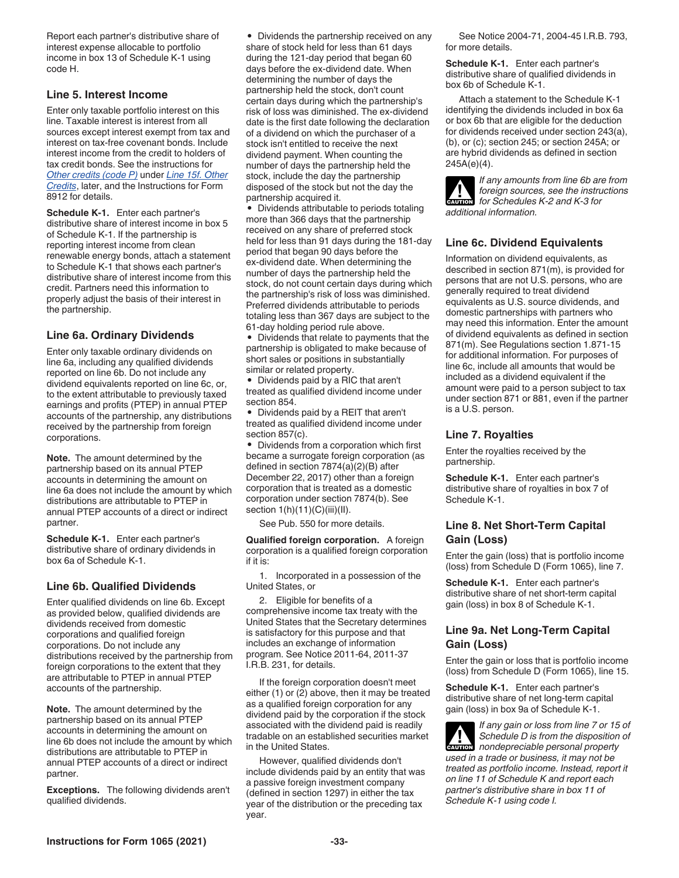Report each partner's distributive share of interest expense allocable to portfolio income in box 13 of Schedule K-1 using code H.

### Line 5. Interest Income

Enter only taxable portfolio interest on this line. Taxable interest is interest from all sources except interest exempt from tax and interest on tax-free covenant bonds. Include interest income from the credit to holders of tax credit bonds. See the instructions for *Other credits (code P)* under *Line 15f. Other Credits*, later, and the Instructions for Form 8912 for details.

**Schedule K-1.** Enter each partner's distributive share of interest income in box 5 of Schedule K-1. If the partnership is reporting interest income from clean renewable energy bonds, attach a statement to Schedule K-1 that shows each partner's distributive share of interest income from this credit. Partners need this information to properly adjust the basis of their interest in the partnership.

### Line 6a. Ordinary Dividends

Enter only taxable ordinary dividends on line 6a, including any qualified dividends reported on line 6b. Do not include any dividend equivalents reported on line 6c, or, to the extent attributable to previously taxed earnings and profits (PTEP) in annual PTEP accounts of the partnership, any distributions received by the partnership from foreign corporations.

**Note.** The amount determined by the partnership based on its annual PTEP accounts in determining the amount on line 6a does not include the amount by which distributions are attributable to PTEP in annual PTEP accounts of a direct or indirect partner.

**Schedule K-1.** Enter each partner's distributive share of ordinary dividends in box 6a of Schedule K-1.

### Line 6b. Qualified Dividends

Enter qualified dividends on line 6b. Except as provided below, qualified dividends are dividends received from domestic corporations and qualified foreign corporations. Do not include any distributions received by the partnership from foreign corporations to the extent that they are attributable to PTEP in annual PTEP accounts of the partnership.

**Note.** The amount determined by the partnership based on its annual PTEP accounts in determining the amount on line 6b does not include the amount by which distributions are attributable to PTEP in annual PTEP accounts of a direct or indirect partner.

**Exceptions.** The following dividends aren't qualified dividends.

- Dividends the partnership received on any share of stock held for less than 61 days during the 121-day period that began 60 days before the ex-dividend date. When determining the number of days the partnership held the stock, don't count certain days during which the partnership's risk of loss was diminished. The ex-dividend date is the first date following the declaration of a dividend on which the purchaser of a stock isn't entitled to receive the next dividend payment. When counting the number of days the partnership held the stock, include the day the partnership disposed of the stock but not the day the partnership acquired it.
- Dividends attributable to periods totaling more than 366 days that the partnership received on any share of preferred stock held for less than 91 days during the 181-day period that began 90 days before the ex-dividend date. When determining the number of days the partnership held the stock, do not count certain days during which the partnership's risk of loss was diminished. Preferred dividends attributable to periods totaling less than 367 days are subject to the 61-day holding period rule above.
- Dividends that relate to payments that the partnership is obligated to make because of short sales or positions in substantially similar or related property.
- Dividends paid by a RIC that aren't treated as qualified dividend income under section 854.
- Dividends paid by a REIT that aren't treated as qualified dividend income under section 857(c).
- Dividends from a corporation which first became a surrogate foreign corporation (as defined in section 7874(a)(2)(B) after December 22, 2017) other than a foreign corporation that is treated as a domestic corporation under section 7874(b). See section 1(h)(11)(C)(iii)(II).

See Pub. 550 for more details.

**Qualified foreign corporation.** A foreign corporation is a qualified foreign corporation if it is:

1. Incorporated in a possession of the United States, or
2. Eligible for benefits of a comprehensive income tax treaty with the United States that the Secretary determines is satisfactory for this purpose and that includes an exchange of information program. See Notice 2011-64, 2011-37 I.R.B. 231, for details.

If the foreign corporation doesn't meet either (1) or (2) above, then it may be treated as a qualified foreign corporation for any dividend paid by the corporation if the stock associated with the dividend paid is readily tradable on an established securities market in the United States.

However, qualified dividends don't include dividends paid by an entity that was a passive foreign investment company (defined in section 1297) in either the tax year of the distribution or the preceding tax year.

See Notice 2004-71, 2004-45 I.R.B. 793, for more details.

**Schedule K-1.** Enter each partner's distributive share of qualified dividends in box 6b of Schedule K-1.

Attach a statement to the Schedule K-1 identifying the dividends included in box 6a or box 6b that are eligible for the deduction for dividends received under section 243(a), (b), or (c); section 245; or section 245A; or are hybrid dividends as defined in section 245A(e)(4).

**CAUTION** *If any amounts from line 6b are from foreign sources, see the instructions for Schedules K-2 and K-3 for additional information.*

### Line 6c. Dividend Equivalents

Information on dividend equivalents, as described in section 871(m), is provided for persons that are not U.S. persons, who are generally required to treat dividend equivalents as U.S. source dividends, and domestic partnerships with partners who may need this information. Enter the amount of dividend equivalents as defined in section 871(m). See Regulations section 1.871-15 for additional information. For purposes of line 6c, include all amounts that would be included as a dividend equivalent if the amount were paid to a person subject to tax under section 871 or 881, even if the partner is a U.S. person.

### Line 7. Royalties

Enter the royalties received by the partnership.

**Schedule K-1.** Enter each partner's distributive share of royalties in box 7 of Schedule K-1.

### Line 8. Net Short-Term Capital Gain (Loss)

Enter the gain (loss) that is portfolio income (loss) from Schedule D (Form 1065), line 7.

**Schedule K-1.** Enter each partner's distributive share of net short-term capital gain (loss) in box 8 of Schedule K-1.

### Line 9a. Net Long-Term Capital Gain (Loss)

Enter the gain or loss that is portfolio income (loss) from Schedule D (Form 1065), line 15.

**Schedule K-1.** Enter each partner's distributive share of net long-term capital gain (loss) in box 9a of Schedule K-1.

**CAUTION** *If any gain or loss from line 7 or 15 of Schedule D is from the disposition of nondepreciable personal property used in a trade or business, it may not be treated as portfolio income. Instead, report it on line 11 of Schedule K and report each partner's distributive share in box 11 of Schedule K-1 using code I.*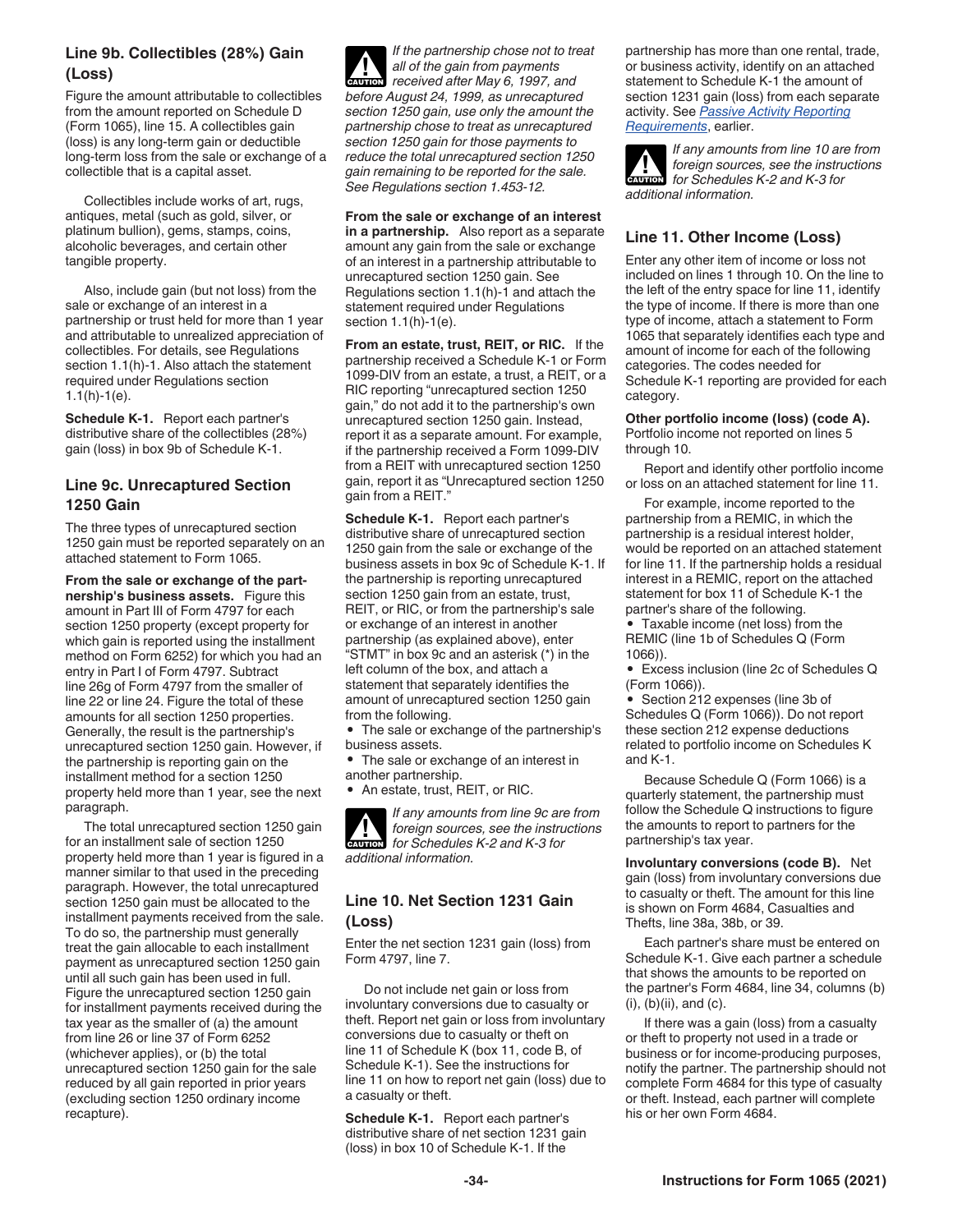### Line 9b. Collectibles (28%) Gain (Loss)

Figure the amount attributable to collectibles from the amount reported on Schedule D (Form 1065), line 15. A collectibles gain (loss) is any long-term gain or deductible long-term loss from the sale or exchange of a collectible that is a capital asset.

Collectibles include works of art, rugs, antiques, metal (such as gold, silver, or platinum bullion), gems, stamps, coins, alcoholic beverages, and certain other tangible property.

Also, include gain (but not loss) from the sale or exchange of an interest in a partnership or trust held for more than 1 year and attributable to unrealized appreciation of collectibles. For details, see Regulations section 1.1(h)-1. Also attach the statement required under Regulations section 1.1(h)-1(e).

**Schedule K-1.** Report each partner's distributive share of the collectibles (28%) gain (loss) in box 9b of Schedule K-1.

### Line 9c. Unrecaptured Section 1250 Gain

The three types of unrecaptured section 1250 gain must be reported separately on an attached statement to Form 1065.

**From the sale or exchange of the partnership's business assets.** Figure this amount in Part III of Form 4797 for each section 1250 property (except property for which gain is reported using the installment method on Form 6252) for which you had an entry in Part I of Form 4797. Subtract line 26g of Form 4797 from the smaller of line 22 or line 24. Figure the total of these amounts for all section 1250 properties. Generally, the result is the partnership's unrecaptured section 1250 gain. However, if the partnership is reporting gain on the installment method for a section 1250 property held more than 1 year, see the next paragraph.

The total unrecaptured section 1250 gain for an installment sale of section 1250 property held more than 1 year is figured in a manner similar to that used in the preceding paragraph. However, the total unrecaptured section 1250 gain must be allocated to the installment payments received from the sale. To do so, the partnership must generally treat the gain allocable to each installment payment as unrecaptured section 1250 gain until all such gain has been used in full. Figure the unrecaptured section 1250 gain for installment payments received during the tax year as the smaller of (a) the amount from line 26 or line 37 of Form 6252 (whichever applies), or (b) the total unrecaptured section 1250 gain for the sale reduced by all gain reported in prior years (excluding section 1250 ordinary income recapture).

**CAUTION** *If the partnership chose not to treat all of the gain from payments received after May 6, 1997, and before August 24, 1999, as unrecaptured section 1250 gain, use only the amount the partnership chose to treat as unrecaptured section 1250 gain for those payments to reduce the total unrecaptured section 1250 gain remaining to be reported for the sale. See Regulations section 1.453-12.*

**From the sale or exchange of an interest in a partnership.** Also report as a separate amount any gain from the sale or exchange of an interest in a partnership attributable to unrecaptured section 1250 gain. See Regulations section 1.1(h)-1 and attach the statement required under Regulations section 1.1(h)-1(e).

**From an estate, trust, REIT, or RIC.** If the partnership received a Schedule K-1 or Form 1099-DIV from an estate, a trust, a REIT, or a RIC reporting "unrecaptured section 1250 gain," do not add it to the partnership's own unrecaptured section 1250 gain. Instead, report it as a separate amount. For example, if the partnership received a Form 1099-DIV from a REIT with unrecaptured section 1250 gain, report it as "Unrecaptured section 1250 gain from a REIT."

**Schedule K-1.** Report each partner's distributive share of unrecaptured section 1250 gain from the sale or exchange of the business assets in box 9c of Schedule K-1. If the partnership is reporting unrecaptured section 1250 gain from an estate, trust, REIT, or RIC, or from the partnership's sale or exchange of an interest in another partnership (as explained above), enter "STMT" in box 9c and an asterisk (*) in the left column of the box, and attach a statement that separately identifies the amount of unrecaptured section 1250 gain from the following.

- The sale or exchange of the partnership's business assets.
- The sale or exchange of an interest in another partnership.
- An estate, trust, REIT, or RIC.

**CAUTION** *If any amounts from line 9c are from foreign sources, see the instructions for Schedules K-2 and K-3 for additional information.*

### Line 10. Net Section 1231 Gain (Loss)

Enter the net section 1231 gain (loss) from Form 4797, line 7.

Do not include net gain or loss from involuntary conversions due to casualty or theft. Report net gain or loss from involuntary conversions due to casualty or theft on line 11 of Schedule K (box 11, code B, of Schedule K-1). See the instructions for line 11 on how to report net gain (loss) due to a casualty or theft.

**Schedule K-1.** Report each partner's distributive share of net section 1231 gain (loss) in box 10 of Schedule K-1. If the partnership has more than one rental, trade, or business activity, identify on an attached statement to Schedule K-1 the amount of section 1231 gain (loss) from each separate activity. See *Passive Activity Reporting Requirements*, earlier.

**CAUTION** *If any amounts from line 10 are from foreign sources, see the instructions for Schedules K-2 and K-3 for additional information.*

### Line 11. Other Income (Loss)

Enter any other item of income or loss not included on lines 1 through 10. On the line to the left of the entry space for line 11, identify the type of income. If there is more than one type of income, attach a statement to Form 1065 that separately identifies each type and amount of income for each of the following categories. The codes needed for Schedule K-1 reporting are provided for each category.

**Other portfolio income (loss) (code A).** Portfolio income not reported on lines 5 through 10.

Report and identify other portfolio income or loss on an attached statement for line 11.

For example, income reported to the partnership from a REMIC, in which the partnership is a residual interest holder, would be reported on an attached statement for line 11. If the partnership holds a residual interest in a REMIC, report on the attached statement for box 11 of Schedule K-1 the partner's share of the following.

- Taxable income (net loss) from the REMIC (line 1b of Schedules Q (Form 1066)).
- Excess inclusion (line 2c of Schedules Q (Form 1066)).
- Section 212 expenses (line 3b of Schedules Q (Form 1066)). Do not report these section 212 expense deductions related to portfolio income on Schedules K and K-1.

Because Schedule Q (Form 1066) is a quarterly statement, the partnership must follow the Schedule Q instructions to figure the amounts to report to partners for the partnership's tax year.

**Involuntary conversions (code B).** Net gain (loss) from involuntary conversions due to casualty or theft. The amount for this line is shown on Form 4684, Casualties and Thefts, line 38a, 38b, or 39.

Each partner's share must be entered on Schedule K-1. Give each partner a schedule that shows the amounts to be reported on the partner's Form 4684, line 34, columns (b)(i), (b)(ii), and (c).

If there was a gain (loss) from a casualty or theft to property not used in a trade or business or for income-producing purposes, notify the partner. The partnership should not complete Form 4684 for this type of casualty or theft. Instead, each partner will complete his or her own Form 4684.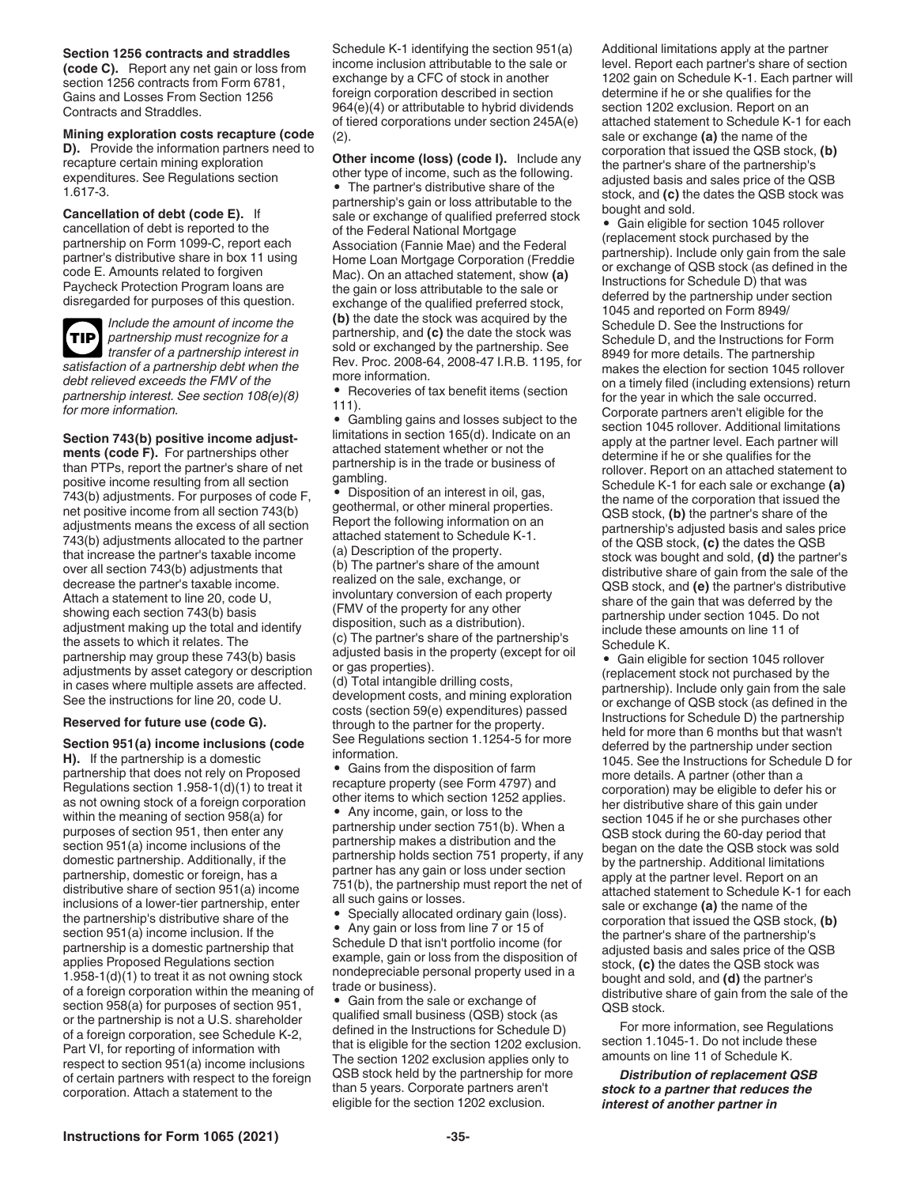**Section 1256 contracts and straddles (code C).** Report any net gain or loss from section 1256 contracts from Form 6781, Gains and Losses From Section 1256 Contracts and Straddles.

**Mining exploration costs recapture (code D).** Provide the information partners need to recapture certain mining exploration expenditures. See Regulations section 1.617-3.

**Cancellation of debt (code E).** If cancellation of debt is reported to the partnership on Form 1099-C, report each partner's distributive share in box 11 using code E. Amounts related to forgiven Paycheck Protection Program loans are disregarded for purposes of this question.

**TIP** *Include the amount of income the partnership must recognize for a transfer of a partnership interest in satisfaction of a partnership debt when the debt relieved exceeds the FMV of the partnership interest. See section 108(e)(8) for more information.*

**Section 743(b) positive income adjustments (code F).** For partnerships other than PTPs, report the partner's share of net positive income resulting from all section 743(b) adjustments. For purposes of code F, net positive income from all section 743(b) adjustments means the excess of all section 743(b) adjustments allocated to the partner that increase the partner's taxable income over all section 743(b) adjustments that decrease the partner's taxable income. Attach a statement to line 20, code U, showing each section 743(b) basis adjustment making up the total and identify the assets to which it relates. The partnership may group these 743(b) basis adjustments by asset category or description in cases where multiple assets are affected. See the instructions for line 20, code U.

**Reserved for future use (code G).**

**Section 951(a) income inclusions (code H).** If the partnership is a domestic partnership that does not rely on Proposed Regulations section 1.958-1(d)(1) to treat it as not owning stock of a foreign corporation within the meaning of section 958(a) for purposes of section 951, then enter any section 951(a) income inclusions of the domestic partnership. Additionally, if the partnership, domestic or foreign, has a distributive share of section 951(a) income inclusions of a lower-tier partnership, enter the partnership's distributive share of the section 951(a) income inclusion. If the partnership is a domestic partnership that applies Proposed Regulations section 1.958-1(d)(1) to treat it as not owning stock of a foreign corporation within the meaning of section 958(a) for purposes of section 951, or the partnership is not a U.S. shareholder of a foreign corporation, see Schedule K-2, Part VI, for reporting of information with respect to section 951(a) income inclusions of certain partners with respect to the foreign corporation. Attach a statement to the Schedule K-1 identifying the section 951(a) income inclusion attributable to the sale or exchange by a CFC of stock in another foreign corporation described in section 964(e)(4) or attributable to hybrid dividends of tiered corporations under section 245A(e)(2).

**Other income (loss) (code I).** Include any other type of income, such as the following.

- The partner's distributive share of the partnership's gain or loss attributable to the sale or exchange of qualified preferred stock of the Federal National Mortgage Association (Fannie Mae) and the Federal Home Loan Mortgage Corporation (Freddie Mac). On an attached statement, show **(a)** the gain or loss attributable to the sale or exchange of the qualified preferred stock, **(b)** the date the stock was acquired by the partnership, and **(c)** the date the stock was sold or exchanged by the partnership. See Rev. Proc. 2008-64, 2008-47 I.R.B. 1195, for more information.
- Recoveries of tax benefit items (section 111).
- Gambling gains and losses subject to the limitations in section 165(d). Indicate on an attached statement whether or not the partnership is in the trade or business of gambling.
- Disposition of an interest in oil, gas, geothermal, or other mineral properties. Report the following information on an attached statement to Schedule K-1.
  (a) Description of the property.
  (b) The partner's share of the amount realized on the sale, exchange, or involuntary conversion of each property (FMV of the property for any other disposition, such as a distribution).
  (c) The partner's share of the partnership's adjusted basis in the property (except for oil or gas properties).
  (d) Total intangible drilling costs, development costs, and mining exploration costs (section 59(e) expenditures) passed through to the partner for the property.
  See Regulations section 1.1254-5 for more information.
- Gains from the disposition of farm recapture property (see Form 4797) and other items to which section 1252 applies.
- Any income, gain, or loss to the partnership under section 751(b). When a partnership makes a distribution and the partnership holds section 751 property, if any partner has any gain or loss under section 751(b), the partnership must report the net of all such gains or losses.
- Specially allocated ordinary gain (loss).
- Any gain or loss from line 7 or 15 of Schedule D that isn't portfolio income (for example, gain or loss from the disposition of nondepreciable personal property used in a trade or business).
- Gain from the sale or exchange of qualified small business (QSB) stock (as defined in the Instructions for Schedule D) that is eligible for the section 1202 exclusion. The section 1202 exclusion applies only to QSB stock held by the partnership for more than 5 years. Corporate partners aren't eligible for the section 1202 exclusion. Additional limitations apply at the partner level. Report each partner's share of section 1202 gain on Schedule K-1. Each partner will determine if he or she qualifies for the section 1202 exclusion. Report on an attached statement to Schedule K-1 for each sale or exchange **(a)** the name of the corporation that issued the QSB stock, **(b)** the partner's share of the partnership's adjusted basis and sales price of the QSB stock, and **(c)** the dates the QSB stock was bought and sold.
- Gain eligible for section 1045 rollover (replacement stock purchased by the partnership). Include only gain from the sale or exchange of QSB stock (as defined in the Instructions for Schedule D) that was deferred by the partnership under section 1045 and reported on Form 8949/ Schedule D. See the Instructions for Schedule D, and the Instructions for Form 8949 for more details. The partnership makes the election for section 1045 rollover on a timely filed (including extensions) return for the year in which the sale occurred. Corporate partners aren't eligible for the section 1045 rollover. Additional limitations apply at the partner level. Each partner will determine if he or she qualifies for the rollover. Report on an attached statement to Schedule K-1 for each sale or exchange **(a)** the name of the corporation that issued the QSB stock, **(b)** the partner's share of the partnership's adjusted basis and sales price of the QSB stock, **(c)** the dates the QSB stock was bought and sold, **(d)** the partner's distributive share of gain from the sale of the QSB stock, and **(e)** the partner's distributive share of the gain that was deferred by the partnership under section 1045. Do not include these amounts on line 11 of Schedule K.
- Gain eligible for section 1045 rollover (replacement stock not purchased by the partnership). Include only gain from the sale or exchange of QSB stock (as defined in the Instructions for Schedule D) the partnership held for more than 6 months but that wasn't deferred by the partnership under section 1045. See the Instructions for Schedule D for more details. A partner (other than a corporation) may be eligible to defer his or her distributive share of this gain under section 1045 if he or she purchases other QSB stock during the 60-day period that began on the date the QSB stock was sold by the partnership. Additional limitations apply at the partner level. Report on an attached statement to Schedule K-1 for each sale or exchange **(a)** the name of the corporation that issued the QSB stock, **(b)** the partner's share of the partnership's adjusted basis and sales price of the QSB stock, **(c)** the dates the QSB stock was bought and sold, and **(d)** the partner's distributive share of gain from the sale of the QSB stock.

For more information, see Regulations section 1.1045-1. Do not include these amounts on line 11 of Schedule K.

***Distribution of replacement QSB stock to a partner that reduces the interest of another partner in***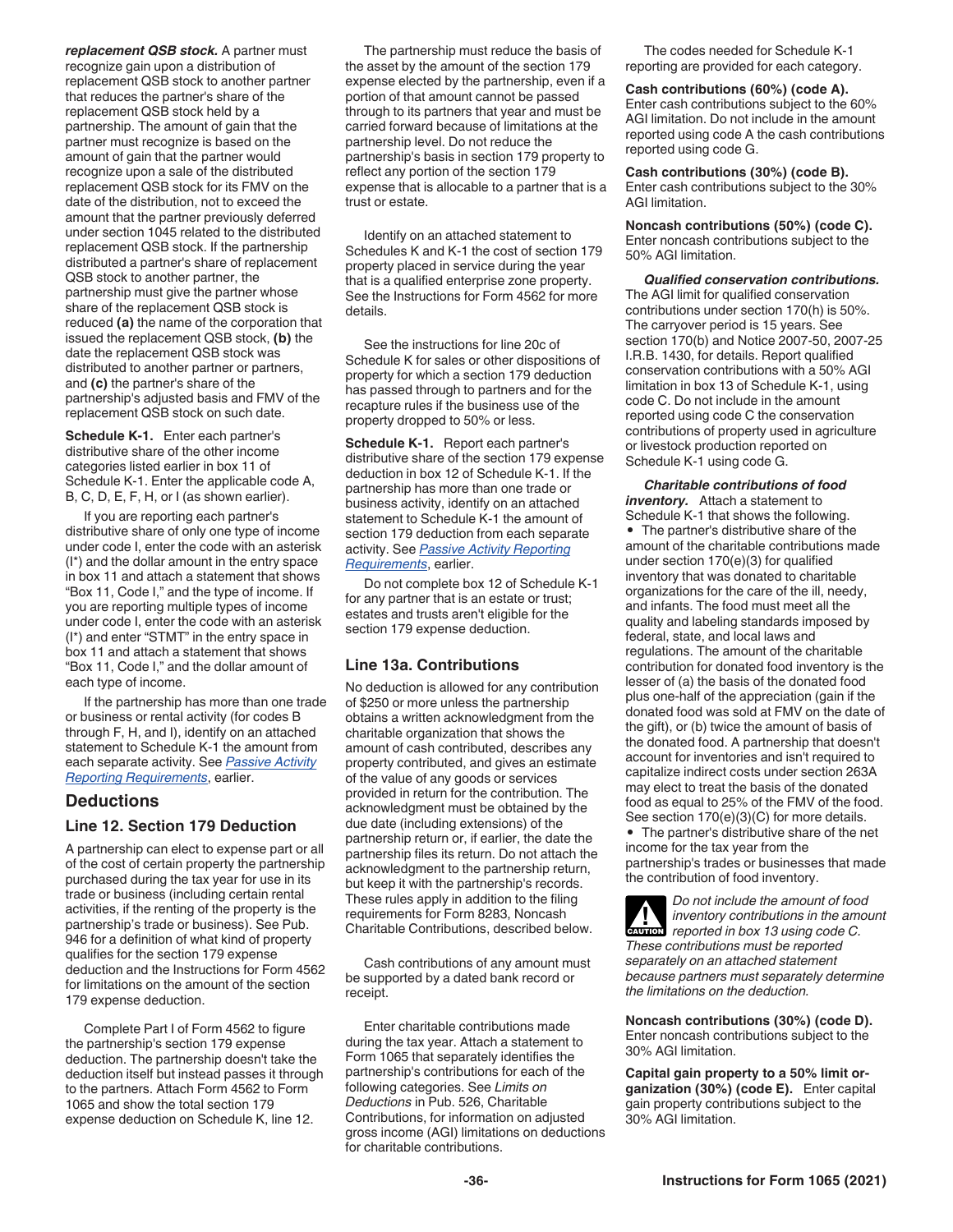***replacement QSB stock.*** A partner must recognize gain upon a distribution of replacement QSB stock to another partner that reduces the partner's share of the replacement QSB stock held by a partnership. The amount of gain that the partner must recognize is based on the amount of gain that the partner would recognize upon a sale of the distributed replacement QSB stock for its FMV on the date of the distribution, not to exceed the amount that the partner previously deferred under section 1045 related to the distributed replacement QSB stock. If the partnership distributed a partner's share of replacement QSB stock to another partner, the partnership must give the partner whose share of the replacement QSB stock is reduced **(a)** the name of the corporation that issued the replacement QSB stock, **(b)** the date the replacement QSB stock was distributed to another partner or partners, and **(c)** the partner's share of the partnership's adjusted basis and FMV of the replacement QSB stock on such date.

**Schedule K-1.** Enter each partner's distributive share of the other income categories listed earlier in box 11 of Schedule K-1. Enter the applicable code A, B, C, D, E, F, H, or I (as shown earlier).

If you are reporting each partner's distributive share of only one type of income under code I, enter the code with an asterisk (I*) and the dollar amount in the entry space in box 11 and attach a statement that shows "Box 11, Code I," and the type of income. If you are reporting multiple types of income under code I, enter the code with an asterisk (I*) and enter "STMT" in the entry space in box 11 and attach a statement that shows "Box 11, Code I," and the dollar amount of each type of income.

If the partnership has more than one trade or business or rental activity (for codes B through F, H, and I), identify on an attached statement to Schedule K-1 the amount from each separate activity. See *Passive Activity Reporting Requirements*, earlier.

## Deductions

### Line 12. Section 179 Deduction

A partnership can elect to expense part or all of the cost of certain property the partnership purchased during the tax year for use in its trade or business (including certain rental activities, if the renting of the property is the partnership's trade or business). See Pub. 946 for a definition of what kind of property qualifies for the section 179 expense deduction and the Instructions for Form 4562 for limitations on the amount of the section 179 expense deduction.

Complete Part I of Form 4562 to figure the partnership's section 179 expense deduction. The partnership doesn't take the deduction itself but instead passes it through to the partners. Attach Form 4562 to Form 1065 and show the total section 179 expense deduction on Schedule K, line 12.

The partnership must reduce the basis of the asset by the amount of the section 179 expense elected by the partnership, even if a portion of that amount cannot be passed through to its partners that year and must be carried forward because of limitations at the partnership level. Do not reduce the partnership's basis in section 179 property to reflect any portion of the section 179 expense that is allocable to a partner that is a trust or estate.

Identify on an attached statement to Schedules K and K-1 the cost of section 179 property placed in service during the year that is a qualified enterprise zone property. See the Instructions for Form 4562 for more details.

See the instructions for line 20c of Schedule K for sales or other dispositions of property for which a section 179 deduction has passed through to partners and for the recapture rules if the business use of the property dropped to 50% or less.

**Schedule K-1.** Report each partner's distributive share of the section 179 expense deduction in box 12 of Schedule K-1. If the partnership has more than one trade or business activity, identify on an attached statement to Schedule K-1 the amount of section 179 deduction from each separate activity. See *Passive Activity Reporting Requirements*, earlier.

Do not complete box 12 of Schedule K-1 for any partner that is an estate or trust; estates and trusts aren't eligible for the section 179 expense deduction.

### Line 13a. Contributions

No deduction is allowed for any contribution of $250 or more unless the partnership obtains a written acknowledgment from the charitable organization that shows the amount of cash contributed, describes any property contributed, and gives an estimate of the value of any goods or services provided in return for the contribution. The acknowledgment must be obtained by the due date (including extensions) of the partnership return or, if earlier, the date the partnership files its return. Do not attach the acknowledgment to the partnership return, but keep it with the partnership's records. These rules apply in addition to the filing requirements for Form 8283, Noncash Charitable Contributions, described below.

Cash contributions of any amount must be supported by a dated bank record or receipt.

Enter charitable contributions made during the tax year. Attach a statement to Form 1065 that separately identifies the partnership's contributions for each of the following categories. See *Limits on Deductions* in Pub. 526, Charitable Contributions, for information on adjusted gross income (AGI) limitations on deductions for charitable contributions.

The codes needed for Schedule K-1 reporting are provided for each category.

**Cash contributions (60%) (code A).** Enter cash contributions subject to the 60% AGI limitation. Do not include in the amount reported using code A the cash contributions reported using code G.

**Cash contributions (30%) (code B).** Enter cash contributions subject to the 30% AGI limitation.

**Noncash contributions (50%) (code C).** Enter noncash contributions subject to the 50% AGI limitation.

***Qualified conservation contributions.*** The AGI limit for qualified conservation contributions under section 170(h) is 50%. The carryover period is 15 years. See section 170(b) and Notice 2007-50, 2007-25 I.R.B. 1430, for details. Report qualified conservation contributions with a 50% AGI limitation in box 13 of Schedule K-1, using code C. Do not include in the amount reported using code C the conservation contributions of property used in agriculture or livestock production reported on Schedule K-1 using code G.

***Charitable contributions of food inventory.*** Attach a statement to Schedule K-1 that shows the following.

- The partner's distributive share of the amount of the charitable contributions made under section 170(e)(3) for qualified inventory that was donated to charitable organizations for the care of the ill, needy, and infants. The food must meet all the quality and labeling standards imposed by federal, state, and local laws and regulations. The amount of the charitable contribution for donated food inventory is the lesser of (a) the basis of the donated food plus one-half of the appreciation (gain if the donated food was sold at FMV on the date of the gift), or (b) twice the amount of basis of the donated food. A partnership that doesn't account for inventories and isn't required to capitalize indirect costs under section 263A may elect to treat the basis of the donated food as equal to 25% of the FMV of the food. See section 170(e)(3)(C) for more details.
- The partner's distributive share of the net income for the tax year from the partnership's trades or businesses that made the contribution of food inventory.

**CAUTION:** *Do not include the amount of food inventory contributions in the amount reported in box 13 using code C. These contributions must be reported separately on an attached statement because partners must separately determine the limitations on the deduction.*

**Noncash contributions (30%) (code D).** Enter noncash contributions subject to the 30% AGI limitation.

**Capital gain property to a 50% limit organization (30%) (code E).** Enter capital gain property contributions subject to the 30% AGI limitation.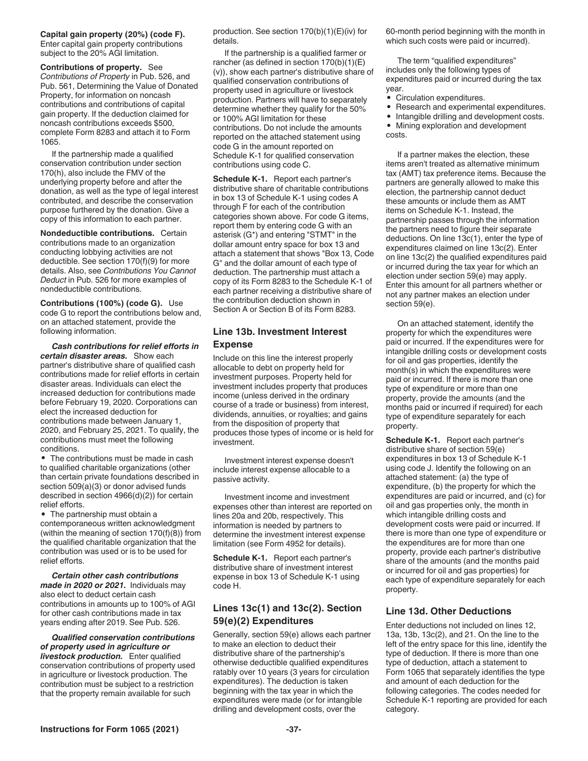**Capital gain property (20%) (code F).** Enter capital gain property contributions subject to the 20% AGI limitation.

**Contributions of property.** See *Contributions of Property* in Pub. 526, and Pub. 561, Determining the Value of Donated Property, for information on noncash contributions and contributions of capital gain property. If the deduction claimed for noncash contributions exceeds $500, complete Form 8283 and attach it to Form 1065.

If the partnership made a qualified conservation contribution under section 170(h), also include the FMV of the underlying property before and after the donation, as well as the type of legal interest contributed, and describe the conservation purpose furthered by the donation. Give a copy of this information to each partner.

**Nondeductible contributions.** Certain contributions made to an organization conducting lobbying activities are not deductible. See section 170(f)(9) for more details. Also, see *Contributions You Cannot Deduct* in Pub. 526 for more examples of nondeductible contributions.

**Contributions (100%) (code G).** Use code G to report the contributions below and, on an attached statement, provide the following information.

***Cash contributions for relief efforts in certain disaster areas.*** Show each partner's distributive share of qualified cash contributions made for relief efforts in certain disaster areas. Individuals can elect the increased deduction for contributions made before February 19, 2020. Corporations can elect the increased deduction for contributions made between January 1, 2020, and February 25, 2021. To qualify, the contributions must meet the following conditions.

- The contributions must be made in cash to qualified charitable organizations (other than certain private foundations described in section 509(a)(3) or donor advised funds described in section 4966(d)(2)) for certain relief efforts.
- The partnership must obtain a contemporaneous written acknowledgment (within the meaning of section 170(f)(8)) from the qualified charitable organization that the contribution was used or is to be used for relief efforts.

***Certain other cash contributions made in 2020 or 2021.*** Individuals may also elect to deduct certain cash contributions in amounts up to 100% of AGI for other cash contributions made in tax years ending after 2019. See Pub. 526.

***Qualified conservation contributions of property used in agriculture or livestock production.*** Enter qualified conservation contributions of property used in agriculture or livestock production. The contribution must be subject to a restriction that the property remain available for such production. See section 170(b)(1)(E)(iv) for details.

If the partnership is a qualified farmer or rancher (as defined in section 170(b)(1)(E)(v)), show each partner's distributive share of qualified conservation contributions of property used in agriculture or livestock production. Partners will have to separately determine whether they qualify for the 50% or 100% AGI limitation for these contributions. Do not include the amounts reported on the attached statement using code G in the amount reported on Schedule K-1 for qualified conservation contributions using code C.

**Schedule K-1.** Report each partner's distributive share of charitable contributions in box 13 of Schedule K-1 using codes A through F for each of the contribution categories shown above. For code G items, report them by entering code G with an asterisk (G*) and entering "STMT" in the dollar amount entry space for box 13 and attach a statement that shows "Box 13, Code G" and the dollar amount of each type of deduction. The partnership must attach a copy of its Form 8283 to the Schedule K-1 of each partner receiving a distributive share of the contribution deduction shown in Section A or Section B of its Form 8283.

## Line 13b. Investment Interest Expense

Include on this line the interest properly allocable to debt on property held for investment purposes. Property held for investment includes property that produces income (unless derived in the ordinary course of a trade or business) from interest, dividends, annuities, or royalties; and gains from the disposition of property that produces those types of income or is held for investment.

Investment interest expense doesn't include interest expense allocable to a passive activity.

Investment income and investment expenses other than interest are reported on lines 20a and 20b, respectively. This information is needed by partners to determine the investment interest expense limitation (see Form 4952 for details).

**Schedule K-1.** Report each partner's distributive share of investment interest expense in box 13 of Schedule K-1 using code H.

## Lines 13c(1) and 13c(2). Section 59(e)(2) Expenditures

Generally, section 59(e) allows each partner to make an election to deduct their distributive share of the partnership's otherwise deductible qualified expenditures ratably over 10 years (3 years for circulation expenditures). The deduction is taken beginning with the tax year in which the expenditures were made (or for intangible drilling and development costs, over the 60-month period beginning with the month in which such costs were paid or incurred).

The term "qualified expenditures" includes only the following types of expenditures paid or incurred during the tax year.

- Circulation expenditures.
- Research and experimental expenditures.
- Intangible drilling and development costs.
- Mining exploration and development costs.

If a partner makes the election, these items aren't treated as alternative minimum tax (AMT) tax preference items. Because the partners are generally allowed to make this election, the partnership cannot deduct these amounts or include them as AMT items on Schedule K-1. Instead, the partnership passes through the information the partners need to figure their separate deductions. On line 13c(1), enter the type of expenditures claimed on line 13c(2). Enter on line 13c(2) the qualified expenditures paid or incurred during the tax year for which an election under section 59(e) may apply. Enter this amount for all partners whether or not any partner makes an election under section 59(e).

On an attached statement, identify the property for which the expenditures were paid or incurred. If the expenditures were for intangible drilling costs or development costs for oil and gas properties, identify the month(s) in which the expenditures were paid or incurred. If there is more than one type of expenditure or more than one property, provide the amounts (and the months paid or incurred if required) for each type of expenditure separately for each property.

**Schedule K-1.** Report each partner's distributive share of section 59(e) expenditures in box 13 of Schedule K-1 using code J. Identify the following on an attached statement: (a) the type of expenditure, (b) the property for which the expenditures are paid or incurred, and (c) for oil and gas properties only, the month in which intangible drilling costs and development costs were paid or incurred. If there is more than one type of expenditure or the expenditures are for more than one property, provide each partner's distributive share of the amounts (and the months paid or incurred for oil and gas properties) for each type of expenditure separately for each property.

## Line 13d. Other Deductions

Enter deductions not included on lines 12, 13a, 13b, 13c(2), and 21. On the line to the left of the entry space for this line, identify the type of deduction. If there is more than one type of deduction, attach a statement to Form 1065 that separately identifies the type and amount of each deduction for the following categories. The codes needed for Schedule K-1 reporting are provided for each category.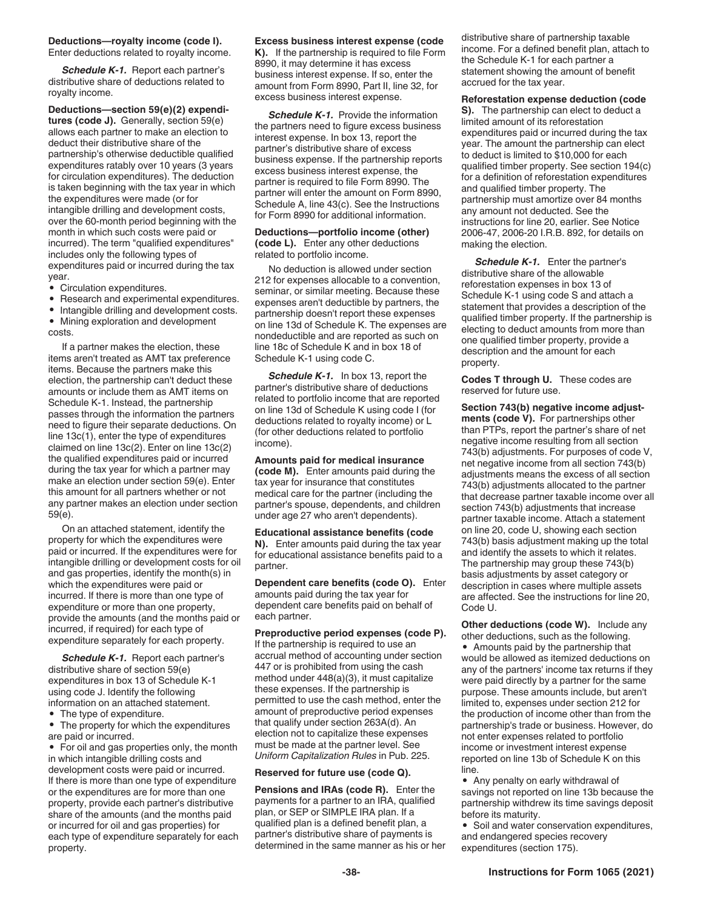**Deductions—royalty income (code I).** Enter deductions related to royalty income.

***Schedule K-1.*** Report each partner's distributive share of deductions related to royalty income.

**Deductions—section 59(e)(2) expenditures (code J).** Generally, section 59(e) allows each partner to make an election to deduct their distributive share of the partnership's otherwise deductible qualified expenditures ratably over 10 years (3 years for circulation expenditures). The deduction is taken beginning with the tax year in which the expenditures were made (or for intangible drilling and development costs, over the 60-month period beginning with the month in which such costs were paid or incurred). The term "qualified expenditures" includes only the following types of expenditures paid or incurred during the tax year.

- Circulation expenditures.
- Research and experimental expenditures.
- Intangible drilling and development costs.
- Mining exploration and development costs.

If a partner makes the election, these items aren't treated as AMT tax preference items. Because the partners make this election, the partnership can't deduct these amounts or include them as AMT items on Schedule K-1. Instead, the partnership passes through the information the partners need to figure their separate deductions. On line 13c(1), enter the type of expenditures claimed on line 13c(2). Enter on line 13c(2) the qualified expenditures paid or incurred during the tax year for which a partner may make an election under section 59(e). Enter this amount for all partners whether or not any partner makes an election under section 59(e).

On an attached statement, identify the property for which the expenditures were paid or incurred. If the expenditures were for intangible drilling or development costs for oil and gas properties, identify the month(s) in which the expenditures were paid or incurred. If there is more than one type of expenditure or more than one property, provide the amounts (and the months paid or incurred, if required) for each type of expenditure separately for each property.

***Schedule K-1.*** Report each partner's distributive share of section 59(e) expenditures in box 13 of Schedule K-1 using code J. Identify the following information on an attached statement.

- The type of expenditure.
- The property for which the expenditures are paid or incurred.
- For oil and gas properties only, the month in which intangible drilling costs and development costs were paid or incurred.

If there is more than one type of expenditure or the expenditures are for more than one property, provide each partner's distributive share of the amounts (and the months paid or incurred for oil and gas properties) for each type of expenditure separately for each property.

**Excess business interest expense (code K).** If the partnership is required to file Form 8990, it may determine it has excess business interest expense. If so, enter the amount from Form 8990, Part II, line 32, for excess business interest expense.

***Schedule K-1.*** Provide the information the partners need to figure excess business interest expense. In box 13, report the partner's distributive share of excess business expense. If the partnership reports excess business interest expense, the partner is required to file Form 8990. The partner will enter the amount on Form 8990, Schedule A, line 43(c). See the Instructions for Form 8990 for additional information.

**Deductions—portfolio income (other) (code L).** Enter any other deductions related to portfolio income.

No deduction is allowed under section 212 for expenses allocable to a convention, seminar, or similar meeting. Because these expenses aren't deductible by partners, the partnership doesn't report these expenses on line 13d of Schedule K. The expenses are nondeductible and are reported as such on line 18c of Schedule K and in box 18 of Schedule K-1 using code C.

***Schedule K-1.*** In box 13, report the partner's distributive share of deductions related to portfolio income that are reported on line 13d of Schedule K using code I (for deductions related to royalty income) or L (for other deductions related to portfolio income).

**Amounts paid for medical insurance (code M).** Enter amounts paid during the tax year for insurance that constitutes medical care for the partner (including the partner's spouse, dependents, and children under age 27 who aren't dependents).

**Educational assistance benefits (code N).** Enter amounts paid during the tax year for educational assistance benefits paid to a partner.

**Dependent care benefits (code O).** Enter amounts paid during the tax year for dependent care benefits paid on behalf of each partner.

**Preproductive period expenses (code P).** If the partnership is required to use an accrual method of accounting under section 447 or is prohibited from using the cash method under 448(a)(3), it must capitalize these expenses. If the partnership is permitted to use the cash method, enter the amount of preproductive period expenses that qualify under section 263A(d). An election not to capitalize these expenses must be made at the partner level. See *Uniform Capitalization Rules* in Pub. 225.

**Reserved for future use (code Q).**

**Pensions and IRAs (code R).** Enter the payments for a partner to an IRA, qualified plan, or SEP or SIMPLE IRA plan. If a qualified plan is a defined benefit plan, a partner's distributive share of payments is determined in the same manner as his or her distributive share of partnership taxable income. For a defined benefit plan, attach to the Schedule K-1 for each partner a statement showing the amount of benefit accrued for the tax year.

**Reforestation expense deduction (code S).** The partnership can elect to deduct a limited amount of its reforestation expenditures paid or incurred during the tax year. The amount the partnership can elect to deduct is limited to $10,000 for each qualified timber property. See section 194(c) for a definition of reforestation expenditures and qualified timber property. The partnership must amortize over 84 months any amount not deducted. See the instructions for line 20, earlier. See Notice 2006-47, 2006-20 I.R.B. 892, for details on making the election.

***Schedule K-1.*** Enter the partner's distributive share of the allowable reforestation expenses in box 13 of Schedule K-1 using code S and attach a statement that provides a description of the qualified timber property. If the partnership is electing to deduct amounts from more than one qualified timber property, provide a description and the amount for each property.

**Codes T through U.** These codes are reserved for future use.

**Section 743(b) negative income adjustments (code V).** For partnerships other than PTPs, report the partner's share of net negative income resulting from all section 743(b) adjustments. For purposes of code V, net negative income from all section 743(b) adjustments means the excess of all section 743(b) adjustments allocated to the partner that decrease partner taxable income over all section 743(b) adjustments that increase partner taxable income. Attach a statement on line 20, code U, showing each section 743(b) basis adjustment making up the total and identify the assets to which it relates. The partnership may group these 743(b) basis adjustments by asset category or description in cases where multiple assets are affected. See the instructions for line 20, Code U.

**Other deductions (code W).** Include any other deductions, such as the following.

- Amounts paid by the partnership that would be allowed as itemized deductions on any of the partners' income tax returns if they were paid directly by a partner for the same purpose. These amounts include, but aren't limited to, expenses under section 212 for the production of income other than from the partnership's trade or business. However, do not enter expenses related to portfolio income or investment interest expense reported on line 13b of Schedule K on this line.
- Any penalty on early withdrawal of savings not reported on line 13b because the partnership withdrew its time savings deposit before its maturity.
- Soil and water conservation expenditures, and endangered species recovery expenditures (section 175).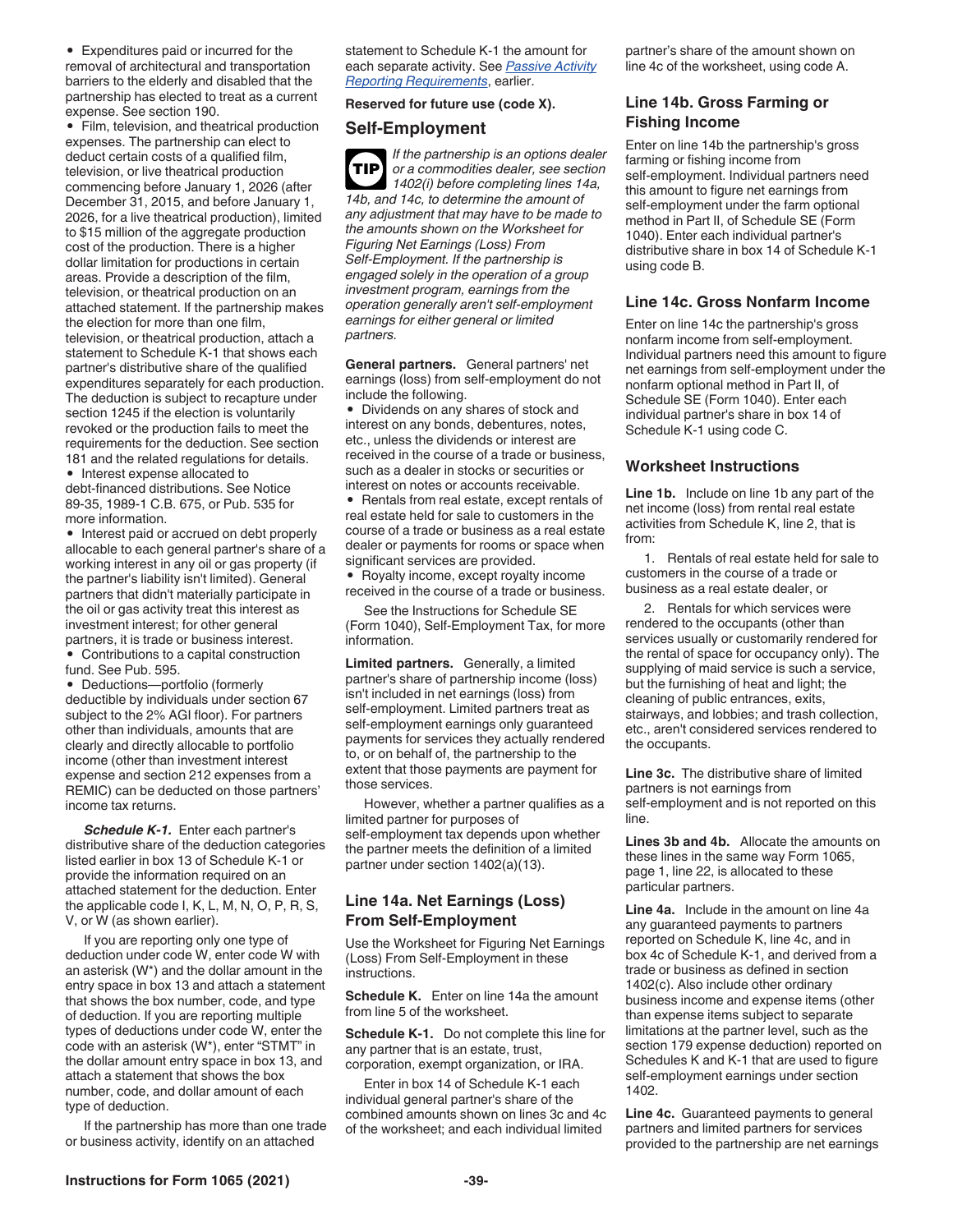- Expenditures paid or incurred for the removal of architectural and transportation barriers to the elderly and disabled that the partnership has elected to treat as a current expense. See section 190.
- Film, television, and theatrical production expenses. The partnership can elect to deduct certain costs of a qualified film, television, or live theatrical production commencing before January 1, 2026 (after December 31, 2015, and before January 1, 2026, for a live theatrical production), limited to $15 million of the aggregate production cost of the production. There is a higher dollar limitation for productions in certain areas. Provide a description of the film, television, or theatrical production on an attached statement. If the partnership makes the election for more than one film, television, or theatrical production, attach a statement to Schedule K-1 that shows each partner's distributive share of the qualified expenditures separately for each production. The deduction is subject to recapture under section 1245 if the election is voluntarily revoked or the production fails to meet the requirements for the deduction. See section 181 and the related regulations for details.
- Interest expense allocated to debt-financed distributions. See Notice 89-35, 1989-1 C.B. 675, or Pub. 535 for more information.
- Interest paid or accrued on debt properly allocable to each general partner's share of a working interest in any oil or gas property (if the partner's liability isn't limited). General partners that didn't materially participate in the oil or gas activity treat this interest as investment interest; for other general partners, it is trade or business interest.
- Contributions to a capital construction fund. See Pub. 595.
- Deductions—portfolio (formerly deductible by individuals under section 67 subject to the 2% AGI floor). For partners other than individuals, amounts that are clearly and directly allocable to portfolio income (other than investment interest expense and section 212 expenses from a REMIC) can be deducted on those partners' income tax returns.

***Schedule K-1.*** Enter each partner's distributive share of the deduction categories listed earlier in box 13 of Schedule K-1 or provide the information required on an attached statement for the deduction. Enter the applicable code I, K, L, M, N, O, P, R, S, V, or W (as shown earlier).

If you are reporting only one type of deduction under code W, enter code W with an asterisk (W*) and the dollar amount in the entry space in box 13 and attach a statement that shows the box number, code, and type of deduction. If you are reporting multiple types of deductions under code W, enter the code with an asterisk (W*), enter "STMT" in the dollar amount entry space in box 13, and attach a statement that shows the box number, code, and dollar amount of each type of deduction.

If the partnership has more than one trade or business activity, identify on an attached statement to Schedule K-1 the amount for each separate activity. See *Passive Activity Reporting Requirements*, earlier.

**Reserved for future use (code X).**

## Self-Employment

**TIP** *If the partnership is an options dealer or a commodities dealer, see section 1402(i) before completing lines 14a, 14b, and 14c, to determine the amount of any adjustment that may have to be made to the amounts shown on the Worksheet for Figuring Net Earnings (Loss) From Self-Employment. If the partnership is engaged solely in the operation of a group investment program, earnings from the operation generally aren't self-employment earnings for either general or limited partners.*

**General partners.** General partners' net earnings (loss) from self-employment do not include the following.

- Dividends on any shares of stock and interest on any bonds, debentures, notes, etc., unless the dividends or interest are received in the course of a trade or business, such as a dealer in stocks or securities or interest on notes or accounts receivable.
- Rentals from real estate, except rentals of real estate held for sale to customers in the course of a trade or business as a real estate dealer or payments for rooms or space when significant services are provided.
- Royalty income, except royalty income received in the course of a trade or business.

See the Instructions for Schedule SE (Form 1040), Self-Employment Tax, for more information.

**Limited partners.** Generally, a limited partner's share of partnership income (loss) isn't included in net earnings (loss) from self-employment. Limited partners treat as self-employment earnings only guaranteed payments for services they actually rendered to, or on behalf of, the partnership to the extent that those payments are payment for those services.

However, whether a partner qualifies as a limited partner for purposes of self-employment tax depends upon whether the partner meets the definition of a limited partner under section 1402(a)(13).

### Line 14a. Net Earnings (Loss) From Self-Employment

Use the Worksheet for Figuring Net Earnings (Loss) From Self-Employment in these instructions.

**Schedule K.** Enter on line 14a the amount from line 5 of the worksheet.

**Schedule K-1.** Do not complete this line for any partner that is an estate, trust, corporation, exempt organization, or IRA.

Enter in box 14 of Schedule K-1 each individual general partner's share of the combined amounts shown on lines 3c and 4c of the worksheet; and each individual limited partner's share of the amount shown on line 4c of the worksheet, using code A.

### Line 14b. Gross Farming or Fishing Income

Enter on line 14b the partnership's gross farming or fishing income from self-employment. Individual partners need this amount to figure net earnings from self-employment under the farm optional method in Part II, of Schedule SE (Form 1040). Enter each individual partner's distributive share in box 14 of Schedule K-1 using code B.

### Line 14c. Gross Nonfarm Income

Enter on line 14c the partnership's gross nonfarm income from self-employment. Individual partners need this amount to figure net earnings from self-employment under the nonfarm optional method in Part II, of Schedule SE (Form 1040). Enter each individual partner's share in box 14 of Schedule K-1 using code C.

### Worksheet Instructions

**Line 1b.** Include on line 1b any part of the net income (loss) from rental real estate activities from Schedule K, line 2, that is from:

1. Rentals of real estate held for sale to customers in the course of a trade or business as a real estate dealer, or

2. Rentals for which services were rendered to the occupants (other than services usually or customarily rendered for the rental of space for occupancy only). The supplying of maid service is such a service, but the furnishing of heat and light; the cleaning of public entrances, exits, stairways, and lobbies; and trash collection, etc., aren't considered services rendered to the occupants.

**Line 3c.** The distributive share of limited partners is not earnings from self-employment and is not reported on this line.

**Lines 3b and 4b.** Allocate the amounts on these lines in the same way Form 1065, page 1, line 22, is allocated to these particular partners.

**Line 4a.** Include in the amount on line 4a any guaranteed payments to partners reported on Schedule K, line 4c, and in box 4c of Schedule K-1, and derived from a trade or business as defined in section 1402(c). Also include other ordinary business income and expense items (other than expense items subject to separate limitations at the partner level, such as the section 179 expense deduction) reported on Schedules K and K-1 that are used to figure self-employment earnings under section 1402.

**Line 4c.** Guaranteed payments to general partners and limited partners for services provided to the partnership are net earnings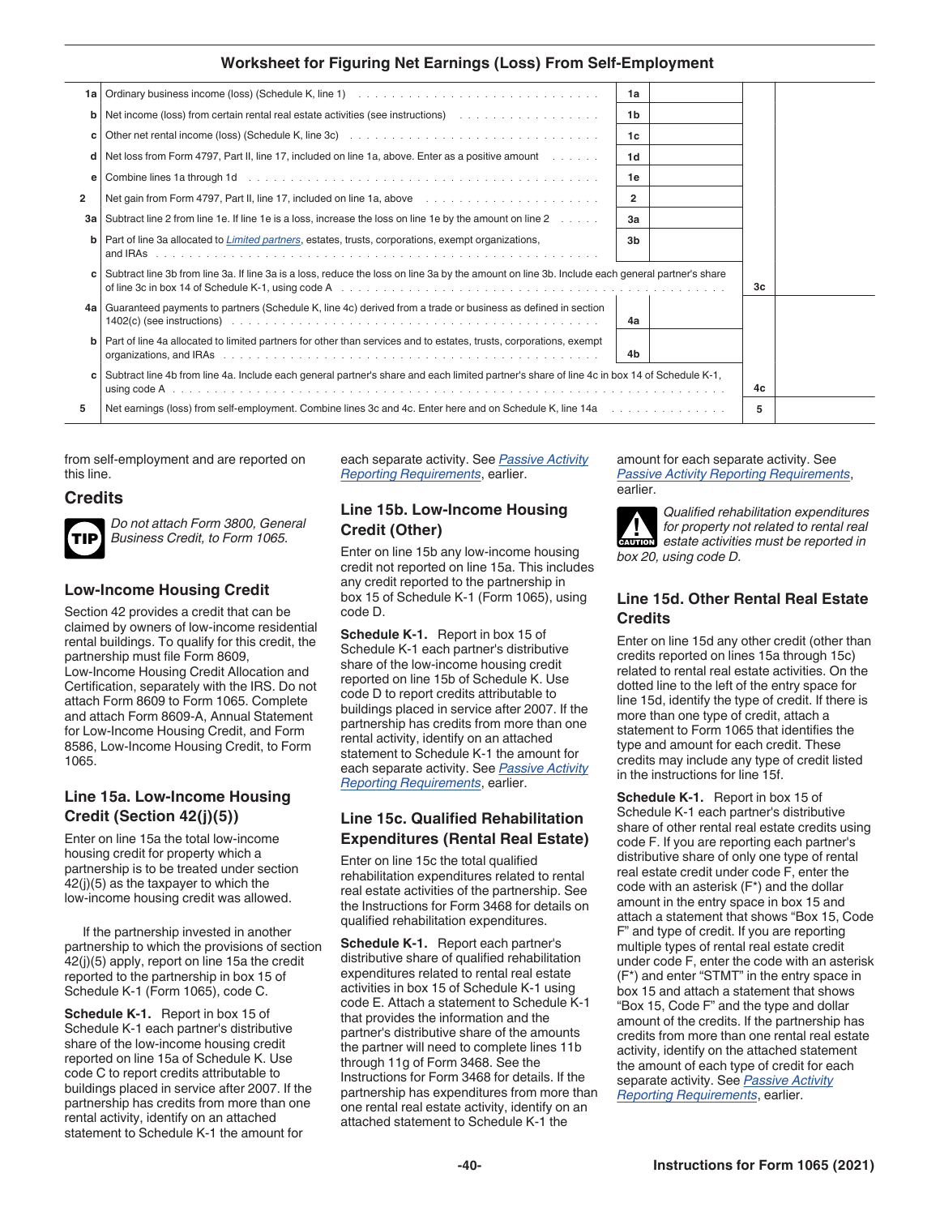## Worksheet for Figuring Net Earnings (Loss) From Self-Employment

| | | | | | |
|---|---|---|---|---|---|
| 1a | Ordinary business income (loss) (Schedule K, line 1) | 1a | | | |
| b | Net income (loss) from certain rental real estate activities (see instructions) | 1b | | | |
| c | Other net rental income (loss) (Schedule K, line 3c) | 1c | | | |
| d | Net loss from Form 4797, Part II, line 17, included on line 1a, above. Enter as a positive amount | 1d | | | |
| e | Combine lines 1a through 1d | 1e | | | |
| 2 | Net gain from Form 4797, Part II, line 17, included on line 1a, above | 2 | | | |
| 3a | Subtract line 2 from line 1e. If line 1e is a loss, increase the loss on line 1e by the amount on line 2 | 3a | | | |
| b | Part of line 3a allocated to *Limited partners*, estates, trusts, corporations, exempt organizations, and IRAs | 3b | | | |
| c | Subtract line 3b from line 3a. If line 3a is a loss, reduce the loss on line 3a by the amount on line 3b. Include each general partner's share of line 3c in box 14 of Schedule K-1, using code A | | | 3c | |
| 4a | Guaranteed payments to partners (Schedule K, line 4c) derived from a trade or business as defined in section 1402(c) (see instructions) | 4a | | | |
| b | Part of line 4a allocated to limited partners for other than services and to estates, trusts, corporations, exempt organizations, and IRAs | 4b | | | |
| c | Subtract line 4b from line 4a. Include each general partner's share and each limited partner's share of line 4c in box 14 of Schedule K-1, using code A | | | 4c | |
| 5 | Net earnings (loss) from self-employment. Combine lines 3c and 4c. Enter here and on Schedule K, line 14a | | | 5 | |

from self-employment and are reported on this line.

## Credits

**TIP** *Do not attach Form 3800, General Business Credit, to Form 1065.*

### Low-Income Housing Credit

Section 42 provides a credit that can be claimed by owners of low-income residential rental buildings. To qualify for this credit, the partnership must file Form 8609, Low-Income Housing Credit Allocation and Certification, separately with the IRS. Do not attach Form 8609 to Form 1065. Complete and attach Form 8609-A, Annual Statement for Low-Income Housing Credit, and Form 8586, Low-Income Housing Credit, to Form 1065.

### Line 15a. Low-Income Housing Credit (Section 42(j)(5))

Enter on line 15a the total low-income housing credit for property which a partnership is to be treated under section 42(j)(5) as the taxpayer to which the low-income housing credit was allowed.

If the partnership invested in another partnership to which the provisions of section 42(j)(5) apply, report on line 15a the credit reported to the partnership in box 15 of Schedule K-1 (Form 1065), code C.

**Schedule K-1.** Report in box 15 of Schedule K-1 each partner's distributive share of the low-income housing credit reported on line 15a of Schedule K. Use code C to report credits attributable to buildings placed in service after 2007. If the partnership has credits from more than one rental activity, identify on an attached statement to Schedule K-1 the amount for each separate activity. See *Passive Activity Reporting Requirements*, earlier.

### Line 15b. Low-Income Housing Credit (Other)

Enter on line 15b any low-income housing credit not reported on line 15a. This includes any credit reported to the partnership in box 15 of Schedule K-1 (Form 1065), using code D.

**Schedule K-1.** Report in box 15 of Schedule K-1 each partner's distributive share of the low-income housing credit reported on line 15b of Schedule K. Use code D to report credits attributable to buildings placed in service after 2007. If the partnership has credits from more than one rental activity, identify on an attached statement to Schedule K-1 the amount for each separate activity. See *Passive Activity Reporting Requirements*, earlier.

### Line 15c. Qualified Rehabilitation Expenditures (Rental Real Estate)

Enter on line 15c the total qualified rehabilitation expenditures related to rental real estate activities of the partnership. See the Instructions for Form 3468 for details on qualified rehabilitation expenditures.

**Schedule K-1.** Report each partner's distributive share of qualified rehabilitation expenditures related to rental real estate activities in box 15 of Schedule K-1 using code E. Attach a statement to Schedule K-1 that provides the information and the partner's distributive share of the amounts the partner will need to complete lines 11b through 11g of Form 3468. See the Instructions for Form 3468 for details. If the partnership has expenditures from more than one rental real estate activity, identify on an attached statement to Schedule K-1 the amount for each separate activity. See *Passive Activity Reporting Requirements*, earlier.

**CAUTION** *Qualified rehabilitation expenditures for property not related to rental real estate activities must be reported in box 20, using code D.*

### Line 15d. Other Rental Real Estate Credits

Enter on line 15d any other credit (other than credits reported on lines 15a through 15c) related to rental real estate activities. On the dotted line to the left of the entry space for line 15d, identify the type of credit. If there is more than one type of credit, attach a statement to Form 1065 that identifies the type and amount for each credit. These credits may include any type of credit listed in the instructions for line 15f.

**Schedule K-1.** Report in box 15 of Schedule K-1 each partner's distributive share of other rental real estate credits using code F. If you are reporting each partner's distributive share of only one type of rental real estate credit under code F, enter the code with an asterisk (F*) and the dollar amount in the entry space in box 15 and attach a statement that shows "Box 15, Code F" and type of credit. If you are reporting multiple types of rental real estate credit under code F, enter the code with an asterisk (F*) and enter "STMT" in the entry space in box 15 and attach a statement that shows "Box 15, Code F" and the type and dollar amount of the credits. If the partnership has credits from more than one rental real estate activity, identify on the attached statement the amount of each type of credit for each separate activity. See *Passive Activity Reporting Requirements*, earlier.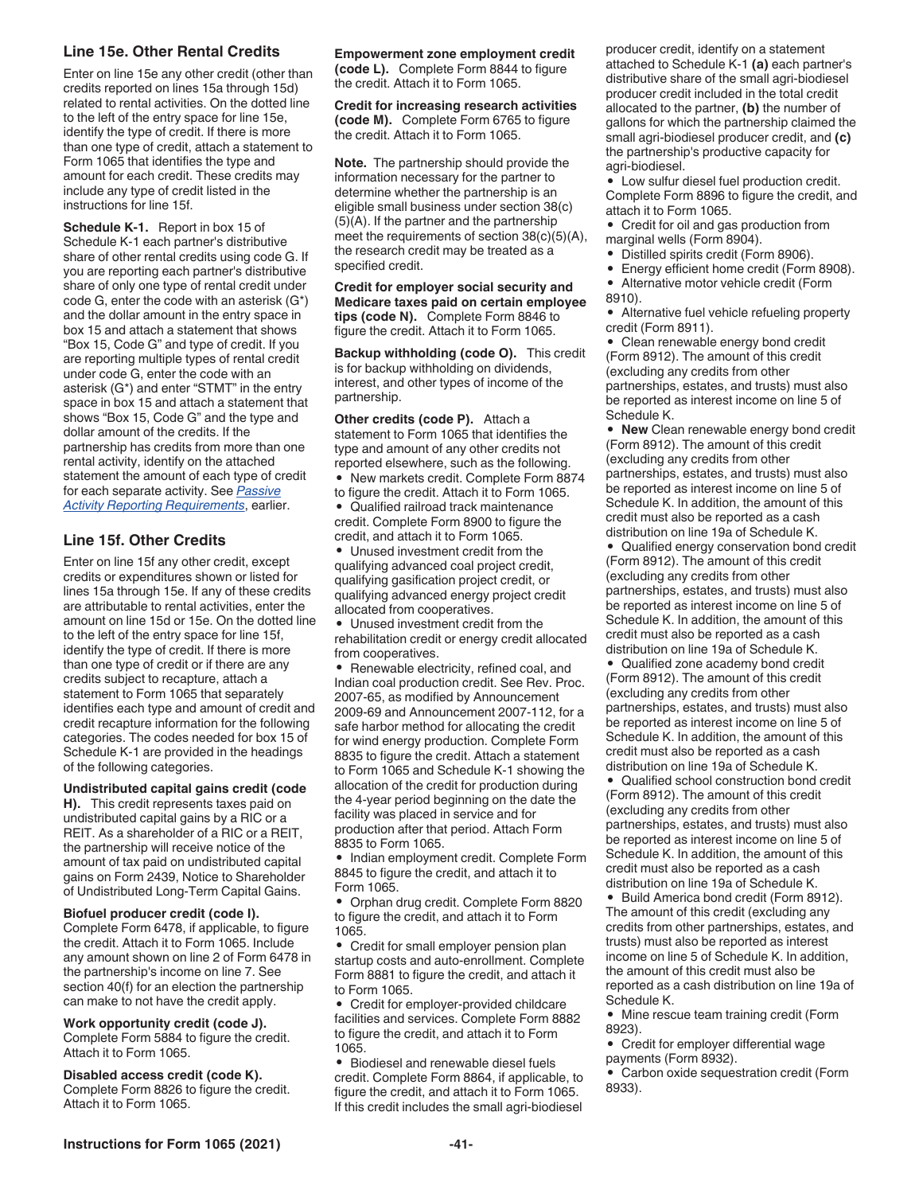### Line 15e. Other Rental Credits

Enter on line 15e any other credit (other than credits reported on lines 15a through 15d) related to rental activities. On the dotted line to the left of the entry space for line 15e, identify the type of credit. If there is more than one type of credit, attach a statement to Form 1065 that identifies the type and amount for each credit. These credits may include any type of credit listed in the instructions for line 15f.

**Schedule K-1.** Report in box 15 of Schedule K-1 each partner's distributive share of other rental credits using code G. If you are reporting each partner's distributive share of only one type of rental credit under code G, enter the code with an asterisk (G*) and the dollar amount in the entry space in box 15 and attach a statement that shows "Box 15, Code G" and type of credit. If you are reporting multiple types of rental credit under code G, enter the code with an asterisk (G*) and enter "STMT" in the entry space in box 15 and attach a statement that shows "Box 15, Code G" and the type and dollar amount of the credits. If the partnership has credits from more than one rental activity, identify on the attached statement the amount of each type of credit for each separate activity. See *Passive Activity Reporting Requirements*, earlier.

### Line 15f. Other Credits

Enter on line 15f any other credit, except credits or expenditures shown or listed for lines 15a through 15e. If any of these credits are attributable to rental activities, enter the amount on line 15d or 15e. On the dotted line to the left of the entry space for line 15f, identify the type of credit. If there is more than one type of credit or if there are any credits subject to recapture, attach a statement to Form 1065 that separately identifies each type and amount of credit and credit recapture information for the following categories. The codes needed for box 15 of Schedule K-1 are provided in the headings of the following categories.

**Undistributed capital gains credit (code H).** This credit represents taxes paid on undistributed capital gains by a RIC or a REIT. As a shareholder of a RIC or a REIT, the partnership will receive notice of the amount of tax paid on undistributed capital gains on Form 2439, Notice to Shareholder of Undistributed Long-Term Capital Gains.

**Biofuel producer credit (code I).** Complete Form 6478, if applicable, to figure the credit. Attach it to Form 1065. Include any amount shown on line 2 of Form 6478 in the partnership's income on line 7. See section 40(f) for an election the partnership can make to not have the credit apply.

**Work opportunity credit (code J).** Complete Form 5884 to figure the credit. Attach it to Form 1065.

**Disabled access credit (code K).** Complete Form 8826 to figure the credit. Attach it to Form 1065.

**Empowerment zone employment credit (code L).** Complete Form 8844 to figure the credit. Attach it to Form 1065.

**Credit for increasing research activities (code M).** Complete Form 6765 to figure the credit. Attach it to Form 1065.

**Note.** The partnership should provide the information necessary for the partner to determine whether the partnership is an eligible small business under section 38(c)(5)(A). If the partner and the partnership meet the requirements of section 38(c)(5)(A), the research credit may be treated as a specified credit.

**Credit for employer social security and Medicare taxes paid on certain employee tips (code N).** Complete Form 8846 to figure the credit. Attach it to Form 1065.

**Backup withholding (code O).** This credit is for backup withholding on dividends, interest, and other types of income of the partnership.

**Other credits (code P).** Attach a statement to Form 1065 that identifies the type and amount of any other credits not reported elsewhere, such as the following.

- New markets credit. Complete Form 8874 to figure the credit. Attach it to Form 1065.
- Qualified railroad track maintenance credit. Complete Form 8900 to figure the credit, and attach it to Form 1065.
- Unused investment credit from the qualifying advanced coal project credit, qualifying gasification project credit, or qualifying advanced energy project credit allocated from cooperatives.
- Unused investment credit from the rehabilitation credit or energy credit allocated from cooperatives.
- Renewable electricity, refined coal, and Indian coal production credit. See Rev. Proc. 2007-65, as modified by Announcement 2009-69 and Announcement 2007-112, for a safe harbor method for allocating the credit for wind energy production. Complete Form 8835 to figure the credit. Attach a statement to Form 1065 and Schedule K-1 showing the allocation of the credit for production during the 4-year period beginning on the date the facility was placed in service and for production after that period. Attach Form 8835 to Form 1065.
- Indian employment credit. Complete Form 8845 to figure the credit, and attach it to Form 1065.
- Orphan drug credit. Complete Form 8820 to figure the credit, and attach it to Form 1065.
- Credit for small employer pension plan startup costs and auto-enrollment. Complete Form 8881 to figure the credit, and attach it to Form 1065.
- Credit for employer-provided childcare facilities and services. Complete Form 8882 to figure the credit, and attach it to Form 1065.
- Biodiesel and renewable diesel fuels credit. Complete Form 8864, if applicable, to figure the credit, and attach it to Form 1065. If this credit includes the small agri-biodiesel producer credit, identify on a statement attached to Schedule K-1 **(a)** each partner's distributive share of the small agri-biodiesel producer credit included in the total credit allocated to the partner, **(b)** the number of gallons for which the partnership claimed the small agri-biodiesel producer credit, and **(c)** the partnership's productive capacity for agri-biodiesel.
- Low sulfur diesel fuel production credit. Complete Form 8896 to figure the credit, and attach it to Form 1065.
- Credit for oil and gas production from marginal wells (Form 8904).
- Distilled spirits credit (Form 8906).
- Energy efficient home credit (Form 8908).
- Alternative motor vehicle credit (Form 8910).
- Alternative fuel vehicle refueling property credit (Form 8911).
- Clean renewable energy bond credit (Form 8912). The amount of this credit (excluding any credits from other partnerships, estates, and trusts) must also be reported as interest income on line 5 of Schedule K.
- **New** Clean renewable energy bond credit (Form 8912). The amount of this credit (excluding any credits from other partnerships, estates, and trusts) must also be reported as interest income on line 5 of Schedule K. In addition, the amount of this credit must also be reported as a cash distribution on line 19a of Schedule K.
- Qualified energy conservation bond credit (Form 8912). The amount of this credit (excluding any credits from other partnerships, estates, and trusts) must also be reported as interest income on line 5 of Schedule K. In addition, the amount of this credit must also be reported as a cash distribution on line 19a of Schedule K.
- Qualified zone academy bond credit (Form 8912). The amount of this credit (excluding any credits from other partnerships, estates, and trusts) must also be reported as interest income on line 5 of Schedule K. In addition, the amount of this credit must also be reported as a cash distribution on line 19a of Schedule K.
- Qualified school construction bond credit (Form 8912). The amount of this credit (excluding any credits from other partnerships, estates, and trusts) must also be reported as interest income on line 5 of Schedule K. In addition, the amount of this credit must also be reported as a cash distribution on line 19a of Schedule K.
- Build America bond credit (Form 8912). The amount of this credit (excluding any credits from other partnerships, estates, and trusts) must also be reported as interest income on line 5 of Schedule K. In addition, the amount of this credit must also be reported as a cash distribution on line 19a of Schedule K.
- Mine rescue team training credit (Form 8923).
- Credit for employer differential wage payments (Form 8932).
- Carbon oxide sequestration credit (Form 8933).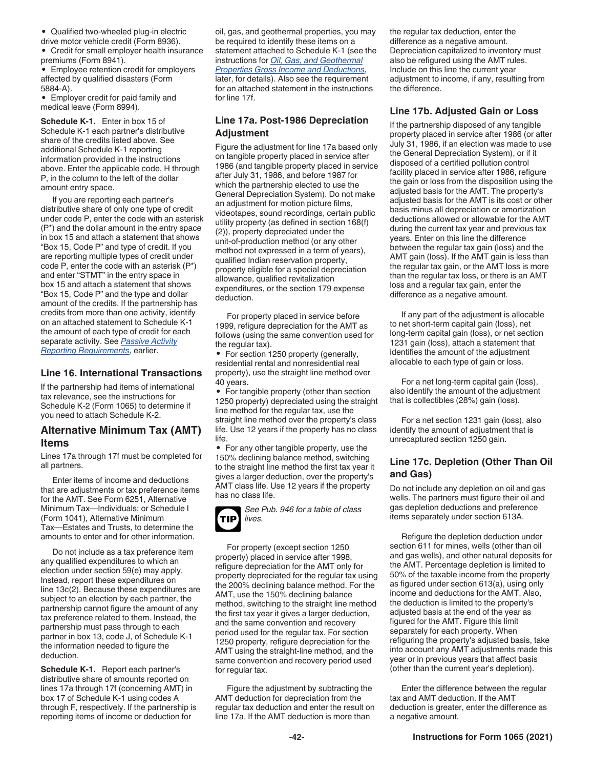- Qualified two-wheeled plug-in electric drive motor vehicle credit (Form 8936).
- Credit for small employer health insurance premiums (Form 8941).
- Employee retention credit for employers affected by qualified disasters (Form 5884-A).
- Employer credit for paid family and medical leave (Form 8994).

**Schedule K-1.** Enter in box 15 of Schedule K-1 each partner's distributive share of the credits listed above. See additional Schedule K-1 reporting information provided in the instructions above. Enter the applicable code, H through P, in the column to the left of the dollar amount entry space.

If you are reporting each partner's distributive share of only one type of credit under code P, enter the code with an asterisk (P*) and the dollar amount in the entry space in box 15 and attach a statement that shows "Box 15, Code P" and type of credit. If you are reporting multiple types of credit under code P, enter the code with an asterisk (P*) and enter "STMT" in the entry space in box 15 and attach a statement that shows "Box 15, Code P" and the type and dollar amount of the credits. If the partnership has credits from more than one activity, identify on an attached statement to Schedule K-1 the amount of each type of credit for each separate activity. See *Passive Activity Reporting Requirements*, earlier.

### Line 16. International Transactions

If the partnership had items of international tax relevance, see the instructions for Schedule K-2 (Form 1065) to determine if you need to attach Schedule K-2.

## Alternative Minimum Tax (AMT) Items

Lines 17a through 17f must be completed for all partners.

Enter items of income and deductions that are adjustments or tax preference items for the AMT. See Form 6251, Alternative Minimum Tax—Individuals; or Schedule I (Form 1041), Alternative Minimum Tax—Estates and Trusts, to determine the amounts to enter and for other information.

Do not include as a tax preference item any qualified expenditures to which an election under section 59(e) may apply. Instead, report these expenditures on line 13c(2). Because these expenditures are subject to an election by each partner, the partnership cannot figure the amount of any tax preference related to them. Instead, the partnership must pass through to each partner in box 13, code J, of Schedule K-1 the information needed to figure the deduction.

**Schedule K-1.** Report each partner's distributive share of amounts reported on lines 17a through 17f (concerning AMT) in box 17 of Schedule K-1 using codes A through F, respectively. If the partnership is reporting items of income or deduction for oil, gas, and geothermal properties, you may be required to identify these items on a statement attached to Schedule K-1 (see the instructions for *Oil, Gas, and Geothermal Properties Gross Income and Deductions*, later, for details). Also see the requirement for an attached statement in the instructions for line 17f.

### Line 17a. Post-1986 Depreciation Adjustment

Figure the adjustment for line 17a based only on tangible property placed in service after 1986 (and tangible property placed in service after July 31, 1986, and before 1987 for which the partnership elected to use the General Depreciation System). Do not make an adjustment for motion picture films, videotapes, sound recordings, certain public utility property (as defined in section 168(f)(2)), property depreciated under the unit-of-production method (or any other method not expressed in a term of years), qualified Indian reservation property, property eligible for a special depreciation allowance, qualified revitalization expenditures, or the section 179 expense deduction.

For property placed in service before 1999, refigure depreciation for the AMT as follows (using the same convention used for the regular tax).

- For section 1250 property (generally, residential rental and nonresidential real property), use the straight line method over 40 years.
- For tangible property (other than section 1250 property) depreciated using the straight line method for the regular tax, use the straight line method over the property's class life. Use 12 years if the property has no class life.
- For any other tangible property, use the 150% declining balance method, switching to the straight line method the first tax year it gives a larger deduction, over the property's AMT class life. Use 12 years if the property has no class life.

TIP *See Pub. 946 for a table of class lives.*

For property (except section 1250 property) placed in service after 1998, refigure depreciation for the AMT only for property depreciated for the regular tax using the 200% declining balance method. For the AMT, use the 150% declining balance method, switching to the straight line method the first tax year it gives a larger deduction, and the same convention and recovery period used for the regular tax. For section 1250 property, refigure depreciation for the AMT using the straight-line method, and the same convention and recovery period used for regular tax.

Figure the adjustment by subtracting the AMT deduction for depreciation from the regular tax deduction and enter the result on line 17a. If the AMT deduction is more than the regular tax deduction, enter the difference as a negative amount. Depreciation capitalized to inventory must also be refigured using the AMT rules. Include on this line the current year adjustment to income, if any, resulting from the difference.

### Line 17b. Adjusted Gain or Loss

If the partnership disposed of any tangible property placed in service after 1986 (or after July 31, 1986, if an election was made to use the General Depreciation System), or if it disposed of a certified pollution control facility placed in service after 1986, refigure the gain or loss from the disposition using the adjusted basis for the AMT. The property's adjusted basis for the AMT is its cost or other basis minus all depreciation or amortization deductions allowed or allowable for the AMT during the current tax year and previous tax years. Enter on this line the difference between the regular tax gain (loss) and the AMT gain (loss). If the AMT gain is less than the regular tax gain, or the AMT loss is more than the regular tax loss, or there is an AMT loss and a regular tax gain, enter the difference as a negative amount.

If any part of the adjustment is allocable to net short-term capital gain (loss), net long-term capital gain (loss), or net section 1231 gain (loss), attach a statement that identifies the amount of the adjustment allocable to each type of gain or loss.

For a net long-term capital gain (loss), also identify the amount of the adjustment that is collectibles (28%) gain (loss).

For a net section 1231 gain (loss), also identify the amount of adjustment that is unrecaptured section 1250 gain.

### Line 17c. Depletion (Other Than Oil and Gas)

Do not include any depletion on oil and gas wells. The partners must figure their oil and gas depletion deductions and preference items separately under section 613A.

Refigure the depletion deduction under section 611 for mines, wells (other than oil and gas wells), and other natural deposits for the AMT. Percentage depletion is limited to 50% of the taxable income from the property as figured under section 613(a), using only income and deductions for the AMT. Also, the deduction is limited to the property's adjusted basis at the end of the year as figured for the AMT. Figure this limit separately for each property. When refiguring the property's adjusted basis, take into account any AMT adjustments made this year or in previous years that affect basis (other than the current year's depletion).

Enter the difference between the regular tax and AMT deduction. If the AMT deduction is greater, enter the difference as a negative amount.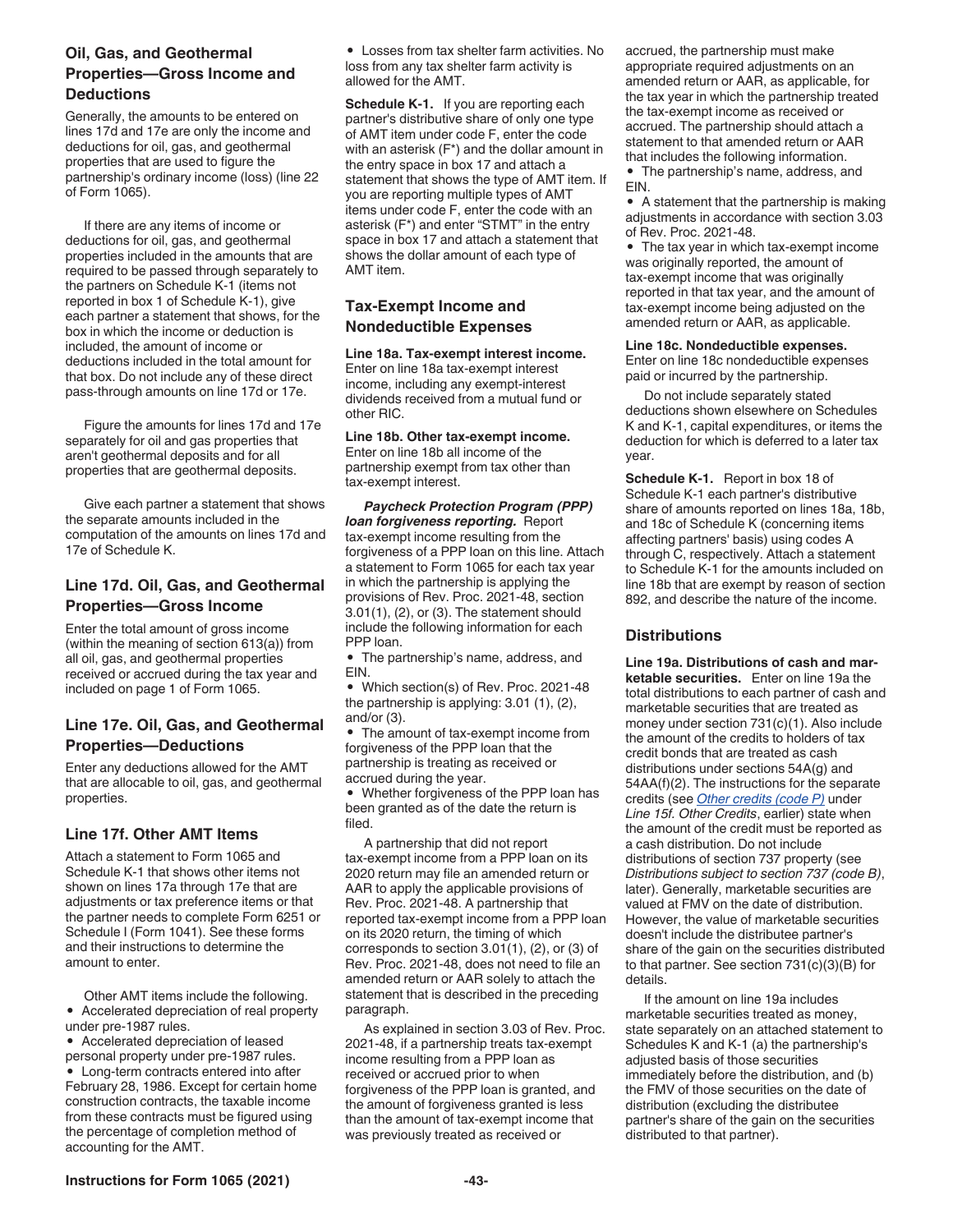### Oil, Gas, and Geothermal Properties—Gross Income and Deductions

Generally, the amounts to be entered on lines 17d and 17e are only the income and deductions for oil, gas, and geothermal properties that are used to figure the partnership's ordinary income (loss) (line 22 of Form 1065).

If there are any items of income or deductions for oil, gas, and geothermal properties included in the amounts that are required to be passed through separately to the partners on Schedule K-1 (items not reported in box 1 of Schedule K-1), give each partner a statement that shows, for the box in which the income or deduction is included, the amount of income or deductions included in the total amount for that box. Do not include any of these direct pass-through amounts on line 17d or 17e.

Figure the amounts for lines 17d and 17e separately for oil and gas properties that aren't geothermal deposits and for all properties that are geothermal deposits.

Give each partner a statement that shows the separate amounts included in the computation of the amounts on lines 17d and 17e of Schedule K.

### Line 17d. Oil, Gas, and Geothermal Properties—Gross Income

Enter the total amount of gross income (within the meaning of section 613(a)) from all oil, gas, and geothermal properties received or accrued during the tax year and included on page 1 of Form 1065.

### Line 17e. Oil, Gas, and Geothermal Properties—Deductions

Enter any deductions allowed for the AMT that are allocable to oil, gas, and geothermal properties.

### Line 17f. Other AMT Items

Attach a statement to Form 1065 and Schedule K-1 that shows other items not shown on lines 17a through 17e that are adjustments or tax preference items or that the partner needs to complete Form 6251 or Schedule I (Form 1041). See these forms and their instructions to determine the amount to enter.

Other AMT items include the following.

- Accelerated depreciation of real property under pre-1987 rules.
- Accelerated depreciation of leased personal property under pre-1987 rules.
- Long-term contracts entered into after February 28, 1986. Except for certain home construction contracts, the taxable income from these contracts must be figured using the percentage of completion method of accounting for the AMT.
- Losses from tax shelter farm activities. No loss from any tax shelter farm activity is allowed for the AMT.

**Schedule K-1.** If you are reporting each partner's distributive share of only one type of AMT item under code F, enter the code with an asterisk (F*) and the dollar amount in the entry space in box 17 and attach a statement that shows the type of AMT item. If you are reporting multiple types of AMT items under code F, enter the code with an asterisk (F*) and enter "STMT" in the entry space in box 17 and attach a statement that shows the dollar amount of each type of AMT item.

## Tax-Exempt Income and Nondeductible Expenses

**Line 18a. Tax-exempt interest income.** Enter on line 18a tax-exempt interest income, including any exempt-interest dividends received from a mutual fund or other RIC.

**Line 18b. Other tax-exempt income.** Enter on line 18b all income of the partnership exempt from tax other than tax-exempt interest.

***Paycheck Protection Program (PPP) loan forgiveness reporting.*** Report tax-exempt income resulting from the forgiveness of a PPP loan on this line. Attach a statement to Form 1065 for each tax year in which the partnership is applying the provisions of Rev. Proc. 2021-48, section 3.01(1), (2), or (3). The statement should include the following information for each PPP loan.

- The partnership's name, address, and EIN.
- Which section(s) of Rev. Proc. 2021-48 the partnership is applying: 3.01 (1), (2), and/or (3).
- The amount of tax-exempt income from forgiveness of the PPP loan that the partnership is treating as received or accrued during the year.
- Whether forgiveness of the PPP loan has been granted as of the date the return is filed.

A partnership that did not report tax-exempt income from a PPP loan on its 2020 return may file an amended return or AAR to apply the applicable provisions of Rev. Proc. 2021-48. A partnership that reported tax-exempt income from a PPP loan on its 2020 return, the timing of which corresponds to section 3.01(1), (2), or (3) of Rev. Proc. 2021-48, does not need to file an amended return or AAR solely to attach the statement that is described in the preceding paragraph.

As explained in section 3.03 of Rev. Proc. 2021-48, if a partnership treats tax-exempt income resulting from a PPP loan as received or accrued prior to when forgiveness of the PPP loan is granted, and the amount of forgiveness granted is less than the amount of tax-exempt income that was previously treated as received or accrued, the partnership must make appropriate required adjustments on an amended return or AAR, as applicable, for the tax year in which the partnership treated the tax-exempt income as received or accrued. The partnership should attach a statement to that amended return or AAR that includes the following information.

- The partnership's name, address, and EIN.
- A statement that the partnership is making adjustments in accordance with section 3.03 of Rev. Proc. 2021-48.
- The tax year in which tax-exempt income was originally reported, the amount of tax-exempt income that was originally reported in that tax year, and the amount of tax-exempt income being adjusted on the amended return or AAR, as applicable.

**Line 18c. Nondeductible expenses.** Enter on line 18c nondeductible expenses paid or incurred by the partnership.

Do not include separately stated deductions shown elsewhere on Schedules K and K-1, capital expenditures, or items the deduction for which is deferred to a later tax year.

**Schedule K-1.** Report in box 18 of Schedule K-1 each partner's distributive share of amounts reported on lines 18a, 18b, and 18c of Schedule K (concerning items affecting partners' basis) using codes A through C, respectively. Attach a statement to Schedule K-1 for the amounts included on line 18b that are exempt by reason of section 892, and describe the nature of the income.

## Distributions

**Line 19a. Distributions of cash and marketable securities.** Enter on line 19a the total distributions to each partner of cash and marketable securities that are treated as money under section 731(c)(1). Also include the amount of the credits to holders of tax credit bonds that are treated as cash distributions under sections 54A(g) and 54AA(f)(2). The instructions for the separate credits (see *Other credits (code P)* under *Line 15f. Other Credits*, earlier) state when the amount of the credit must be reported as a cash distribution. Do not include distributions of section 737 property (see *Distributions subject to section 737 (code B)*, later). Generally, marketable securities are valued at FMV on the date of distribution. However, the value of marketable securities doesn't include the distributee partner's share of the gain on the securities distributed to that partner. See section 731(c)(3)(B) for details.

If the amount on line 19a includes marketable securities treated as money, state separately on an attached statement to Schedules K and K-1 (a) the partnership's adjusted basis of those securities immediately before the distribution, and (b) the FMV of those securities on the date of distribution (excluding the distributee partner's share of the gain on the securities distributed to that partner).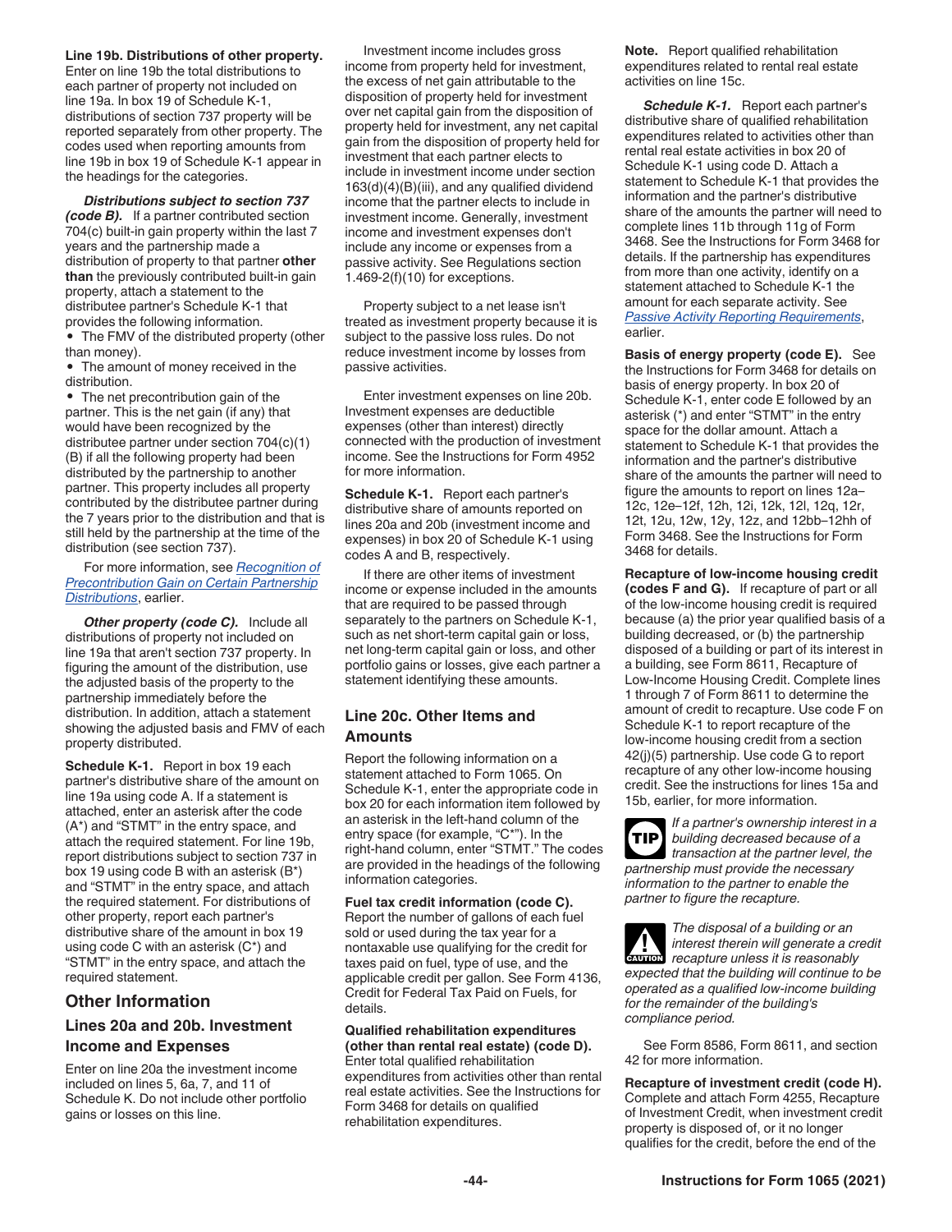**Line 19b. Distributions of other property.** Enter on line 19b the total distributions to each partner of property not included on line 19a. In box 19 of Schedule K-1, distributions of section 737 property will be reported separately from other property. The codes used when reporting amounts from line 19b in box 19 of Schedule K-1 appear in the headings for the categories.

***Distributions subject to section 737 (code B).*** If a partner contributed section 704(c) built-in gain property within the last 7 years and the partnership made a distribution of property to that partner **other than** the previously contributed built-in gain property, attach a statement to the distributee partner's Schedule K-1 that provides the following information.

- The FMV of the distributed property (other than money).
- The amount of money received in the distribution.
- The net precontribution gain of the partner. This is the net gain (if any) that would have been recognized by the distributee partner under section 704(c)(1)(B) if all the following property had been distributed by the partnership to another partner. This property includes all property contributed by the distributee partner during the 7 years prior to the distribution and that is still held by the partnership at the time of the distribution (see section 737).

For more information, see *Recognition of Precontribution Gain on Certain Partnership Distributions*, earlier.

***Other property (code C).*** Include all distributions of property not included on line 19a that aren't section 737 property. In figuring the amount of the distribution, use the adjusted basis of the property to the partnership immediately before the distribution. In addition, attach a statement showing the adjusted basis and FMV of each property distributed.

**Schedule K-1.** Report in box 19 each partner's distributive share of the amount on line 19a using code A. If a statement is attached, enter an asterisk after the code (A*) and "STMT" in the entry space, and attach the required statement. For line 19b, report distributions subject to section 737 in box 19 using code B with an asterisk (B*) and "STMT" in the entry space, and attach the required statement. For distributions of other property, report each partner's distributive share of the amount in box 19 using code C with an asterisk (C*) and "STMT" in the entry space, and attach the required statement.

## Other Information

### Lines 20a and 20b. Investment Income and Expenses

Enter on line 20a the investment income included on lines 5, 6a, 7, and 11 of Schedule K. Do not include other portfolio gains or losses on this line.

Investment income includes gross income from property held for investment, the excess of net gain attributable to the disposition of property held for investment over net capital gain from the disposition of property held for investment, any net capital gain from the disposition of property held for investment that each partner elects to include in investment income under section 163(d)(4)(B)(iii), and any qualified dividend income that the partner elects to include in investment income. Generally, investment income and investment expenses don't include any income or expenses from a passive activity. See Regulations section 1.469-2(f)(10) for exceptions.

Property subject to a net lease isn't treated as investment property because it is subject to the passive loss rules. Do not reduce investment income by losses from passive activities.

Enter investment expenses on line 20b. Investment expenses are deductible expenses (other than interest) directly connected with the production of investment income. See the Instructions for Form 4952 for more information.

**Schedule K-1.** Report each partner's distributive share of amounts reported on lines 20a and 20b (investment income and expenses) in box 20 of Schedule K-1 using codes A and B, respectively.

If there are other items of investment income or expense included in the amounts that are required to be passed through separately to the partners on Schedule K-1, such as net short-term capital gain or loss, net long-term capital gain or loss, and other portfolio gains or losses, give each partner a statement identifying these amounts.

### Line 20c. Other Items and Amounts

Report the following information on a statement attached to Form 1065. On Schedule K-1, enter the appropriate code in box 20 for each information item followed by an asterisk in the left-hand column of the entry space (for example, "C*"). In the right-hand column, enter "STMT." The codes are provided in the headings of the following information categories.

**Fuel tax credit information (code C).** Report the number of gallons of each fuel sold or used during the tax year for a nontaxable use qualifying for the credit for taxes paid on fuel, type of use, and the applicable credit per gallon. See Form 4136, Credit for Federal Tax Paid on Fuels, for details.

**Qualified rehabilitation expenditures (other than rental real estate) (code D).** Enter total qualified rehabilitation expenditures from activities other than rental real estate activities. See the Instructions for Form 3468 for details on qualified rehabilitation expenditures.

**Note.** Report qualified rehabilitation expenditures related to rental real estate activities on line 15c.

***Schedule K-1.*** Report each partner's distributive share of qualified rehabilitation expenditures related to activities other than rental real estate activities in box 20 of Schedule K-1 using code D. Attach a statement to Schedule K-1 that provides the information and the partner's distributive share of the amounts the partner will need to complete lines 11b through 11g of Form 3468. See the Instructions for Form 3468 for details. If the partnership has expenditures from more than one activity, identify on a statement attached to Schedule K-1 the amount for each separate activity. See *Passive Activity Reporting Requirements*, earlier.

**Basis of energy property (code E).** See the Instructions for Form 3468 for details on basis of energy property. In box 20 of Schedule K-1, enter code E followed by an asterisk (*) and enter "STMT" in the entry space for the dollar amount. Attach a statement to Schedule K-1 that provides the information and the partner's distributive share of the amounts the partner will need to figure the amounts to report on lines 12a–12c, 12e–12f, 12h, 12i, 12k, 12l, 12q, 12r, 12t, 12u, 12w, 12y, 12z, and 12bb–12hh of Form 3468. See the Instructions for Form 3468 for details.

**Recapture of low-income housing credit (codes F and G).** If recapture of part or all of the low-income housing credit is required because (a) the prior year qualified basis of a building decreased, or (b) the partnership disposed of a building or part of its interest in a building, see Form 8611, Recapture of Low-Income Housing Credit. Complete lines 1 through 7 of Form 8611 to determine the amount of credit to recapture. Use code F on Schedule K-1 to report recapture of the low-income housing credit from a section 42(j)(5) partnership. Use code G to report recapture of any other low-income housing credit. See the instructions for lines 15a and 15b, earlier, for more information.

**TIP** *If a partner's ownership interest in a building decreased because of a transaction at the partner level, the partnership must provide the necessary information to the partner to enable the partner to figure the recapture.*

**CAUTION** *The disposal of a building or an interest therein will generate a credit recapture unless it is reasonably expected that the building will continue to be operated as a qualified low-income building for the remainder of the building's compliance period.*

See Form 8586, Form 8611, and section 42 for more information.

**Recapture of investment credit (code H).** Complete and attach Form 4255, Recapture of Investment Credit, when investment credit property is disposed of, or it no longer qualifies for the credit, before the end of the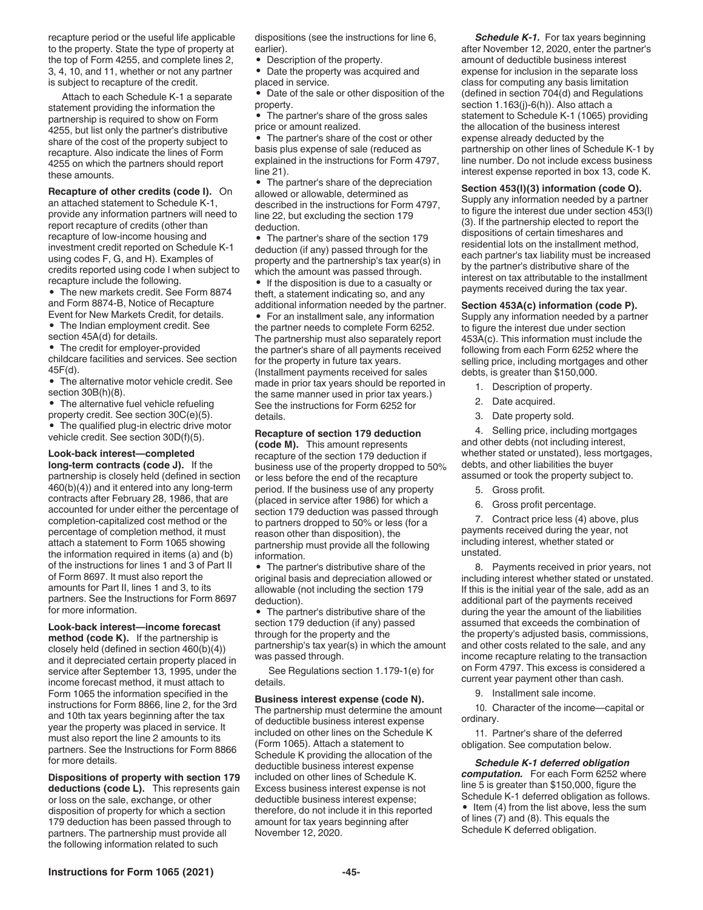recapture period or the useful life applicable to the property. State the type of property at the top of Form 4255, and complete lines 2, 3, 4, 10, and 11, whether or not any partner is subject to recapture of the credit.

Attach to each Schedule K-1 a separate statement providing the information the partnership is required to show on Form 4255, but list only the partner's distributive share of the cost of the property subject to recapture. Also indicate the lines of Form 4255 on which the partners should report these amounts.

**Recapture of other credits (code I).** On an attached statement to Schedule K-1, provide any information partners will need to report recapture of credits (other than recapture of low-income housing and investment credit reported on Schedule K-1 using codes F, G, and H). Examples of credits reported using code I when subject to recapture include the following.

- The new markets credit. See Form 8874 and Form 8874-B, Notice of Recapture Event for New Markets Credit, for details.
- The Indian employment credit. See section 45A(d) for details.
- The credit for employer-provided childcare facilities and services. See section 45F(d).
- The alternative motor vehicle credit. See section 30B(h)(8).
- The alternative fuel vehicle refueling property credit. See section 30C(e)(5).
- The qualified plug-in electric drive motor vehicle credit. See section 30D(f)(5).

**Look-back interest—completed long-term contracts (code J).** If the partnership is closely held (defined in section 460(b)(4)) and it entered into any long-term contracts after February 28, 1986, that are accounted for under either the percentage of completion-capitalized cost method or the percentage of completion method, it must attach a statement to Form 1065 showing the information required in items (a) and (b) of the instructions for lines 1 and 3 of Part II of Form 8697. It must also report the amounts for Part II, lines 1 and 3, to its partners. See the Instructions for Form 8697 for more information.

**Look-back interest—income forecast method (code K).** If the partnership is closely held (defined in section 460(b)(4)) and it depreciated certain property placed in service after September 13, 1995, under the income forecast method, it must attach to Form 1065 the information specified in the instructions for Form 8866, line 2, for the 3rd and 10th tax years beginning after the tax year the property was placed in service. It must also report the line 2 amounts to its partners. See the Instructions for Form 8866 for more details.

**Dispositions of property with section 179 deductions (code L).** This represents gain or loss on the sale, exchange, or other disposition of property for which a section 179 deduction has been passed through to partners. The partnership must provide all the following information related to such dispositions (see the instructions for line 6, earlier).

- Description of the property.
- Date the property was acquired and placed in service.
- Date of the sale or other disposition of the property.
- The partner's share of the gross sales price or amount realized.
- The partner's share of the cost or other basis plus expense of sale (reduced as explained in the instructions for Form 4797, line 21).
- The partner's share of the depreciation allowed or allowable, determined as described in the instructions for Form 4797, line 22, but excluding the section 179 deduction.
- The partner's share of the section 179 deduction (if any) passed through for the property and the partnership's tax year(s) in which the amount was passed through.
- If the disposition is due to a casualty or theft, a statement indicating so, and any additional information needed by the partner.
- For an installment sale, any information the partner needs to complete Form 6252. The partnership must also separately report the partner's share of all payments received for the property in future tax years. (Installment payments received for sales made in prior tax years should be reported in the same manner used in prior tax years.) See the instructions for Form 6252 for details.

**Recapture of section 179 deduction (code M).** This amount represents recapture of the section 179 deduction if business use of the property dropped to 50% or less before the end of the recapture period. If the business use of any property (placed in service after 1986) for which a section 179 deduction was passed through to partners dropped to 50% or less (for a reason other than disposition), the partnership must provide all the following information.

- The partner's distributive share of the original basis and depreciation allowed or allowable (not including the section 179 deduction).
- The partner's distributive share of the section 179 deduction (if any) passed through for the property and the partnership's tax year(s) in which the amount was passed through.

See Regulations section 1.179-1(e) for details.

**Business interest expense (code N).** The partnership must determine the amount of deductible business interest expense included on other lines on the Schedule K (Form 1065). Attach a statement to Schedule K providing the allocation of the deductible business interest expense included on other lines of Schedule K. Excess business interest expense is not deductible business interest expense; therefore, do not include it in this reported amount for tax years beginning after November 12, 2020.

***Schedule K-1.*** For tax years beginning after November 12, 2020, enter the partner's amount of deductible business interest expense for inclusion in the separate loss class for computing any basis limitation (defined in section 704(d) and Regulations section 1.163(j)-6(h)). Also attach a statement to Schedule K-1 (1065) providing the allocation of the business interest expense already deducted by the partnership on other lines of Schedule K-1 by line number. Do not include excess business interest expense reported in box 13, code K.

**Section 453(l)(3) information (code O).** Supply any information needed by a partner to figure the interest due under section 453(l)(3). If the partnership elected to report the dispositions of certain timeshares and residential lots on the installment method, each partner's tax liability must be increased by the partner's distributive share of the interest on tax attributable to the installment payments received during the tax year.

**Section 453A(c) information (code P).** Supply any information needed by a partner to figure the interest due under section 453A(c). This information must include the following from each Form 6252 where the selling price, including mortgages and other debts, is greater than $150,000.

1. Description of property.
2. Date acquired.
3. Date property sold.
4. Selling price, including mortgages and other debts (not including interest, whether stated or unstated), less mortgages, debts, and other liabilities the buyer assumed or took the property subject to.
5. Gross profit.
6. Gross profit percentage.
7. Contract price less (4) above, plus payments received during the year, not including interest, whether stated or unstated.
8. Payments received in prior years, not including interest whether stated or unstated. If this is the initial year of the sale, add as an additional part of the payments received during the year the amount of the liabilities assumed that exceeds the combination of the property's adjusted basis, commissions, and other costs related to the sale, and any income recapture relating to the transaction on Form 4797. This excess is considered a current year payment other than cash.
9. Installment sale income.
10. Character of the income—capital or ordinary.
11. Partner's share of the deferred obligation. See computation below.

***Schedule K-1 deferred obligation computation.*** For each Form 6252 where line 5 is greater than $150,000, figure the Schedule K-1 deferred obligation as follows.

- Item (4) from the list above, less the sum of lines (7) and (8). This equals the Schedule K deferred obligation.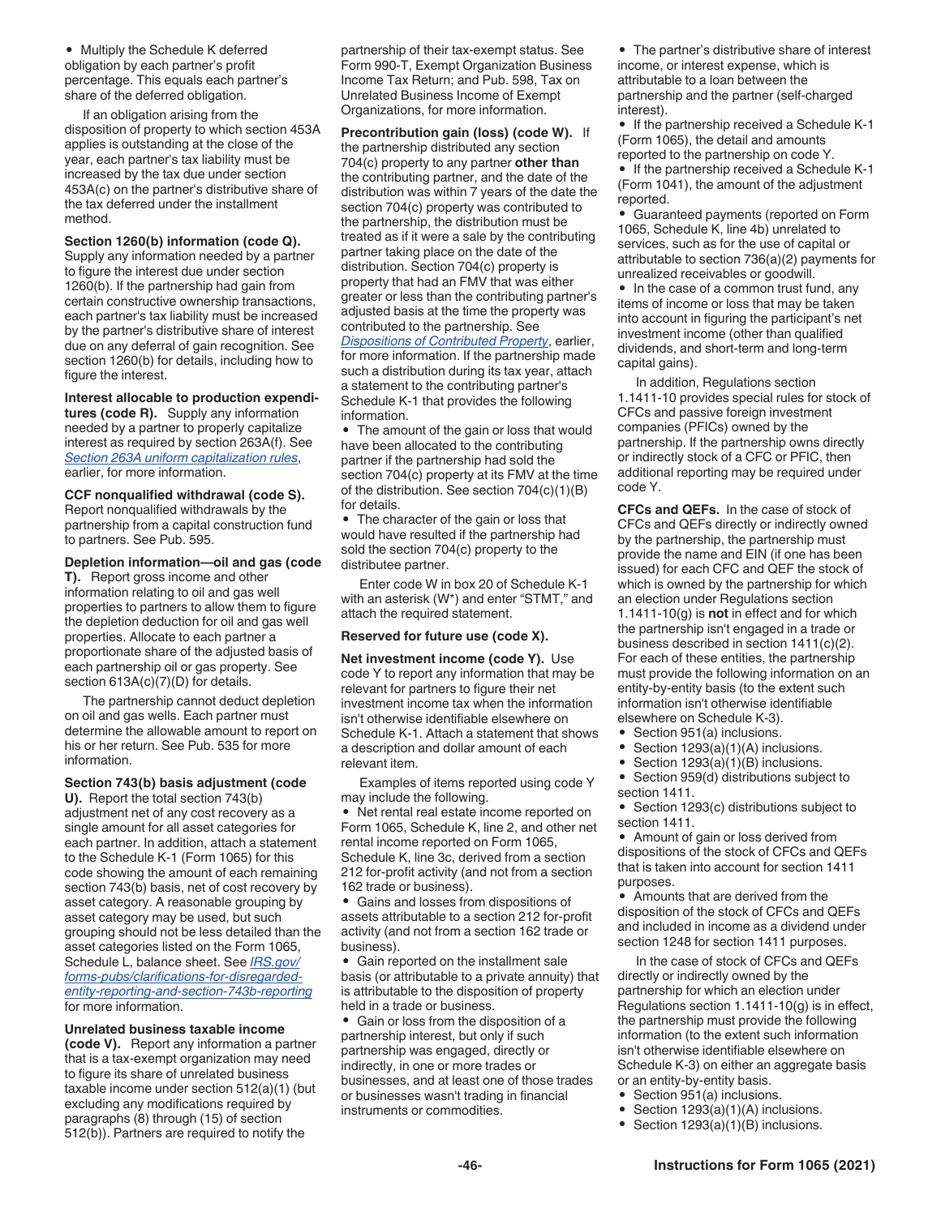- Multiply the Schedule K deferred obligation by each partner's profit percentage. This equals each partner's share of the deferred obligation.

If an obligation arising from the disposition of property to which section 453A applies is outstanding at the close of the year, each partner's tax liability must be increased by the tax due under section 453A(c) on the partner's distributive share of the tax deferred under the installment method.

**Section 1260(b) information (code Q).** Supply any information needed by a partner to figure the interest due under section 1260(b). If the partnership had gain from certain constructive ownership transactions, each partner's tax liability must be increased by the partner's distributive share of interest due on any deferral of gain recognition. See section 1260(b) for details, including how to figure the interest.

**Interest allocable to production expenditures (code R).** Supply any information needed by a partner to properly capitalize interest as required by section 263A(f). See *Section 263A uniform capitalization rules*, earlier, for more information.

**CCF nonqualified withdrawal (code S).** Report nonqualified withdrawals by the partnership from a capital construction fund to partners. See Pub. 595.

**Depletion information—oil and gas (code T).** Report gross income and other information relating to oil and gas well properties to partners to allow them to figure the depletion deduction for oil and gas well properties. Allocate to each partner a proportionate share of the adjusted basis of each partnership oil or gas property. See section 613A(c)(7)(D) for details.

The partnership cannot deduct depletion on oil and gas wells. Each partner must determine the allowable amount to report on his or her return. See Pub. 535 for more information.

**Section 743(b) basis adjustment (code U).** Report the total section 743(b) adjustment net of any cost recovery as a single amount for all asset categories for each partner. In addition, attach a statement to the Schedule K-1 (Form 1065) for this code showing the amount of each remaining section 743(b) basis, net of cost recovery by asset category. A reasonable grouping by asset category may be used, but such grouping should not be less detailed than the asset categories listed on the Form 1065, Schedule L, balance sheet. See *IRS.gov/forms-pubs/clarifications-for-disregarded-entity-reporting-and-section-743b-reporting* for more information.

**Unrelated business taxable income (code V).** Report any information a partner that is a tax-exempt organization may need to figure its share of unrelated business taxable income under section 512(a)(1) (but excluding any modifications required by paragraphs (8) through (15) of section 512(b)). Partners are required to notify the partnership of their tax-exempt status. See Form 990-T, Exempt Organization Business Income Tax Return; and Pub. 598, Tax on Unrelated Business Income of Exempt Organizations, for more information.

**Precontribution gain (loss) (code W).** If the partnership distributed any section 704(c) property to any partner **other than** the contributing partner, and the date of the distribution was within 7 years of the date the section 704(c) property was contributed to the partnership, the distribution must be treated as if it were a sale by the contributing partner taking place on the date of the distribution. Section 704(c) property is property that had an FMV that was either greater or less than the contributing partner's adjusted basis at the time the property was contributed to the partnership. See *Dispositions of Contributed Property*, earlier, for more information. If the partnership made such a distribution during its tax year, attach a statement to the contributing partner's Schedule K-1 that provides the following information.

- The amount of the gain or loss that would have been allocated to the contributing partner if the partnership had sold the section 704(c) property at its FMV at the time of the distribution. See section 704(c)(1)(B) for details.
- The character of the gain or loss that would have resulted if the partnership had sold the section 704(c) property to the distributee partner.

Enter code W in box 20 of Schedule K-1 with an asterisk (W*) and enter "STMT," and attach the required statement.

**Reserved for future use (code X).**

**Net investment income (code Y).** Use code Y to report any information that may be relevant for partners to figure their net investment income tax when the information isn't otherwise identifiable elsewhere on Schedule K-1. Attach a statement that shows a description and dollar amount of each relevant item.

Examples of items reported using code Y may include the following.

- Net rental real estate income reported on Form 1065, Schedule K, line 2, and other net rental income reported on Form 1065, Schedule K, line 3c, derived from a section 212 for-profit activity (and not from a section 162 trade or business).
- Gains and losses from dispositions of assets attributable to a section 212 for-profit activity (and not from a section 162 trade or business).
- Gain reported on the installment sale basis (or attributable to a private annuity) that is attributable to the disposition of property held in a trade or business.
- Gain or loss from the disposition of a partnership interest, but only if such partnership was engaged, directly or indirectly, in one or more trades or businesses, and at least one of those trades or businesses wasn't trading in financial instruments or commodities.
- The partner's distributive share of interest income, or interest expense, which is attributable to a loan between the partnership and the partner (self-charged interest).
- If the partnership received a Schedule K-1 (Form 1065), the detail and amounts reported to the partnership on code Y.
- If the partnership received a Schedule K-1 (Form 1041), the amount of the adjustment reported.
- Guaranteed payments (reported on Form 1065, Schedule K, line 4b) unrelated to services, such as for the use of capital or attributable to section 736(a)(2) payments for unrealized receivables or goodwill.
- In the case of a common trust fund, any items of income or loss that may be taken into account in figuring the participant's net investment income (other than qualified dividends, and short-term and long-term capital gains).

In addition, Regulations section 1.1411-10 provides special rules for stock of CFCs and passive foreign investment companies (PFICs) owned by the partnership. If the partnership owns directly or indirectly stock of a CFC or PFIC, then additional reporting may be required under code Y.

**CFCs and QEFs.** In the case of stock of CFCs and QEFs directly or indirectly owned by the partnership, the partnership must provide the name and EIN (if one has been issued) for each CFC and QEF the stock of which is owned by the partnership for which an election under Regulations section 1.1411-10(g) is **not** in effect and for which the partnership isn't engaged in a trade or business described in section 1411(c)(2). For each of these entities, the partnership must provide the following information on an entity-by-entity basis (to the extent such information isn't otherwise identifiable elsewhere on Schedule K-3).

- Section 951(a) inclusions.
- Section 1293(a)(1)(A) inclusions.
- Section 1293(a)(1)(B) inclusions.
- Section 959(d) distributions subject to section 1411.
- Section 1293(c) distributions subject to section 1411.
- Amount of gain or loss derived from dispositions of the stock of CFCs and QEFs that is taken into account for section 1411 purposes.
- Amounts that are derived from the disposition of the stock of CFCs and QEFs and included in income as a dividend under section 1248 for section 1411 purposes.

In the case of stock of CFCs and QEFs directly or indirectly owned by the partnership for which an election under Regulations section 1.1411-10(g) is in effect, the partnership must provide the following information (to the extent such information isn't otherwise identifiable elsewhere on Schedule K-3) on either an aggregate basis or an entity-by-entity basis.

- Section 951(a) inclusions.
- Section 1293(a)(1)(A) inclusions.
- Section 1293(a)(1)(B) inclusions.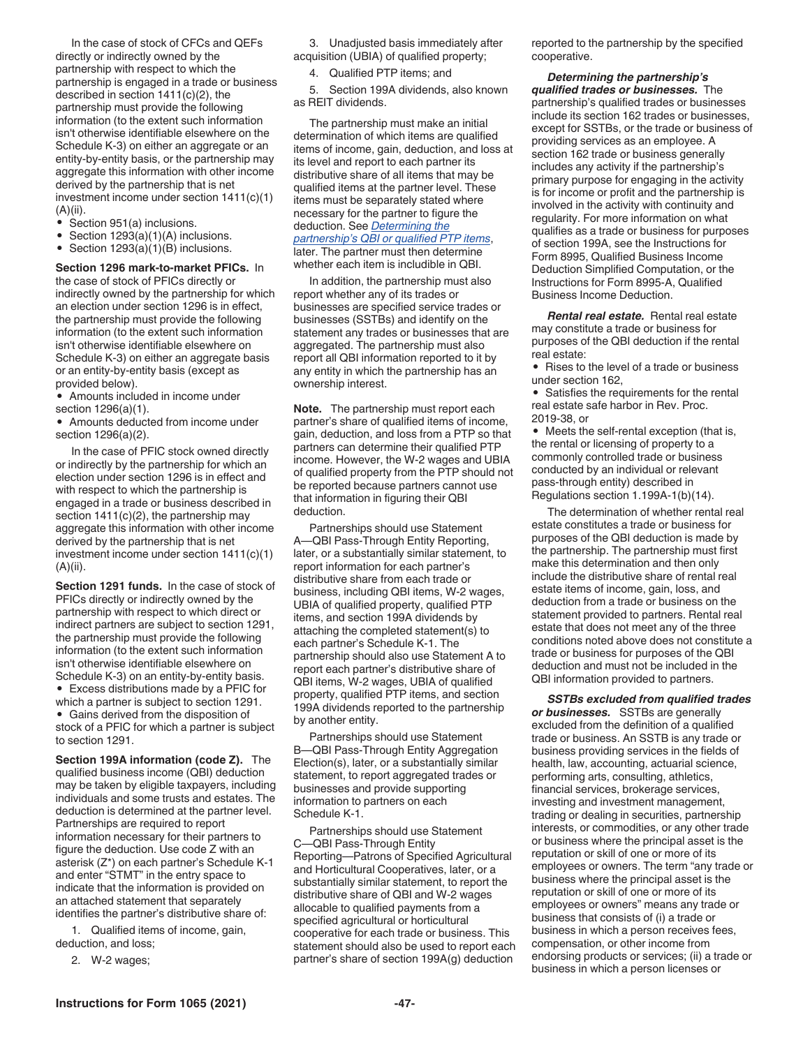In the case of stock of CFCs and QEFs directly or indirectly owned by the partnership with respect to which the partnership is engaged in a trade or business described in section 1411(c)(2), the partnership must provide the following information (to the extent such information isn't otherwise identifiable elsewhere on the Schedule K-3) on either an aggregate or an entity-by-entity basis, or the partnership may aggregate this information with other income derived by the partnership that is net investment income under section 1411(c)(1)(A)(ii).

- Section 951(a) inclusions.
- Section 1293(a)(1)(A) inclusions.
- Section 1293(a)(1)(B) inclusions.

**Section 1296 mark-to-market PFICs.** In the case of stock of PFICs directly or indirectly owned by the partnership for which an election under section 1296 is in effect, the partnership must provide the following information (to the extent such information isn't otherwise identifiable elsewhere on Schedule K-3) on either an aggregate basis or an entity-by-entity basis (except as provided below).

- Amounts included in income under section 1296(a)(1).
- Amounts deducted from income under section 1296(a)(2).

In the case of PFIC stock owned directly or indirectly by the partnership for which an election under section 1296 is in effect and with respect to which the partnership is engaged in a trade or business described in section 1411(c)(2), the partnership may aggregate this information with other income derived by the partnership that is net investment income under section 1411(c)(1)(A)(ii).

**Section 1291 funds.** In the case of stock of PFICs directly or indirectly owned by the partnership with respect to which direct or indirect partners are subject to section 1291, the partnership must provide the following information (to the extent such information isn't otherwise identifiable elsewhere on Schedule K-3) on an entity-by-entity basis.

- Excess distributions made by a PFIC for which a partner is subject to section 1291.
- Gains derived from the disposition of stock of a PFIC for which a partner is subject to section 1291.

**Section 199A information (code Z).** The qualified business income (QBI) deduction may be taken by eligible taxpayers, including individuals and some trusts and estates. The deduction is determined at the partner level. Partnerships are required to report information necessary for their partners to figure the deduction. Use code Z with an asterisk (Z*) on each partner's Schedule K-1 and enter "STMT" in the entry space to indicate that the information is provided on an attached statement that separately identifies the partner's distributive share of:

1. Qualified items of income, gain, deduction, and loss;
2. W-2 wages;
3. Unadjusted basis immediately after acquisition (UBIA) of qualified property;
4. Qualified PTP items; and
5. Section 199A dividends, also known as REIT dividends.

The partnership must make an initial determination of which items are qualified items of income, gain, deduction, and loss at its level and report to each partner its distributive share of all items that may be qualified items at the partner level. These items must be separately stated where necessary for the partner to figure the deduction. See *Determining the partnership's QBI or qualified PTP items*, later. The partner must then determine whether each item is includible in QBI.

In addition, the partnership must also report whether any of its trades or businesses are specified service trades or businesses (SSTBs) and identify on the statement any trades or businesses that are aggregated. The partnership must also report all QBI information reported to it by any entity in which the partnership has an ownership interest.

**Note.** The partnership must report each partner's share of qualified items of income, gain, deduction, and loss from a PTP so that partners can determine their qualified PTP income. However, the W-2 wages and UBIA of qualified property from the PTP should not be reported because partners cannot use that information in figuring their QBI deduction.

Partnerships should use Statement A—QBI Pass-Through Entity Reporting, later, or a substantially similar statement, to report information for each partner's distributive share from each trade or business, including QBI items, W-2 wages, UBIA of qualified property, qualified PTP items, and section 199A dividends by attaching the completed statement(s) to each partner's Schedule K-1. The partnership should also use Statement A to report each partner's distributive share of QBI items, W-2 wages, UBIA of qualified property, qualified PTP items, and section 199A dividends reported to the partnership by another entity.

Partnerships should use Statement B—QBI Pass-Through Entity Aggregation Election(s), later, or a substantially similar statement, to report aggregated trades or businesses and provide supporting information to partners on each Schedule K-1.

Partnerships should use Statement C—QBI Pass-Through Entity Reporting—Patrons of Specified Agricultural and Horticultural Cooperatives, later, or a substantially similar statement, to report the distributive share of QBI and W-2 wages allocable to qualified payments from a specified agricultural or horticultural cooperative for each trade or business. This statement should also be used to report each partner's share of section 199A(g) deduction reported to the partnership by the specified cooperative.

***Determining the partnership's qualified trades or businesses.*** The partnership's qualified trades or businesses include its section 162 trades or businesses, except for SSTBs, or the trade or business of providing services as an employee. A section 162 trade or business generally includes any activity if the partnership's primary purpose for engaging in the activity is for income or profit and the partnership is involved in the activity with continuity and regularity. For more information on what qualifies as a trade or business for purposes of section 199A, see the Instructions for Form 8995, Qualified Business Income Deduction Simplified Computation, or the Instructions for Form 8995-A, Qualified Business Income Deduction.

***Rental real estate.*** Rental real estate may constitute a trade or business for purposes of the QBI deduction if the rental real estate:

- Rises to the level of a trade or business under section 162,
- Satisfies the requirements for the rental real estate safe harbor in Rev. Proc. 2019-38, or
- Meets the self-rental exception (that is, the rental or licensing of property to a commonly controlled trade or business conducted by an individual or relevant pass-through entity) described in Regulations section 1.199A-1(b)(14).

The determination of whether rental real estate constitutes a trade or business for purposes of the QBI deduction is made by the partnership. The partnership must first make this determination and then only include the distributive share of rental real estate items of income, gain, loss, and deduction from a trade or business on the statement provided to partners. Rental real estate that does not meet any of the three conditions noted above does not constitute a trade or business for purposes of the QBI deduction and must not be included in the QBI information provided to partners.

***SSTBs excluded from qualified trades or businesses.*** SSTBs are generally excluded from the definition of a qualified trade or business. An SSTB is any trade or business providing services in the fields of health, law, accounting, actuarial science, performing arts, consulting, athletics, financial services, brokerage services, investing and investment management, trading or dealing in securities, partnership interests, or commodities, or any other trade or business where the principal asset is the reputation or skill of one or more of its employees or owners. The term "any trade or business where the principal asset is the reputation or skill of one or more of its employees or owners" means any trade or business that consists of (i) a trade or business in which a person receives fees, compensation, or other income from endorsing products or services; (ii) a trade or business in which a person licenses or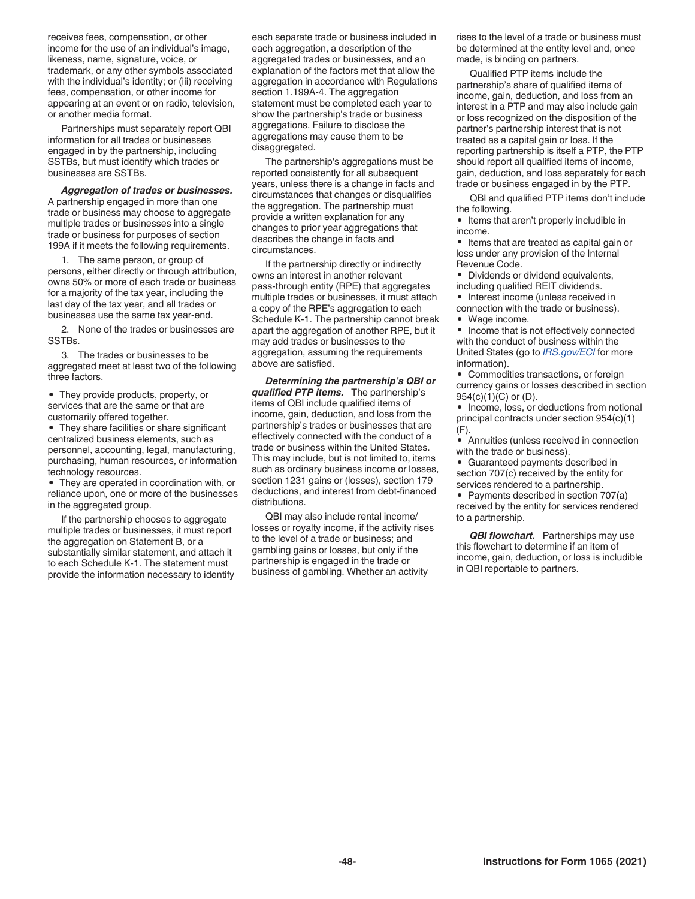receives fees, compensation, or other income for the use of an individual's image, likeness, name, signature, voice, or trademark, or any other symbols associated with the individual's identity; or (iii) receiving fees, compensation, or other income for appearing at an event or on radio, television, or another media format.

Partnerships must separately report QBI information for all trades or businesses engaged in by the partnership, including SSTBs, but must identify which trades or businesses are SSTBs.

***Aggregation of trades or businesses.*** A partnership engaged in more than one trade or business may choose to aggregate multiple trades or businesses into a single trade or business for purposes of section 199A if it meets the following requirements.

1. The same person, or group of persons, either directly or through attribution, owns 50% or more of each trade or business for a majority of the tax year, including the last day of the tax year, and all trades or businesses use the same tax year-end.

2. None of the trades or businesses are SSTBs.

3. The trades or businesses to be aggregated meet at least two of the following three factors.

- They provide products, property, or services that are the same or that are customarily offered together.
- They share facilities or share significant centralized business elements, such as personnel, accounting, legal, manufacturing, purchasing, human resources, or information technology resources.
- They are operated in coordination with, or reliance upon, one or more of the businesses in the aggregated group.

If the partnership chooses to aggregate multiple trades or businesses, it must report the aggregation on Statement B, or a substantially similar statement, and attach it to each Schedule K-1. The statement must provide the information necessary to identify each separate trade or business included in each aggregation, a description of the aggregated trades or businesses, and an explanation of the factors met that allow the aggregation in accordance with Regulations section 1.199A-4. The aggregation statement must be completed each year to show the partnership's trade or business aggregations. Failure to disclose the aggregations may cause them to be disaggregated.

The partnership's aggregations must be reported consistently for all subsequent years, unless there is a change in facts and circumstances that changes or disqualifies the aggregation. The partnership must provide a written explanation for any changes to prior year aggregations that describes the change in facts and circumstances.

If the partnership directly or indirectly owns an interest in another relevant pass-through entity (RPE) that aggregates multiple trades or businesses, it must attach a copy of the RPE's aggregation to each Schedule K-1. The partnership cannot break apart the aggregation of another RPE, but it may add trades or businesses to the aggregation, assuming the requirements above are satisfied.

***Determining the partnership's QBI or qualified PTP items.*** The partnership's items of QBI include qualified items of income, gain, deduction, and loss from the partnership's trades or businesses that are effectively connected with the conduct of a trade or business within the United States. This may include, but is not limited to, items such as ordinary business income or losses, section 1231 gains or (losses), section 179 deductions, and interest from debt-financed distributions.

QBI may also include rental income/ losses or royalty income, if the activity rises to the level of a trade or business; and gambling gains or losses, but only if the partnership is engaged in the trade or business of gambling. Whether an activity rises to the level of a trade or business must be determined at the entity level and, once made, is binding on partners.

Qualified PTP items include the partnership's share of qualified items of income, gain, deduction, and loss from an interest in a PTP and may also include gain or loss recognized on the disposition of the partner's partnership interest that is not treated as a capital gain or loss. If the reporting partnership is itself a PTP, the PTP should report all qualified items of income, gain, deduction, and loss separately for each trade or business engaged in by the PTP.

QBI and qualified PTP items don't include the following.

- Items that aren't properly includible in income.
- Items that are treated as capital gain or loss under any provision of the Internal Revenue Code.
- Dividends or dividend equivalents, including qualified REIT dividends.
- Interest income (unless received in connection with the trade or business).
- Wage income.
- Income that is not effectively connected with the conduct of business within the United States (go to *IRS.gov/ECI* for more information).
- Commodities transactions, or foreign currency gains or losses described in section 954(c)(1)(C) or (D).
- Income, loss, or deductions from notional principal contracts under section 954(c)(1)(F).
- Annuities (unless received in connection with the trade or business).
- Guaranteed payments described in section 707(c) received by the entity for services rendered to a partnership.
- Payments described in section 707(a) received by the entity for services rendered to a partnership.

***QBI flowchart.*** Partnerships may use this flowchart to determine if an item of income, gain, deduction, or loss is includible in QBI reportable to partners.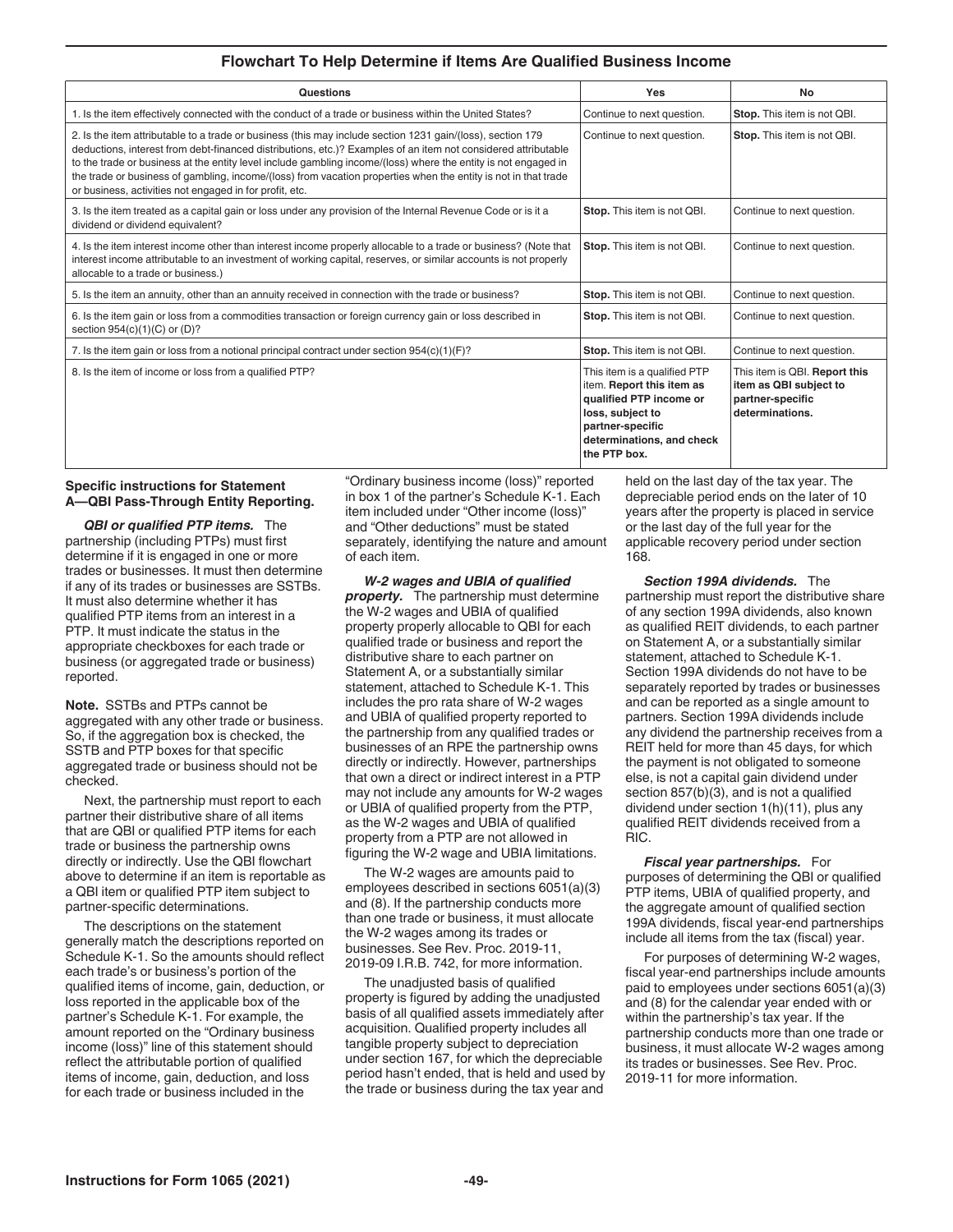## Flowchart To Help Determine if Items Are Qualified Business Income

| Questions | Yes | No |
|---|---|---|
| 1. Is the item effectively connected with the conduct of a trade or business within the United States? | Continue to next question. | **Stop.** This item is not QBI. |
| 2. Is the item attributable to a trade or business (this may include section 1231 gain/(loss), section 179 deductions, interest from debt-financed distributions, etc.)? Examples of an item not considered attributable to the trade or business at the entity level include gambling income/(loss) where the entity is not engaged in the trade or business of gambling, income/(loss) from vacation properties when the entity is not in that trade or business, activities not engaged in for profit, etc. | Continue to next question. | **Stop.** This item is not QBI. |
| 3. Is the item treated as a capital gain or loss under any provision of the Internal Revenue Code or is it a dividend or dividend equivalent? | **Stop.** This item is not QBI. | Continue to next question. |
| 4. Is the item interest income other than interest income properly allocable to a trade or business? (Note that interest income attributable to an investment of working capital, reserves, or similar accounts is not properly allocable to a trade or business.) | **Stop.** This item is not QBI. | Continue to next question. |
| 5. Is the item an annuity, other than an annuity received in connection with the trade or business? | **Stop.** This item is not QBI. | Continue to next question. |
| 6. Is the item gain or loss from a commodities transaction or foreign currency gain or loss described in section 954(c)(1)(C) or (D)? | **Stop.** This item is not QBI. | Continue to next question. |
| 7. Is the item gain or loss from a notional principal contract under section 954(c)(1)(F)? | **Stop.** This item is not QBI. | Continue to next question. |
| 8. Is the item of income or loss from a qualified PTP? | This item is a qualified PTP item. **Report this item as qualified PTP income or loss, subject to partner-specific determinations, and check the PTP box.** | This item is QBI. **Report this item as QBI subject to partner-specific determinations.** |

**Specific instructions for Statement A—QBI Pass-Through Entity Reporting.**

***QBI or qualified PTP items.*** The partnership (including PTPs) must first determine if it is engaged in one or more trades or businesses. It must then determine if any of its trades or businesses are SSTBs. It must also determine whether it has qualified PTP items from an interest in a PTP. It must indicate the status in the appropriate checkboxes for each trade or business (or aggregated trade or business) reported.

**Note.** SSTBs and PTPs cannot be aggregated with any other trade or business. So, if the aggregation box is checked, the SSTB and PTP boxes for that specific aggregated trade or business should not be checked.

Next, the partnership must report to each partner their distributive share of all items that are QBI or qualified PTP items for each trade or business the partnership owns directly or indirectly. Use the QBI flowchart above to determine if an item is reportable as a QBI item or qualified PTP item subject to partner-specific determinations.

The descriptions on the statement generally match the descriptions reported on Schedule K-1. So the amounts should reflect each trade's or business's portion of the qualified items of income, gain, deduction, or loss reported in the applicable box of the partner's Schedule K-1. For example, the amount reported on the "Ordinary business income (loss)" line of this statement should reflect the attributable portion of qualified items of income, gain, deduction, and loss for each trade or business included in the "Ordinary business income (loss)" reported in box 1 of the partner's Schedule K-1. Each item included under "Other income (loss)" and "Other deductions" must be stated separately, identifying the nature and amount of each item.

***W-2 wages and UBIA of qualified property.*** The partnership must determine the W-2 wages and UBIA of qualified property properly allocable to QBI for each qualified trade or business and report the distributive share to each partner on Statement A, or a substantially similar statement, attached to Schedule K-1. This includes the pro rata share of W-2 wages and UBIA of qualified property reported to the partnership from any qualified trades or businesses of an RPE the partnership owns directly or indirectly. However, partnerships that own a direct or indirect interest in a PTP may not include any amounts for W-2 wages or UBIA of qualified property from the PTP, as the W-2 wages and UBIA of qualified property from a PTP are not allowed in figuring the W-2 wage and UBIA limitations.

The W-2 wages are amounts paid to employees described in sections 6051(a)(3) and (8). If the partnership conducts more than one trade or business, it must allocate the W-2 wages among its trades or businesses. See Rev. Proc. 2019-11, 2019-09 I.R.B. 742, for more information.

The unadjusted basis of qualified property is figured by adding the unadjusted basis of all qualified assets immediately after acquisition. Qualified property includes all tangible property subject to depreciation under section 167, for which the depreciable period hasn't ended, that is held and used by the trade or business during the tax year and held on the last day of the tax year. The depreciable period ends on the later of 10 years after the property is placed in service or the last day of the full year for the applicable recovery period under section 168.

***Section 199A dividends.*** The partnership must report the distributive share of any section 199A dividends, also known as qualified REIT dividends, to each partner on Statement A, or a substantially similar statement, attached to Schedule K-1. Section 199A dividends do not have to be separately reported by trades or businesses and can be reported as a single amount to partners. Section 199A dividends include any dividend the partnership receives from a REIT held for more than 45 days, for which the payment is not obligated to someone else, is not a capital gain dividend under section 857(b)(3), and is not a qualified dividend under section 1(h)(11), plus any qualified REIT dividends received from a RIC.

***Fiscal year partnerships.*** For purposes of determining the QBI or qualified PTP items, UBIA of qualified property, and the aggregate amount of qualified section 199A dividends, fiscal year-end partnerships include all items from the tax (fiscal) year.

For purposes of determining W-2 wages, fiscal year-end partnerships include amounts paid to employees under sections 6051(a)(3) and (8) for the calendar year ended with or within the partnership's tax year. If the partnership conducts more than one trade or business, it must allocate W-2 wages among its trades or businesses. See Rev. Proc. 2019-11 for more information.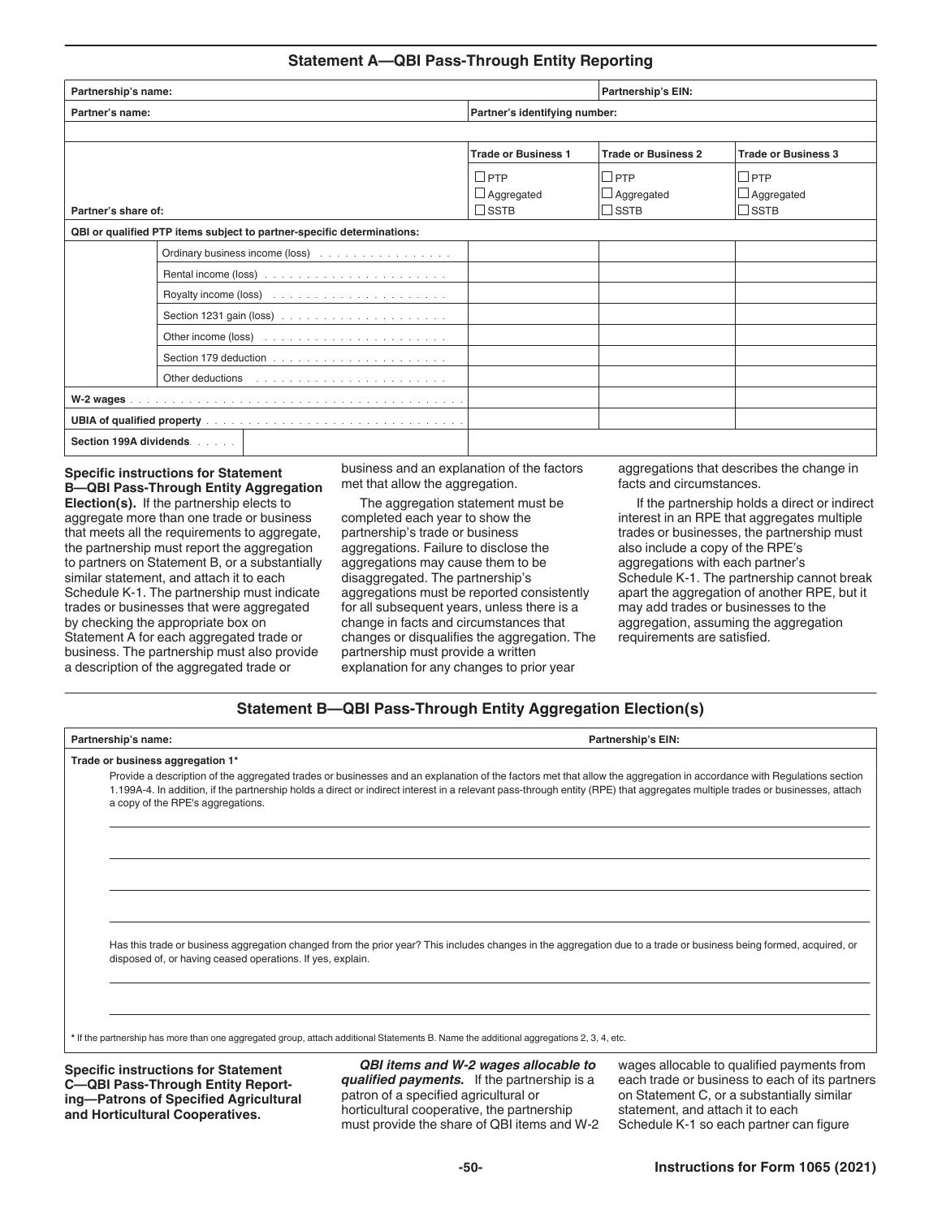## Statement A—QBI Pass-Through Entity Reporting

| Partnership's name: | | | Partnership's EIN: | |
|---|---|---|---|---|
| **Partner's name:** | | **Partner's identifying number:** | | |
| | | | | |
| | | **Trade or Business 1** | **Trade or Business 2** | **Trade or Business 3** |
| **Partner's share of:** | | ☐ PTP<br>☐ Aggregated<br>☐ SSTB | ☐ PTP<br>☐ Aggregated<br>☐ SSTB | ☐ PTP<br>☐ Aggregated<br>☐ SSTB |
| **QBI or qualified PTP items subject to partner-specific determinations:** | | | | |
| | Ordinary business income (loss) | | | |
| | Rental income (loss) | | | |
| | Royalty income (loss) | | | |
| | Section 1231 gain (loss) | | | |
| | Other income (loss) | | | |
| | Section 179 deduction | | | |
| | Other deductions | | | |
| **W-2 wages** | | | | |
| **UBIA of qualified property** | | | | |
| **Section 199A dividends** | | | | |

**Specific instructions for Statement B—QBI Pass-Through Entity Aggregation Election(s).** If the partnership elects to aggregate more than one trade or business that meets all the requirements to aggregate, the partnership must report the aggregation to partners on Statement B, or a substantially similar statement, and attach it to each Schedule K-1. The partnership must indicate trades or businesses that were aggregated by checking the appropriate box on Statement A for each aggregated trade or business. The partnership must also provide a description of the aggregated trade or business and an explanation of the factors met that allow the aggregation.

The aggregation statement must be completed each year to show the partnership's trade or business aggregations. Failure to disclose the aggregations may cause them to be disaggregated. The partnership's aggregations must be reported consistently for all subsequent years, unless there is a change in facts and circumstances that changes or disqualifies the aggregation. The partnership must provide a written explanation for any changes to prior year aggregations that describes the change in facts and circumstances.

If the partnership holds a direct or indirect interest in an RPE that aggregates multiple trades or businesses, the partnership must also include a copy of the RPE's aggregations with each partner's Schedule K-1. The partnership cannot break apart the aggregation of another RPE, but it may add trades or businesses to the aggregation, assuming the aggregation requirements are satisfied.

## Statement B—QBI Pass-Through Entity Aggregation Election(s)

**Partnership's name:** **Partnership's EIN:**

**Trade or business aggregation 1***

Provide a description of the aggregated trades or businesses and an explanation of the factors met that allow the aggregation in accordance with Regulations section 1.199A-4. In addition, if the partnership holds a direct or indirect interest in a relevant pass-through entity (RPE) that aggregates multiple trades or businesses, attach a copy of the RPE's aggregations.

Has this trade or business aggregation changed from the prior year? This includes changes in the aggregation due to a trade or business being formed, acquired, or disposed of, or having ceased operations. If yes, explain.

* If the partnership has more than one aggregated group, attach additional Statements B. Name the additional aggregations 2, 3, 4, etc.

**Specific instructions for Statement C—QBI Pass-Through Entity Reporting—Patrons of Specified Agricultural and Horticultural Cooperatives.**

***QBI items and W-2 wages allocable to qualified payments.*** If the partnership is a patron of a specified agricultural or horticultural cooperative, the partnership must provide the share of QBI items and W-2 wages allocable to qualified payments from each trade or business to each of its partners on Statement C, or a substantially similar statement, and attach it to each Schedule K-1 so each partner can figure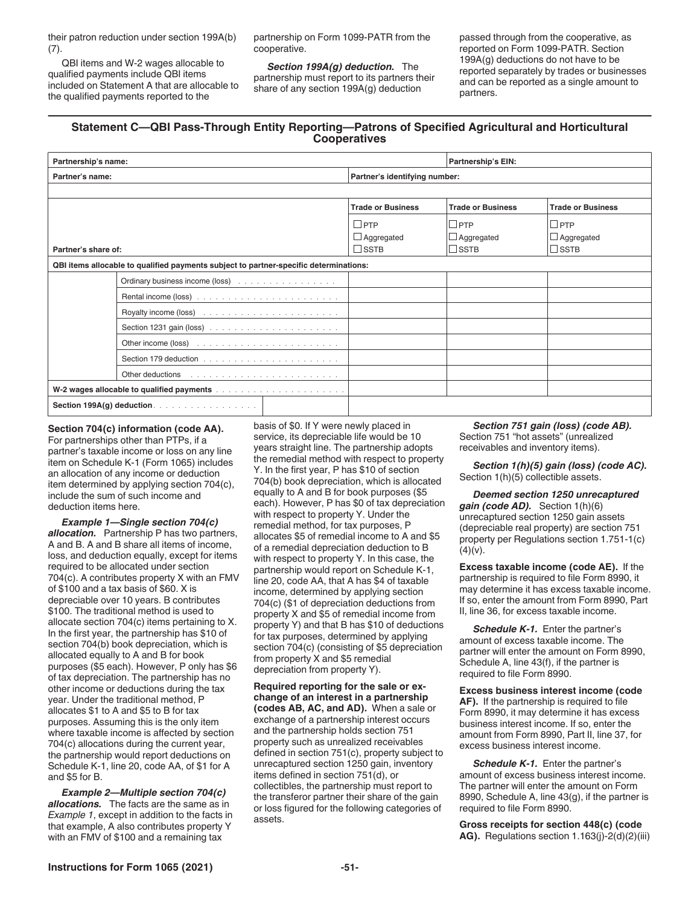their patron reduction under section 199A(b)(7).

QBI items and W-2 wages allocable to qualified payments include QBI items included on Statement A that are allocable to the qualified payments reported to the partnership on Form 1099-PATR from the cooperative.

***Section 199A(g) deduction.*** The partnership must report to its partners their share of any section 199A(g) deduction passed through from the cooperative, as reported on Form 1099-PATR. Section 199A(g) deductions do not have to be reported separately by trades or businesses and can be reported as a single amount to partners.

## Statement C—QBI Pass-Through Entity Reporting—Patrons of Specified Agricultural and Horticultural Cooperatives

| **Partnership's name:** | | | **Partnership's EIN:** | |
|---|---|---|---|---|
| **Partner's name:** | | **Partner's identifying number:** | | |
| | | | | |
| | | **Trade or Business** | **Trade or Business** | **Trade or Business** |
| **Partner's share of:** | | ☐ PTP<br>☐ Aggregated<br>☐ SSTB | ☐ PTP<br>☐ Aggregated<br>☐ SSTB | ☐ PTP<br>☐ Aggregated<br>☐ SSTB |
| **QBI items allocable to qualified payments subject to partner-specific determinations:** | | | | |
| | Ordinary business income (loss) | | | |
| | Rental income (loss) | | | |
| | Royalty income (loss) | | | |
| | Section 1231 gain (loss) | | | |
| | Other income (loss) | | | |
| | Section 179 deduction | | | |
| | Other deductions | | | |
| **W-2 wages allocable to qualified payments** | | | | |
| **Section 199A(g) deduction** | | | | |

**Section 704(c) information (code AA).** For partnerships other than PTPs, if a partner's taxable income or loss on any line item on Schedule K-1 (Form 1065) includes an allocation of any income or deduction item determined by applying section 704(c), include the sum of such income and deduction items here.

***Example 1—Single section 704(c) allocation.*** Partnership P has two partners, A and B. A and B share all items of income, loss, and deduction equally, except for items required to be allocated under section 704(c). A contributes property X with an FMV of $100 and a tax basis of $60. X is depreciable over 10 years. B contributes $100. The traditional method is used to allocate section 704(c) items pertaining to X. In the first year, the partnership has $10 of section 704(b) book depreciation, which is allocated equally to A and B for book purposes ($5 each). However, P only has $6 of tax depreciation. The partnership has no other income or deductions during the tax year. Under the traditional method, P allocates $1 to A and $5 to B for tax purposes. Assuming this is the only item where taxable income is affected by section 704(c) allocations during the current year, the partnership would report deductions on Schedule K-1, line 20, code AA, of $1 for A and $5 for B.

***Example 2—Multiple section 704(c) allocations.*** The facts are the same as in *Example 1*, except in addition to the facts in that example, A also contributes property Y with an FMV of $100 and a remaining tax basis of $0. If Y were newly placed in service, its depreciable life would be 10 years straight line. The partnership adopts the remedial method with respect to property Y. In the first year, P has $10 of section 704(b) book depreciation, which is allocated equally to A and B for book purposes ($5 each). However, P has $0 of tax depreciation with respect to property Y. Under the remedial method, for tax purposes, P allocates $5 of remedial income to A and $5 of a remedial depreciation deduction to B with respect to property Y. In this case, the partnership would report on Schedule K-1, line 20, code AA, that A has $4 of taxable income, determined by applying section 704(c) ($1 of depreciation deductions from property X and $5 of remedial income from property Y) and that B has $10 of deductions for tax purposes, determined by applying section 704(c) (consisting of $5 depreciation from property X and $5 remedial depreciation from property Y).

**Required reporting for the sale or exchange of an interest in a partnership (codes AB, AC, and AD).** When a sale or exchange of a partnership interest occurs and the partnership holds section 751 property such as unrealized receivables defined in section 751(c), property subject to unrecaptured section 1250 gain, inventory items defined in section 751(d), or collectibles, the partnership must report to the transferor partner their share of the gain or loss figured for the following categories of assets.

***Section 751 gain (loss) (code AB).*** Section 751 "hot assets" (unrealized receivables and inventory items).

***Section 1(h)(5) gain (loss) (code AC).*** Section 1(h)(5) collectible assets.

***Deemed section 1250 unrecaptured gain (code AD).*** Section 1(h)(6) unrecaptured section 1250 gain assets (depreciable real property) are section 751 property per Regulations section 1.751-1(c)(4)(v).

**Excess taxable income (code AE).** If the partnership is required to file Form 8990, it may determine it has excess taxable income. If so, enter the amount from Form 8990, Part II, line 36, for excess taxable income.

***Schedule K-1.*** Enter the partner's amount of excess taxable income. The partner will enter the amount on Form 8990, Schedule A, line 43(f), if the partner is required to file Form 8990.

**Excess business interest income (code AF).** If the partnership is required to file Form 8990, it may determine it has excess business interest income. If so, enter the amount from Form 8990, Part II, line 37, for excess business interest income.

***Schedule K-1.*** Enter the partner's amount of excess business interest income. The partner will enter the amount on Form 8990, Schedule A, line 43(g), if the partner is required to file Form 8990.

**Gross receipts for section 448(c) (code AG).** Regulations section 1.163(j)-2(d)(2)(iii)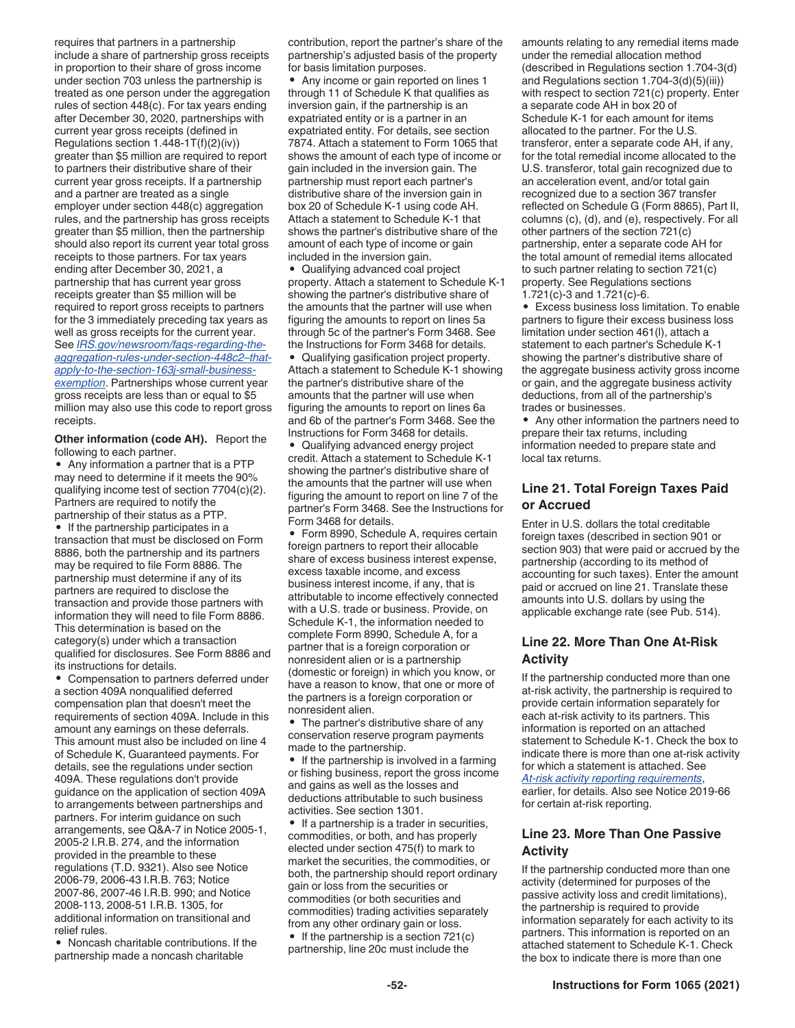requires that partners in a partnership include a share of partnership gross receipts in proportion to their share of gross income under section 703 unless the partnership is treated as one person under the aggregation rules of section 448(c). For tax years ending after December 30, 2020, partnerships with current year gross receipts (defined in Regulations section 1.448-1T(f)(2)(iv)) greater than $5 million are required to report to partners their distributive share of their current year gross receipts. If a partnership and a partner are treated as a single employer under section 448(c) aggregation rules, and the partnership has gross receipts greater than $5 million, then the partnership should also report its current year total gross receipts to those partners. For tax years ending after December 30, 2021, a partnership that has current year gross receipts greater than $5 million will be required to report gross receipts to partners for the 3 immediately preceding tax years as well as gross receipts for the current year. See *IRS.gov/newsroom/faqs-regarding-the-aggregation-rules-under-section-448c2–that-apply-to-the-section-163j-small-business-exemption*. Partnerships whose current year gross receipts are less than or equal to $5 million may also use this code to report gross receipts.

**Other information (code AH).** Report the following to each partner.

- Any information a partner that is a PTP may need to determine if it meets the 90% qualifying income test of section 7704(c)(2). Partners are required to notify the partnership of their status as a PTP.
- If the partnership participates in a transaction that must be disclosed on Form 8886, both the partnership and its partners may be required to file Form 8886. The partnership must determine if any of its partners are required to disclose the transaction and provide those partners with information they will need to file Form 8886. This determination is based on the category(s) under which a transaction qualified for disclosures. See Form 8886 and its instructions for details.
- Compensation to partners deferred under a section 409A nonqualified deferred compensation plan that doesn't meet the requirements of section 409A. Include in this amount any earnings on these deferrals. This amount must also be included on line 4 of Schedule K, Guaranteed payments. For details, see the regulations under section 409A. These regulations don't provide guidance on the application of section 409A to arrangements between partnerships and partners. For interim guidance on such arrangements, see Q&A-7 in Notice 2005-1, 2005-2 I.R.B. 274, and the information provided in the preamble to these regulations (T.D. 9321). Also see Notice 2006-79, 2006-43 I.R.B. 763; Notice 2007-86, 2007-46 I.R.B. 990; and Notice 2008-113, 2008-51 I.R.B. 1305, for additional information on transitional and relief rules.
- Noncash charitable contributions. If the partnership made a noncash charitable contribution, report the partner's share of the partnership's adjusted basis of the property for basis limitation purposes.
- Any income or gain reported on lines 1 through 11 of Schedule K that qualifies as inversion gain, if the partnership is an expatriated entity or is a partner in an expatriated entity. For details, see section 7874. Attach a statement to Form 1065 that shows the amount of each type of income or gain included in the inversion gain. The partnership must report each partner's distributive share of the inversion gain in box 20 of Schedule K-1 using code AH. Attach a statement to Schedule K-1 that shows the partner's distributive share of the amount of each type of income or gain included in the inversion gain.
- Qualifying advanced coal project property. Attach a statement to Schedule K-1 showing the partner's distributive share of the amounts that the partner will use when figuring the amounts to report on lines 5a through 5c of the partner's Form 3468. See the Instructions for Form 3468 for details.
- Qualifying gasification project property. Attach a statement to Schedule K-1 showing the partner's distributive share of the amounts that the partner will use when figuring the amounts to report on lines 6a and 6b of the partner's Form 3468. See the Instructions for Form 3468 for details.
- Qualifying advanced energy project credit. Attach a statement to Schedule K-1 showing the partner's distributive share of the amounts that the partner will use when figuring the amount to report on line 7 of the partner's Form 3468. See the Instructions for Form 3468 for details.
- Form 8990, Schedule A, requires certain foreign partners to report their allocable share of excess business interest expense, excess taxable income, and excess business interest income, if any, that is attributable to income effectively connected with a U.S. trade or business. Provide, on Schedule K-1, the information needed to complete Form 8990, Schedule A, for a partner that is a foreign corporation or nonresident alien or is a partnership (domestic or foreign) in which you know, or have a reason to know, that one or more of the partners is a foreign corporation or nonresident alien.
- The partner's distributive share of any conservation reserve program payments made to the partnership.
- If the partnership is involved in a farming or fishing business, report the gross income and gains as well as the losses and deductions attributable to such business activities. See section 1301.
- If a partnership is a trader in securities, commodities, or both, and has properly elected under section 475(f) to mark to market the securities, the commodities, or both, the partnership should report ordinary gain or loss from the securities or commodities (or both securities and commodities) trading activities separately from any other ordinary gain or loss.
- If the partnership is a section 721(c) partnership, line 20c must include the amounts relating to any remedial items made under the remedial allocation method (described in Regulations section 1.704-3(d) and Regulations section 1.704-3(d)(5)(iii)) with respect to section 721(c) property. Enter a separate code AH in box 20 of Schedule K-1 for each amount for items allocated to the partner. For the U.S. transferor, enter a separate code AH, if any, for the total remedial income allocated to the U.S. transferor, total gain recognized due to an acceleration event, and/or total gain recognized due to a section 367 transfer reflected on Schedule G (Form 8865), Part II, columns (c), (d), and (e), respectively. For all other partners of the section 721(c) partnership, enter a separate code AH for the total amount of remedial items allocated to such partner relating to section 721(c) property. See Regulations sections 1.721(c)-3 and 1.721(c)-6.
- Excess business loss limitation. To enable partners to figure their excess business loss limitation under section 461(l), attach a statement to each partner's Schedule K-1 showing the partner's distributive share of the aggregate business activity gross income or gain, and the aggregate business activity deductions, from all of the partnership's trades or businesses.
- Any other information the partners need to prepare their tax returns, including information needed to prepare state and local tax returns.

## Line 21. Total Foreign Taxes Paid or Accrued

Enter in U.S. dollars the total creditable foreign taxes (described in section 901 or section 903) that were paid or accrued by the partnership (according to its method of accounting for such taxes). Enter the amount paid or accrued on line 21. Translate these amounts into U.S. dollars by using the applicable exchange rate (see Pub. 514).

## Line 22. More Than One At-Risk Activity

If the partnership conducted more than one at-risk activity, the partnership is required to provide certain information separately for each at-risk activity to its partners. This information is reported on an attached statement to Schedule K-1. Check the box to indicate there is more than one at-risk activity for which a statement is attached. See *At-risk activity reporting requirements*, earlier, for details. Also see Notice 2019-66 for certain at-risk reporting.

## Line 23. More Than One Passive Activity

If the partnership conducted more than one activity (determined for purposes of the passive activity loss and credit limitations), the partnership is required to provide information separately for each activity to its partners. This information is reported on an attached statement to Schedule K-1. Check the box to indicate there is more than one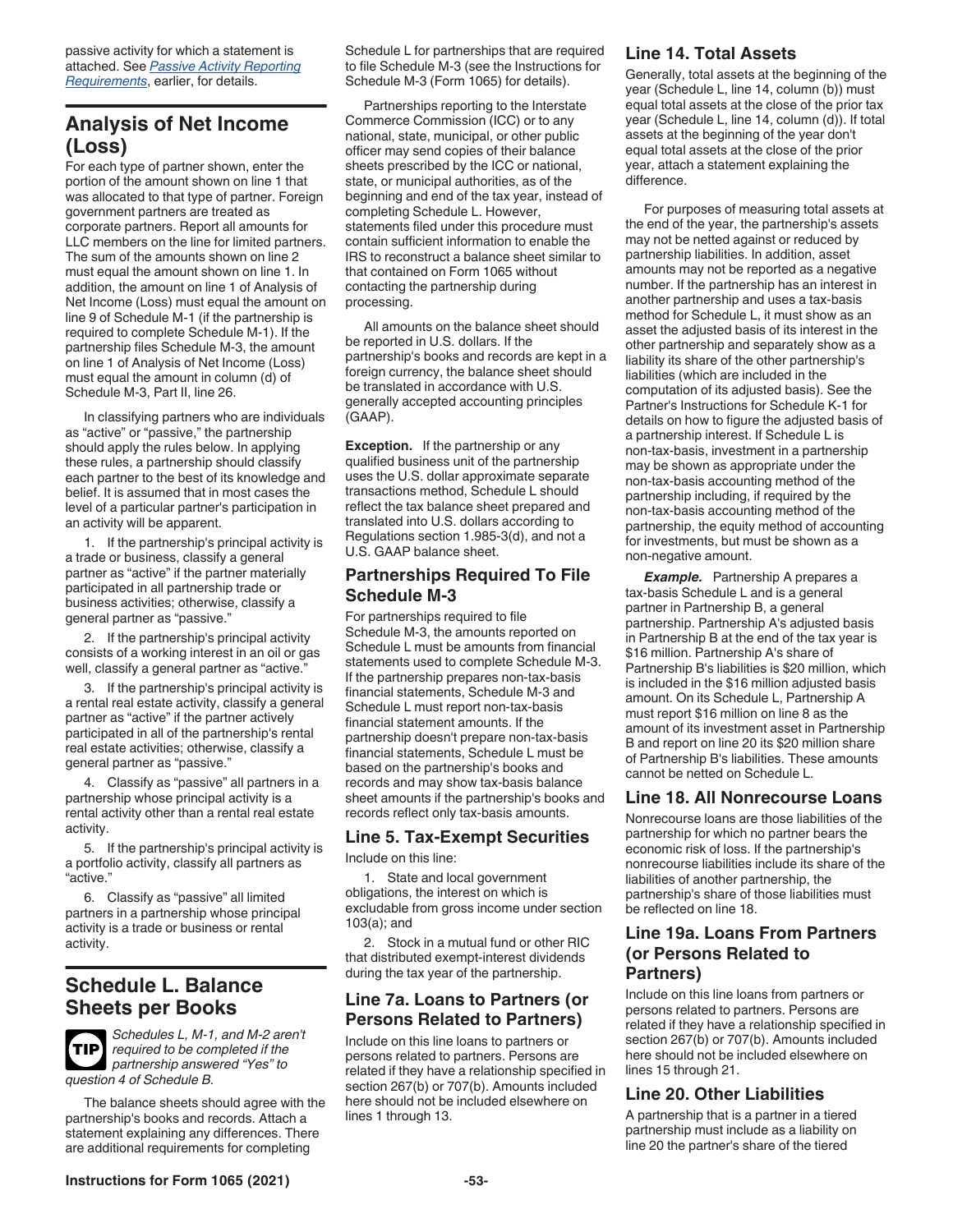passive activity for which a statement is attached. See *Passive Activity Reporting Requirements*, earlier, for details.

## Analysis of Net Income (Loss)

For each type of partner shown, enter the portion of the amount shown on line 1 that was allocated to that type of partner. Foreign government partners are treated as corporate partners. Report all amounts for LLC members on the line for limited partners. The sum of the amounts shown on line 2 must equal the amount shown on line 1. In addition, the amount on line 1 of Analysis of Net Income (Loss) must equal the amount on line 9 of Schedule M-1 (if the partnership is required to complete Schedule M-1). If the partnership files Schedule M-3, the amount on line 1 of Analysis of Net Income (Loss) must equal the amount in column (d) of Schedule M-3, Part II, line 26.

In classifying partners who are individuals as "active" or "passive," the partnership should apply the rules below. In applying these rules, a partnership should classify each partner to the best of its knowledge and belief. It is assumed that in most cases the level of a particular partner's participation in an activity will be apparent.

1. If the partnership's principal activity is a trade or business, classify a general partner as "active" if the partner materially participated in all partnership trade or business activities; otherwise, classify a general partner as "passive."

2. If the partnership's principal activity consists of a working interest in an oil or gas well, classify a general partner as "active."

3. If the partnership's principal activity is a rental real estate activity, classify a general partner as "active" if the partner actively participated in all of the partnership's rental real estate activities; otherwise, classify a general partner as "passive."

4. Classify as "passive" all partners in a partnership whose principal activity is a rental activity other than a rental real estate activity.

5. If the partnership's principal activity is a portfolio activity, classify all partners as "active."

6. Classify as "passive" all limited partners in a partnership whose principal activity is a trade or business or rental activity.

## Schedule L. Balance Sheets per Books

**TIP** *Schedules L, M-1, and M-2 aren't required to be completed if the partnership answered "Yes" to question 4 of Schedule B.*

The balance sheets should agree with the partnership's books and records. Attach a statement explaining any differences. There are additional requirements for completing Schedule L for partnerships that are required to file Schedule M-3 (see the Instructions for Schedule M-3 (Form 1065) for details).

Partnerships reporting to the Interstate Commerce Commission (ICC) or to any national, state, municipal, or other public officer may send copies of their balance sheets prescribed by the ICC or national, state, or municipal authorities, as of the beginning and end of the tax year, instead of completing Schedule L. However, statements filed under this procedure must contain sufficient information to enable the IRS to reconstruct a balance sheet similar to that contained on Form 1065 without contacting the partnership during processing.

All amounts on the balance sheet should be reported in U.S. dollars. If the partnership's books and records are kept in a foreign currency, the balance sheet should be translated in accordance with U.S. generally accepted accounting principles (GAAP).

**Exception.** If the partnership or any qualified business unit of the partnership uses the U.S. dollar approximate separate transactions method, Schedule L should reflect the tax balance sheet prepared and translated into U.S. dollars according to Regulations section 1.985-3(d), and not a U.S. GAAP balance sheet.

### Partnerships Required To File Schedule M-3

For partnerships required to file Schedule M-3, the amounts reported on Schedule L must be amounts from financial statements used to complete Schedule M-3. If the partnership prepares non-tax-basis financial statements, Schedule M-3 and Schedule L must report non-tax-basis financial statement amounts. If the partnership doesn't prepare non-tax-basis financial statements, Schedule L must be based on the partnership's books and records and may show tax-basis balance sheet amounts if the partnership's books and records reflect only tax-basis amounts.

### Line 5. Tax-Exempt Securities

Include on this line:

1. State and local government obligations, the interest on which is excludable from gross income under section 103(a); and

2. Stock in a mutual fund or other RIC that distributed exempt-interest dividends during the tax year of the partnership.

### Line 7a. Loans to Partners (or Persons Related to Partners)

Include on this line loans to partners or persons related to partners. Persons are related if they have a relationship specified in section 267(b) or 707(b). Amounts included here should not be included elsewhere on lines 1 through 13.

### Line 14. Total Assets

Generally, total assets at the beginning of the year (Schedule L, line 14, column (b)) must equal total assets at the close of the prior tax year (Schedule L, line 14, column (d)). If total assets at the beginning of the year don't equal total assets at the close of the prior year, attach a statement explaining the difference.

For purposes of measuring total assets at the end of the year, the partnership's assets may not be netted against or reduced by partnership liabilities. In addition, asset amounts may not be reported as a negative number. If the partnership has an interest in another partnership and uses a tax-basis method for Schedule L, it must show as an asset the adjusted basis of its interest in the other partnership and separately show as a liability its share of the other partnership's liabilities (which are included in the computation of its adjusted basis). See the Partner's Instructions for Schedule K-1 for details on how to figure the adjusted basis of a partnership interest. If Schedule L is non-tax-basis, investment in a partnership may be shown as appropriate under the non-tax-basis accounting method of the partnership including, if required by the non-tax-basis accounting method of the partnership, the equity method of accounting for investments, but must be shown as a non-negative amount.

***Example.*** Partnership A prepares a tax-basis Schedule L and is a general partner in Partnership B, a general partnership. Partnership A's adjusted basis in Partnership B at the end of the tax year is $16 million. Partnership A's share of Partnership B's liabilities is $20 million, which is included in the $16 million adjusted basis amount. On its Schedule L, Partnership A must report $16 million on line 8 as the amount of its investment asset in Partnership B and report on line 20 its $20 million share of Partnership B's liabilities. These amounts cannot be netted on Schedule L.

### Line 18. All Nonrecourse Loans

Nonrecourse loans are those liabilities of the partnership for which no partner bears the economic risk of loss. If the partnership's nonrecourse liabilities include its share of the liabilities of another partnership, the partnership's share of those liabilities must be reflected on line 18.

### Line 19a. Loans From Partners (or Persons Related to Partners)

Include on this line loans from partners or persons related to partners. Persons are related if they have a relationship specified in section 267(b) or 707(b). Amounts included here should not be included elsewhere on lines 15 through 21.

### Line 20. Other Liabilities

A partnership that is a partner in a tiered partnership must include as a liability on line 20 the partner's share of the tiered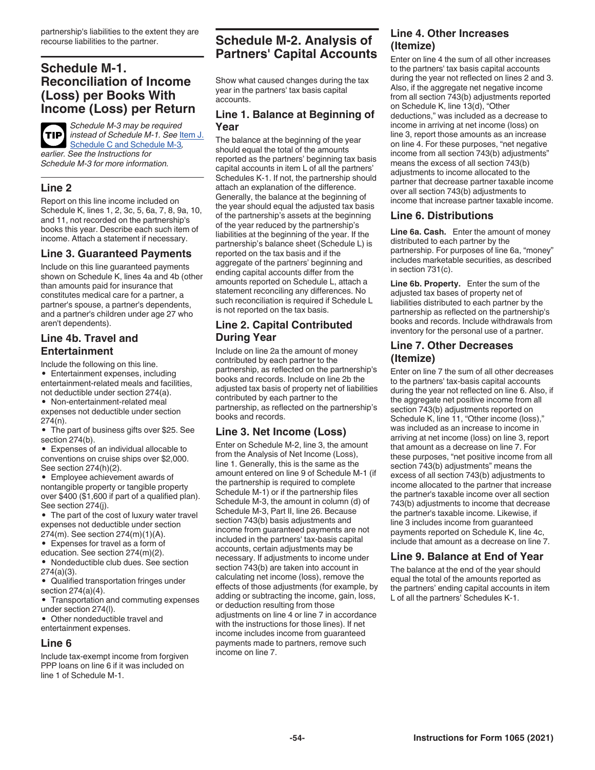partnership's liabilities to the extent they are recourse liabilities to the partner.

## Schedule M-1. Reconciliation of Income (Loss) per Books With Income (Loss) per Return

**TIP** *Schedule M-3 may be required instead of Schedule M-1. See Item J. Schedule C and Schedule M-3, earlier. See the Instructions for Schedule M-3 for more information.*

### Line 2

Report on this line income included on Schedule K, lines 1, 2, 3c, 5, 6a, 7, 8, 9a, 10, and 11, not recorded on the partnership's books this year. Describe each such item of income. Attach a statement if necessary.

### Line 3. Guaranteed Payments

Include on this line guaranteed payments shown on Schedule K, lines 4a and 4b (other than amounts paid for insurance that constitutes medical care for a partner, a partner's spouse, a partner's dependents, and a partner's children under age 27 who aren't dependents).

### Line 4b. Travel and Entertainment

Include the following on this line.

- Entertainment expenses, including entertainment-related meals and facilities, not deductible under section 274(a).
- Non-entertainment-related meal expenses not deductible under section 274(n).
- The part of business gifts over $25. See section 274(b).
- Expenses of an individual allocable to conventions on cruise ships over $2,000. See section 274(h)(2).
- Employee achievement awards of nontangible property or tangible property over $400 ($1,600 if part of a qualified plan). See section 274(j).
- The part of the cost of luxury water travel expenses not deductible under section 274(m). See section 274(m)(1)(A).
- Expenses for travel as a form of education. See section 274(m)(2).
- Nondeductible club dues. See section 274(a)(3).
- Qualified transportation fringes under section 274(a)(4).
- Transportation and commuting expenses under section 274(l).
- Other nondeductible travel and entertainment expenses.

### Line 6

Include tax-exempt income from forgiven PPP loans on line 6 if it was included on line 1 of Schedule M-1.

## Schedule M-2. Analysis of Partners' Capital Accounts

Show what caused changes during the tax year in the partners' tax basis capital accounts.

### Line 1. Balance at Beginning of Year

The balance at the beginning of the year should equal the total of the amounts reported as the partners' beginning tax basis capital accounts in item L of all the partners' Schedules K-1. If not, the partnership should attach an explanation of the difference. Generally, the balance at the beginning of the year should equal the adjusted tax basis of the partnership's assets at the beginning of the year reduced by the partnership's liabilities at the beginning of the year. If the partnership's balance sheet (Schedule L) is reported on the tax basis and if the aggregate of the partners' beginning and ending capital accounts differ from the amounts reported on Schedule L, attach a statement reconciling any differences. No such reconciliation is required if Schedule L is not reported on the tax basis.

### Line 2. Capital Contributed During Year

Include on line 2a the amount of money contributed by each partner to the partnership, as reflected on the partnership's books and records. Include on line 2b the adjusted tax basis of property net of liabilities contributed by each partner to the partnership, as reflected on the partnership's books and records.

### Line 3. Net Income (Loss)

Enter on Schedule M-2, line 3, the amount from the Analysis of Net Income (Loss), line 1. Generally, this is the same as the amount entered on line 9 of Schedule M-1 (if the partnership is required to complete Schedule M-1) or if the partnership files Schedule M-3, the amount in column (d) of Schedule M-3, Part II, line 26. Because section 743(b) basis adjustments and income from guaranteed payments are not included in the partners' tax-basis capital accounts, certain adjustments may be necessary. If adjustments to income under section 743(b) are taken into account in calculating net income (loss), remove the effects of those adjustments (for example, by adding or subtracting the income, gain, loss, or deduction resulting from those adjustments on line 4 or line 7 in accordance with the instructions for those lines). If net income includes income from guaranteed payments made to partners, remove such income on line 7.

### Line 4. Other Increases (Itemize)

Enter on line 4 the sum of all other increases to the partners' tax basis capital accounts during the year not reflected on lines 2 and 3. Also, if the aggregate net negative income from all section 743(b) adjustments reported on Schedule K, line 13(d), "Other deductions," was included as a decrease to income in arriving at net income (loss) on line 3, report those amounts as an increase on line 4. For these purposes, "net negative income from all section 743(b) adjustments" means the excess of all section 743(b) adjustments to income allocated to the partner that decrease partner taxable income over all section 743(b) adjustments to income that increase partner taxable income.

### Line 6. Distributions

**Line 6a. Cash.** Enter the amount of money distributed to each partner by the partnership. For purposes of line 6a, "money" includes marketable securities, as described in section 731(c).

**Line 6b. Property.** Enter the sum of the adjusted tax bases of property net of liabilities distributed to each partner by the partnership as reflected on the partnership's books and records. Include withdrawals from inventory for the personal use of a partner.

### Line 7. Other Decreases (Itemize)

Enter on line 7 the sum of all other decreases to the partners' tax-basis capital accounts during the year not reflected on line 6. Also, if the aggregate net positive income from all section 743(b) adjustments reported on Schedule K, line 11, "Other income (loss)," was included as an increase to income in arriving at net income (loss) on line 3, report that amount as a decrease on line 7. For these purposes, "net positive income from all section 743(b) adjustments" means the excess of all section 743(b) adjustments to income allocated to the partner that increase the partner's taxable income over all section 743(b) adjustments to income that decrease the partner's taxable income. Likewise, if line 3 includes income from guaranteed payments reported on Schedule K, line 4c, include that amount as a decrease on line 7.

### Line 9. Balance at End of Year

The balance at the end of the year should equal the total of the amounts reported as the partners' ending capital accounts in item L of all the partners' Schedules K-1.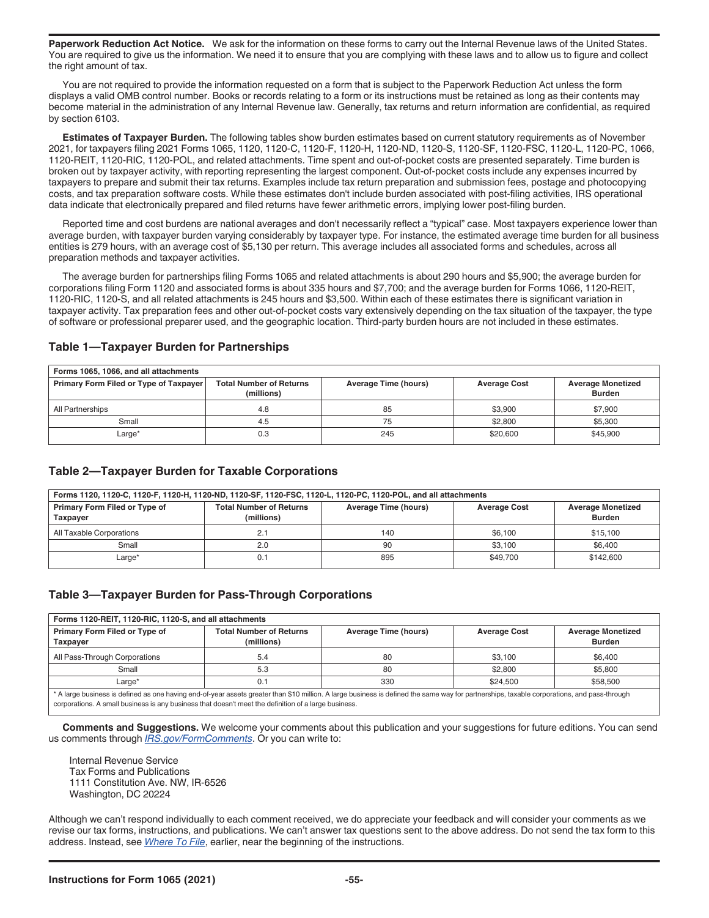**Paperwork Reduction Act Notice.** We ask for the information on these forms to carry out the Internal Revenue laws of the United States. You are required to give us the information. We need it to ensure that you are complying with these laws and to allow us to figure and collect the right amount of tax.

You are not required to provide the information requested on a form that is subject to the Paperwork Reduction Act unless the form displays a valid OMB control number. Books or records relating to a form or its instructions must be retained as long as their contents may become material in the administration of any Internal Revenue law. Generally, tax returns and return information are confidential, as required by section 6103.

**Estimates of Taxpayer Burden.** The following tables show burden estimates based on current statutory requirements as of November 2021, for taxpayers filing 2021 Forms 1065, 1120, 1120-C, 1120-F, 1120-H, 1120-ND, 1120-S, 1120-SF, 1120-FSC, 1120-L, 1120-PC, 1066, 1120-REIT, 1120-RIC, 1120-POL, and related attachments. Time spent and out-of-pocket costs are presented separately. Time burden is broken out by taxpayer activity, with reporting representing the largest component. Out-of-pocket costs include any expenses incurred by taxpayers to prepare and submit their tax returns. Examples include tax return preparation and submission fees, postage and photocopying costs, and tax preparation software costs. While these estimates don't include burden associated with post-filing activities, IRS operational data indicate that electronically prepared and filed returns have fewer arithmetic errors, implying lower post-filing burden.

Reported time and cost burdens are national averages and don't necessarily reflect a "typical" case. Most taxpayers experience lower than average burden, with taxpayer burden varying considerably by taxpayer type. For instance, the estimated average time burden for all business entities is 279 hours, with an average cost of $5,130 per return. This average includes all associated forms and schedules, across all preparation methods and taxpayer activities.

The average burden for partnerships filing Forms 1065 and related attachments is about 290 hours and $5,900; the average burden for corporations filing Form 1120 and associated forms is about 335 hours and $7,700; and the average burden for Forms 1066, 1120-REIT, 1120-RIC, 1120-S, and all related attachments is 245 hours and $3,500. Within each of these estimates there is significant variation in taxpayer activity. Tax preparation fees and other out-of-pocket costs vary extensively depending on the tax situation of the taxpayer, the type of software or professional preparer used, and the geographic location. Third-party burden hours are not included in these estimates.

### Table 1—Taxpayer Burden for Partnerships

| Forms 1065, 1066, and all attachments | | | | |
|---|---|---|---|---|
| **Primary Form Filed or Type of Taxpayer** | **Total Number of Returns (millions)** | **Average Time (hours)** | **Average Cost** | **Average Monetized Burden** |
| All Partnerships | 4.8 | 85 | $3,900 | $7,900 |
| Small | 4.5 | 75 | $2,800 | $5,300 |
| Large* | 0.3 | 245 | $20,600 | $45,900 |

### Table 2—Taxpayer Burden for Taxable Corporations

| Forms 1120, 1120-C, 1120-F, 1120-H, 1120-ND, 1120-SF, 1120-FSC, 1120-L, 1120-PC, 1120-POL, and all attachments | | | | |
|---|---|---|---|---|
| **Primary Form Filed or Type of Taxpayer** | **Total Number of Returns (millions)** | **Average Time (hours)** | **Average Cost** | **Average Monetized Burden** |
| All Taxable Corporations | 2.1 | 140 | $6,100 | $15,100 |
| Small | 2.0 | 90 | $3,100 | $6,400 |
| Large* | 0.1 | 895 | $49,700 | $142,600 |

### Table 3—Taxpayer Burden for Pass-Through Corporations

| Forms 1120-REIT, 1120-RIC, 1120-S, and all attachments | | | | |
|---|---|---|---|---|
| **Primary Form Filed or Type of Taxpayer** | **Total Number of Returns (millions)** | **Average Time (hours)** | **Average Cost** | **Average Monetized Burden** |
| All Pass-Through Corporations | 5.4 | 80 | $3,100 | $6,400 |
| Small | 5.3 | 80 | $2,800 | $5,800 |
| Large* | 0.1 | 330 | $24,500 | $58,500 |

\* A large business is defined as one having end-of-year assets greater than $10 million. A large business is defined the same way for partnerships, taxable corporations, and pass-through corporations. A small business is any business that doesn't meet the definition of a large business.

**Comments and Suggestions.** We welcome your comments about this publication and your suggestions for future editions. You can send us comments through *IRS.gov/FormComments*. Or you can write to:

Internal Revenue Service
Tax Forms and Publications
1111 Constitution Ave. NW, IR-6526
Washington, DC 20224

Although we can't respond individually to each comment received, we do appreciate your feedback and will consider your comments as we revise our tax forms, instructions, and publications. We can't answer tax questions sent to the above address. Do not send the tax form to this address. Instead, see *Where To File*, earlier, near the beginning of the instructions.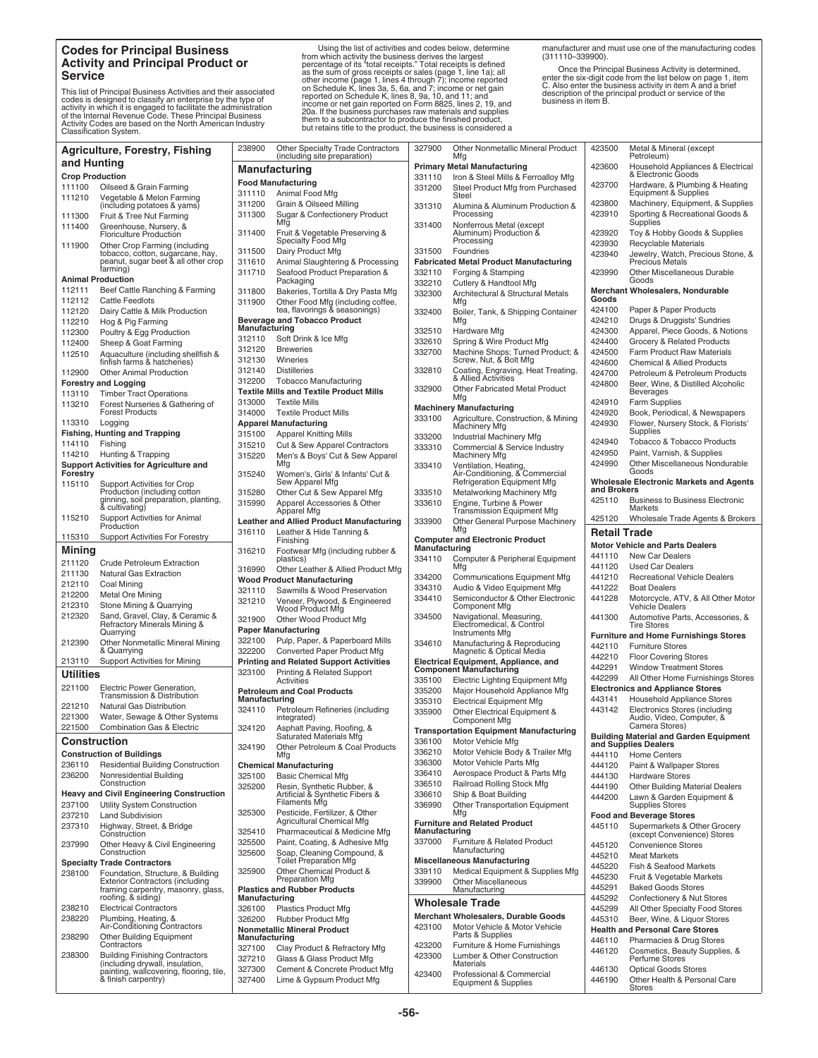## Codes for Principal Business Activity and Principal Product or Service

This list of Principal Business Activities and their associated codes is designed to classify an enterprise by the type of activity in which it is engaged to facilitate the administration of the Internal Revenue Code. These Principal Business Activity Codes are based on the North American Industry Classification System.

Using the list of activities and codes below, determine from which activity the business derives the largest percentage of its "total receipts." Total receipts is defined as the sum of gross receipts or sales (page 1, line 1a); all other income (page 1, lines 4 through 7); income reported on Schedule K, lines 3a, 5, 6a, and 7; income or net gain reported on Schedule K, lines 8, 9a, 10, and 11; and income or net gain reported on Form 8825, lines 2, 19, and 20a. If the business purchases raw materials and supplies them to a subcontractor to produce the finished product, but retains title to the product, the business is considered a manufacturer and must use one of the manufacturing codes (311110–339900).

Once the Principal Business Activity is determined, enter the six-digit code from the list below on page 1, item C. Also enter the business activity in item A and a brief description of the principal product or service of the business in item B.

### Agriculture, Forestry, Fishing and Hunting

**Crop Production**

| Code | Description |
|---|---|
| 111100 | Oilseed & Grain Farming |
| 111210 | Vegetable & Melon Farming (including potatoes & yams) |
| 111300 | Fruit & Tree Nut Farming |
| 111400 | Greenhouse, Nursery, & Floriculture Production |
| 111900 | Other Crop Farming (including tobacco, cotton, sugarcane, hay, peanut, sugar beet & all other crop farming) |

**Animal Production**

| Code | Description |
|---|---|
| 112111 | Beef Cattle Ranching & Farming |
| 112112 | Cattle Feedlots |
| 112120 | Dairy Cattle & Milk Production |
| 112210 | Hog & Pig Farming |
| 112300 | Poultry & Egg Production |
| 112400 | Sheep & Goat Farming |
| 112510 | Aquaculture (including shellfish & finfish farms & hatcheries) |
| 112900 | Other Animal Production |

**Forestry and Logging**

| Code | Description |
|---|---|
| 113110 | Timber Tract Operations |
| 113210 | Forest Nurseries & Gathering of Forest Products |
| 113310 | Logging |

**Fishing, Hunting and Trapping**

| Code | Description |
|---|---|
| 114110 | Fishing |
| 114210 | Hunting & Trapping |

**Support Activities for Agriculture and Forestry**

| Code | Description |
|---|---|
| 115110 | Support Activities for Crop Production (including cotton ginning, soil preparation, planting, & cultivating) |
| 115210 | Support Activities for Animal Production |
| 115310 | Support Activities For Forestry |

### Mining

| Code | Description |
|---|---|
| 211120 | Crude Petroleum Extraction |
| 211130 | Natural Gas Extraction |
| 212110 | Coal Mining |
| 212200 | Metal Ore Mining |
| 212310 | Stone Mining & Quarrying |
| 212320 | Sand, Gravel, Clay, & Ceramic & Refractory Minerals Mining & Quarrying |
| 212390 | Other Nonmetallic Mineral Mining & Quarrying |
| 213110 | Support Activities for Mining |

### Utilities

| Code | Description |
|---|---|
| 221100 | Electric Power Generation, Transmission & Distribution |
| 221210 | Natural Gas Distribution |
| 221300 | Water, Sewage & Other Systems |
| 221500 | Combination Gas & Electric |

### Construction

**Construction of Buildings**

| Code | Description |
|---|---|
| 236110 | Residential Building Construction |
| 236200 | Nonresidential Building Construction |

**Heavy and Civil Engineering Construction**

| Code | Description |
|---|---|
| 237100 | Utility System Construction |
| 237210 | Land Subdivision |
| 237310 | Highway, Street, & Bridge Construction |
| 237990 | Other Heavy & Civil Engineering Construction |

**Specialty Trade Contractors**

| Code | Description |
|---|---|
| 238100 | Foundation, Structure, & Building Exterior Contractors (including framing carpentry, masonry, glass, roofing, & siding) |
| 238210 | Electrical Contractors |
| 238220 | Plumbing, Heating, & Air-Conditioning Contractors |
| 238290 | Other Building Equipment Contractors |
| 238300 | Building Finishing Contractors (including drywall, insulation, painting, wallcovering, flooring, tile, & finish carpentry) |
| 238900 | Other Specialty Trade Contractors (including site preparation) |

### Manufacturing

**Food Manufacturing**

| Code | Description |
|---|---|
| 311110 | Animal Food Mfg |
| 311200 | Grain & Oilseed Milling |
| 311300 | Sugar & Confectionery Product Mfg |
| 311400 | Fruit & Vegetable Preserving & Specialty Food Mfg |
| 311500 | Dairy Product Mfg |
| 311610 | Animal Slaughtering & Processing |
| 311710 | Seafood Product Preparation & Packaging |
| 311800 | Bakeries, Tortilla & Dry Pasta Mfg |
| 311900 | Other Food Mfg (including coffee, tea, flavorings & seasonings) |

**Beverage and Tobacco Product Manufacturing**

| Code | Description |
|---|---|
| 312110 | Soft Drink & Ice Mfg |
| 312120 | Breweries |
| 312130 | Wineries |
| 312140 | Distilleries |
| 312200 | Tobacco Manufacturing |

**Textile Mills and Textile Product Mills**

| Code | Description |
|---|---|
| 313000 | Textile Mills |
| 314000 | Textile Product Mills |

**Apparel Manufacturing**

| Code | Description |
|---|---|
| 315100 | Apparel Knitting Mills |
| 315210 | Cut & Sew Apparel Contractors |
| 315220 | Men's & Boys' Cut & Sew Apparel Mfg |
| 315240 | Women's, Girls' & Infants' Cut & Sew Apparel Mfg |
| 315280 | Other Cut & Sew Apparel Mfg |
| 315990 | Apparel Accessories & Other Apparel Mfg |

**Leather and Allied Product Manufacturing**

| Code | Description |
|---|---|
| 316110 | Leather & Hide Tanning & Finishing |
| 316210 | Footwear Mfg (including rubber & plastics) |
| 316990 | Other Leather & Allied Product Mfg |

**Wood Product Manufacturing**

| Code | Description |
|---|---|
| 321110 | Sawmills & Wood Preservation |
| 321210 | Veneer, Plywood, & Engineered Wood Product Mfg |
| 321900 | Other Wood Product Mfg |

**Paper Manufacturing**

| Code | Description |
|---|---|
| 322100 | Pulp, Paper, & Paperboard Mills |
| 322200 | Converted Paper Product Mfg |

**Printing and Related Support Activities**

| Code | Description |
|---|---|
| 323100 | Printing & Related Support Activities |

**Petroleum and Coal Products Manufacturing**

| Code | Description |
|---|---|
| 324110 | Petroleum Refineries (including integrated) |
| 324120 | Asphalt Paving, Roofing, & Saturated Materials Mfg |
| 324190 | Other Petroleum & Coal Products Mfg |

**Chemical Manufacturing**

| Code | Description |
|---|---|
| 325100 | Basic Chemical Mfg |
| 325200 | Resin, Synthetic Rubber, & Artificial & Synthetic Fibers & Filaments Mfg |
| 325300 | Pesticide, Fertilizer, & Other Agricultural Chemical Mfg |
| 325410 | Pharmaceutical & Medicine Mfg |
| 325500 | Paint, Coating, & Adhesive Mfg |
| 325600 | Soap, Cleaning Compound, & Toilet Preparation Mfg |
| 325900 | Other Chemical Product & Preparation Mfg |

**Plastics and Rubber Products Manufacturing**

| Code | Description |
|---|---|
| 326100 | Plastics Product Mfg |
| 326200 | Rubber Product Mfg |

**Nonmetallic Mineral Product Manufacturing**

| Code | Description |
|---|---|
| 327100 | Clay Product & Refractory Mfg |
| 327210 | Glass & Glass Product Mfg |
| 327300 | Cement & Concrete Product Mfg |
| 327400 | Lime & Gypsum Product Mfg |
| 327900 | Other Nonmetallic Mineral Product Mfg |

**Primary Metal Manufacturing**

| Code | Description |
|---|---|
| 331110 | Iron & Steel Mills & Ferroalloy Mfg |
| 331200 | Steel Product Mfg from Purchased Steel |
| 331310 | Alumina & Aluminum Production & Processing |
| 331400 | Nonferrous Metal (except Aluminum) Production & Processing |
| 331500 | Foundries |

**Fabricated Metal Product Manufacturing**

| Code | Description |
|---|---|
| 332110 | Forging & Stamping |
| 332210 | Cutlery & Handtool Mfg |
| 332300 | Architectural & Structural Metals Mfg |
| 332400 | Boiler, Tank, & Shipping Container Mfg |
| 332510 | Hardware Mfg |
| 332610 | Spring & Wire Product Mfg |
| 332700 | Machine Shops; Turned Product; & Screw, Nut, & Bolt Mfg |
| 332810 | Coating, Engraving, Heat Treating, & Allied Activities |
| 332900 | Other Fabricated Metal Product Mfg |

**Machinery Manufacturing**

| Code | Description |
|---|---|
| 333100 | Agriculture, Construction, & Mining Machinery Mfg |
| 333200 | Industrial Machinery Mfg |
| 333310 | Commercial & Service Industry Machinery Mfg |
| 333410 | Ventilation, Heating, Air-Conditioning, & Commercial Refrigeration Equipment Mfg |
| 333510 | Metalworking Machinery Mfg |
| 333610 | Engine, Turbine & Power Transmission Equipment Mfg |
| 333900 | Other General Purpose Machinery Mfg |

**Computer and Electronic Product Manufacturing**

| Code | Description |
|---|---|
| 334110 | Computer & Peripheral Equipment Mfg |
| 334200 | Communications Equipment Mfg |
| 334310 | Audio & Video Equipment Mfg |
| 334410 | Semiconductor & Other Electronic Component Mfg |
| 334500 | Navigational, Measuring, Electromedical, & Control Instruments Mfg |
| 334610 | Manufacturing & Reproducing Magnetic & Optical Media |

**Electrical Equipment, Appliance, and Component Manufacturing**

| Code | Description |
|---|---|
| 335100 | Electric Lighting Equipment Mfg |
| 335200 | Major Household Appliance Mfg |
| 335310 | Electrical Equipment Mfg |
| 335900 | Other Electrical Equipment & Component Mfg |

**Transportation Equipment Manufacturing**

| Code | Description |
|---|---|
| 336100 | Motor Vehicle Mfg |
| 336210 | Motor Vehicle Body & Trailer Mfg |
| 336300 | Motor Vehicle Parts Mfg |
| 336410 | Aerospace Product & Parts Mfg |
| 336510 | Railroad Rolling Stock Mfg |
| 336610 | Ship & Boat Building |
| 336990 | Other Transportation Equipment Mfg |

**Furniture and Related Product Manufacturing**

| Code | Description |
|---|---|
| 337000 | Furniture & Related Product Manufacturing |

**Miscellaneous Manufacturing**

| Code | Description |
|---|---|
| 339110 | Medical Equipment & Supplies Mfg |
| 339900 | Other Miscellaneous Manufacturing |

### Wholesale Trade

**Merchant Wholesalers, Durable Goods**

| Code | Description |
|---|---|
| 423100 | Motor Vehicle & Motor Vehicle Parts & Supplies |
| 423200 | Furniture & Home Furnishings |
| 423300 | Lumber & Other Construction Materials |
| 423400 | Professional & Commercial Equipment & Supplies |
| 423500 | Metal & Mineral (except Petroleum) |
| 423600 | Household Appliances & Electrical & Electronic Goods |
| 423700 | Hardware, & Plumbing & Heating Equipment & Supplies |
| 423800 | Machinery, Equipment, & Supplies |
| 423910 | Sporting & Recreational Goods & Supplies |
| 423920 | Toy & Hobby Goods & Supplies |
| 423930 | Recyclable Materials |
| 423940 | Jewelry, Watch, Precious Stone, & Precious Metals |
| 423990 | Other Miscellaneous Durable Goods |

**Merchant Wholesalers, Nondurable Goods**

| Code | Description |
|---|---|
| 424100 | Paper & Paper Products |
| 424210 | Drugs & Druggists' Sundries |
| 424300 | Apparel, Piece Goods, & Notions |
| 424400 | Grocery & Related Products |
| 424500 | Farm Product Raw Materials |
| 424600 | Chemical & Allied Products |
| 424700 | Petroleum & Petroleum Products |
| 424800 | Beer, Wine, & Distilled Alcoholic Beverages |
| 424910 | Farm Supplies |
| 424920 | Book, Periodical, & Newspapers |
| 424930 | Flower, Nursery Stock, & Florists' Supplies |
| 424940 | Tobacco & Tobacco Products |
| 424950 | Paint, Varnish, & Supplies |
| 424990 | Other Miscellaneous Nondurable Goods |

**Wholesale Electronic Markets and Agents and Brokers**

| Code | Description |
|---|---|
| 425110 | Business to Business Electronic Markets |
| 425120 | Wholesale Trade Agents & Brokers |

### Retail Trade

**Motor Vehicle and Parts Dealers**

| Code | Description |
|---|---|
| 441110 | New Car Dealers |
| 441120 | Used Car Dealers |
| 441210 | Recreational Vehicle Dealers |
| 441222 | Boat Dealers |
| 441228 | Motorcycle, ATV, & All Other Motor Vehicle Dealers |
| 441300 | Automotive Parts, Accessories, & Tire Stores |

**Furniture and Home Furnishings Stores**

| Code | Description |
|---|---|
| 442110 | Furniture Stores |
| 442210 | Floor Covering Stores |
| 442291 | Window Treatment Stores |
| 442299 | All Other Home Furnishings Stores |

**Electronics and Appliance Stores**

| Code | Description |
|---|---|
| 443141 | Household Appliance Stores |
| 443142 | Electronics Stores (including Audio, Video, Computer, & Camera Stores) |

**Building Material and Garden Equipment and Supplies Dealers**

| Code | Description |
|---|---|
| 444110 | Home Centers |
| 444120 | Paint & Wallpaper Stores |
| 444130 | Hardware Stores |
| 444190 | Other Building Material Dealers |
| 444200 | Lawn & Garden Equipment & Supplies Stores |

**Food and Beverage Stores**

| Code | Description |
|---|---|
| 445110 | Supermarkets & Other Grocery (except Convenience) Stores |
| 445120 | Convenience Stores |
| 445210 | Meat Markets |
| 445220 | Fish & Seafood Markets |
| 445230 | Fruit & Vegetable Markets |
| 445291 | Baked Goods Stores |
| 445292 | Confectionery & Nut Stores |
| 445299 | All Other Specialty Food Stores |
| 445310 | Beer, Wine, & Liquor Stores |

**Health and Personal Care Stores**

| Code | Description |
|---|---|
| 446110 | Pharmacies & Drug Stores |
| 446120 | Cosmetics, Beauty Supplies, & Perfume Stores |
| 446130 | Optical Goods Stores |
| 446190 | Other Health & Personal Care Stores |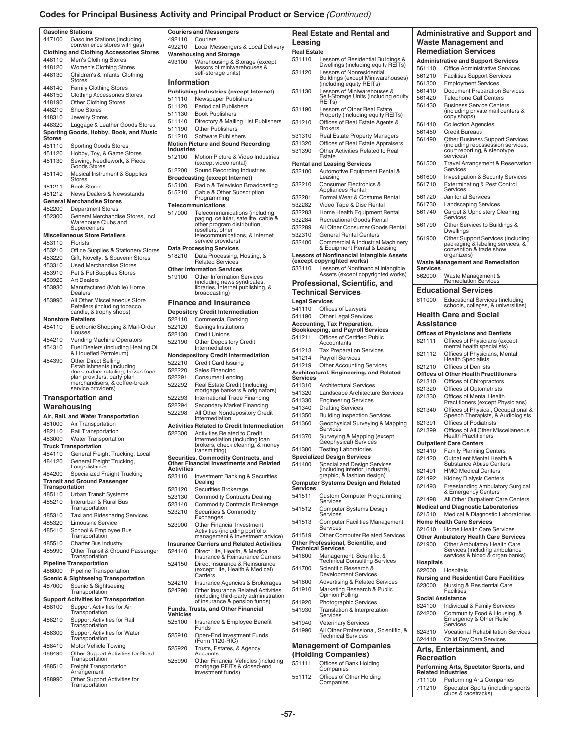## Codes for Principal Business Activity and Principal Product or Service *(Continued)*

**Gasoline Stations**

| Code | Activity |
|---|---|
| 447100 | Gasoline Stations (including convenience stores with gas) |

**Clothing and Clothing Accessories Stores**

| Code | Activity |
|---|---|
| 448110 | Men's Clothing Stores |
| 448120 | Women's Clothing Stores |
| 448130 | Children's & Infants' Clothing Stores |
| 448140 | Family Clothing Stores |
| 448150 | Clothing Accessories Stores |
| 448190 | Other Clothing Stores |
| 448210 | Shoe Stores |
| 448310 | Jewelry Stores |
| 448320 | Luggage & Leather Goods Stores |

**Sporting Goods, Hobby, Book, and Music Stores**

| Code | Activity |
|---|---|
| 451110 | Sporting Goods Stores |
| 451120 | Hobby, Toy, & Game Stores |
| 451130 | Sewing, Needlework, & Piece Goods Stores |
| 451140 | Musical Instrument & Supplies Stores |
| 451211 | Book Stores |
| 451212 | News Dealers & Newsstands |

**General Merchandise Stores**

| Code | Activity |
|---|---|
| 452200 | Department Stores |
| 452300 | General Merchandise Stores, incl. Warehouse Clubs and Supercenters |

**Miscellaneous Store Retailers**

| Code | Activity |
|---|---|
| 453110 | Florists |
| 453210 | Office Supplies & Stationery Stores |
| 453220 | Gift, Novelty, & Souvenir Stores |
| 453310 | Used Merchandise Stores |
| 453910 | Pet & Pet Supplies Stores |
| 453920 | Art Dealers |
| 453930 | Manufactured (Mobile) Home Dealers |
| 453990 | All Other Miscellaneous Store Retailers (including tobacco, candle, & trophy shops) |

**Nonstore Retailers**

| Code | Activity |
|---|---|
| 454110 | Electronic Shopping & Mail-Order Houses |
| 454210 | Vending Machine Operators |
| 454310 | Fuel Dealers (including Heating Oil & Liquefied Petroleum) |
| 454390 | Other Direct Selling Establishments (including door-to-door retailing, frozen food plan providers, party plan merchandisers, & coffee-break service providers) |

### Transportation and Warehousing

**Air, Rail, and Water Transportation**

| Code | Activity |
|---|---|
| 481000 | Air Transportation |
| 482110 | Rail Transportation |
| 483000 | Water Transportation |

**Truck Transportation**

| Code | Activity |
|---|---|
| 484110 | General Freight Trucking, Local |
| 484120 | General Freight Trucking, Long-distance |
| 484200 | Specialized Freight Trucking |

**Transit and Ground Passenger Transportation**

| Code | Activity |
|---|---|
| 485110 | Urban Transit Systems |
| 485210 | Interurban & Rural Bus Transportation |
| 485310 | Taxi and Ridesharing Services |
| 485320 | Limousine Service |
| 485410 | School & Employee Bus Transportation |
| 485510 | Charter Bus Industry |
| 485990 | Other Transit & Ground Passenger Transportation |

**Pipeline Transportation**

| Code | Activity |
|---|---|
| 486000 | Pipeline Transportation |

**Scenic & Sightseeing Transportation**

| Code | Activity |
|---|---|
| 487000 | Scenic & Sightseeing Transportation |

**Support Activities for Transportation**

| Code | Activity |
|---|---|
| 488100 | Support Activities for Air Transportation |
| 488210 | Support Activities for Rail Transportation |
| 488300 | Support Activities for Water Transportation |
| 488410 | Motor Vehicle Towing |
| 488490 | Other Support Activities for Road Transportation |
| 488510 | Freight Transportation Arrangement |
| 488990 | Other Support Activities for Transportation |

**Couriers and Messengers**

| Code | Activity |
|---|---|
| 492110 | Couriers |
| 492210 | Local Messengers & Local Delivery |

**Warehousing and Storage**

| Code | Activity |
|---|---|
| 493100 | Warehousing & Storage (except lessors of miniwarehouses & self-storage units) |

### Information

**Publishing Industries (except Internet)**

| Code | Activity |
|---|---|
| 511110 | Newspaper Publishers |
| 511120 | Periodical Publishers |
| 511130 | Book Publishers |
| 511140 | Directory & Mailing List Publishers |
| 511190 | Other Publishers |
| 511210 | Software Publishers |

**Motion Picture and Sound Recording Industries**

| Code | Activity |
|---|---|
| 512100 | Motion Picture & Video Industries (except video rental) |
| 512200 | Sound Recording Industries |

**Broadcasting (except Internet)**

| Code | Activity |
|---|---|
| 515100 | Radio & Television Broadcasting |
| 515210 | Cable & Other Subscription Programming |

**Telecommunications**

| Code | Activity |
|---|---|
| 517000 | Telecommunications (including paging, cellular, satellite, cable & other program distribution, resellers, other telecommunications, & Internet service providers) |

**Data Processing Services**

| Code | Activity |
|---|---|
| 518210 | Data Processing, Hosting, & Related Services |

**Other Information Services**

| Code | Activity |
|---|---|
| 519100 | Other Information Services (including news syndicates, libraries, Internet publishing, & broadcasting) |

### Finance and Insurance

**Depository Credit Intermediation**

| Code | Activity |
|---|---|
| 522110 | Commercial Banking |
| 522120 | Savings Institutions |
| 522130 | Credit Unions |
| 522190 | Other Depository Credit Intermediation |

**Nondepository Credit Intermediation**

| Code | Activity |
|---|---|
| 522210 | Credit Card Issuing |
| 522220 | Sales Financing |
| 522291 | Consumer Lending |
| 522292 | Real Estate Credit (including mortgage bankers & originators) |
| 522293 | International Trade Financing |
| 522294 | Secondary Market Financing |
| 522298 | All Other Nondepository Credit Intermediation |

**Activities Related to Credit Intermediation**

| Code | Activity |
|---|---|
| 522300 | Activities Related to Credit Intermediation (including loan brokers, check clearing, & money transmitting) |

**Securities, Commodity Contracts, and Other Financial Investments and Related Activities**

| Code | Activity |
|---|---|
| 523110 | Investment Banking & Securities Dealing |
| 523120 | Securities Brokerage |
| 523130 | Commodity Contracts Dealing |
| 523140 | Commodity Contracts Brokerage |
| 523210 | Securities & Commodity Exchanges |
| 523900 | Other Financial Investment Activities (including portfolio management & investment advice) |

**Insurance Carriers and Related Activities**

| Code | Activity |
|---|---|
| 524140 | Direct Life, Health, & Medical Insurance & Reinsurance Carriers |
| 524150 | Direct Insurance & Reinsurance (except Life, Health & Medical) Carriers |
| 524210 | Insurance Agencies & Brokerages |
| 524290 | Other Insurance Related Activities (including third-party administration of insurance & pension funds) |

**Funds, Trusts, and Other Financial Vehicles**

| Code | Activity |
|---|---|
| 525100 | Insurance & Employee Benefit Funds |
| 525910 | Open-End Investment Funds (Form 1120-RIC) |
| 525920 | Trusts, Estates, & Agency Accounts |
| 525990 | Other Financial Vehicles (including mortgage REITs & closed-end investment funds) |

### Real Estate and Rental and Leasing

**Real Estate**

| Code | Activity |
|---|---|
| 531110 | Lessors of Residential Buildings & Dwellings (including equity REITs) |
| 531120 | Lessors of Nonresidential Buildings (except Miniwarehouses) (including equity REITs) |
| 531130 | Lessors of Miniwarehouses & Self-Storage Units (including equity REITs) |
| 531190 | Lessors of Other Real Estate Property (including equity REITs) |
| 531210 | Offices of Real Estate Agents & Brokers |
| 531310 | Real Estate Property Managers |
| 531320 | Offices of Real Estate Appraisers |
| 531390 | Other Activities Related to Real Estate |

**Rental and Leasing Services**

| Code | Activity |
|---|---|
| 532100 | Automotive Equipment Rental & Leasing |
| 532210 | Consumer Electronics & Appliances Rental |
| 532281 | Formal Wear & Costume Rental |
| 532282 | Video Tape & Disc Rental |
| 532283 | Home Health Equipment Rental |
| 532284 | Recreational Goods Rental |
| 532289 | All Other Consumer Goods Rental |
| 532310 | General Rental Centers |
| 532400 | Commercial & Industrial Machinery & Equipment Rental & Leasing |

**Lessors of Nonfinancial Intangible Assets (except copyrighted works)**

| Code | Activity |
|---|---|
| 533110 | Lessors of Nonfinancial Intangible Assets (except copyrighted works) |

### Professional, Scientific, and Technical Services

**Legal Services**

| Code | Activity |
|---|---|
| 541110 | Offices of Lawyers |
| 541190 | Other Legal Services |

**Accounting, Tax Preparation, Bookkeeping, and Payroll Services**

| Code | Activity |
|---|---|
| 541211 | Offices of Certified Public Accountants |
| 541213 | Tax Preparation Services |
| 541214 | Payroll Services |
| 541219 | Other Accounting Services |

**Architectural, Engineering, and Related Services**

| Code | Activity |
|---|---|
| 541310 | Architectural Services |
| 541320 | Landscape Architecture Services |
| 541330 | Engineering Services |
| 541340 | Drafting Services |
| 541350 | Building Inspection Services |
| 541360 | Geophysical Surveying & Mapping Services |
| 541370 | Surveying & Mapping (except Geophysical) Services |
| 541380 | Testing Laboratories |

**Specialized Design Services**

| Code | Activity |
|---|---|
| 541400 | Specialized Design Services (including interior, industrial, graphic, & fashion design) |

**Computer Systems Design and Related Services**

| Code | Activity |
|---|---|
| 541511 | Custom Computer Programming Services |
| 541512 | Computer Systems Design Services |
| 541513 | Computer Facilities Management Services |
| 541519 | Other Computer Related Services |

**Other Professional, Scientific, and Technical Services**

| Code | Activity |
|---|---|
| 541600 | Management, Scientific, & Technical Consulting Services |
| 541700 | Scientific Research & Development Services |
| 541800 | Advertising & Related Services |
| 541910 | Marketing Research & Public Opinion Polling |
| 541920 | Photographic Services |
| 541930 | Translation & Interpretation Services |
| 541940 | Veterinary Services |
| 541990 | All Other Professional, Scientific, & Technical Services |

### Management of Companies (Holding Companies)

| Code | Activity |
|---|---|
| 551111 | Offices of Bank Holding Companies |
| 551112 | Offices of Other Holding Companies |

### Administrative and Support and Waste Management and Remediation Services

**Administrative and Support Services**

| Code | Activity |
|---|---|
| 561110 | Office Administrative Services |
| 561210 | Facilities Support Services |
| 561300 | Employment Services |
| 561410 | Document Preparation Services |
| 561420 | Telephone Call Centers |
| 561430 | Business Service Centers (including private mail centers & copy shops) |
| 561440 | Collection Agencies |
| 561450 | Credit Bureaus |
| 561490 | Other Business Support Services (including repossession services, court reporting, & stenotype services) |
| 561500 | Travel Arrangement & Reservation Services |
| 561600 | Investigation & Security Services |
| 561710 | Exterminating & Pest Control Services |
| 561720 | Janitorial Services |
| 561730 | Landscaping Services |
| 561740 | Carpet & Upholstery Cleaning Services |
| 561790 | Other Services to Buildings & Dwellings |
| 561900 | Other Support Services (including packaging & labeling services, & convention & trade show organizers) |

**Waste Management and Remediation Services**

| Code | Activity |
|---|---|
| 562000 | Waste Management & Remediation Services |

### Educational Services

| Code | Activity |
|---|---|
| 611000 | Educational Services (including schools, colleges, & universities) |

### Health Care and Social Assistance

**Offices of Physicians and Dentists**

| Code | Activity |
|---|---|
| 621111 | Offices of Physicians (except mental health specialists) |
| 621112 | Offices of Physicians, Mental Health Specialists |
| 621210 | Offices of Dentists |

**Offices of Other Health Practitioners**

| Code | Activity |
|---|---|
| 621310 | Offices of Chiropractors |
| 621320 | Offices of Optometrists |
| 621330 | Offices of Mental Health Practitioners (except Physicians) |
| 621340 | Offices of Physical, Occupational & Speech Therapists, & Audiologists |
| 621391 | Offices of Podiatrists |
| 621399 | Offices of All Other Miscellaneous Health Practitioners |

**Outpatient Care Centers**

| Code | Activity |
|---|---|
| 621410 | Family Planning Centers |
| 621420 | Outpatient Mental Health & Substance Abuse Centers |
| 621491 | HMO Medical Centers |
| 621492 | Kidney Dialysis Centers |
| 621493 | Freestanding Ambulatory Surgical & Emergency Centers |
| 621498 | All Other Outpatient Care Centers |

**Medical and Diagnostic Laboratories**

| Code | Activity |
|---|---|
| 621510 | Medical & Diagnostic Laboratories |

**Home Health Care Services**

| Code | Activity |
|---|---|
| 621610 | Home Health Care Services |

**Other Ambulatory Health Care Services**

| Code | Activity |
|---|---|
| 621900 | Other Ambulatory Health Care Services (including ambulance services & blood & organ banks) |

**Hospitals**

| Code | Activity |
|---|---|
| 622000 | Hospitals |

**Nursing and Residential Care Facilities**

| Code | Activity |
|---|---|
| 623000 | Nursing & Residential Care Facilities |

**Social Assistance**

| Code | Activity |
|---|---|
| 624100 | Individual & Family Services |
| 624200 | Community Food & Housing, & Emergency & Other Relief Services |
| 624310 | Vocational Rehabilitation Services |
| 624410 | Child Day Care Services |

### Arts, Entertainment, and Recreation

**Performing Arts, Spectator Sports, and Related Industries**

| Code | Activity |
|---|---|
| 711100 | Performing Arts Companies |
| 711210 | Spectator Sports (including sports clubs & racetracks) |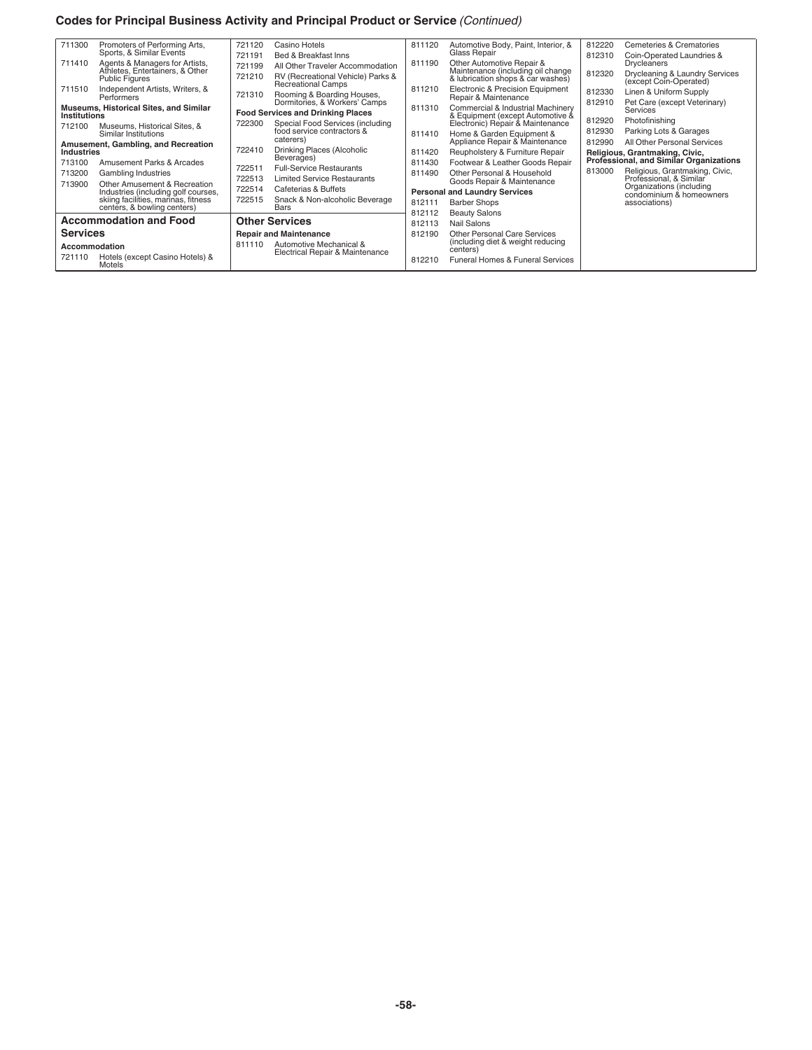## Codes for Principal Business Activity and Principal Product or Service *(Continued)*

| Code | Description |
|---|---|
| 711300 | Promoters of Performing Arts, Sports, & Similar Events |
| 711410 | Agents & Managers for Artists, Athletes, Entertainers, & Other Public Figures |
| 711510 | Independent Artists, Writers, & Performers |
| | **Museums, Historical Sites, and Similar Institutions** |
| 712100 | Museums, Historical Sites, & Similar Institutions |
| | **Amusement, Gambling, and Recreation Industries** |
| 713100 | Amusement Parks & Arcades |
| 713200 | Gambling Industries |
| 713900 | Other Amusement & Recreation Industries (including golf courses, skiing facilities, marinas, fitness centers, & bowling centers) |

### Accommodation and Food Services

| Code | Description |
|---|---|
| | **Accommodation** |
| 721110 | Hotels (except Casino Hotels) & Motels |
| 721120 | Casino Hotels |
| 721191 | Bed & Breakfast Inns |
| 721199 | All Other Traveler Accommodation |
| 721210 | RV (Recreational Vehicle) Parks & Recreational Camps |
| 721310 | Rooming & Boarding Houses, Dormitories, & Workers' Camps |
| | **Food Services and Drinking Places** |
| 722300 | Special Food Services (including food service contractors & caterers) |
| 722410 | Drinking Places (Alcoholic Beverages) |
| 722511 | Full-Service Restaurants |
| 722513 | Limited Service Restaurants |
| 722514 | Cafeterias & Buffets |
| 722515 | Snack & Non-alcoholic Beverage Bars |

### Other Services

| Code | Description |
|---|---|
| | **Repair and Maintenance** |
| 811110 | Automotive Mechanical & Electrical Repair & Maintenance |
| 811120 | Automotive Body, Paint, Interior, & Glass Repair |
| 811190 | Other Automotive Repair & Maintenance (including oil change & lubrication shops & car washes) |
| 811210 | Electronic & Precision Equipment Repair & Maintenance |
| 811310 | Commercial & Industrial Machinery & Equipment (except Automotive & Electronic) Repair & Maintenance |
| 811410 | Home & Garden Equipment & Appliance Repair & Maintenance |
| 811420 | Reupholstery & Furniture Repair |
| 811430 | Footwear & Leather Goods Repair |
| 811490 | Other Personal & Household Goods Repair & Maintenance |
| | **Personal and Laundry Services** |
| 812111 | Barber Shops |
| 812112 | Beauty Salons |
| 812113 | Nail Salons |
| 812190 | Other Personal Care Services (including diet & weight reducing centers) |
| 812210 | Funeral Homes & Funeral Services |
| 812220 | Cemeteries & Crematories |
| 812310 | Coin-Operated Laundries & Drycleaners |
| 812320 | Drycleaning & Laundry Services (except Coin-Operated) |
| 812330 | Linen & Uniform Supply |
| 812910 | Pet Care (except Veterinary) Services |
| 812920 | Photofinishing |
| 812930 | Parking Lots & Garages |
| 812990 | All Other Personal Services |
| | **Religious, Grantmaking, Civic, Professional, and Similar Organizations** |
| 813000 | Religious, Grantmaking, Civic, Professional, & Similar Organizations (including condominium & homeowners associations) |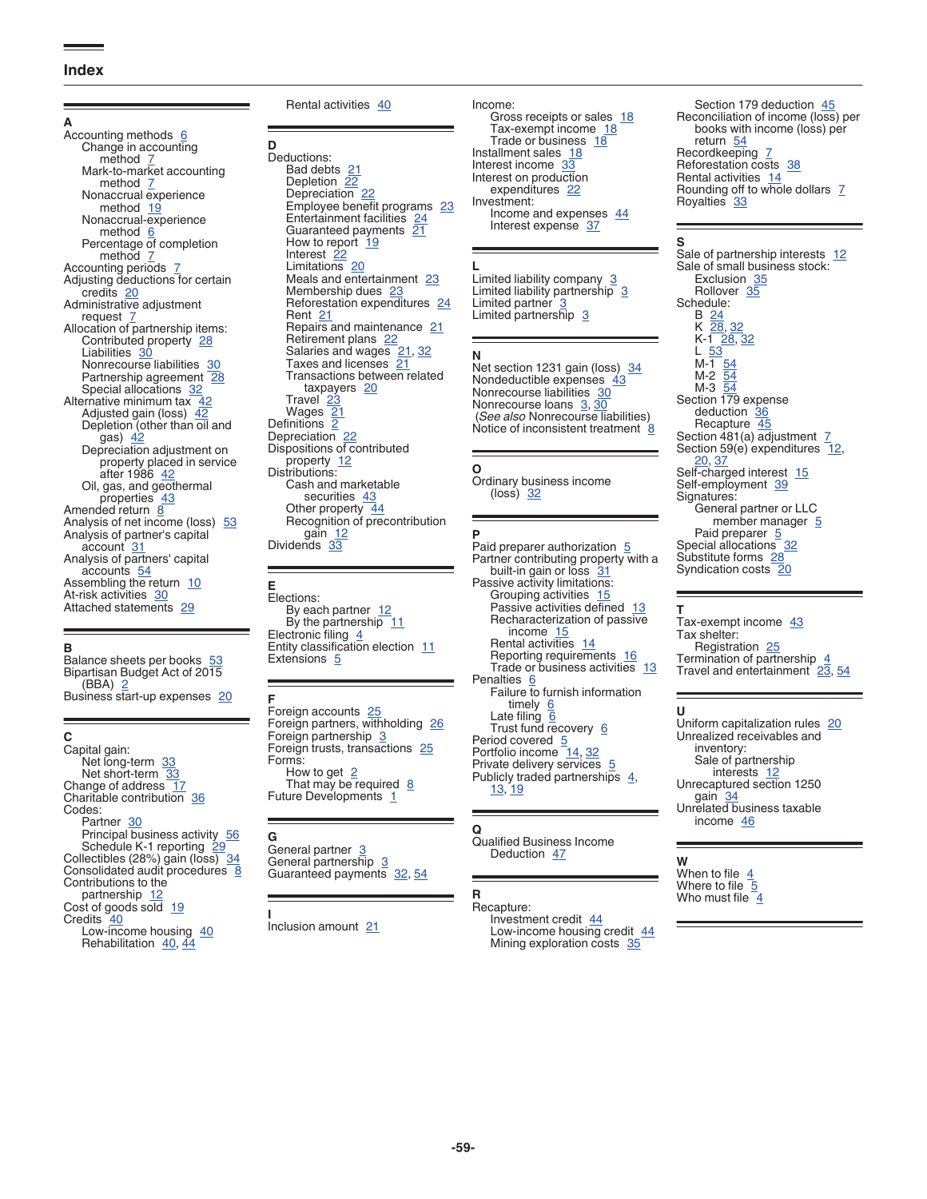## Index

**A**
- Accounting methods 6
  - Change in accounting method 7
  - Mark-to-market accounting method 7
  - Nonaccrual experience method 19
  - Nonaccrual-experience method 6
  - Percentage of completion method 7
- Accounting periods 7
- Adjusting deductions for certain credits 20
- Administrative adjustment request 7
- Allocation of partnership items:
  - Contributed property 28
  - Liabilities 30
  - Nonrecourse liabilities 30
  - Partnership agreement 28
  - Special allocations 32
- Alternative minimum tax 42
  - Adjusted gain (loss) 42
  - Depletion (other than oil and gas) 42
  - Depreciation adjustment on property placed in service after 1986 42
  - Oil, gas, and geothermal properties 43
- Amended return 8
- Analysis of net income (loss) 53
- Analysis of partner's capital account 31
- Analysis of partners' capital accounts 54
- Assembling the return 10
- At-risk activities 30
- Attached statements 29

**B**
- Balance sheets per books 53
- Bipartisan Budget Act of 2015 (BBA) 2
- Business start-up expenses 20

**C**
- Capital gain:
  - Net long-term 33
  - Net short-term 33
- Change of address 17
- Charitable contribution 36
- Codes:
  - Partner 30
  - Principal business activity 56
  - Schedule K-1 reporting 29
- Collectibles (28%) gain (loss) 34
- Consolidated audit procedures 8
- Contributions to the partnership 12
- Cost of goods sold 19
- Credits 40
  - Low-income housing 40
  - Rehabilitation 40, 44
- Rental activities 40

**D**
- Deductions:
  - Bad debts 21
  - Depletion 22
  - Depreciation 22
  - Employee benefit programs 23
  - Entertainment facilities 24
  - Guaranteed payments 21
  - How to report 19
  - Interest 22
  - Limitations 20
  - Meals and entertainment 23
  - Membership dues 23
  - Reforestation expenditures 24
  - Rent 21
  - Repairs and maintenance 21
  - Retirement plans 22
  - Salaries and wages 21, 32
  - Taxes and licenses 21
  - Transactions between related taxpayers 20
  - Travel 23
  - Wages 21
- Definitions 2
- Depreciation 22
- Dispositions of contributed property 12
- Distributions:
  - Cash and marketable securities 43
  - Other property 44
  - Recognition of precontribution gain 12
- Dividends 33

**E**
- Elections:
  - By each partner 12
  - By the partnership 11
- Electronic filing 4
- Entity classification election 11
- Extensions 5

**F**
- Foreign accounts 25
- Foreign partners, withholding 26
- Foreign partnership 3
- Foreign trusts, transactions 25
- Forms:
  - How to get 2
  - That may be required 8
- Future Developments 1

**G**
- General partner 3
- General partnership 3
- Guaranteed payments 32, 54

**I**
- Inclusion amount 21
- Income:
  - Gross receipts or sales 18
  - Tax-exempt income 18
  - Trade or business 18
- Installment sales 18
- Interest income 33
- Interest on production expenditures 22
- Investment:
  - Income and expenses 44
  - Interest expense 37

**L**
- Limited liability company 3
- Limited liability partnership 3
- Limited partner 3
- Limited partnership 3

**N**
- Net section 1231 gain (loss) 34
- Nondeductible expenses 43
- Nonrecourse liabilities 30
- Nonrecourse loans 3, 30
  (*See also* Nonrecourse liabilities)
- Notice of inconsistent treatment 8

**O**
- Ordinary business income (loss) 32

**P**
- Paid preparer authorization 5
- Partner contributing property with a built-in gain or loss 31
- Passive activity limitations:
  - Grouping activities 15
  - Passive activities defined 13
  - Recharacterization of passive income 15
  - Rental activities 14
  - Reporting requirements 16
  - Trade or business activities 13
- Penalties 6
  - Failure to furnish information timely 6
  - Late filing 6
  - Trust fund recovery 6
- Period covered 5
- Portfolio income 14, 32
- Private delivery services 5
- Publicly traded partnerships 4, 13, 19

**Q**
- Qualified Business Income Deduction 47

**R**
- Recapture:
  - Investment credit 44
  - Low-income housing credit 44
  - Mining exploration costs 35
  - Section 179 deduction 45
- Reconciliation of income (loss) per books with income (loss) per return 54
- Recordkeeping 7
- Reforestation costs 38
- Rental activities 14
- Rounding off to whole dollars 7
- Royalties 33

**S**
- Sale of partnership interests 12
- Sale of small business stock:
  - Exclusion 35
  - Rollover 35
- Schedule:
  - B 24
  - K 28, 32
  - K-1 28, 32
  - L 53
  - M-1 54
  - M-2 54
  - M-3 54
- Section 179 expense deduction 36
  - Recapture 45
- Section 481(a) adjustment 7
- Section 59(e) expenditures 12, 20, 37
- Self-charged interest 15
- Self-employment 39
- Signatures:
  - General partner or LLC member manager 5
  - Paid preparer 5
- Special allocations 32
- Substitute forms 28
- Syndication costs 20

**T**
- Tax-exempt income 43
- Tax shelter:
  - Registration 25
- Termination of partnership 4
- Travel and entertainment 23, 54

**U**
- Uniform capitalization rules 20
- Unrealized receivables and inventory:
  - Sale of partnership interests 12
- Unrecaptured section 1250 gain 34
- Unrelated business taxable income 46

**W**
- When to file 4
- Where to file 5
- Who must file 4